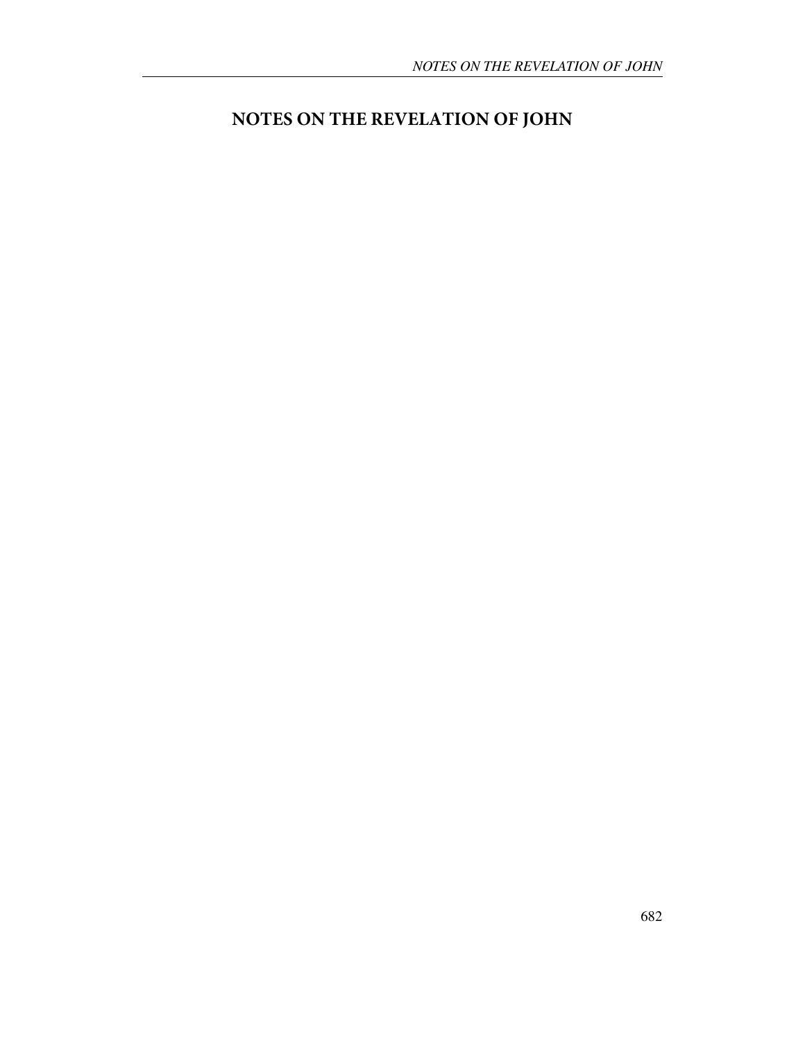# NOTES ON THE REVELATION OF JOHN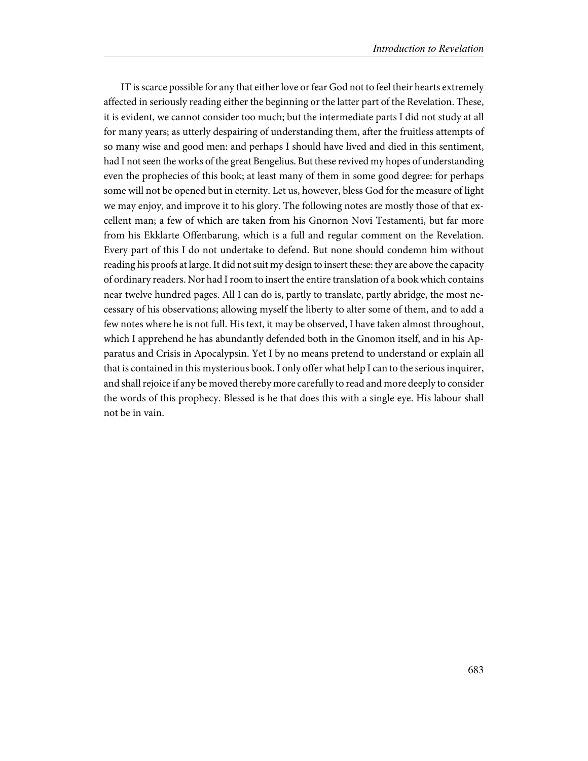IT is scarce possible for any that either love or fear God not to feel their hearts extremely affected in seriously reading either the beginning or the latter part of the Revelation. These, it is evident, we cannot consider too much; but the intermediate parts I did not study at all for many years; as utterly despairing of understanding them, after the fruitless attempts of so many wise and good men: and perhaps I should have lived and died in this sentiment, had I not seen the works of the great Bengelius. But these revived my hopes of understanding even the prophecies of this book; at least many of them in some good degree: for perhaps some will not be opened but in eternity. Let us, however, bless God for the measure of light we may enjoy, and improve it to his glory. The following notes are mostly those of that excellent man; a few of which are taken from his Gnornon Novi Testamenti, but far more from his Ekklarte Offenbarung, which is a full and regular comment on the Revelation. Every part of this I do not undertake to defend. But none should condemn him without reading his proofs at large. It did not suit my design to insert these: they are above the capacity of ordinary readers. Nor had I room to insert the entire translation of a book which contains near twelve hundred pages. All I can do is, partly to translate, partly abridge, the most necessary of his observations; allowing myself the liberty to alter some of them, and to add a few notes where he is not full. His text, it may be observed, I have taken almost throughout, which I apprehend he has abundantly defended both in the Gnomon itself, and in his Apparatus and Crisis in Apocalypsin. Yet I by no means pretend to understand or explain all that is contained in this mysterious book. I only offer what help I can to the serious inquirer, and shall rejoice if any be moved thereby more carefully to read and more deeply to consider the words of this prophecy. Blessed is he that does this with a single eye. His labour shall not be in vain.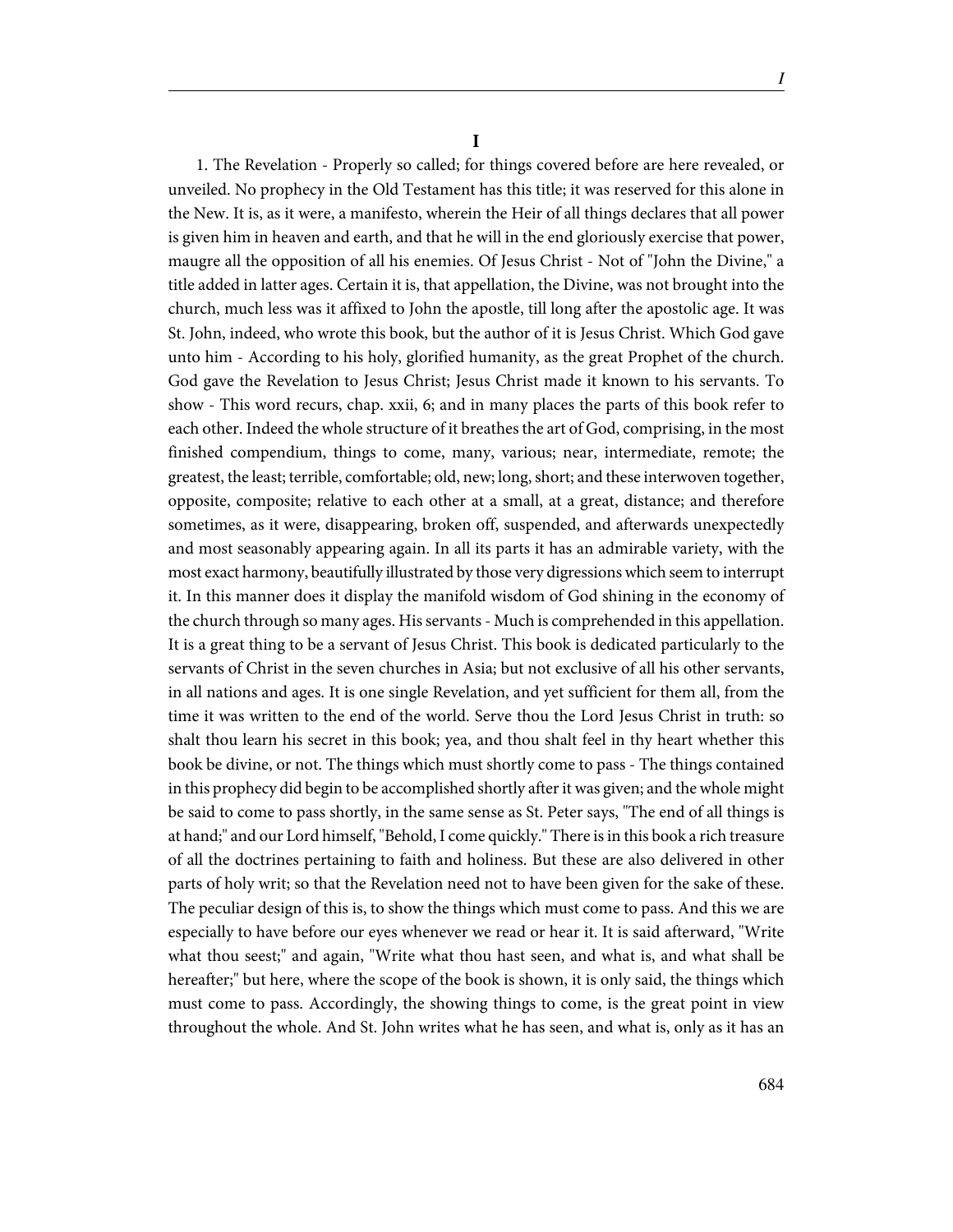# I

1. The Revelation - Properly so called; for things covered before are here revealed, or unveiled. No prophecy in the Old Testament has this title; it was reserved for this alone in the New. It is, as it were, a manifesto, wherein the Heir of all things declares that all power is given him in heaven and earth, and that he will in the end gloriously exercise that power, maugre all the opposition of all his enemies. Of Jesus Christ - Not of "John the Divine," a title added in latter ages. Certain it is, that appellation, the Divine, was not brought into the church, much less was it affixed to John the apostle, till long after the apostolic age. It was St. John, indeed, who wrote this book, but the author of it is Jesus Christ. Which God gave unto him - According to his holy, glorified humanity, as the great Prophet of the church. God gave the Revelation to Jesus Christ; Jesus Christ made it known to his servants. To show - This word recurs, chap. xxii, 6; and in many places the parts of this book refer to each other. Indeed the whole structure of it breathes the art of God, comprising, in the most finished compendium, things to come, many, various; near, intermediate, remote; the greatest, the least; terrible, comfortable; old, new; long, short; and these interwoven together, opposite, composite; relative to each other at a small, at a great, distance; and therefore sometimes, as it were, disappearing, broken off, suspended, and afterwards unexpectedly and most seasonably appearing again. In all its parts it has an admirable variety, with the most exact harmony, beautifully illustrated by those very digressions which seem to interrupt it. In this manner does it display the manifold wisdom of God shining in the economy of the church through so many ages. His servants - Much is comprehended in this appellation. It is a great thing to be a servant of Jesus Christ. This book is dedicated particularly to the servants of Christ in the seven churches in Asia; but not exclusive of all his other servants, in all nations and ages. It is one single Revelation, and yet sufficient for them all, from the time it was written to the end of the world. Serve thou the Lord Jesus Christ in truth: so shalt thou learn his secret in this book; yea, and thou shalt feel in thy heart whether this book be divine, or not. The things which must shortly come to pass - The things contained in this prophecy did begin to be accomplished shortly after it was given; and the whole might be said to come to pass shortly, in the same sense as St. Peter says, "The end of all things is at hand;" and our Lord himself, "Behold, I come quickly." There is in this book a rich treasure of all the doctrines pertaining to faith and holiness. But these are also delivered in other parts of holy writ; so that the Revelation need not to have been given for the sake of these. The peculiar design of this is, to show the things which must come to pass. And this we are especially to have before our eyes whenever we read or hear it. It is said afterward, "Write what thou seest;" and again, "Write what thou hast seen, and what is, and what shall be hereafter;" but here, where the scope of the book is shown, it is only said, the things which must come to pass. Accordingly, the showing things to come, is the great point in view throughout the whole. And St. John writes what he has seen, and what is, only as it has an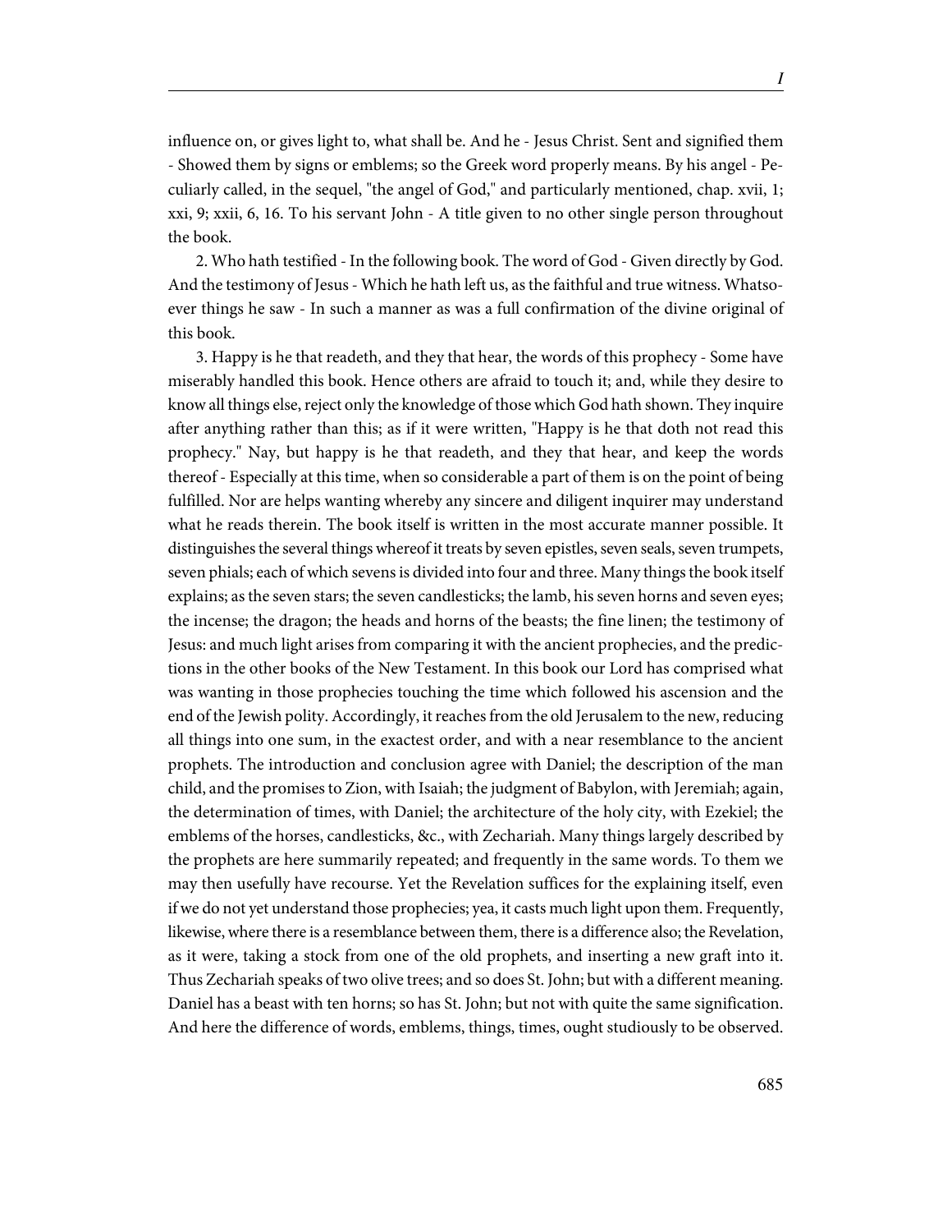influence on, or gives light to, what shall be. And he - Jesus Christ. Sent and signified them - Showed them by signs or emblems; so the Greek word properly means. By his angel - Peculiarly called, in the sequel, "the angel of God," and particularly mentioned, chap. xvii, 1; xxi, 9; xxii, 6, 16. To his servant John - A title given to no other single person throughout the book.

2. Who hath testified - In the following book. The word of God - Given directly by God. And the testimony of Jesus - Which he hath left us, as the faithful and true witness. Whatsoever things he saw - In such a manner as was a full confirmation of the divine original of this book.

3. Happy is he that readeth, and they that hear, the words of this prophecy - Some have miserably handled this book. Hence others are afraid to touch it; and, while they desire to know all things else, reject only the knowledge of those which God hath shown. They inquire after anything rather than this; as if it were written, "Happy is he that doth not read this prophecy." Nay, but happy is he that readeth, and they that hear, and keep the words thereof - Especially at this time, when so considerable a part of them is on the point of being fulfilled. Nor are helps wanting whereby any sincere and diligent inquirer may understand what he reads therein. The book itself is written in the most accurate manner possible. It distinguishes the several things whereof it treats by seven epistles, seven seals, seven trumpets, seven phials; each of which sevens is divided into four and three. Many things the book itself explains; as the seven stars; the seven candlesticks; the lamb, his seven horns and seven eyes; the incense; the dragon; the heads and horns of the beasts; the fine linen; the testimony of Jesus: and much light arises from comparing it with the ancient prophecies, and the predictions in the other books of the New Testament. In this book our Lord has comprised what was wanting in those prophecies touching the time which followed his ascension and the end of the Jewish polity. Accordingly, it reaches from the old Jerusalem to the new, reducing all things into one sum, in the exactest order, and with a near resemblance to the ancient prophets. The introduction and conclusion agree with Daniel; the description of the man child, and the promises to Zion, with Isaiah; the judgment of Babylon, with Jeremiah; again, the determination of times, with Daniel; the architecture of the holy city, with Ezekiel; the emblems of the horses, candlesticks, &c., with Zechariah. Many things largely described by the prophets are here summarily repeated; and frequently in the same words. To them we may then usefully have recourse. Yet the Revelation suffices for the explaining itself, even if we do not yet understand those prophecies; yea, it casts much light upon them. Frequently, likewise, where there is a resemblance between them, there is a difference also; the Revelation, as it were, taking a stock from one of the old prophets, and inserting a new graft into it. Thus Zechariah speaks of two olive trees; and so does St. John; but with a different meaning. Daniel has a beast with ten horns; so has St. John; but not with quite the same signification. And here the difference of words, emblems, things, times, ought studiously to be observed.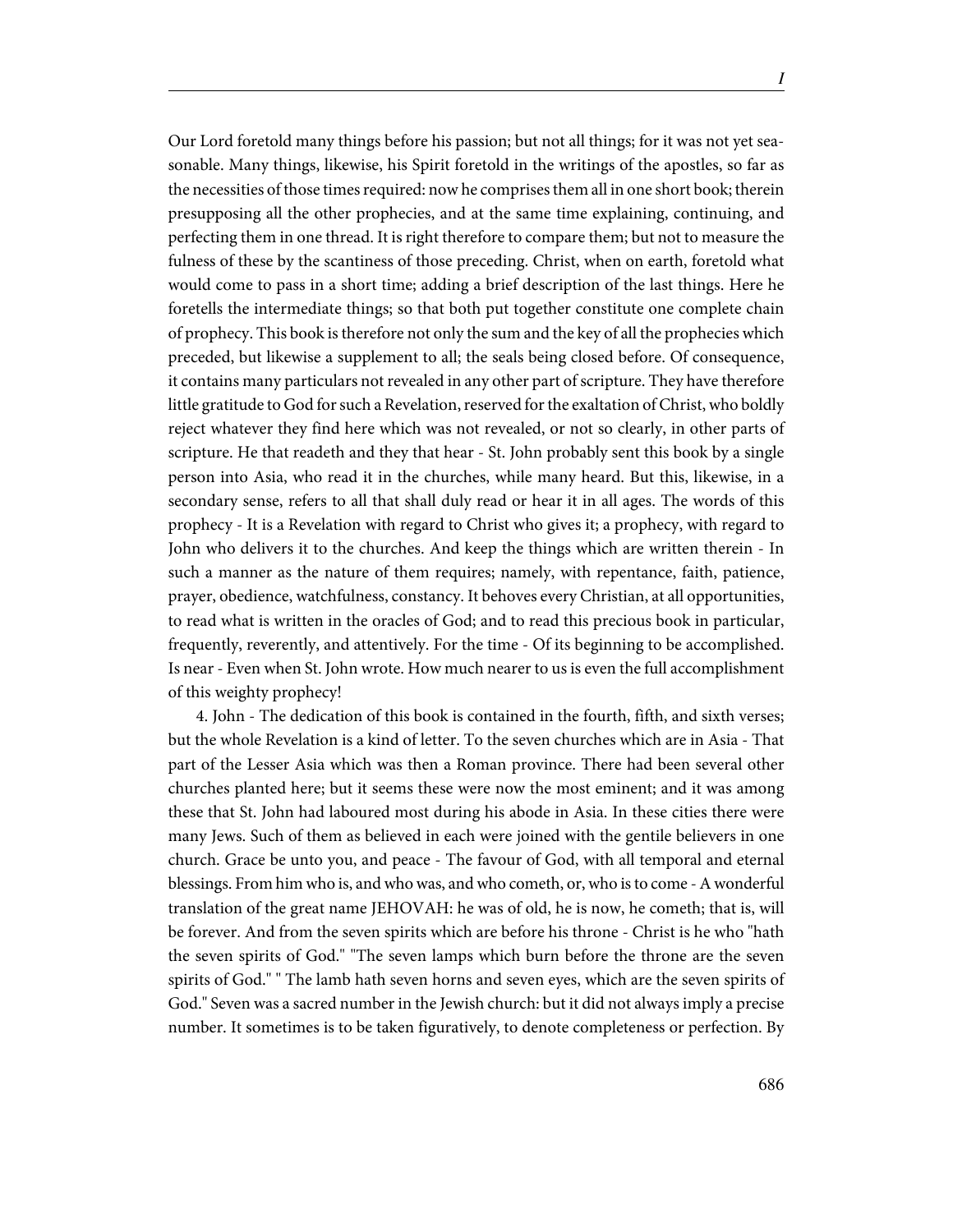Our Lord foretold many things before his passion; but not all things; for it was not yet seasonable. Many things, likewise, his Spirit foretold in the writings of the apostles, so far as the necessities of those times required: now he comprises them all in one short book; therein presupposing all the other prophecies, and at the same time explaining, continuing, and perfecting them in one thread. It is right therefore to compare them; but not to measure the fulness of these by the scantiness of those preceding. Christ, when on earth, foretold what would come to pass in a short time; adding a brief description of the last things. Here he foretells the intermediate things; so that both put together constitute one complete chain of prophecy. This book is therefore not only the sum and the key of all the prophecies which preceded, but likewise a supplement to all; the seals being closed before. Of consequence, it contains many particulars not revealed in any other part of scripture. They have therefore little gratitude to God for such a Revelation, reserved for the exaltation of Christ, who boldly reject whatever they find here which was not revealed, or not so clearly, in other parts of scripture. He that readeth and they that hear - St. John probably sent this book by a single person into Asia, who read it in the churches, while many heard. But this, likewise, in a secondary sense, refers to all that shall duly read or hear it in all ages. The words of this prophecy - It is a Revelation with regard to Christ who gives it; a prophecy, with regard to John who delivers it to the churches. And keep the things which are written therein - In such a manner as the nature of them requires; namely, with repentance, faith, patience, prayer, obedience, watchfulness, constancy. It behoves every Christian, at all opportunities, to read what is written in the oracles of God; and to read this precious book in particular, frequently, reverently, and attentively. For the time - Of its beginning to be accomplished. Is near - Even when St. John wrote. How much nearer to us is even the full accomplishment of this weighty prophecy!

4. John - The dedication of this book is contained in the fourth, fifth, and sixth verses; but the whole Revelation is a kind of letter. To the seven churches which are in Asia - That part of the Lesser Asia which was then a Roman province. There had been several other churches planted here; but it seems these were now the most eminent; and it was among these that St. John had laboured most during his abode in Asia. In these cities there were many Jews. Such of them as believed in each were joined with the gentile believers in one church. Grace be unto you, and peace - The favour of God, with all temporal and eternal blessings. From him who is, and who was, and who cometh, or, who is to come - A wonderful translation of the great name JEHOVAH: he was of old, he is now, he cometh; that is, will be forever. And from the seven spirits which are before his throne - Christ is he who "hath the seven spirits of God." "The seven lamps which burn before the throne are the seven spirits of God." " The lamb hath seven horns and seven eyes, which are the seven spirits of God." Seven was a sacred number in the Jewish church: but it did not always imply a precise number. It sometimes is to be taken figuratively, to denote completeness or perfection. By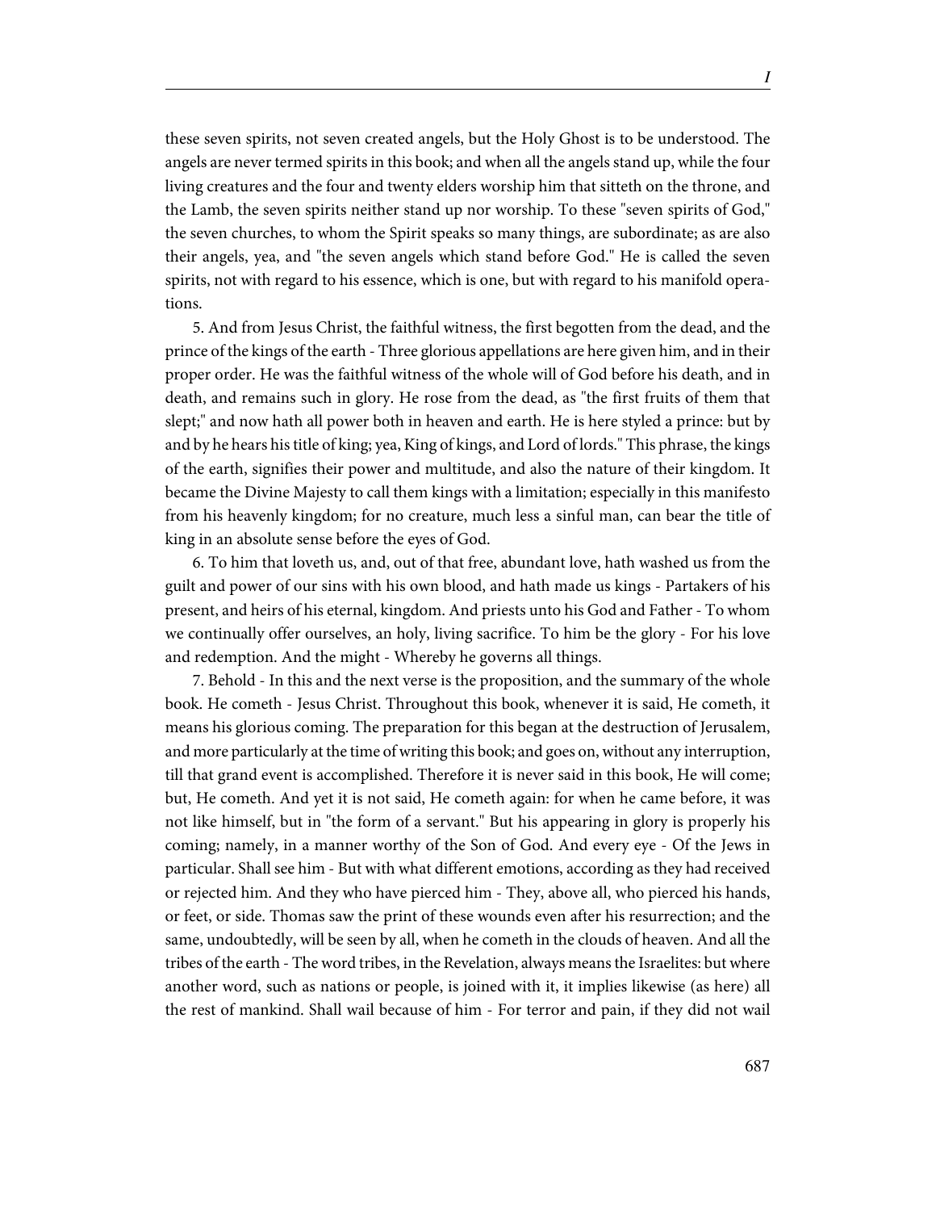these seven spirits, not seven created angels, but the Holy Ghost is to be understood. The angels are never termed spirits in this book; and when all the angels stand up, while the four living creatures and the four and twenty elders worship him that sitteth on the throne, and the Lamb, the seven spirits neither stand up nor worship. To these "seven spirits of God," the seven churches, to whom the Spirit speaks so many things, are subordinate; as are also their angels, yea, and "the seven angels which stand before God." He is called the seven spirits, not with regard to his essence, which is one, but with regard to his manifold operations.

5. And from Jesus Christ, the faithful witness, the first begotten from the dead, and the prince of the kings of the earth - Three glorious appellations are here given him, and in their proper order. He was the faithful witness of the whole will of God before his death, and in death, and remains such in glory. He rose from the dead, as "the first fruits of them that slept;" and now hath all power both in heaven and earth. He is here styled a prince: but by and by he hears his title of king; yea, King of kings, and Lord of lords." This phrase, the kings of the earth, signifies their power and multitude, and also the nature of their kingdom. It became the Divine Majesty to call them kings with a limitation; especially in this manifesto from his heavenly kingdom; for no creature, much less a sinful man, can bear the title of king in an absolute sense before the eyes of God.

6. To him that loveth us, and, out of that free, abundant love, hath washed us from the guilt and power of our sins with his own blood, and hath made us kings - Partakers of his present, and heirs of his eternal, kingdom. And priests unto his God and Father - To whom we continually offer ourselves, an holy, living sacrifice. To him be the glory - For his love and redemption. And the might - Whereby he governs all things.

7. Behold - In this and the next verse is the proposition, and the summary of the whole book. He cometh - Jesus Christ. Throughout this book, whenever it is said, He cometh, it means his glorious coming. The preparation for this began at the destruction of Jerusalem, and more particularly at the time of writing this book; and goes on, without any interruption, till that grand event is accomplished. Therefore it is never said in this book, He will come; but, He cometh. And yet it is not said, He cometh again: for when he came before, it was not like himself, but in "the form of a servant." But his appearing in glory is properly his coming; namely, in a manner worthy of the Son of God. And every eye - Of the Jews in particular. Shall see him - But with what different emotions, according as they had received or rejected him. And they who have pierced him - They, above all, who pierced his hands, or feet, or side. Thomas saw the print of these wounds even after his resurrection; and the same, undoubtedly, will be seen by all, when he cometh in the clouds of heaven. And all the tribes of the earth - The word tribes, in the Revelation, always means the Israelites: but where another word, such as nations or people, is joined with it, it implies likewise (as here) all the rest of mankind. Shall wail because of him - For terror and pain, if they did not wail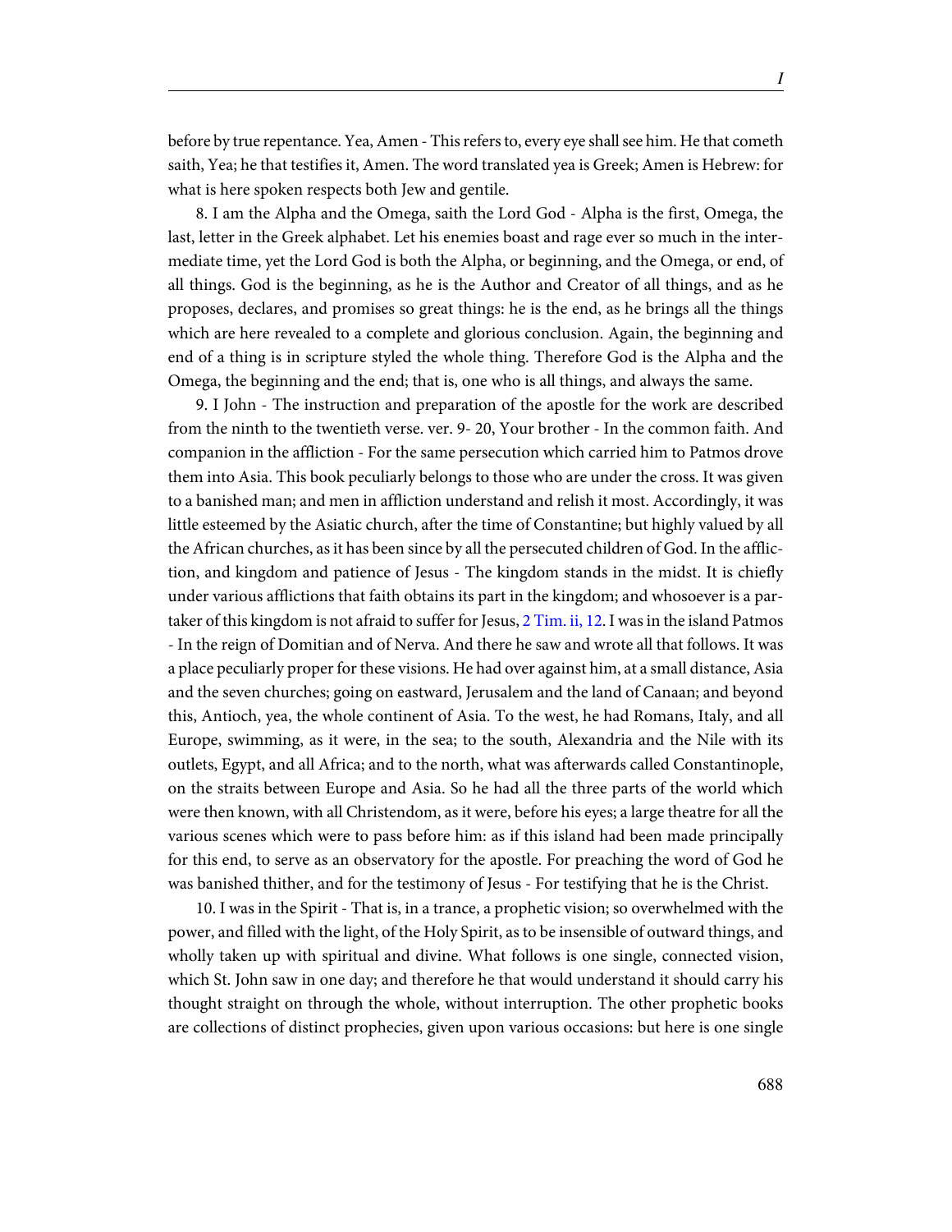before by true repentance. Yea, Amen - This refers to, every eye shall see him. He that cometh saith, Yea; he that testifies it, Amen. The word translated yea is Greek; Amen is Hebrew: for what is here spoken respects both Jew and gentile.

8. I am the Alpha and the Omega, saith the Lord God - Alpha is the first, Omega, the last, letter in the Greek alphabet. Let his enemies boast and rage ever so much in the intermediate time, yet the Lord God is both the Alpha, or beginning, and the Omega, or end, of all things. God is the beginning, as he is the Author and Creator of all things, and as he proposes, declares, and promises so great things: he is the end, as he brings all the things which are here revealed to a complete and glorious conclusion. Again, the beginning and end of a thing is in scripture styled the whole thing. Therefore God is the Alpha and the Omega, the beginning and the end; that is, one who is all things, and always the same.

9. I John - The instruction and preparation of the apostle for the work are described from the ninth to the twentieth verse. ver. 9- 20, Your brother - In the common faith. And companion in the affliction - For the same persecution which carried him to Patmos drove them into Asia. This book peculiarly belongs to those who are under the cross. It was given to a banished man; and men in affliction understand and relish it most. Accordingly, it was little esteemed by the Asiatic church, after the time of Constantine; but highly valued by all the African churches, as it has been since by all the persecuted children of God. In the affliction, and kingdom and patience of Jesus - The kingdom stands in the midst. It is chiefly under various afflictions that faith obtains its part in the kingdom; and whosoever is a partaker of this kingdom is not afraid to suffer for Jesus, 2 Tim. ii, 12. I was in the island Patmos - In the reign of Domitian and of Nerva. And there he saw and wrote all that follows. It was a place peculiarly proper for these visions. He had over against him, at a small distance, Asia and the seven churches; going on eastward, Jerusalem and the land of Canaan; and beyond this, Antioch, yea, the whole continent of Asia. To the west, he had Romans, Italy, and all Europe, swimming, as it were, in the sea; to the south, Alexandria and the Nile with its outlets, Egypt, and all Africa; and to the north, what was afterwards called Constantinople, on the straits between Europe and Asia. So he had all the three parts of the world which were then known, with all Christendom, as it were, before his eyes; a large theatre for all the various scenes which were to pass before him: as if this island had been made principally for this end, to serve as an observatory for the apostle. For preaching the word of God he was banished thither, and for the testimony of Jesus - For testifying that he is the Christ.

10. I was in the Spirit - That is, in a trance, a prophetic vision; so overwhelmed with the power, and filled with the light, of the Holy Spirit, as to be insensible of outward things, and wholly taken up with spiritual and divine. What follows is one single, connected vision, which St. John saw in one day; and therefore he that would understand it should carry his thought straight on through the whole, without interruption. The other prophetic books are collections of distinct prophecies, given upon various occasions: but here is one single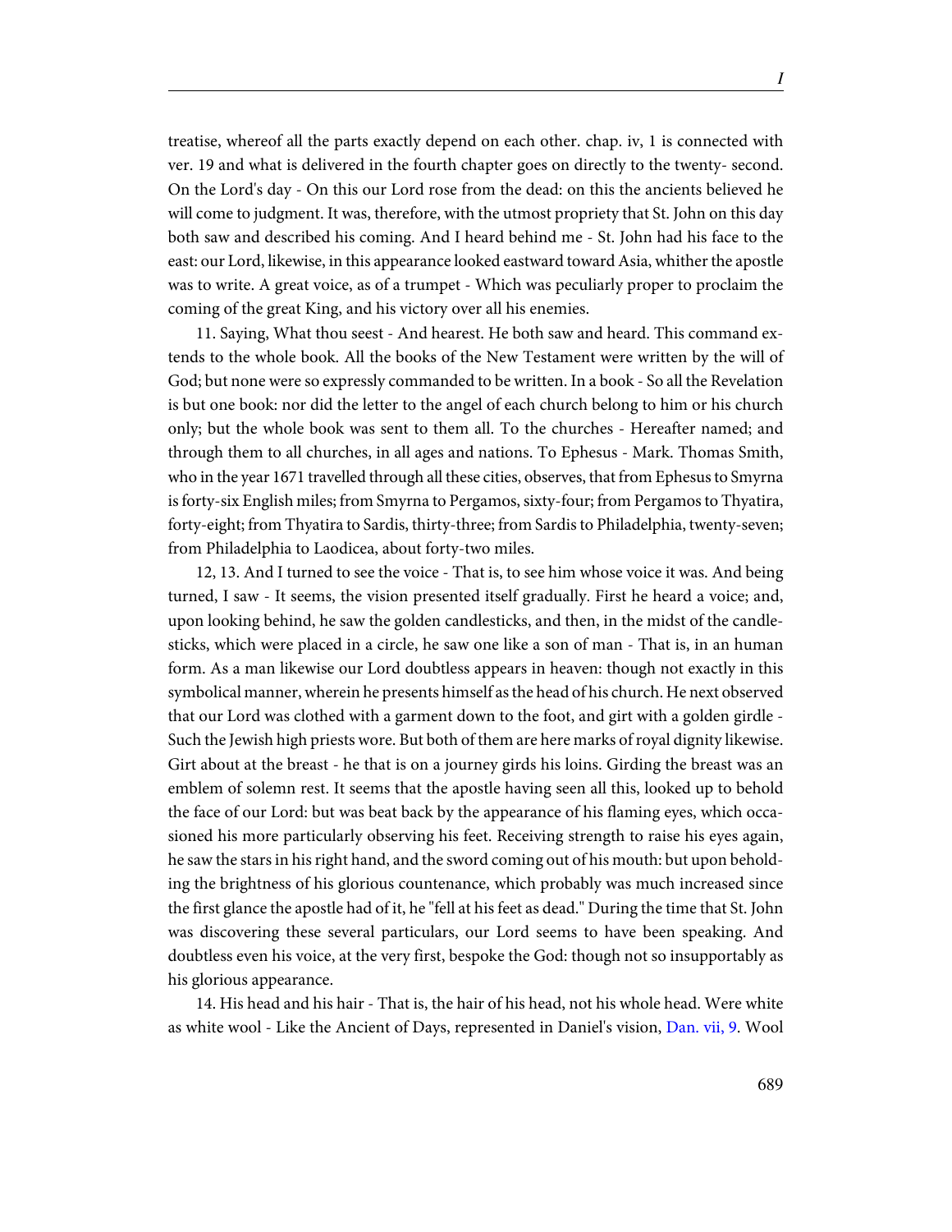treatise, whereof all the parts exactly depend on each other. chap. iv, 1 is connected with ver. 19 and what is delivered in the fourth chapter goes on directly to the twenty- second. On the Lord's day - On this our Lord rose from the dead: on this the ancients believed he will come to judgment. It was, therefore, with the utmost propriety that St. John on this day both saw and described his coming. And I heard behind me - St. John had his face to the east: our Lord, likewise, in this appearance looked eastward toward Asia, whither the apostle was to write. A great voice, as of a trumpet - Which was peculiarly proper to proclaim the coming of the great King, and his victory over all his enemies.

11. Saying, What thou seest - And hearest. He both saw and heard. This command extends to the whole book. All the books of the New Testament were written by the will of God; but none were so expressly commanded to be written. In a book - So all the Revelation is but one book: nor did the letter to the angel of each church belong to him or his church only; but the whole book was sent to them all. To the churches - Hereafter named; and through them to all churches, in all ages and nations. To Ephesus - Mark. Thomas Smith, who in the year 1671 travelled through all these cities, observes, that from Ephesus to Smyrna is forty-six English miles; from Smyrna to Pergamos, sixty-four; from Pergamos to Thyatira, forty-eight; from Thyatira to Sardis, thirty-three; from Sardis to Philadelphia, twenty-seven; from Philadelphia to Laodicea, about forty-two miles.

12, 13. And I turned to see the voice - That is, to see him whose voice it was. And being turned, I saw - It seems, the vision presented itself gradually. First he heard a voice; and, upon looking behind, he saw the golden candlesticks, and then, in the midst of the candlesticks, which were placed in a circle, he saw one like a son of man - That is, in an human form. As a man likewise our Lord doubtless appears in heaven: though not exactly in this symbolical manner, wherein he presents himself as the head of his church. He next observed that our Lord was clothed with a garment down to the foot, and girt with a golden girdle - Such the Jewish high priests wore. But both of them are here marks of royal dignity likewise. Girt about at the breast - he that is on a journey girds his loins. Girding the breast was an emblem of solemn rest. It seems that the apostle having seen all this, looked up to behold the face of our Lord: but was beat back by the appearance of his flaming eyes, which occasioned his more particularly observing his feet. Receiving strength to raise his eyes again, he saw the stars in his right hand, and the sword coming out of his mouth: but upon beholding the brightness of his glorious countenance, which probably was much increased since the first glance the apostle had of it, he "fell at his feet as dead." During the time that St. John was discovering these several particulars, our Lord seems to have been speaking. And doubtless even his voice, at the very first, bespoke the God: though not so insupportably as his glorious appearance.

14. His head and his hair - That is, the hair of his head, not his whole head. Were white as white wool - Like the Ancient of Days, represented in Daniel's vision, Dan. vii, 9. Wool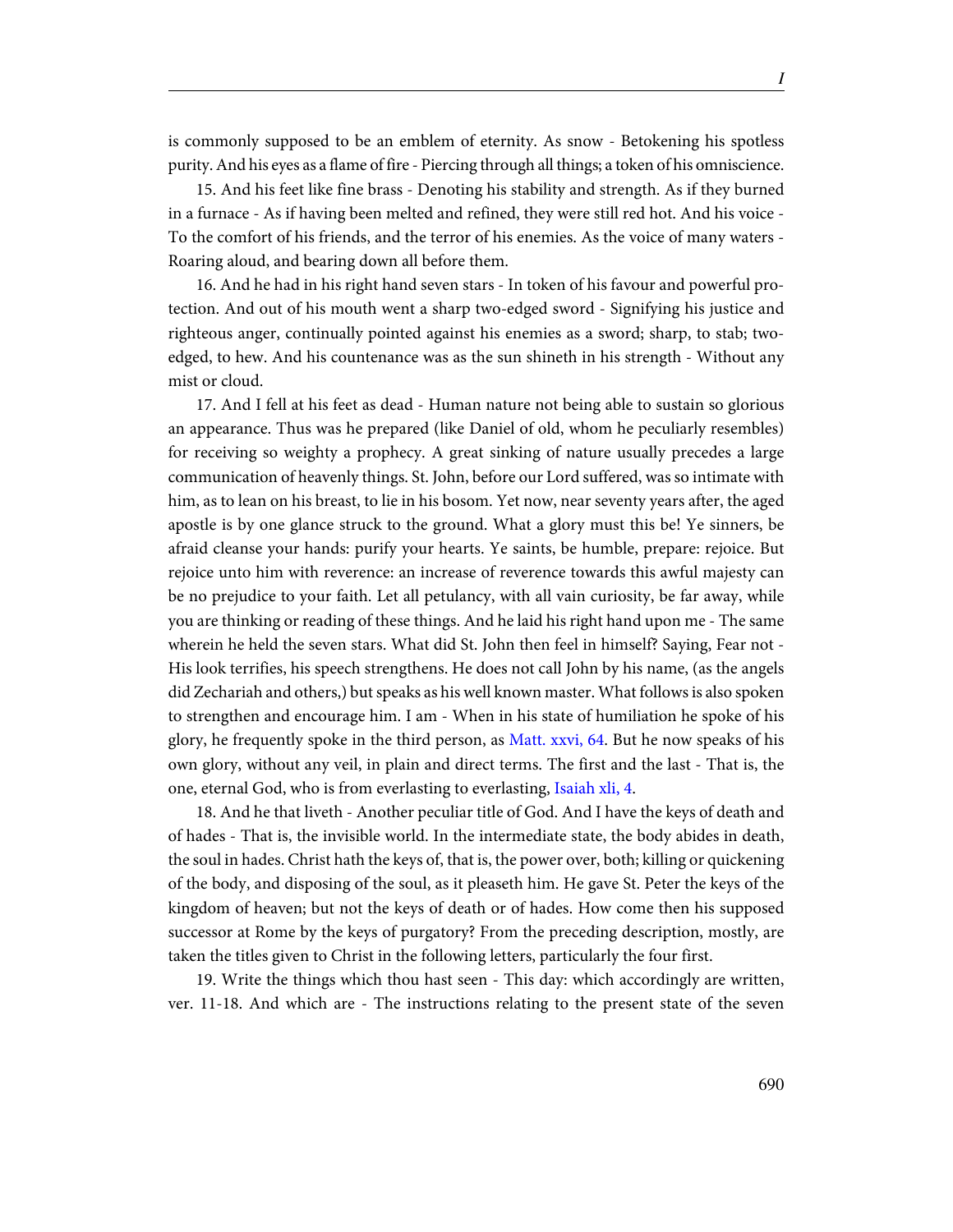is commonly supposed to be an emblem of eternity. As snow - Betokening his spotless purity. And his eyes as a flame of fire - Piercing through all things; a token of his omniscience.

15. And his feet like fine brass - Denoting his stability and strength. As if they burned in a furnace - As if having been melted and refined, they were still red hot. And his voice - To the comfort of his friends, and the terror of his enemies. As the voice of many waters - Roaring aloud, and bearing down all before them.

16. And he had in his right hand seven stars - In token of his favour and powerful protection. And out of his mouth went a sharp two-edged sword - Signifying his justice and righteous anger, continually pointed against his enemies as a sword; sharp, to stab; two-edged, to hew. And his countenance was as the sun shineth in his strength - Without any mist or cloud.

17. And I fell at his feet as dead - Human nature not being able to sustain so glorious an appearance. Thus was he prepared (like Daniel of old, whom he peculiarly resembles) for receiving so weighty a prophecy. A great sinking of nature usually precedes a large communication of heavenly things. St. John, before our Lord suffered, was so intimate with him, as to lean on his breast, to lie in his bosom. Yet now, near seventy years after, the aged apostle is by one glance struck to the ground. What a glory must this be! Ye sinners, be afraid cleanse your hands: purify your hearts. Ye saints, be humble, prepare: rejoice. But rejoice unto him with reverence: an increase of reverence towards this awful majesty can be no prejudice to your faith. Let all petulancy, with all vain curiosity, be far away, while you are thinking or reading of these things. And he laid his right hand upon me - The same wherein he held the seven stars. What did St. John then feel in himself? Saying, Fear not - His look terrifies, his speech strengthens. He does not call John by his name, (as the angels did Zechariah and others,) but speaks as his well known master. What follows is also spoken to strengthen and encourage him. I am - When in his state of humiliation he spoke of his glory, he frequently spoke in the third person, as Matt. xxvi, 64. But he now speaks of his own glory, without any veil, in plain and direct terms. The first and the last - That is, the one, eternal God, who is from everlasting to everlasting, Isaiah xli, 4.

18. And he that liveth - Another peculiar title of God. And I have the keys of death and of hades - That is, the invisible world. In the intermediate state, the body abides in death, the soul in hades. Christ hath the keys of, that is, the power over, both; killing or quickening of the body, and disposing of the soul, as it pleaseth him. He gave St. Peter the keys of the kingdom of heaven; but not the keys of death or of hades. How come then his supposed successor at Rome by the keys of purgatory? From the preceding description, mostly, are taken the titles given to Christ in the following letters, particularly the four first.

19. Write the things which thou hast seen - This day: which accordingly are written, ver. 11-18. And which are - The instructions relating to the present state of the seven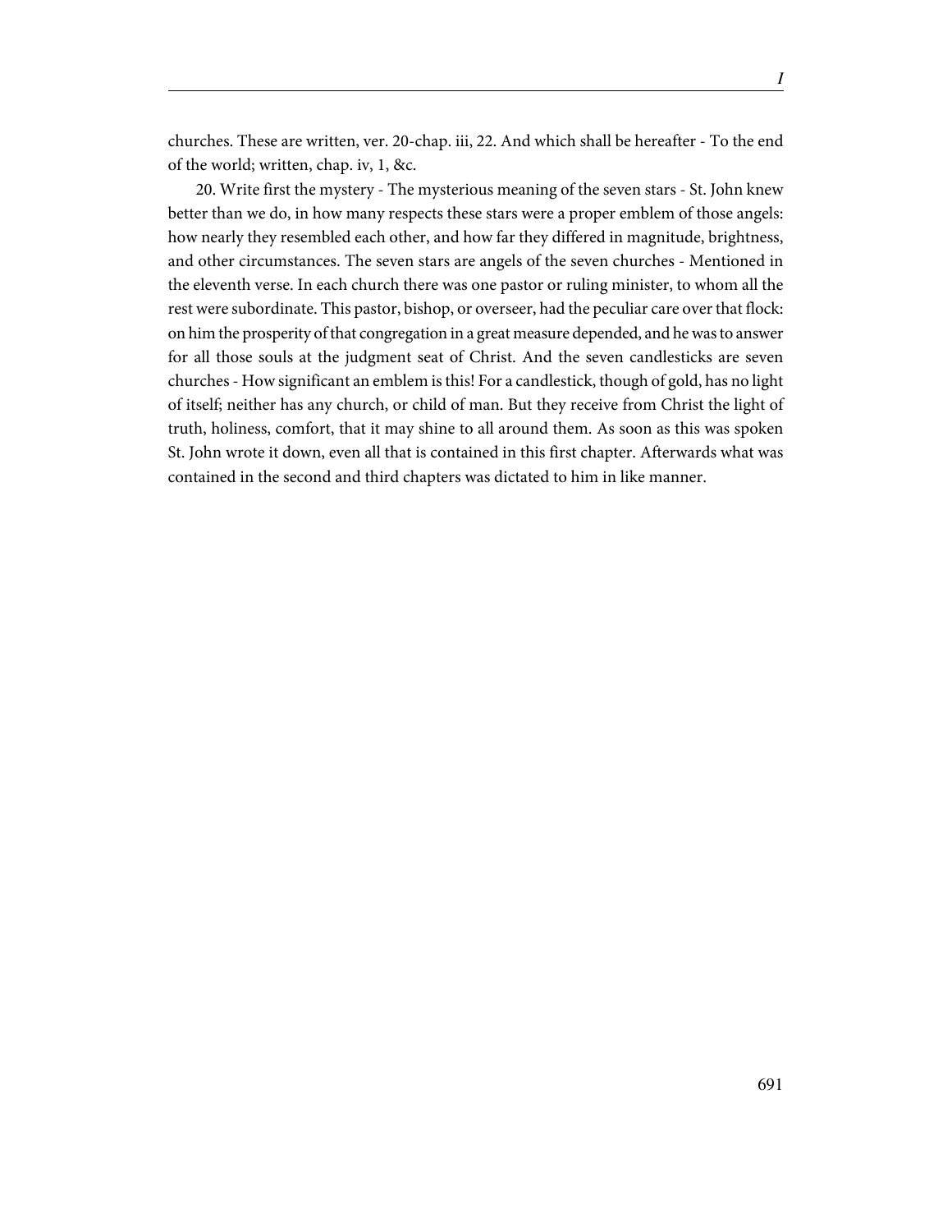churches. These are written, ver. 20-chap. iii, 22. And which shall be hereafter - To the end of the world; written, chap. iv, 1, &c.

20. Write first the mystery - The mysterious meaning of the seven stars - St. John knew better than we do, in how many respects these stars were a proper emblem of those angels: how nearly they resembled each other, and how far they differed in magnitude, brightness, and other circumstances. The seven stars are angels of the seven churches - Mentioned in the eleventh verse. In each church there was one pastor or ruling minister, to whom all the rest were subordinate. This pastor, bishop, or overseer, had the peculiar care over that flock: on him the prosperity of that congregation in a great measure depended, and he was to answer for all those souls at the judgment seat of Christ. And the seven candlesticks are seven churches - How significant an emblem is this! For a candlestick, though of gold, has no light of itself; neither has any church, or child of man. But they receive from Christ the light of truth, holiness, comfort, that it may shine to all around them. As soon as this was spoken St. John wrote it down, even all that is contained in this first chapter. Afterwards what was contained in the second and third chapters was dictated to him in like manner.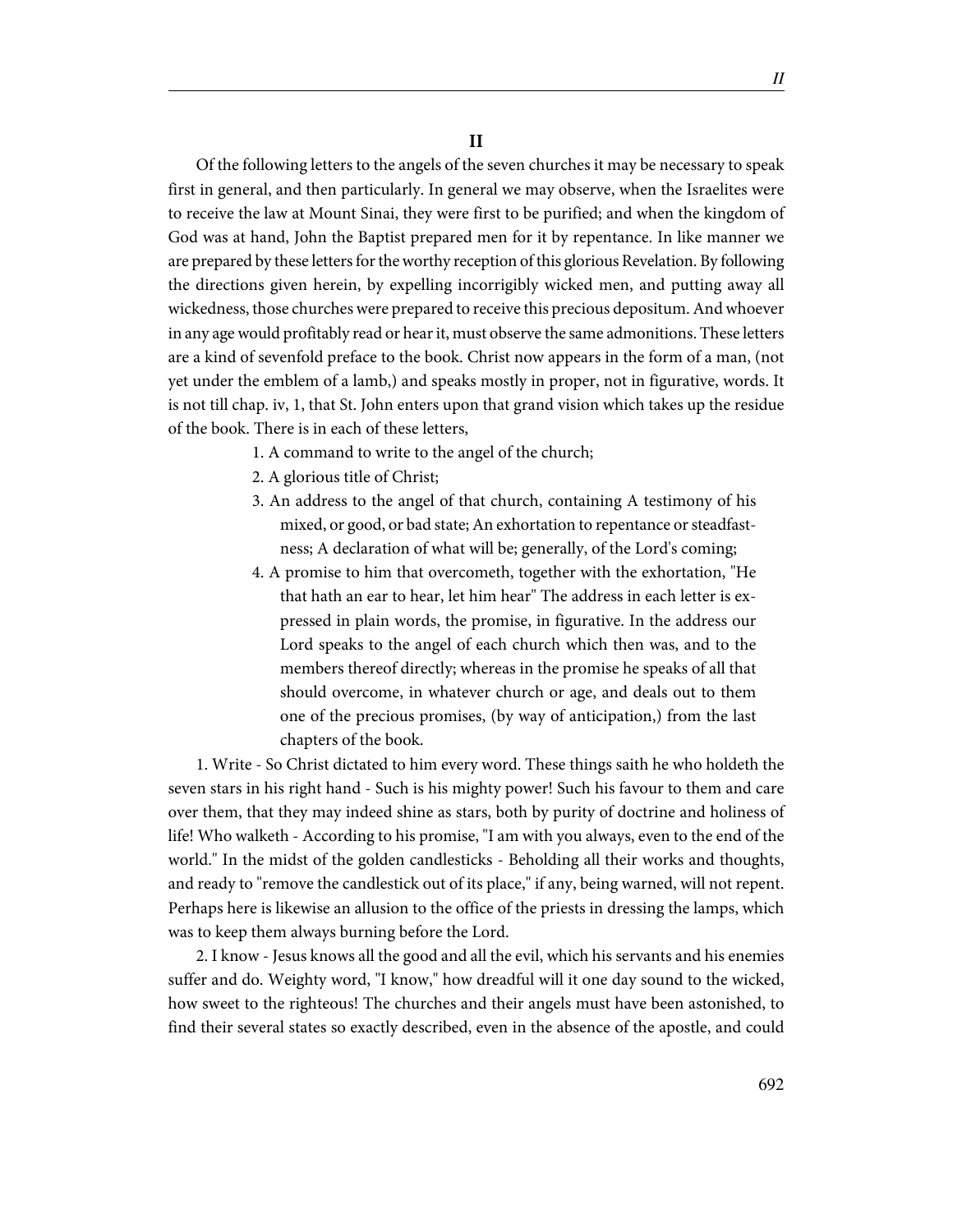## II

Of the following letters to the angels of the seven churches it may be necessary to speak first in general, and then particularly. In general we may observe, when the Israelites were to receive the law at Mount Sinai, they were first to be purified; and when the kingdom of God was at hand, John the Baptist prepared men for it by repentance. In like manner we are prepared by these letters for the worthy reception of this glorious Revelation. By following the directions given herein, by expelling incorrigibly wicked men, and putting away all wickedness, those churches were prepared to receive this precious depositum. And whoever in any age would profitably read or hear it, must observe the same admonitions. These letters are a kind of sevenfold preface to the book. Christ now appears in the form of a man, (not yet under the emblem of a lamb,) and speaks mostly in proper, not in figurative, words. It is not till chap. iv, 1, that St. John enters upon that grand vision which takes up the residue of the book. There is in each of these letters,

1. A command to write to the angel of the church;
2. A glorious title of Christ;
3. An address to the angel of that church, containing A testimony of his mixed, or good, or bad state; An exhortation to repentance or steadfastness; A declaration of what will be; generally, of the Lord's coming;
4. A promise to him that overcometh, together with the exhortation, "He that hath an ear to hear, let him hear" The address in each letter is expressed in plain words, the promise, in figurative. In the address our Lord speaks to the angel of each church which then was, and to the members thereof directly; whereas in the promise he speaks of all that should overcome, in whatever church or age, and deals out to them one of the precious promises, (by way of anticipation,) from the last chapters of the book.

1. Write - So Christ dictated to him every word. These things saith he who holdeth the seven stars in his right hand - Such is his mighty power! Such his favour to them and care over them, that they may indeed shine as stars, both by purity of doctrine and holiness of life! Who walketh - According to his promise, "I am with you always, even to the end of the world." In the midst of the golden candlesticks - Beholding all their works and thoughts, and ready to "remove the candlestick out of its place," if any, being warned, will not repent. Perhaps here is likewise an allusion to the office of the priests in dressing the lamps, which was to keep them always burning before the Lord.

2. I know - Jesus knows all the good and all the evil, which his servants and his enemies suffer and do. Weighty word, "I know," how dreadful will it one day sound to the wicked, how sweet to the righteous! The churches and their angels must have been astonished, to find their several states so exactly described, even in the absence of the apostle, and could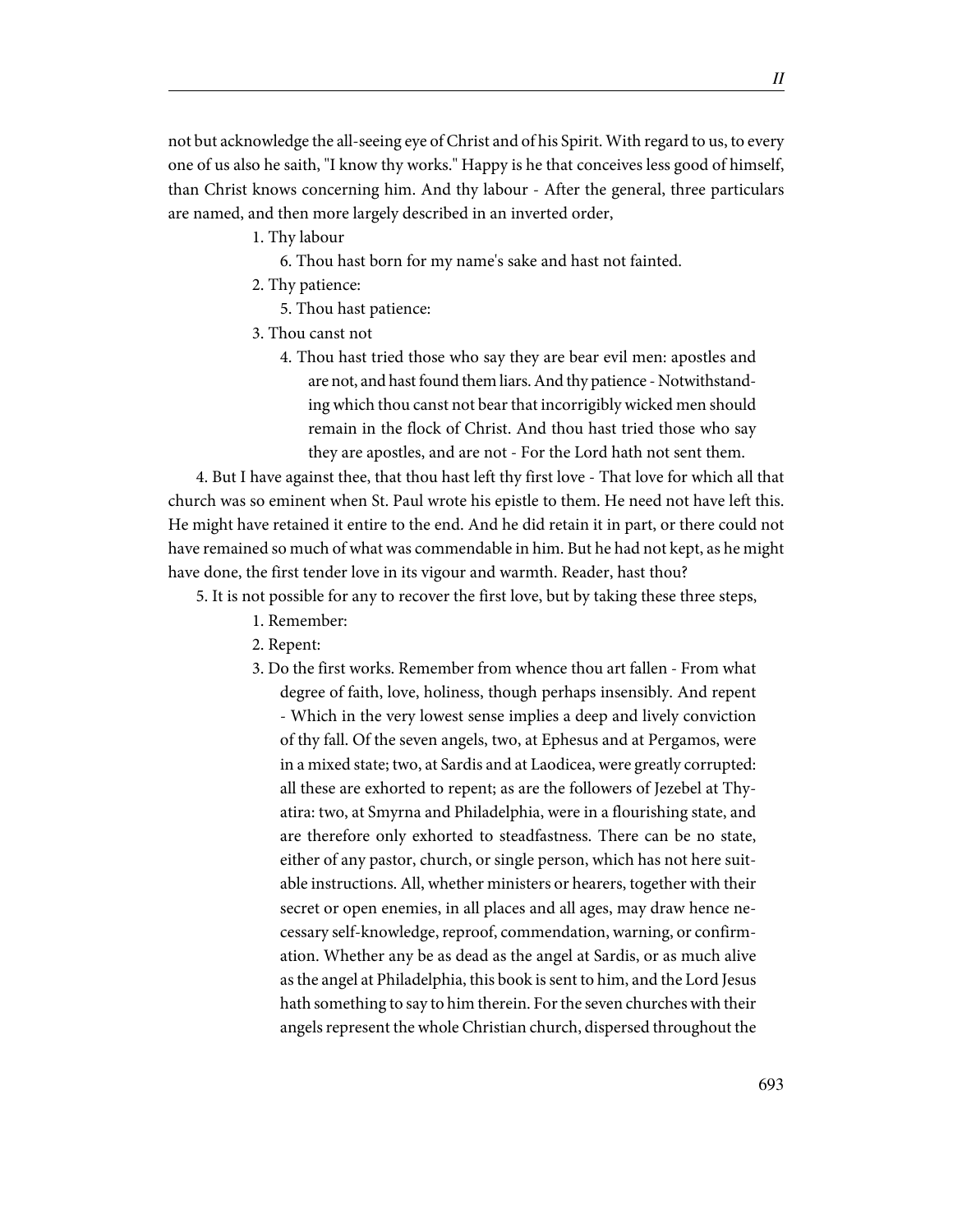not but acknowledge the all-seeing eye of Christ and of his Spirit. With regard to us, to every one of us also he saith, "I know thy works." Happy is he that conceives less good of himself, than Christ knows concerning him. And thy labour - After the general, three particulars are named, and then more largely described in an inverted order,

1. Thy labour
    6. Thou hast born for my name's sake and hast not fainted.
2. Thy patience:
    5. Thou hast patience:
3. Thou canst not
    4. Thou hast tried those who say they are bear evil men: apostles and are not, and hast found them liars. And thy patience - Notwithstanding which thou canst not bear that incorrigibly wicked men should remain in the flock of Christ. And thou hast tried those who say they are apostles, and are not - For the Lord hath not sent them.

4. But I have against thee, that thou hast left thy first love - That love for which all that church was so eminent when St. Paul wrote his epistle to them. He need not have left this. He might have retained it entire to the end. And he did retain it in part, or there could not have remained so much of what was commendable in him. But he had not kept, as he might have done, the first tender love in its vigour and warmth. Reader, hast thou?

5. It is not possible for any to recover the first love, but by taking these three steps,

1. Remember:
2. Repent:
3. Do the first works. Remember from whence thou art fallen - From what degree of faith, love, holiness, though perhaps insensibly. And repent - Which in the very lowest sense implies a deep and lively conviction of thy fall. Of the seven angels, two, at Ephesus and at Pergamos, were in a mixed state; two, at Sardis and at Laodicea, were greatly corrupted: all these are exhorted to repent; as are the followers of Jezebel at Thyatira: two, at Smyrna and Philadelphia, were in a flourishing state, and are therefore only exhorted to steadfastness. There can be no state, either of any pastor, church, or single person, which has not here suitable instructions. All, whether ministers or hearers, together with their secret or open enemies, in all places and all ages, may draw hence necessary self-knowledge, reproof, commendation, warning, or confirmation. Whether any be as dead as the angel at Sardis, or as much alive as the angel at Philadelphia, this book is sent to him, and the Lord Jesus hath something to say to him therein. For the seven churches with their angels represent the whole Christian church, dispersed throughout the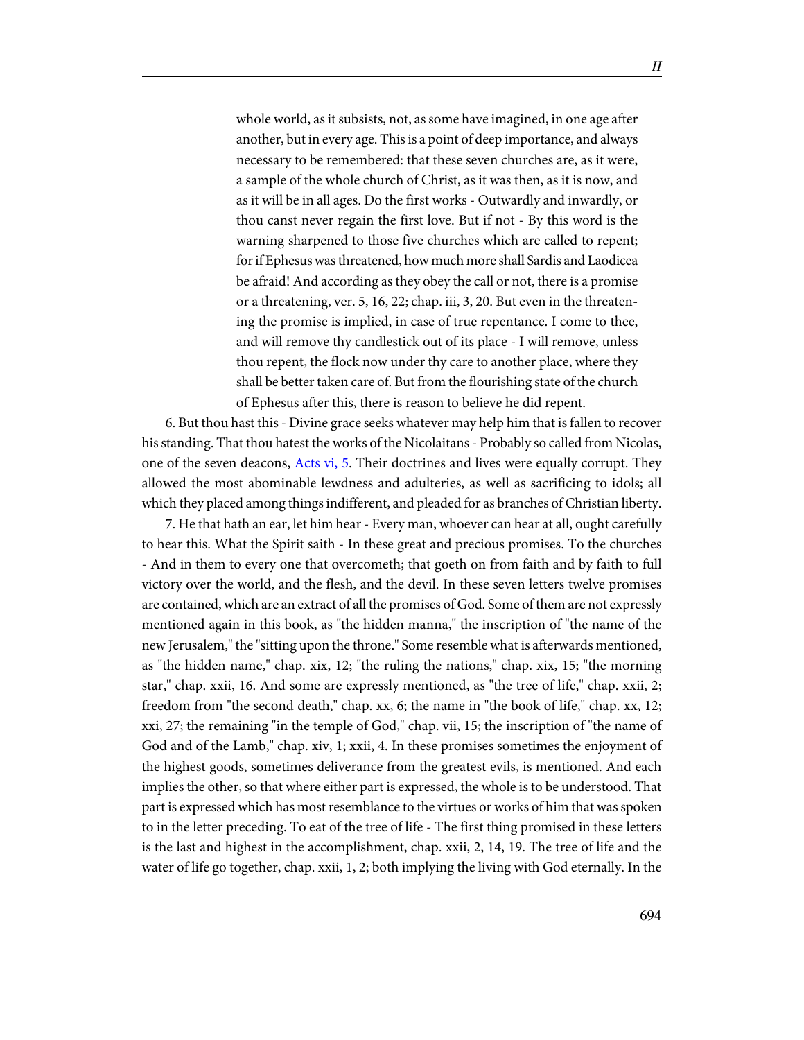> whole world, as it subsists, not, as some have imagined, in one age after another, but in every age. This is a point of deep importance, and always necessary to be remembered: that these seven churches are, as it were, a sample of the whole church of Christ, as it was then, as it is now, and as it will be in all ages. Do the first works - Outwardly and inwardly, or thou canst never regain the first love. But if not - By this word is the warning sharpened to those five churches which are called to repent; for if Ephesus was threatened, how much more shall Sardis and Laodicea be afraid! And according as they obey the call or not, there is a promise or a threatening, ver. 5, 16, 22; chap. iii, 3, 20. But even in the threatening the promise is implied, in case of true repentance. I come to thee, and will remove thy candlestick out of its place - I will remove, unless thou repent, the flock now under thy care to another place, where they shall be better taken care of. But from the flourishing state of the church of Ephesus after this, there is reason to believe he did repent.

6. But thou hast this - Divine grace seeks whatever may help him that is fallen to recover his standing. That thou hatest the works of the Nicolaitans - Probably so called from Nicolas, one of the seven deacons, Acts vi, 5. Their doctrines and lives were equally corrupt. They allowed the most abominable lewdness and adulteries, as well as sacrificing to idols; all which they placed among things indifferent, and pleaded for as branches of Christian liberty.

7. He that hath an ear, let him hear - Every man, whoever can hear at all, ought carefully to hear this. What the Spirit saith - In these great and precious promises. To the churches - And in them to every one that overcometh; that goeth on from faith and by faith to full victory over the world, and the flesh, and the devil. In these seven letters twelve promises are contained, which are an extract of all the promises of God. Some of them are not expressly mentioned again in this book, as "the hidden manna," the inscription of "the name of the new Jerusalem," the "sitting upon the throne." Some resemble what is afterwards mentioned, as "the hidden name," chap. xix, 12; "the ruling the nations," chap. xix, 15; "the morning star," chap. xxii, 16. And some are expressly mentioned, as "the tree of life," chap. xxii, 2; freedom from "the second death," chap. xx, 6; the name in "the book of life," chap. xx, 12; xxi, 27; the remaining "in the temple of God," chap. vii, 15; the inscription of "the name of God and of the Lamb," chap. xiv, 1; xxii, 4. In these promises sometimes the enjoyment of the highest goods, sometimes deliverance from the greatest evils, is mentioned. And each implies the other, so that where either part is expressed, the whole is to be understood. That part is expressed which has most resemblance to the virtues or works of him that was spoken to in the letter preceding. To eat of the tree of life - The first thing promised in these letters is the last and highest in the accomplishment, chap. xxii, 2, 14, 19. The tree of life and the water of life go together, chap. xxii, 1, 2; both implying the living with God eternally. In the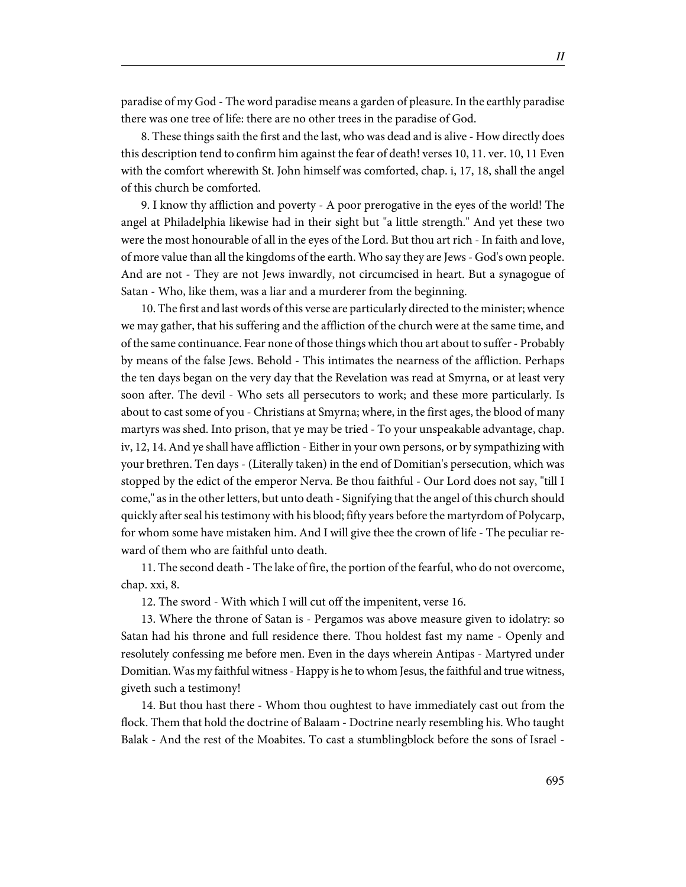paradise of my God - The word paradise means a garden of pleasure. In the earthly paradise there was one tree of life: there are no other trees in the paradise of God.

8. These things saith the first and the last, who was dead and is alive - How directly does this description tend to confirm him against the fear of death! verses 10, 11. ver. 10, 11 Even with the comfort wherewith St. John himself was comforted, chap. i, 17, 18, shall the angel of this church be comforted.

9. I know thy affliction and poverty - A poor prerogative in the eyes of the world! The angel at Philadelphia likewise had in their sight but "a little strength." And yet these two were the most honourable of all in the eyes of the Lord. But thou art rich - In faith and love, of more value than all the kingdoms of the earth. Who say they are Jews - God's own people. And are not - They are not Jews inwardly, not circumcised in heart. But a synagogue of Satan - Who, like them, was a liar and a murderer from the beginning.

10. The first and last words of this verse are particularly directed to the minister; whence we may gather, that his suffering and the affliction of the church were at the same time, and of the same continuance. Fear none of those things which thou art about to suffer - Probably by means of the false Jews. Behold - This intimates the nearness of the affliction. Perhaps the ten days began on the very day that the Revelation was read at Smyrna, or at least very soon after. The devil - Who sets all persecutors to work; and these more particularly. Is about to cast some of you - Christians at Smyrna; where, in the first ages, the blood of many martyrs was shed. Into prison, that ye may be tried - To your unspeakable advantage, chap. iv, 12, 14. And ye shall have affliction - Either in your own persons, or by sympathizing with your brethren. Ten days - (Literally taken) in the end of Domitian's persecution, which was stopped by the edict of the emperor Nerva. Be thou faithful - Our Lord does not say, "till I come," as in the other letters, but unto death - Signifying that the angel of this church should quickly after seal his testimony with his blood; fifty years before the martyrdom of Polycarp, for whom some have mistaken him. And I will give thee the crown of life - The peculiar reward of them who are faithful unto death.

11. The second death - The lake of fire, the portion of the fearful, who do not overcome, chap. xxi, 8.

12. The sword - With which I will cut off the impenitent, verse 16.

13. Where the throne of Satan is - Pergamos was above measure given to idolatry: so Satan had his throne and full residence there. Thou holdest fast my name - Openly and resolutely confessing me before men. Even in the days wherein Antipas - Martyred under Domitian. Was my faithful witness - Happy is he to whom Jesus, the faithful and true witness, giveth such a testimony!

14. But thou hast there - Whom thou oughtest to have immediately cast out from the flock. Them that hold the doctrine of Balaam - Doctrine nearly resembling his. Who taught Balak - And the rest of the Moabites. To cast a stumblingblock before the sons of Israel -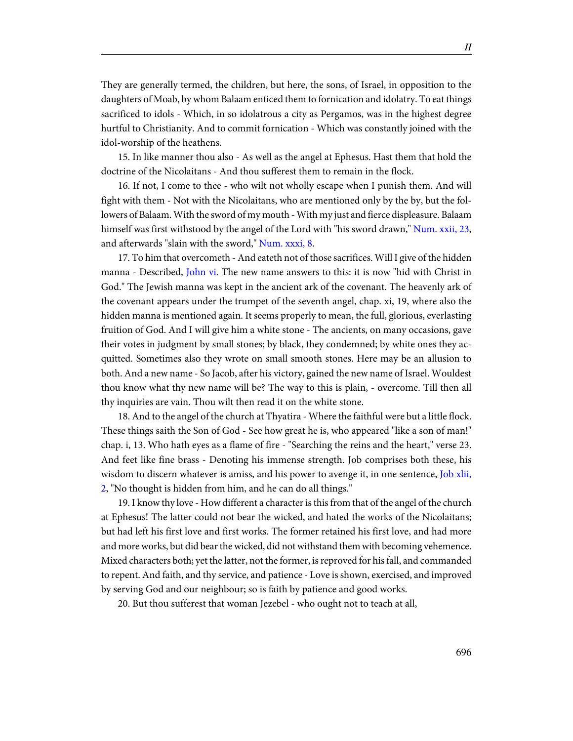They are generally termed, the children, but here, the sons, of Israel, in opposition to the daughters of Moab, by whom Balaam enticed them to fornication and idolatry. To eat things sacrificed to idols - Which, in so idolatrous a city as Pergamos, was in the highest degree hurtful to Christianity. And to commit fornication - Which was constantly joined with the idol-worship of the heathens.

15. In like manner thou also - As well as the angel at Ephesus. Hast them that hold the doctrine of the Nicolaitans - And thou sufferest them to remain in the flock.

16. If not, I come to thee - who wilt not wholly escape when I punish them. And will fight with them - Not with the Nicolaitans, who are mentioned only by the by, but the followers of Balaam. With the sword of my mouth - With my just and fierce displeasure. Balaam himself was first withstood by the angel of the Lord with "his sword drawn," Num. xxii, 23, and afterwards "slain with the sword," Num. xxxi, 8.

17. To him that overcometh - And eateth not of those sacrifices. Will I give of the hidden manna - Described, John vi. The new name answers to this: it is now "hid with Christ in God." The Jewish manna was kept in the ancient ark of the covenant. The heavenly ark of the covenant appears under the trumpet of the seventh angel, chap. xi, 19, where also the hidden manna is mentioned again. It seems properly to mean, the full, glorious, everlasting fruition of God. And I will give him a white stone - The ancients, on many occasions, gave their votes in judgment by small stones; by black, they condemned; by white ones they acquitted. Sometimes also they wrote on small smooth stones. Here may be an allusion to both. And a new name - So Jacob, after his victory, gained the new name of Israel. Wouldest thou know what thy new name will be? The way to this is plain, - overcome. Till then all thy inquiries are vain. Thou wilt then read it on the white stone.

18. And to the angel of the church at Thyatira - Where the faithful were but a little flock. These things saith the Son of God - See how great he is, who appeared "like a son of man!" chap. i, 13. Who hath eyes as a flame of fire - "Searching the reins and the heart," verse 23. And feet like fine brass - Denoting his immense strength. Job comprises both these, his wisdom to discern whatever is amiss, and his power to avenge it, in one sentence, Job xlii, 2, "No thought is hidden from him, and he can do all things."

19. I know thy love - How different a character is this from that of the angel of the church at Ephesus! The latter could not bear the wicked, and hated the works of the Nicolaitans; but had left his first love and first works. The former retained his first love, and had more and more works, but did bear the wicked, did not withstand them with becoming vehemence. Mixed characters both; yet the latter, not the former, is reproved for his fall, and commanded to repent. And faith, and thy service, and patience - Love is shown, exercised, and improved by serving God and our neighbour; so is faith by patience and good works.

20. But thou sufferest that woman Jezebel - who ought not to teach at all,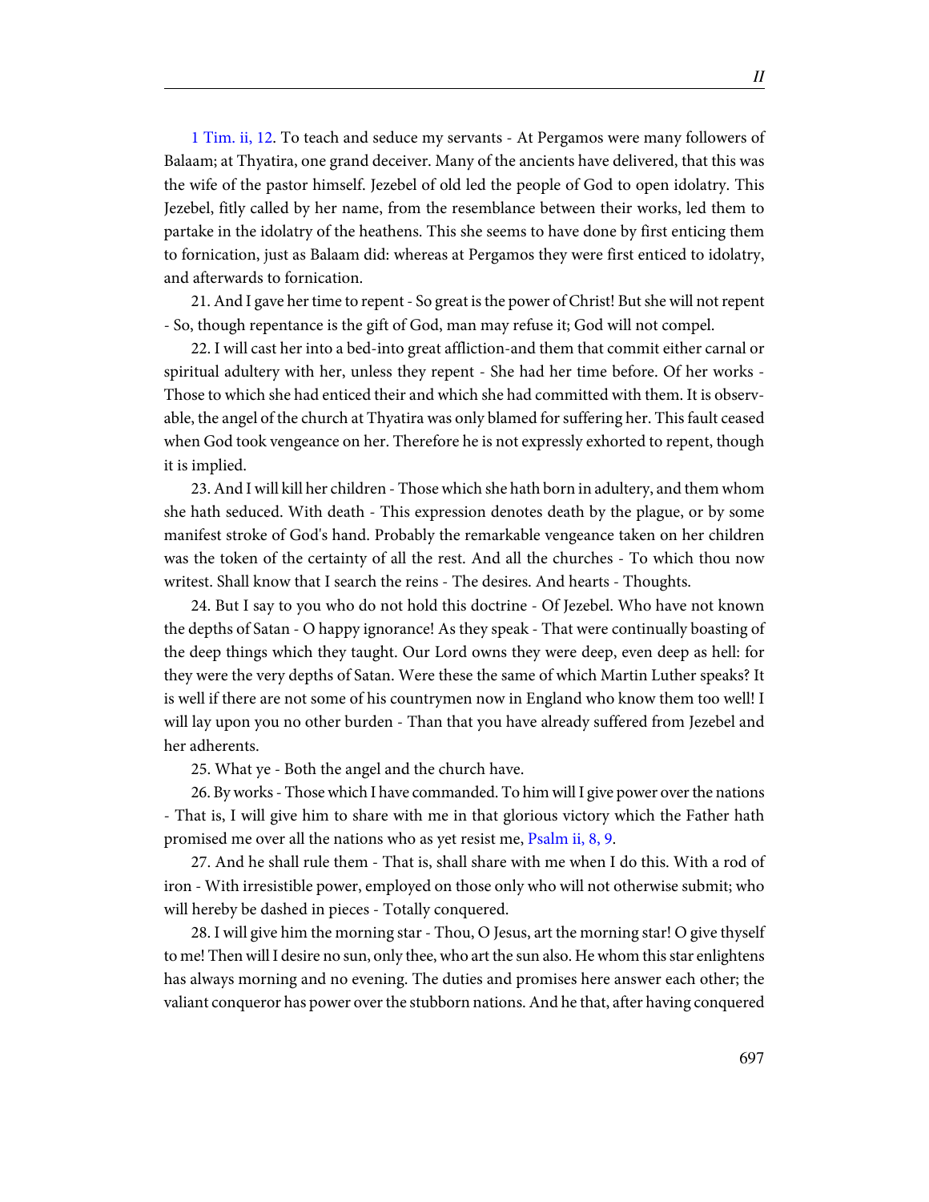1 Tim. ii, 12. To teach and seduce my servants - At Pergamos were many followers of Balaam; at Thyatira, one grand deceiver. Many of the ancients have delivered, that this was the wife of the pastor himself. Jezebel of old led the people of God to open idolatry. This Jezebel, fitly called by her name, from the resemblance between their works, led them to partake in the idolatry of the heathens. This she seems to have done by first enticing them to fornication, just as Balaam did: whereas at Pergamos they were first enticed to idolatry, and afterwards to fornication.

21. And I gave her time to repent - So great is the power of Christ! But she will not repent - So, though repentance is the gift of God, man may refuse it; God will not compel.

22. I will cast her into a bed-into great affliction-and them that commit either carnal or spiritual adultery with her, unless they repent - She had her time before. Of her works - Those to which she had enticed their and which she had committed with them. It is observable, the angel of the church at Thyatira was only blamed for suffering her. This fault ceased when God took vengeance on her. Therefore he is not expressly exhorted to repent, though it is implied.

23. And I will kill her children - Those which she hath born in adultery, and them whom she hath seduced. With death - This expression denotes death by the plague, or by some manifest stroke of God's hand. Probably the remarkable vengeance taken on her children was the token of the certainty of all the rest. And all the churches - To which thou now writest. Shall know that I search the reins - The desires. And hearts - Thoughts.

24. But I say to you who do not hold this doctrine - Of Jezebel. Who have not known the depths of Satan - O happy ignorance! As they speak - That were continually boasting of the deep things which they taught. Our Lord owns they were deep, even deep as hell: for they were the very depths of Satan. Were these the same of which Martin Luther speaks? It is well if there are not some of his countrymen now in England who know them too well! I will lay upon you no other burden - Than that you have already suffered from Jezebel and her adherents.

25. What ye - Both the angel and the church have.

26. By works - Those which I have commanded. To him will I give power over the nations - That is, I will give him to share with me in that glorious victory which the Father hath promised me over all the nations who as yet resist me, Psalm ii, 8, 9.

27. And he shall rule them - That is, shall share with me when I do this. With a rod of iron - With irresistible power, employed on those only who will not otherwise submit; who will hereby be dashed in pieces - Totally conquered.

28. I will give him the morning star - Thou, O Jesus, art the morning star! O give thyself to me! Then will I desire no sun, only thee, who art the sun also. He whom this star enlightens has always morning and no evening. The duties and promises here answer each other; the valiant conqueror has power over the stubborn nations. And he that, after having conquered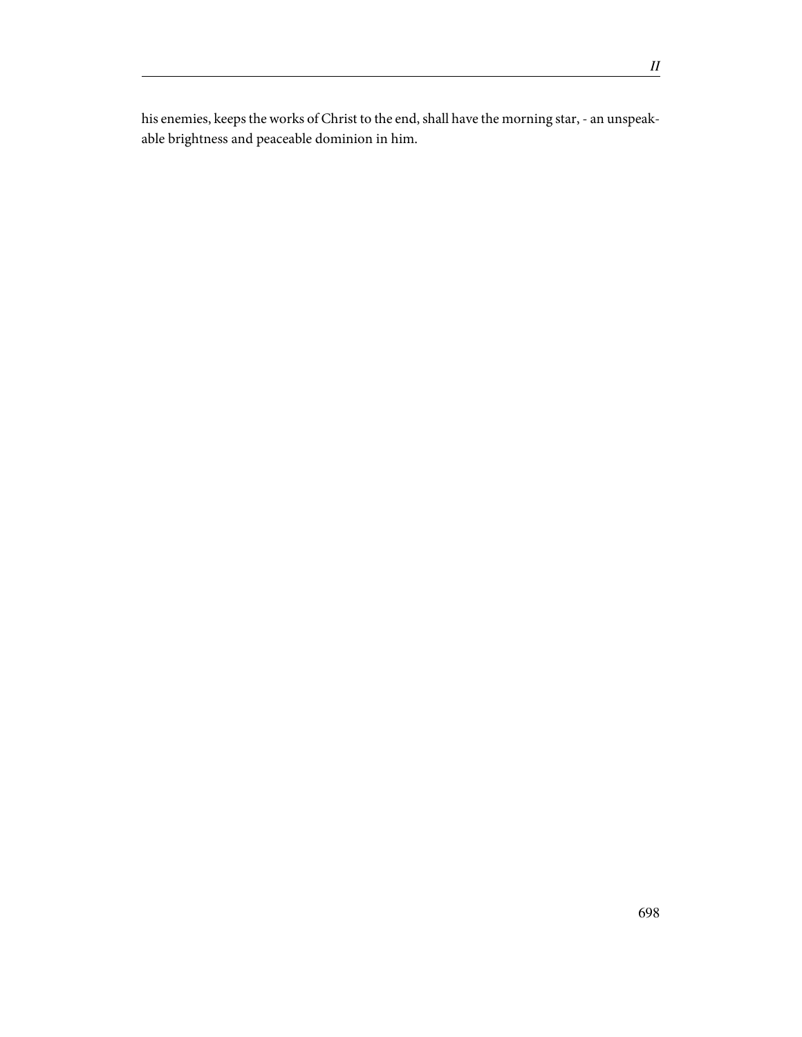his enemies, keeps the works of Christ to the end, shall have the morning star, - an unspeakable brightness and peaceable dominion in him.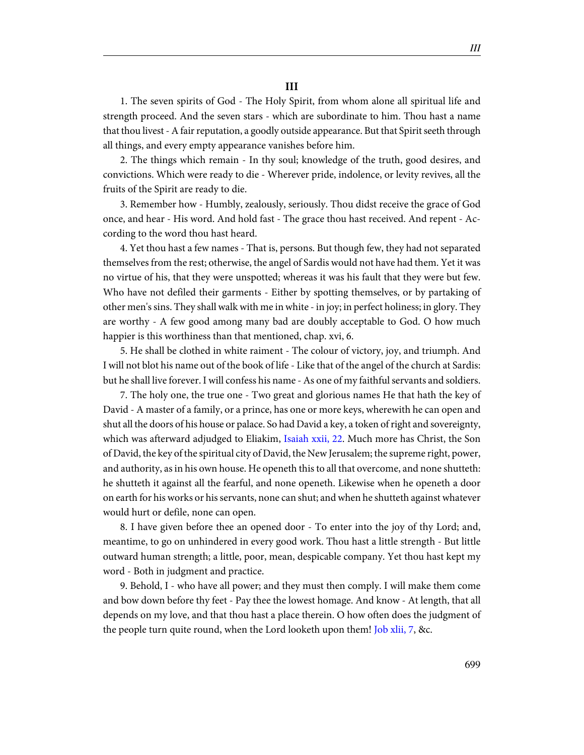## III

1. The seven spirits of God - The Holy Spirit, from whom alone all spiritual life and strength proceed. And the seven stars - which are subordinate to him. Thou hast a name that thou livest - A fair reputation, a goodly outside appearance. But that Spirit seeth through all things, and every empty appearance vanishes before him.

2. The things which remain - In thy soul; knowledge of the truth, good desires, and convictions. Which were ready to die - Wherever pride, indolence, or levity revives, all the fruits of the Spirit are ready to die.

3. Remember how - Humbly, zealously, seriously. Thou didst receive the grace of God once, and hear - His word. And hold fast - The grace thou hast received. And repent - According to the word thou hast heard.

4. Yet thou hast a few names - That is, persons. But though few, they had not separated themselves from the rest; otherwise, the angel of Sardis would not have had them. Yet it was no virtue of his, that they were unspotted; whereas it was his fault that they were but few. Who have not defiled their garments - Either by spotting themselves, or by partaking of other men's sins. They shall walk with me in white - in joy; in perfect holiness; in glory. They are worthy - A few good among many bad are doubly acceptable to God. O how much happier is this worthiness than that mentioned, chap. xvi, 6.

5. He shall be clothed in white raiment - The colour of victory, joy, and triumph. And I will not blot his name out of the book of life - Like that of the angel of the church at Sardis: but he shall live forever. I will confess his name - As one of my faithful servants and soldiers.

7. The holy one, the true one - Two great and glorious names He that hath the key of David - A master of a family, or a prince, has one or more keys, wherewith he can open and shut all the doors of his house or palace. So had David a key, a token of right and sovereignty, which was afterward adjudged to Eliakim, Isaiah xxii, 22. Much more has Christ, the Son of David, the key of the spiritual city of David, the New Jerusalem; the supreme right, power, and authority, as in his own house. He openeth this to all that overcome, and none shutteth: he shutteth it against all the fearful, and none openeth. Likewise when he openeth a door on earth for his works or his servants, none can shut; and when he shutteth against whatever would hurt or defile, none can open.

8. I have given before thee an opened door - To enter into the joy of thy Lord; and, meantime, to go on unhindered in every good work. Thou hast a little strength - But little outward human strength; a little, poor, mean, despicable company. Yet thou hast kept my word - Both in judgment and practice.

9. Behold, I - who have all power; and they must then comply. I will make them come and bow down before thy feet - Pay thee the lowest homage. And know - At length, that all depends on my love, and that thou hast a place therein. O how often does the judgment of the people turn quite round, when the Lord looketh upon them! Job xlii, 7, &c.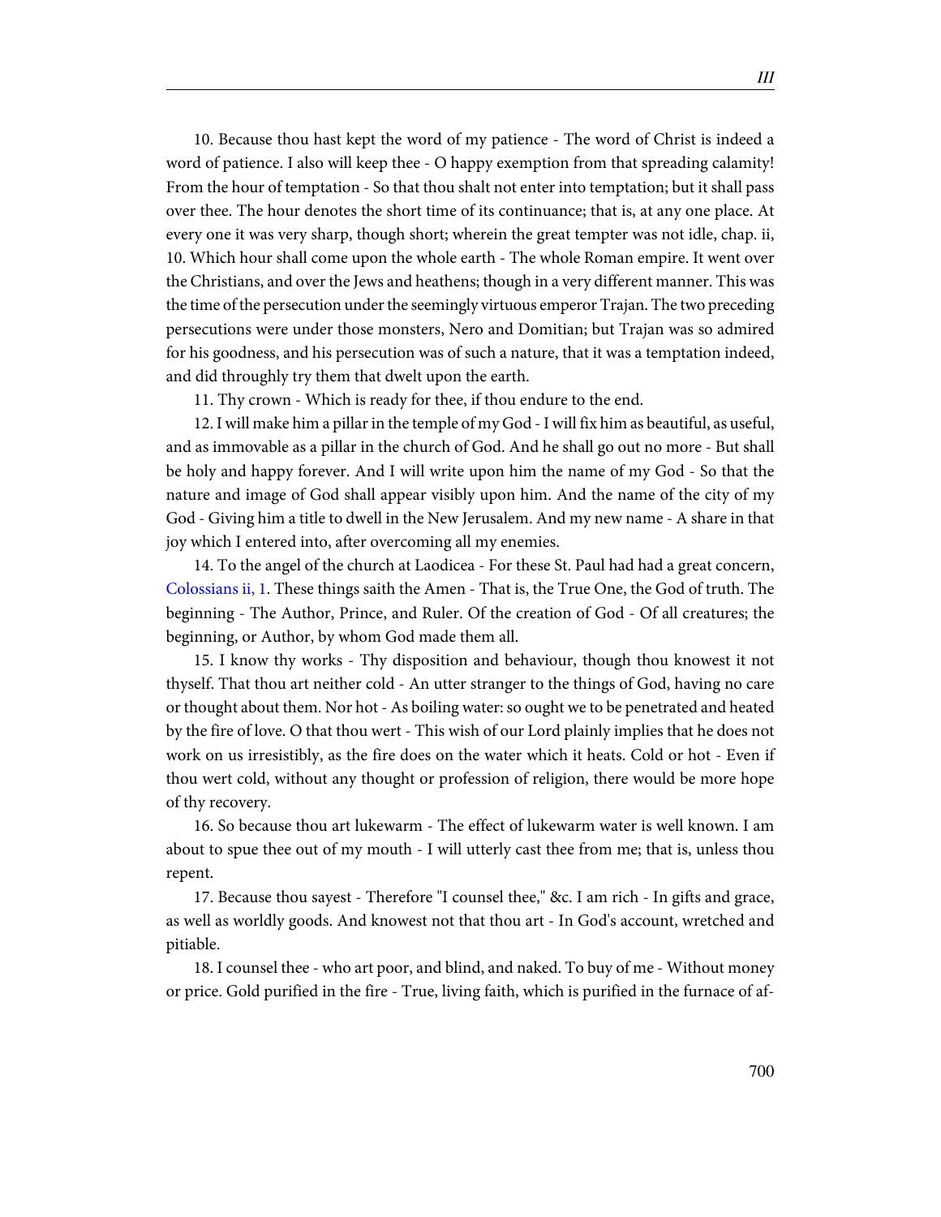10. Because thou hast kept the word of my patience - The word of Christ is indeed a word of patience. I also will keep thee - O happy exemption from that spreading calamity! From the hour of temptation - So that thou shalt not enter into temptation; but it shall pass over thee. The hour denotes the short time of its continuance; that is, at any one place. At every one it was very sharp, though short; wherein the great tempter was not idle, chap. ii, 10. Which hour shall come upon the whole earth - The whole Roman empire. It went over the Christians, and over the Jews and heathens; though in a very different manner. This was the time of the persecution under the seemingly virtuous emperor Trajan. The two preceding persecutions were under those monsters, Nero and Domitian; but Trajan was so admired for his goodness, and his persecution was of such a nature, that it was a temptation indeed, and did throughly try them that dwelt upon the earth.

11. Thy crown - Which is ready for thee, if thou endure to the end.

12. I will make him a pillar in the temple of my God - I will fix him as beautiful, as useful, and as immovable as a pillar in the church of God. And he shall go out no more - But shall be holy and happy forever. And I will write upon him the name of my God - So that the nature and image of God shall appear visibly upon him. And the name of the city of my God - Giving him a title to dwell in the New Jerusalem. And my new name - A share in that joy which I entered into, after overcoming all my enemies.

14. To the angel of the church at Laodicea - For these St. Paul had had a great concern, Colossians ii, 1. These things saith the Amen - That is, the True One, the God of truth. The beginning - The Author, Prince, and Ruler. Of the creation of God - Of all creatures; the beginning, or Author, by whom God made them all.

15. I know thy works - Thy disposition and behaviour, though thou knowest it not thyself. That thou art neither cold - An utter stranger to the things of God, having no care or thought about them. Nor hot - As boiling water: so ought we to be penetrated and heated by the fire of love. O that thou wert - This wish of our Lord plainly implies that he does not work on us irresistibly, as the fire does on the water which it heats. Cold or hot - Even if thou wert cold, without any thought or profession of religion, there would be more hope of thy recovery.

16. So because thou art lukewarm - The effect of lukewarm water is well known. I am about to spue thee out of my mouth - I will utterly cast thee from me; that is, unless thou repent.

17. Because thou sayest - Therefore "I counsel thee," &c. I am rich - In gifts and grace, as well as worldly goods. And knowest not that thou art - In God's account, wretched and pitiable.

18. I counsel thee - who art poor, and blind, and naked. To buy of me - Without money or price. Gold purified in the fire - True, living faith, which is purified in the furnace of af-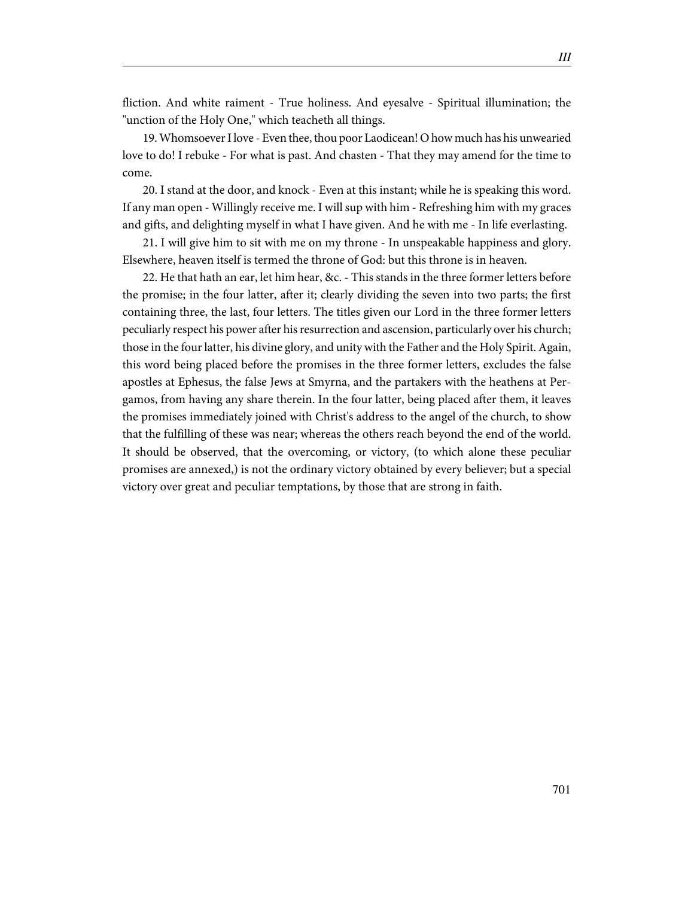fliction. And white raiment - True holiness. And eyesalve - Spiritual illumination; the "unction of the Holy One," which teacheth all things.

19. Whomsoever I love - Even thee, thou poor Laodicean! O how much has his unwearied love to do! I rebuke - For what is past. And chasten - That they may amend for the time to come.

20. I stand at the door, and knock - Even at this instant; while he is speaking this word. If any man open - Willingly receive me. I will sup with him - Refreshing him with my graces and gifts, and delighting myself in what I have given. And he with me - In life everlasting.

21. I will give him to sit with me on my throne - In unspeakable happiness and glory. Elsewhere, heaven itself is termed the throne of God: but this throne is in heaven.

22. He that hath an ear, let him hear, &c. - This stands in the three former letters before the promise; in the four latter, after it; clearly dividing the seven into two parts; the first containing three, the last, four letters. The titles given our Lord in the three former letters peculiarly respect his power after his resurrection and ascension, particularly over his church; those in the four latter, his divine glory, and unity with the Father and the Holy Spirit. Again, this word being placed before the promises in the three former letters, excludes the false apostles at Ephesus, the false Jews at Smyrna, and the partakers with the heathens at Pergamos, from having any share therein. In the four latter, being placed after them, it leaves the promises immediately joined with Christ's address to the angel of the church, to show that the fulfilling of these was near; whereas the others reach beyond the end of the world. It should be observed, that the overcoming, or victory, (to which alone these peculiar promises are annexed,) is not the ordinary victory obtained by every believer; but a special victory over great and peculiar temptations, by those that are strong in faith.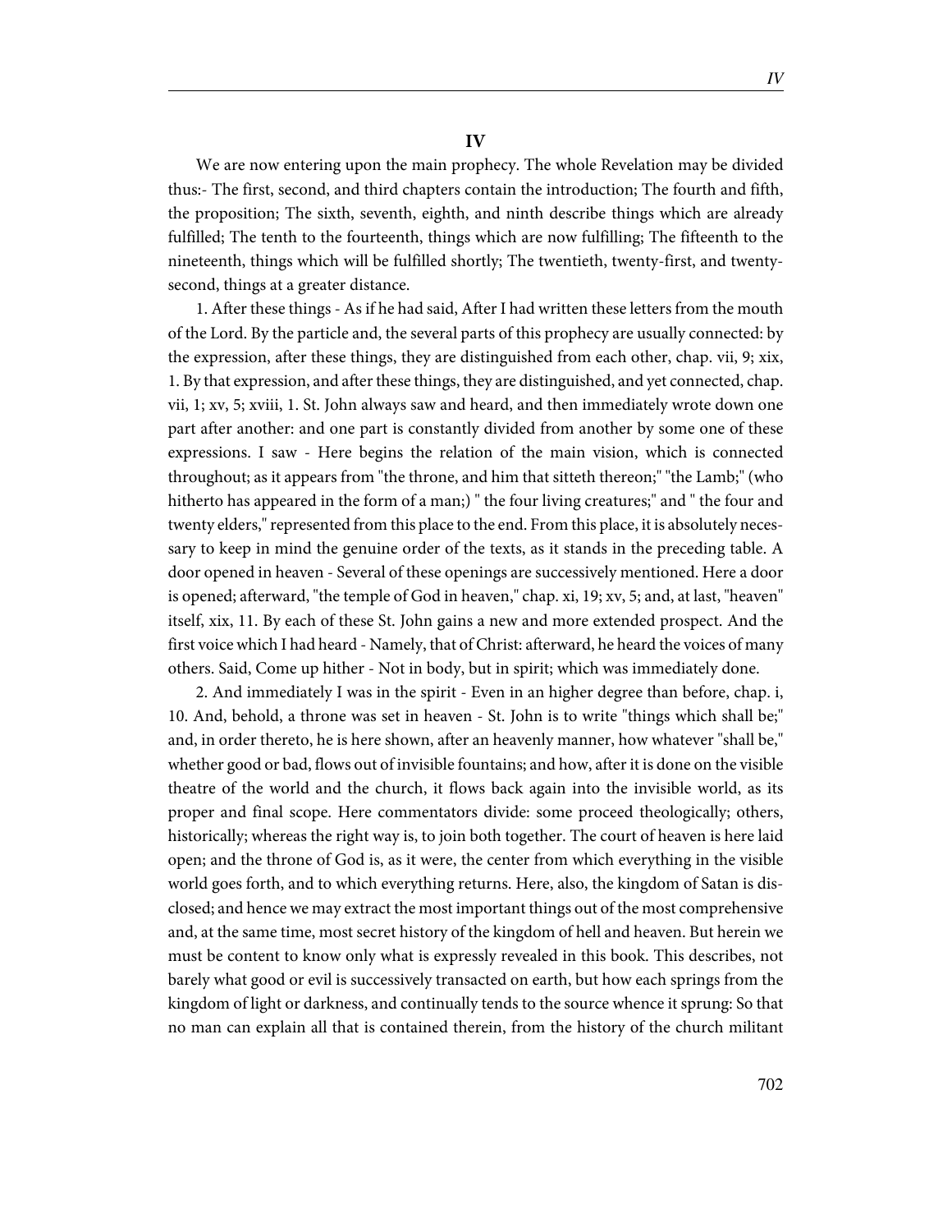## IV

We are now entering upon the main prophecy. The whole Revelation may be divided thus:- The first, second, and third chapters contain the introduction; The fourth and fifth, the proposition; The sixth, seventh, eighth, and ninth describe things which are already fulfilled; The tenth to the fourteenth, things which are now fulfilling; The fifteenth to the nineteenth, things which will be fulfilled shortly; The twentieth, twenty-first, and twenty-second, things at a greater distance.

1. After these things - As if he had said, After I had written these letters from the mouth of the Lord. By the particle and, the several parts of this prophecy are usually connected: by the expression, after these things, they are distinguished from each other, chap. vii, 9; xix, 1. By that expression, and after these things, they are distinguished, and yet connected, chap. vii, 1; xv, 5; xviii, 1. St. John always saw and heard, and then immediately wrote down one part after another: and one part is constantly divided from another by some one of these expressions. I saw - Here begins the relation of the main vision, which is connected throughout; as it appears from "the throne, and him that sitteth thereon;" "the Lamb;" (who hitherto has appeared in the form of a man;) " the four living creatures;" and " the four and twenty elders," represented from this place to the end. From this place, it is absolutely necessary to keep in mind the genuine order of the texts, as it stands in the preceding table. A door opened in heaven - Several of these openings are successively mentioned. Here a door is opened; afterward, "the temple of God in heaven," chap. xi, 19; xv, 5; and, at last, "heaven" itself, xix, 11. By each of these St. John gains a new and more extended prospect. And the first voice which I had heard - Namely, that of Christ: afterward, he heard the voices of many others. Said, Come up hither - Not in body, but in spirit; which was immediately done.

2. And immediately I was in the spirit - Even in an higher degree than before, chap. i, 10. And, behold, a throne was set in heaven - St. John is to write "things which shall be;" and, in order thereto, he is here shown, after an heavenly manner, how whatever "shall be," whether good or bad, flows out of invisible fountains; and how, after it is done on the visible theatre of the world and the church, it flows back again into the invisible world, as its proper and final scope. Here commentators divide: some proceed theologically; others, historically; whereas the right way is, to join both together. The court of heaven is here laid open; and the throne of God is, as it were, the center from which everything in the visible world goes forth, and to which everything returns. Here, also, the kingdom of Satan is disclosed; and hence we may extract the most important things out of the most comprehensive and, at the same time, most secret history of the kingdom of hell and heaven. But herein we must be content to know only what is expressly revealed in this book. This describes, not barely what good or evil is successively transacted on earth, but how each springs from the kingdom of light or darkness, and continually tends to the source whence it sprung: So that no man can explain all that is contained therein, from the history of the church militant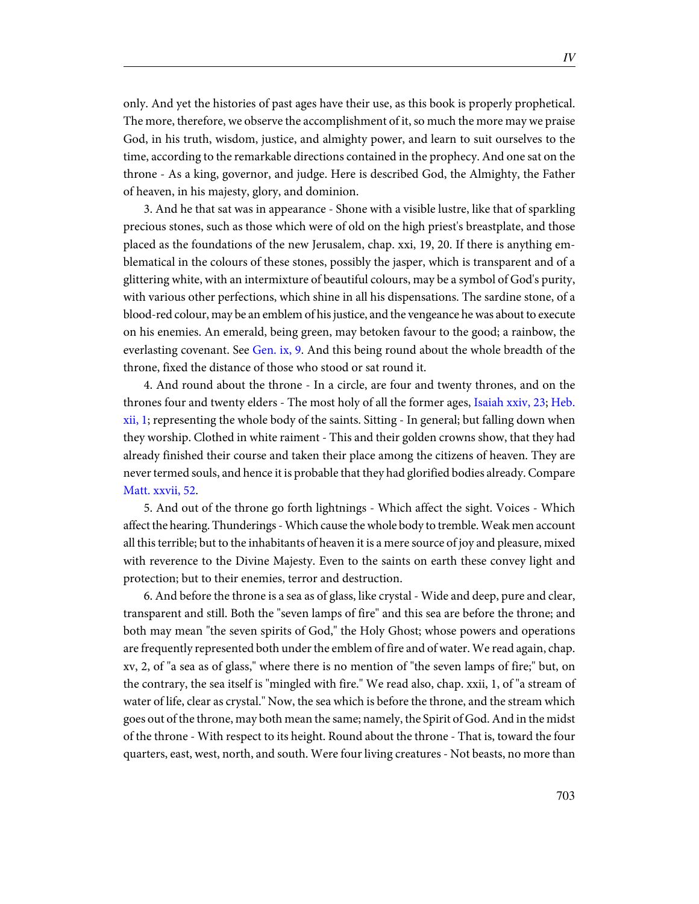only. And yet the histories of past ages have their use, as this book is properly prophetical. The more, therefore, we observe the accomplishment of it, so much the more may we praise God, in his truth, wisdom, justice, and almighty power, and learn to suit ourselves to the time, according to the remarkable directions contained in the prophecy. And one sat on the throne - As a king, governor, and judge. Here is described God, the Almighty, the Father of heaven, in his majesty, glory, and dominion.

3. And he that sat was in appearance - Shone with a visible lustre, like that of sparkling precious stones, such as those which were of old on the high priest's breastplate, and those placed as the foundations of the new Jerusalem, chap. xxi, 19, 20. If there is anything emblematical in the colours of these stones, possibly the jasper, which is transparent and of a glittering white, with an intermixture of beautiful colours, may be a symbol of God's purity, with various other perfections, which shine in all his dispensations. The sardine stone, of a blood-red colour, may be an emblem of his justice, and the vengeance he was about to execute on his enemies. An emerald, being green, may betoken favour to the good; a rainbow, the everlasting covenant. See Gen. ix, 9. And this being round about the whole breadth of the throne, fixed the distance of those who stood or sat round it.

4. And round about the throne - In a circle, are four and twenty thrones, and on the thrones four and twenty elders - The most holy of all the former ages, Isaiah xxiv, 23; Heb. xii, 1; representing the whole body of the saints. Sitting - In general; but falling down when they worship. Clothed in white raiment - This and their golden crowns show, that they had already finished their course and taken their place among the citizens of heaven. They are never termed souls, and hence it is probable that they had glorified bodies already. Compare Matt. xxvii, 52.

5. And out of the throne go forth lightnings - Which affect the sight. Voices - Which affect the hearing. Thunderings - Which cause the whole body to tremble. Weak men account all this terrible; but to the inhabitants of heaven it is a mere source of joy and pleasure, mixed with reverence to the Divine Majesty. Even to the saints on earth these convey light and protection; but to their enemies, terror and destruction.

6. And before the throne is a sea as of glass, like crystal - Wide and deep, pure and clear, transparent and still. Both the "seven lamps of fire" and this sea are before the throne; and both may mean "the seven spirits of God," the Holy Ghost; whose powers and operations are frequently represented both under the emblem of fire and of water. We read again, chap. xv, 2, of "a sea as of glass," where there is no mention of "the seven lamps of fire;" but, on the contrary, the sea itself is "mingled with fire." We read also, chap. xxii, 1, of "a stream of water of life, clear as crystal." Now, the sea which is before the throne, and the stream which goes out of the throne, may both mean the same; namely, the Spirit of God. And in the midst of the throne - With respect to its height. Round about the throne - That is, toward the four quarters, east, west, north, and south. Were four living creatures - Not beasts, no more than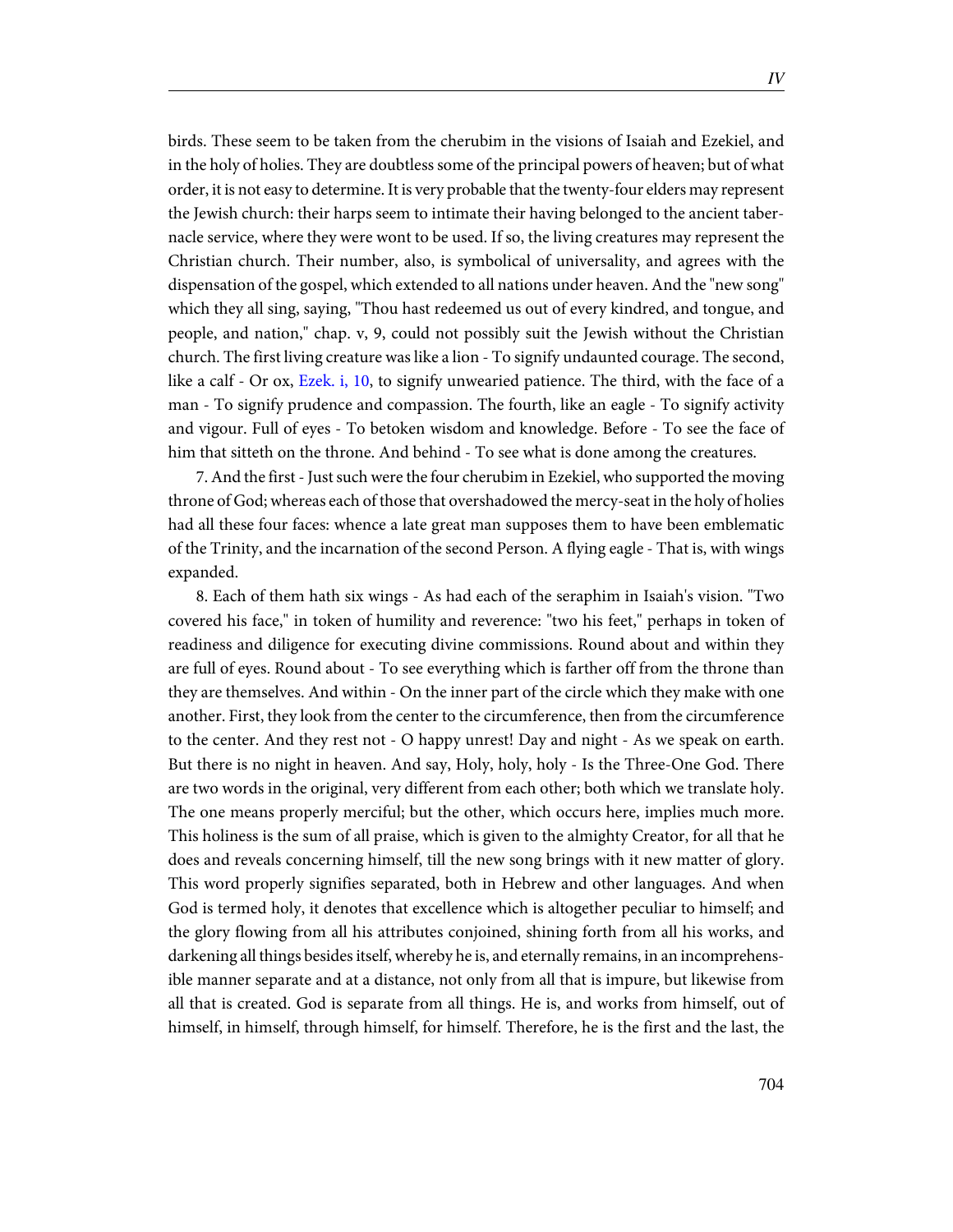birds. These seem to be taken from the cherubim in the visions of Isaiah and Ezekiel, and in the holy of holies. They are doubtless some of the principal powers of heaven; but of what order, it is not easy to determine. It is very probable that the twenty-four elders may represent the Jewish church: their harps seem to intimate their having belonged to the ancient tabernacle service, where they were wont to be used. If so, the living creatures may represent the Christian church. Their number, also, is symbolical of universality, and agrees with the dispensation of the gospel, which extended to all nations under heaven. And the "new song" which they all sing, saying, "Thou hast redeemed us out of every kindred, and tongue, and people, and nation," chap. v, 9, could not possibly suit the Jewish without the Christian church. The first living creature was like a lion - To signify undaunted courage. The second, like a calf - Or ox, Ezek. i, 10, to signify unwearied patience. The third, with the face of a man - To signify prudence and compassion. The fourth, like an eagle - To signify activity and vigour. Full of eyes - To betoken wisdom and knowledge. Before - To see the face of him that sitteth on the throne. And behind - To see what is done among the creatures.

7. And the first - Just such were the four cherubim in Ezekiel, who supported the moving throne of God; whereas each of those that overshadowed the mercy-seat in the holy of holies had all these four faces: whence a late great man supposes them to have been emblematic of the Trinity, and the incarnation of the second Person. A flying eagle - That is, with wings expanded.

8. Each of them hath six wings - As had each of the seraphim in Isaiah's vision. "Two covered his face," in token of humility and reverence: "two his feet," perhaps in token of readiness and diligence for executing divine commissions. Round about and within they are full of eyes. Round about - To see everything which is farther off from the throne than they are themselves. And within - On the inner part of the circle which they make with one another. First, they look from the center to the circumference, then from the circumference to the center. And they rest not - O happy unrest! Day and night - As we speak on earth. But there is no night in heaven. And say, Holy, holy, holy - Is the Three-One God. There are two words in the original, very different from each other; both which we translate holy. The one means properly merciful; but the other, which occurs here, implies much more. This holiness is the sum of all praise, which is given to the almighty Creator, for all that he does and reveals concerning himself, till the new song brings with it new matter of glory. This word properly signifies separated, both in Hebrew and other languages. And when God is termed holy, it denotes that excellence which is altogether peculiar to himself; and the glory flowing from all his attributes conjoined, shining forth from all his works, and darkening all things besides itself, whereby he is, and eternally remains, in an incomprehensible manner separate and at a distance, not only from all that is impure, but likewise from all that is created. God is separate from all things. He is, and works from himself, out of himself, in himself, through himself, for himself. Therefore, he is the first and the last, the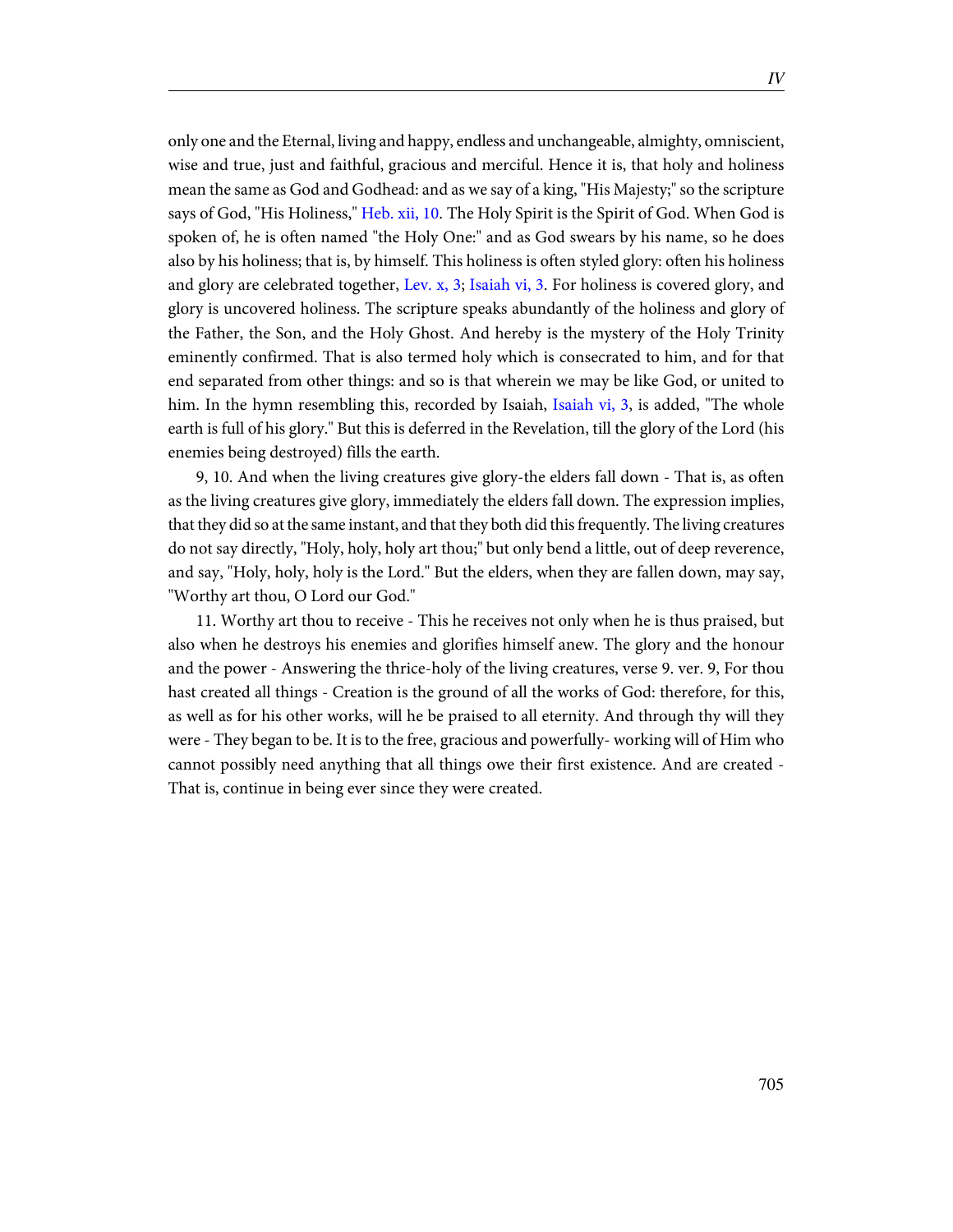only one and the Eternal, living and happy, endless and unchangeable, almighty, omniscient, wise and true, just and faithful, gracious and merciful. Hence it is, that holy and holiness mean the same as God and Godhead: and as we say of a king, "His Majesty;" so the scripture says of God, "His Holiness," Heb. xii, 10. The Holy Spirit is the Spirit of God. When God is spoken of, he is often named "the Holy One:" and as God swears by his name, so he does also by his holiness; that is, by himself. This holiness is often styled glory: often his holiness and glory are celebrated together, Lev. x, 3; Isaiah vi, 3. For holiness is covered glory, and glory is uncovered holiness. The scripture speaks abundantly of the holiness and glory of the Father, the Son, and the Holy Ghost. And hereby is the mystery of the Holy Trinity eminently confirmed. That is also termed holy which is consecrated to him, and for that end separated from other things: and so is that wherein we may be like God, or united to him. In the hymn resembling this, recorded by Isaiah, Isaiah vi, 3, is added, "The whole earth is full of his glory." But this is deferred in the Revelation, till the glory of the Lord (his enemies being destroyed) fills the earth.

9, 10. And when the living creatures give glory-the elders fall down - That is, as often as the living creatures give glory, immediately the elders fall down. The expression implies, that they did so at the same instant, and that they both did this frequently. The living creatures do not say directly, "Holy, holy, holy art thou;" but only bend a little, out of deep reverence, and say, "Holy, holy, holy is the Lord." But the elders, when they are fallen down, may say, "Worthy art thou, O Lord our God."

11. Worthy art thou to receive - This he receives not only when he is thus praised, but also when he destroys his enemies and glorifies himself anew. The glory and the honour and the power - Answering the thrice-holy of the living creatures, verse 9. ver. 9, For thou hast created all things - Creation is the ground of all the works of God: therefore, for this, as well as for his other works, will he be praised to all eternity. And through thy will they were - They began to be. It is to the free, gracious and powerfully- working will of Him who cannot possibly need anything that all things owe their first existence. And are created - That is, continue in being ever since they were created.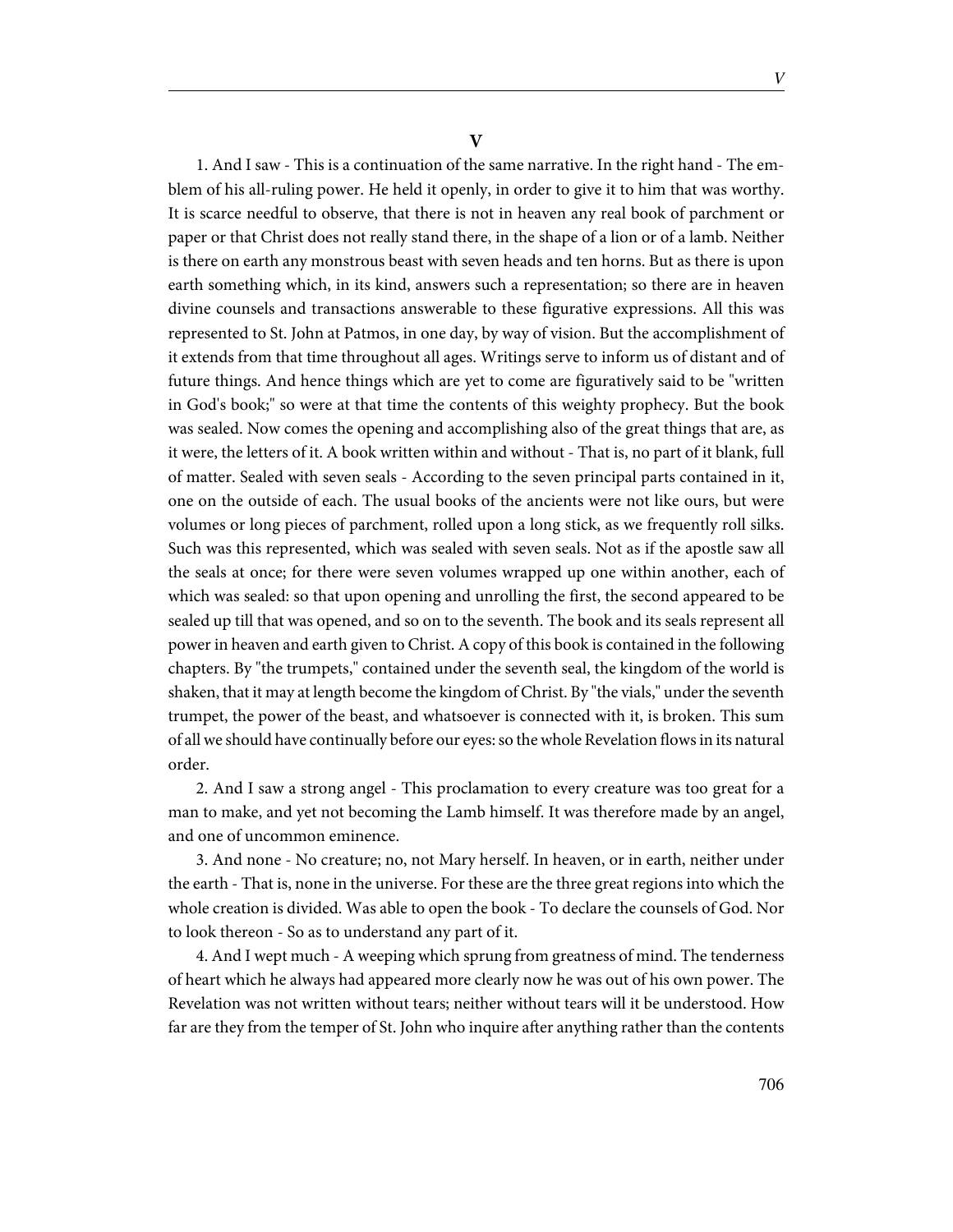## V

1. And I saw - This is a continuation of the same narrative. In the right hand - The emblem of his all-ruling power. He held it openly, in order to give it to him that was worthy. It is scarce needful to observe, that there is not in heaven any real book of parchment or paper or that Christ does not really stand there, in the shape of a lion or of a lamb. Neither is there on earth any monstrous beast with seven heads and ten horns. But as there is upon earth something which, in its kind, answers such a representation; so there are in heaven divine counsels and transactions answerable to these figurative expressions. All this was represented to St. John at Patmos, in one day, by way of vision. But the accomplishment of it extends from that time throughout all ages. Writings serve to inform us of distant and of future things. And hence things which are yet to come are figuratively said to be "written in God's book;" so were at that time the contents of this weighty prophecy. But the book was sealed. Now comes the opening and accomplishing also of the great things that are, as it were, the letters of it. A book written within and without - That is, no part of it blank, full of matter. Sealed with seven seals - According to the seven principal parts contained in it, one on the outside of each. The usual books of the ancients were not like ours, but were volumes or long pieces of parchment, rolled upon a long stick, as we frequently roll silks. Such was this represented, which was sealed with seven seals. Not as if the apostle saw all the seals at once; for there were seven volumes wrapped up one within another, each of which was sealed: so that upon opening and unrolling the first, the second appeared to be sealed up till that was opened, and so on to the seventh. The book and its seals represent all power in heaven and earth given to Christ. A copy of this book is contained in the following chapters. By "the trumpets," contained under the seventh seal, the kingdom of the world is shaken, that it may at length become the kingdom of Christ. By "the vials," under the seventh trumpet, the power of the beast, and whatsoever is connected with it, is broken. This sum of all we should have continually before our eyes: so the whole Revelation flows in its natural order.

2. And I saw a strong angel - This proclamation to every creature was too great for a man to make, and yet not becoming the Lamb himself. It was therefore made by an angel, and one of uncommon eminence.

3. And none - No creature; no, not Mary herself. In heaven, or in earth, neither under the earth - That is, none in the universe. For these are the three great regions into which the whole creation is divided. Was able to open the book - To declare the counsels of God. Nor to look thereon - So as to understand any part of it.

4. And I wept much - A weeping which sprung from greatness of mind. The tenderness of heart which he always had appeared more clearly now he was out of his own power. The Revelation was not written without tears; neither without tears will it be understood. How far are they from the temper of St. John who inquire after anything rather than the contents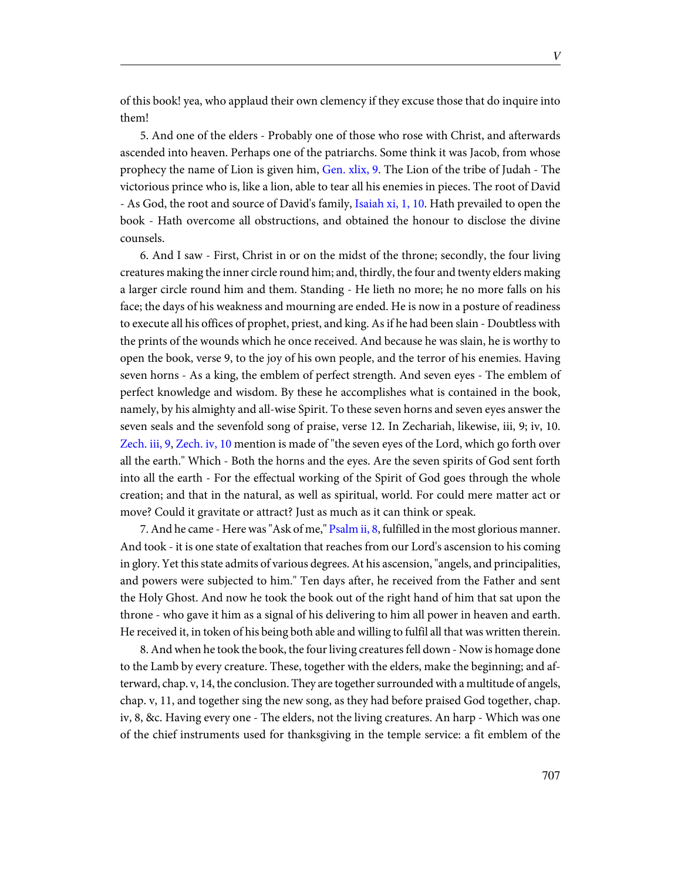of this book! yea, who applaud their own clemency if they excuse those that do inquire into them!

5. And one of the elders - Probably one of those who rose with Christ, and afterwards ascended into heaven. Perhaps one of the patriarchs. Some think it was Jacob, from whose prophecy the name of Lion is given him, Gen. xlix, 9. The Lion of the tribe of Judah - The victorious prince who is, like a lion, able to tear all his enemies in pieces. The root of David - As God, the root and source of David's family, Isaiah xi, 1, 10. Hath prevailed to open the book - Hath overcome all obstructions, and obtained the honour to disclose the divine counsels.

6. And I saw - First, Christ in or on the midst of the throne; secondly, the four living creatures making the inner circle round him; and, thirdly, the four and twenty elders making a larger circle round him and them. Standing - He lieth no more; he no more falls on his face; the days of his weakness and mourning are ended. He is now in a posture of readiness to execute all his offices of prophet, priest, and king. As if he had been slain - Doubtless with the prints of the wounds which he once received. And because he was slain, he is worthy to open the book, verse 9, to the joy of his own people, and the terror of his enemies. Having seven horns - As a king, the emblem of perfect strength. And seven eyes - The emblem of perfect knowledge and wisdom. By these he accomplishes what is contained in the book, namely, by his almighty and all-wise Spirit. To these seven horns and seven eyes answer the seven seals and the sevenfold song of praise, verse 12. In Zechariah, likewise, iii, 9; iv, 10. Zech. iii, 9, Zech. iv, 10 mention is made of "the seven eyes of the Lord, which go forth over all the earth." Which - Both the horns and the eyes. Are the seven spirits of God sent forth into all the earth - For the effectual working of the Spirit of God goes through the whole creation; and that in the natural, as well as spiritual, world. For could mere matter act or move? Could it gravitate or attract? Just as much as it can think or speak.

7. And he came - Here was "Ask of me," Psalm ii, 8, fulfilled in the most glorious manner. And took - it is one state of exaltation that reaches from our Lord's ascension to his coming in glory. Yet this state admits of various degrees. At his ascension, "angels, and principalities, and powers were subjected to him." Ten days after, he received from the Father and sent the Holy Ghost. And now he took the book out of the right hand of him that sat upon the throne - who gave it him as a signal of his delivering to him all power in heaven and earth. He received it, in token of his being both able and willing to fulfil all that was written therein.

8. And when he took the book, the four living creatures fell down - Now is homage done to the Lamb by every creature. These, together with the elders, make the beginning; and afterward, chap. v, 14, the conclusion. They are together surrounded with a multitude of angels, chap. v, 11, and together sing the new song, as they had before praised God together, chap. iv, 8, &c. Having every one - The elders, not the living creatures. An harp - Which was one of the chief instruments used for thanksgiving in the temple service: a fit emblem of the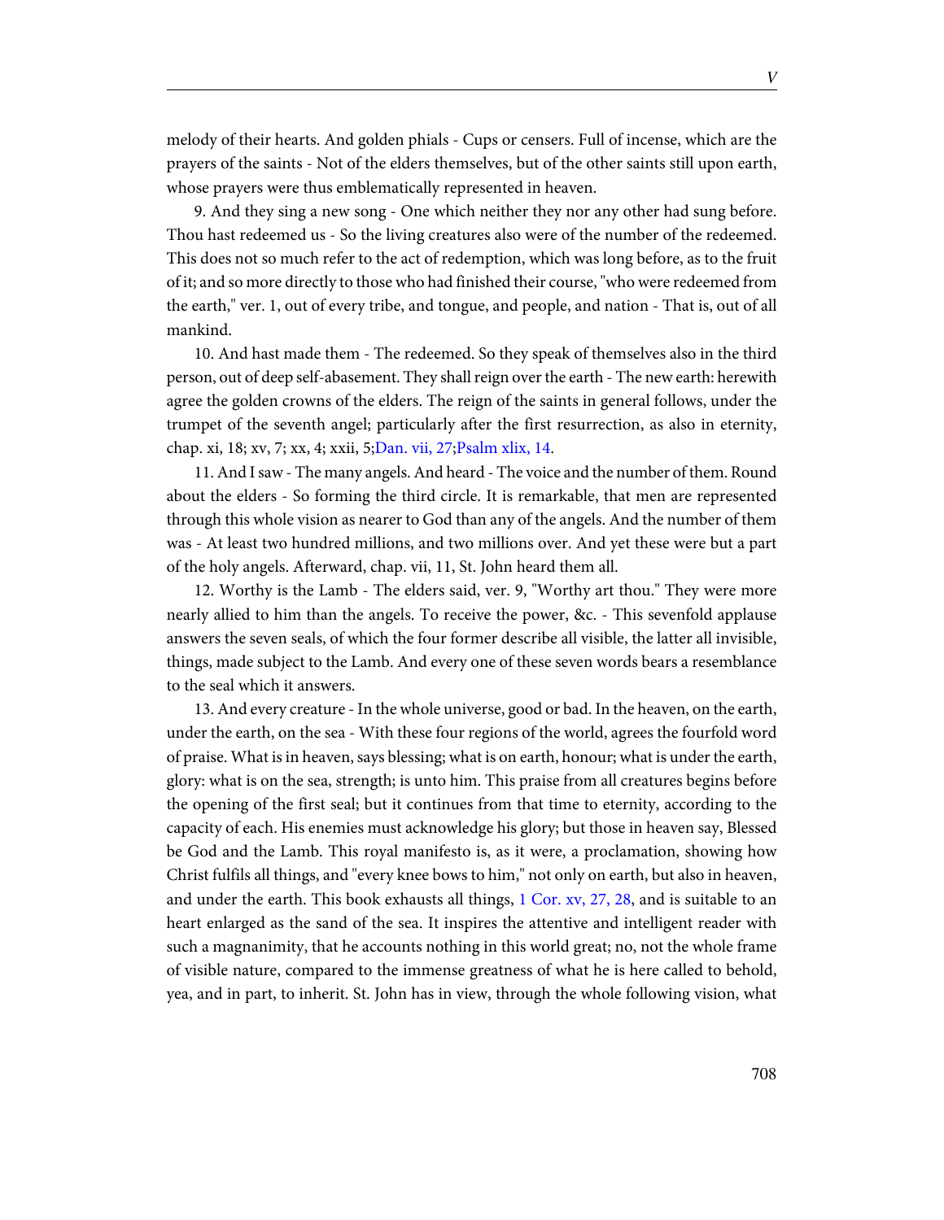melody of their hearts. And golden phials - Cups or censers. Full of incense, which are the prayers of the saints - Not of the elders themselves, but of the other saints still upon earth, whose prayers were thus emblematically represented in heaven.

9. And they sing a new song - One which neither they nor any other had sung before. Thou hast redeemed us - So the living creatures also were of the number of the redeemed. This does not so much refer to the act of redemption, which was long before, as to the fruit of it; and so more directly to those who had finished their course, "who were redeemed from the earth," ver. 1, out of every tribe, and tongue, and people, and nation - That is, out of all mankind.

10. And hast made them - The redeemed. So they speak of themselves also in the third person, out of deep self-abasement. They shall reign over the earth - The new earth: herewith agree the golden crowns of the elders. The reign of the saints in general follows, under the trumpet of the seventh angel; particularly after the first resurrection, as also in eternity, chap. xi, 18; xv, 7; xx, 4; xxii, 5;Dan. vii, 27;Psalm xlix, 14.

11. And I saw - The many angels. And heard - The voice and the number of them. Round about the elders - So forming the third circle. It is remarkable, that men are represented through this whole vision as nearer to God than any of the angels. And the number of them was - At least two hundred millions, and two millions over. And yet these were but a part of the holy angels. Afterward, chap. vii, 11, St. John heard them all.

12. Worthy is the Lamb - The elders said, ver. 9, "Worthy art thou." They were more nearly allied to him than the angels. To receive the power, &c. - This sevenfold applause answers the seven seals, of which the four former describe all visible, the latter all invisible, things, made subject to the Lamb. And every one of these seven words bears a resemblance to the seal which it answers.

13. And every creature - In the whole universe, good or bad. In the heaven, on the earth, under the earth, on the sea - With these four regions of the world, agrees the fourfold word of praise. What is in heaven, says blessing; what is on earth, honour; what is under the earth, glory: what is on the sea, strength; is unto him. This praise from all creatures begins before the opening of the first seal; but it continues from that time to eternity, according to the capacity of each. His enemies must acknowledge his glory; but those in heaven say, Blessed be God and the Lamb. This royal manifesto is, as it were, a proclamation, showing how Christ fulfils all things, and "every knee bows to him," not only on earth, but also in heaven, and under the earth. This book exhausts all things, 1 Cor. xv, 27, 28, and is suitable to an heart enlarged as the sand of the sea. It inspires the attentive and intelligent reader with such a magnanimity, that he accounts nothing in this world great; no, not the whole frame of visible nature, compared to the immense greatness of what he is here called to behold, yea, and in part, to inherit. St. John has in view, through the whole following vision, what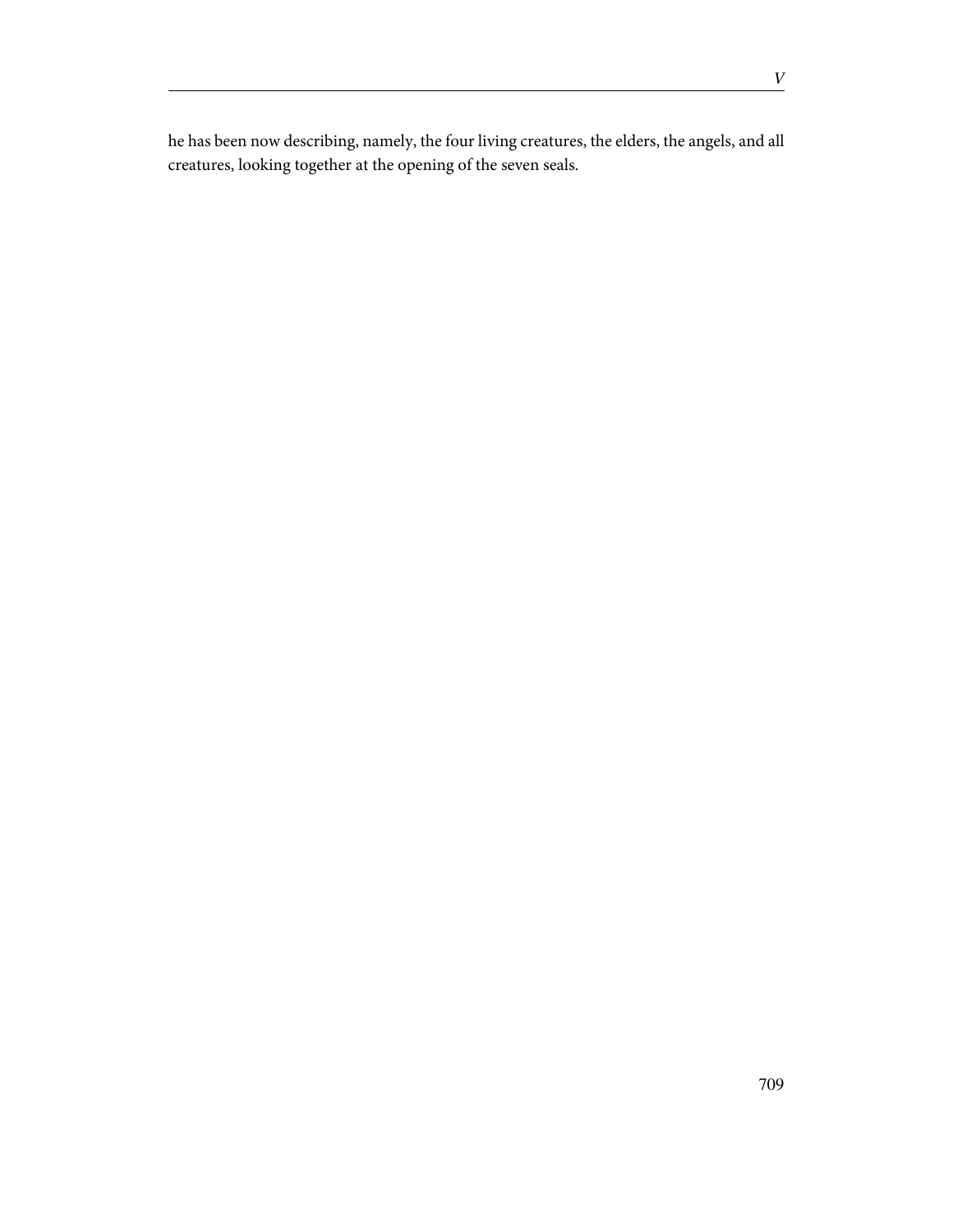he has been now describing, namely, the four living creatures, the elders, the angels, and all creatures, looking together at the opening of the seven seals.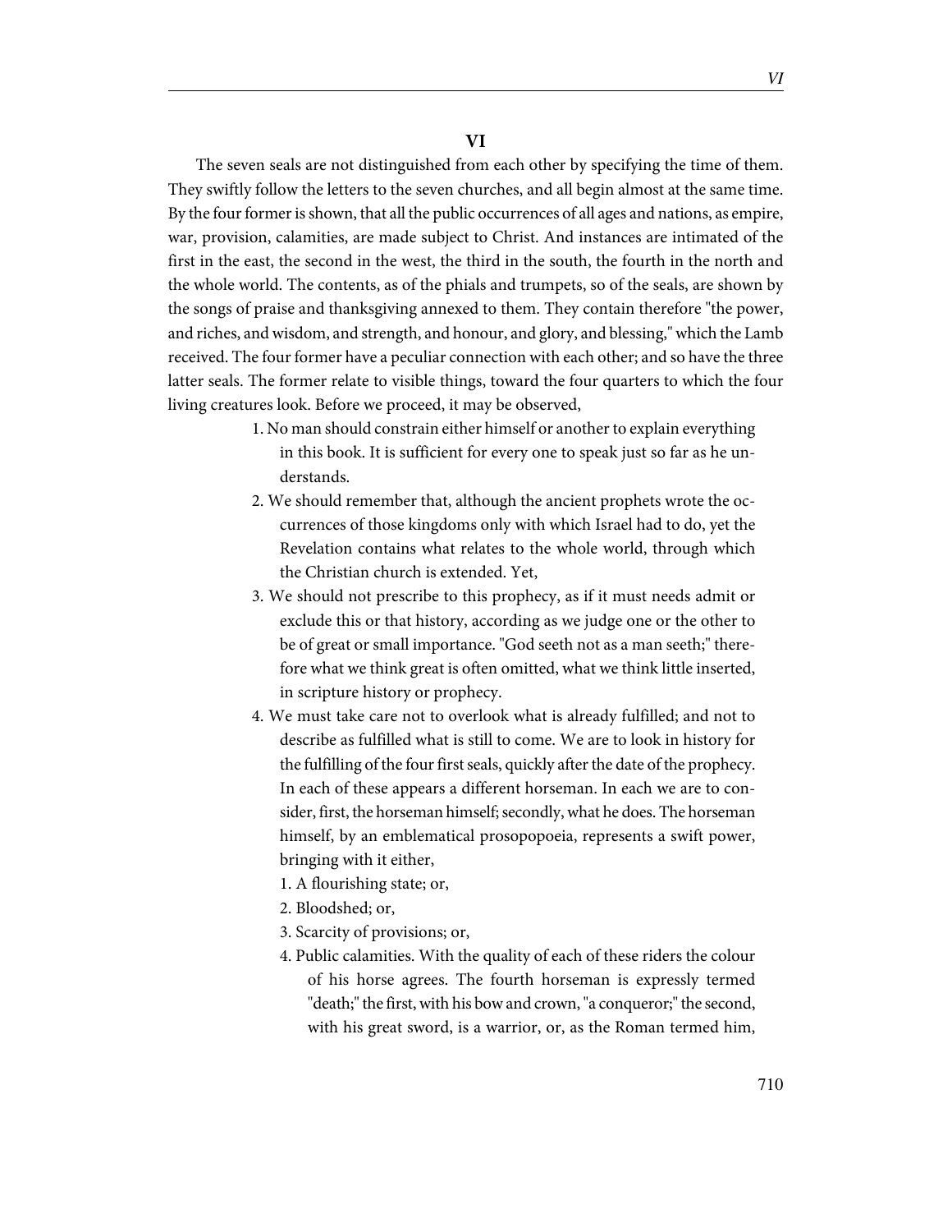## VI

The seven seals are not distinguished from each other by specifying the time of them. They swiftly follow the letters to the seven churches, and all begin almost at the same time. By the four former is shown, that all the public occurrences of all ages and nations, as empire, war, provision, calamities, are made subject to Christ. And instances are intimated of the first in the east, the second in the west, the third in the south, the fourth in the north and the whole world. The contents, as of the phials and trumpets, so of the seals, are shown by the songs of praise and thanksgiving annexed to them. They contain therefore "the power, and riches, and wisdom, and strength, and honour, and glory, and blessing," which the Lamb received. The four former have a peculiar connection with each other; and so have the three latter seals. The former relate to visible things, toward the four quarters to which the four living creatures look. Before we proceed, it may be observed,

1. No man should constrain either himself or another to explain everything in this book. It is sufficient for every one to speak just so far as he understands.
2. We should remember that, although the ancient prophets wrote the occurrences of those kingdoms only with which Israel had to do, yet the Revelation contains what relates to the whole world, through which the Christian church is extended. Yet,
3. We should not prescribe to this prophecy, as if it must needs admit or exclude this or that history, according as we judge one or the other to be of great or small importance. "God seeth not as a man seeth;" therefore what we think great is often omitted, what we think little inserted, in scripture history or prophecy.
4. We must take care not to overlook what is already fulfilled; and not to describe as fulfilled what is still to come. We are to look in history for the fulfilling of the four first seals, quickly after the date of the prophecy. In each of these appears a different horseman. In each we are to consider, first, the horseman himself; secondly, what he does. The horseman himself, by an emblematical prosopopoeia, represents a swift power, bringing with it either,
   1. A flourishing state; or,
   2. Bloodshed; or,
   3. Scarcity of provisions; or,
   4. Public calamities. With the quality of each of these riders the colour of his horse agrees. The fourth horseman is expressly termed "death;" the first, with his bow and crown, "a conqueror;" the second, with his great sword, is a warrior, or, as the Roman termed him,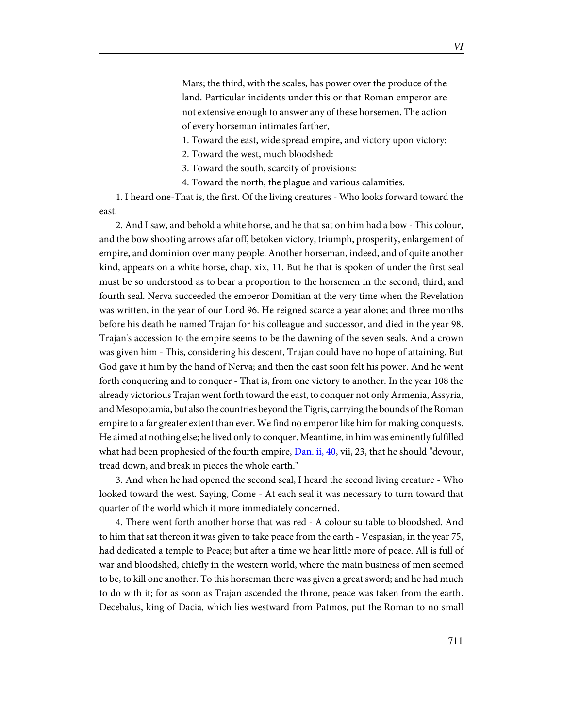Mars; the third, with the scales, has power over the produce of the land. Particular incidents under this or that Roman emperor are not extensive enough to answer any of these horsemen. The action of every horseman intimates farther,

1. Toward the east, wide spread empire, and victory upon victory:
2. Toward the west, much bloodshed:
3. Toward the south, scarcity of provisions:
4. Toward the north, the plague and various calamities.

1. I heard one-That is, the first. Of the living creatures - Who looks forward toward the east.

2. And I saw, and behold a white horse, and he that sat on him had a bow - This colour, and the bow shooting arrows afar off, betoken victory, triumph, prosperity, enlargement of empire, and dominion over many people. Another horseman, indeed, and of quite another kind, appears on a white horse, chap. xix, 11. But he that is spoken of under the first seal must be so understood as to bear a proportion to the horsemen in the second, third, and fourth seal. Nerva succeeded the emperor Domitian at the very time when the Revelation was written, in the year of our Lord 96. He reigned scarce a year alone; and three months before his death he named Trajan for his colleague and successor, and died in the year 98. Trajan's accession to the empire seems to be the dawning of the seven seals. And a crown was given him - This, considering his descent, Trajan could have no hope of attaining. But God gave it him by the hand of Nerva; and then the east soon felt his power. And he went forth conquering and to conquer - That is, from one victory to another. In the year 108 the already victorious Trajan went forth toward the east, to conquer not only Armenia, Assyria, and Mesopotamia, but also the countries beyond the Tigris, carrying the bounds of the Roman empire to a far greater extent than ever. We find no emperor like him for making conquests. He aimed at nothing else; he lived only to conquer. Meantime, in him was eminently fulfilled what had been prophesied of the fourth empire, Dan. ii, 40, vii, 23, that he should "devour, tread down, and break in pieces the whole earth."

3. And when he had opened the second seal, I heard the second living creature - Who looked toward the west. Saying, Come - At each seal it was necessary to turn toward that quarter of the world which it more immediately concerned.

4. There went forth another horse that was red - A colour suitable to bloodshed. And to him that sat thereon it was given to take peace from the earth - Vespasian, in the year 75, had dedicated a temple to Peace; but after a time we hear little more of peace. All is full of war and bloodshed, chiefly in the western world, where the main business of men seemed to be, to kill one another. To this horseman there was given a great sword; and he had much to do with it; for as soon as Trajan ascended the throne, peace was taken from the earth. Decebalus, king of Dacia, which lies westward from Patmos, put the Roman to no small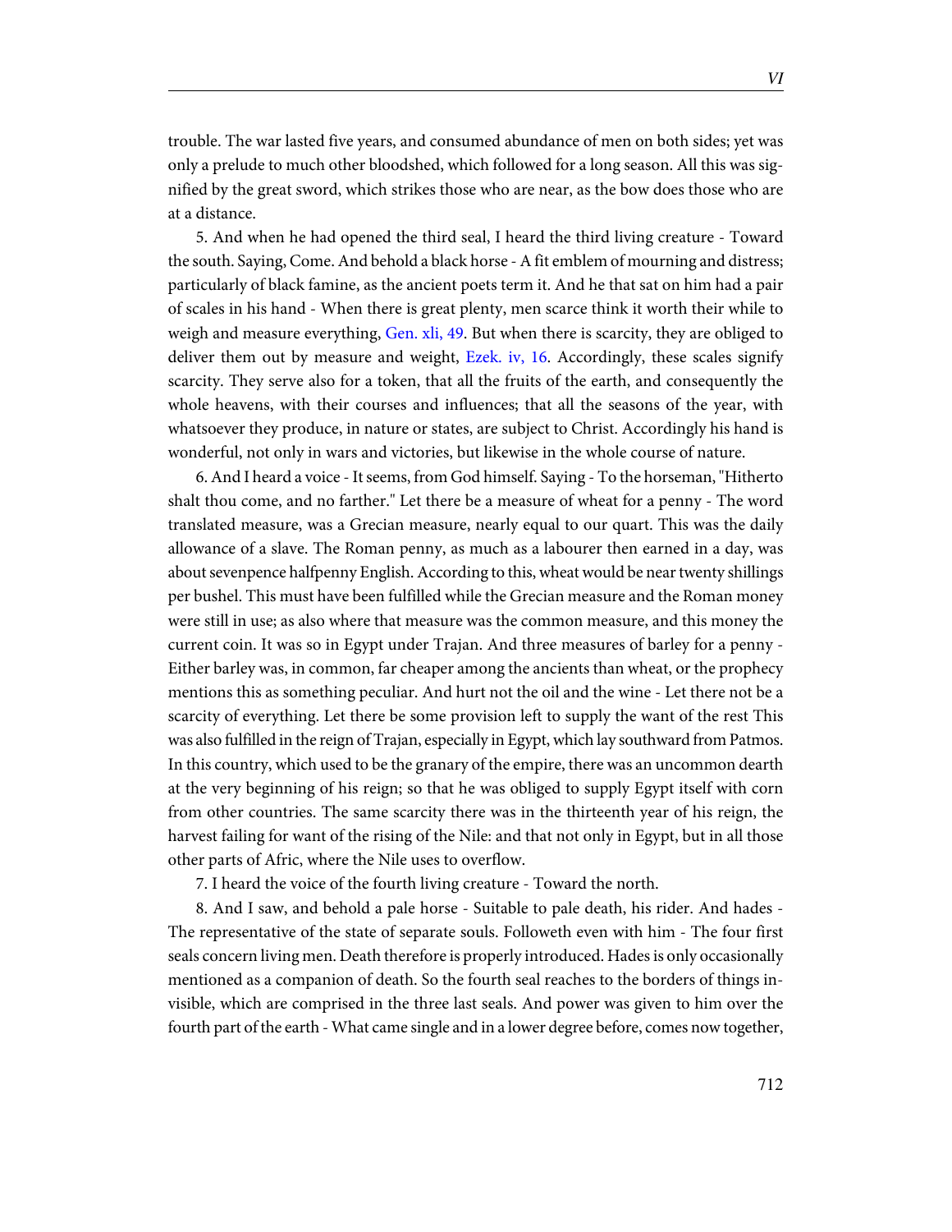trouble. The war lasted five years, and consumed abundance of men on both sides; yet was only a prelude to much other bloodshed, which followed for a long season. All this was signified by the great sword, which strikes those who are near, as the bow does those who are at a distance.

5. And when he had opened the third seal, I heard the third living creature - Toward the south. Saying, Come. And behold a black horse - A fit emblem of mourning and distress; particularly of black famine, as the ancient poets term it. And he that sat on him had a pair of scales in his hand - When there is great plenty, men scarce think it worth their while to weigh and measure everything, Gen. xli, 49. But when there is scarcity, they are obliged to deliver them out by measure and weight, Ezek. iv, 16. Accordingly, these scales signify scarcity. They serve also for a token, that all the fruits of the earth, and consequently the whole heavens, with their courses and influences; that all the seasons of the year, with whatsoever they produce, in nature or states, are subject to Christ. Accordingly his hand is wonderful, not only in wars and victories, but likewise in the whole course of nature.

6. And I heard a voice - It seems, from God himself. Saying - To the horseman, "Hitherto shalt thou come, and no farther." Let there be a measure of wheat for a penny - The word translated measure, was a Grecian measure, nearly equal to our quart. This was the daily allowance of a slave. The Roman penny, as much as a labourer then earned in a day, was about sevenpence halfpenny English. According to this, wheat would be near twenty shillings per bushel. This must have been fulfilled while the Grecian measure and the Roman money were still in use; as also where that measure was the common measure, and this money the current coin. It was so in Egypt under Trajan. And three measures of barley for a penny - Either barley was, in common, far cheaper among the ancients than wheat, or the prophecy mentions this as something peculiar. And hurt not the oil and the wine - Let there not be a scarcity of everything. Let there be some provision left to supply the want of the rest This was also fulfilled in the reign of Trajan, especially in Egypt, which lay southward from Patmos. In this country, which used to be the granary of the empire, there was an uncommon dearth at the very beginning of his reign; so that he was obliged to supply Egypt itself with corn from other countries. The same scarcity there was in the thirteenth year of his reign, the harvest failing for want of the rising of the Nile: and that not only in Egypt, but in all those other parts of Afric, where the Nile uses to overflow.

7. I heard the voice of the fourth living creature - Toward the north.

8. And I saw, and behold a pale horse - Suitable to pale death, his rider. And hades - The representative of the state of separate souls. Followeth even with him - The four first seals concern living men. Death therefore is properly introduced. Hades is only occasionally mentioned as a companion of death. So the fourth seal reaches to the borders of things invisible, which are comprised in the three last seals. And power was given to him over the fourth part of the earth - What came single and in a lower degree before, comes now together,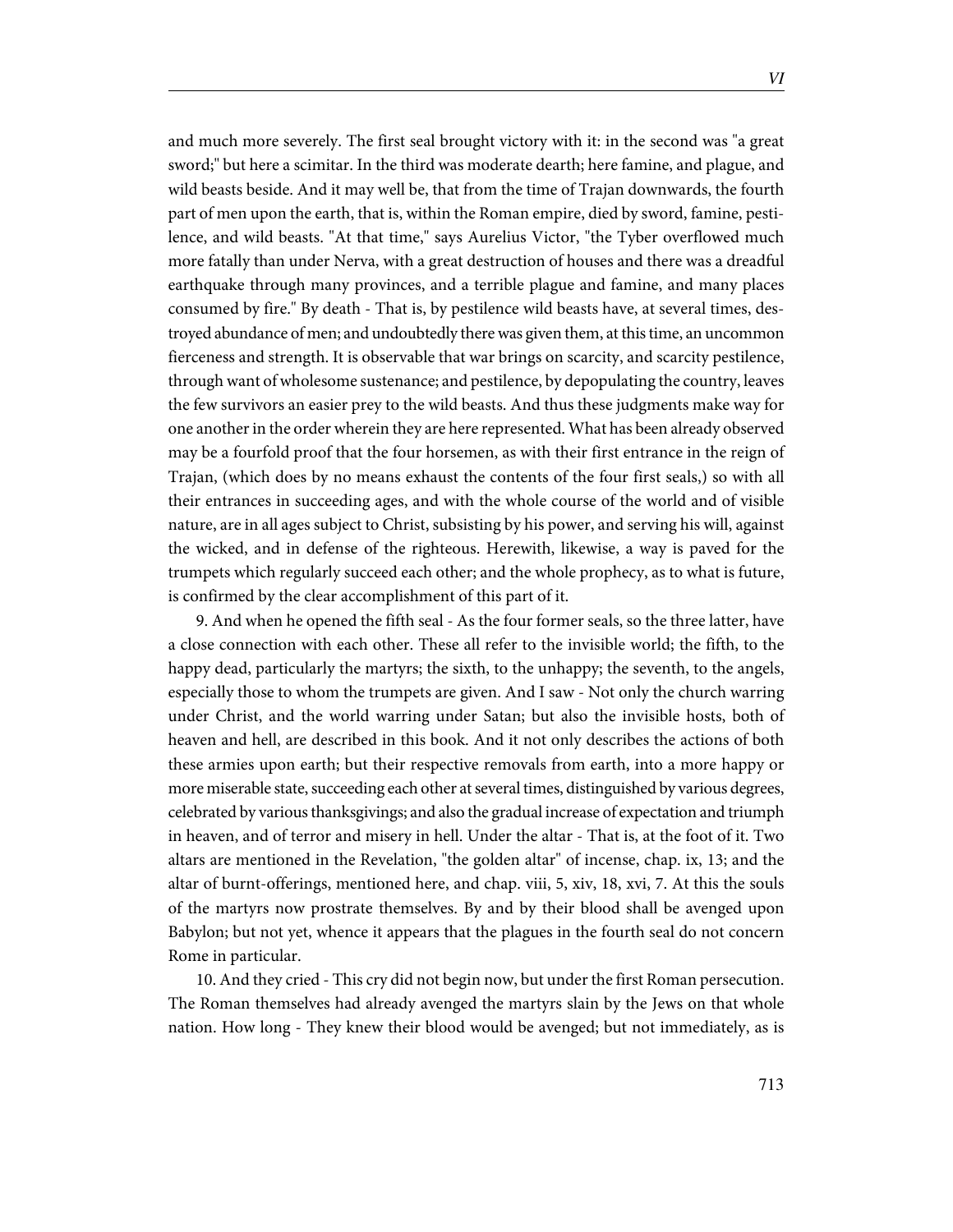and much more severely. The first seal brought victory with it: in the second was "a great sword;" but here a scimitar. In the third was moderate dearth; here famine, and plague, and wild beasts beside. And it may well be, that from the time of Trajan downwards, the fourth part of men upon the earth, that is, within the Roman empire, died by sword, famine, pestilence, and wild beasts. "At that time," says Aurelius Victor, "the Tyber overflowed much more fatally than under Nerva, with a great destruction of houses and there was a dreadful earthquake through many provinces, and a terrible plague and famine, and many places consumed by fire." By death - That is, by pestilence wild beasts have, at several times, destroyed abundance of men; and undoubtedly there was given them, at this time, an uncommon fierceness and strength. It is observable that war brings on scarcity, and scarcity pestilence, through want of wholesome sustenance; and pestilence, by depopulating the country, leaves the few survivors an easier prey to the wild beasts. And thus these judgments make way for one another in the order wherein they are here represented. What has been already observed may be a fourfold proof that the four horsemen, as with their first entrance in the reign of Trajan, (which does by no means exhaust the contents of the four first seals,) so with all their entrances in succeeding ages, and with the whole course of the world and of visible nature, are in all ages subject to Christ, subsisting by his power, and serving his will, against the wicked, and in defense of the righteous. Herewith, likewise, a way is paved for the trumpets which regularly succeed each other; and the whole prophecy, as to what is future, is confirmed by the clear accomplishment of this part of it.

9. And when he opened the fifth seal - As the four former seals, so the three latter, have a close connection with each other. These all refer to the invisible world; the fifth, to the happy dead, particularly the martyrs; the sixth, to the unhappy; the seventh, to the angels, especially those to whom the trumpets are given. And I saw - Not only the church warring under Christ, and the world warring under Satan; but also the invisible hosts, both of heaven and hell, are described in this book. And it not only describes the actions of both these armies upon earth; but their respective removals from earth, into a more happy or more miserable state, succeeding each other at several times, distinguished by various degrees, celebrated by various thanksgivings; and also the gradual increase of expectation and triumph in heaven, and of terror and misery in hell. Under the altar - That is, at the foot of it. Two altars are mentioned in the Revelation, "the golden altar" of incense, chap. ix, 13; and the altar of burnt-offerings, mentioned here, and chap. viii, 5, xiv, 18, xvi, 7. At this the souls of the martyrs now prostrate themselves. By and by their blood shall be avenged upon Babylon; but not yet, whence it appears that the plagues in the fourth seal do not concern Rome in particular.

10. And they cried - This cry did not begin now, but under the first Roman persecution. The Roman themselves had already avenged the martyrs slain by the Jews on that whole nation. How long - They knew their blood would be avenged; but not immediately, as is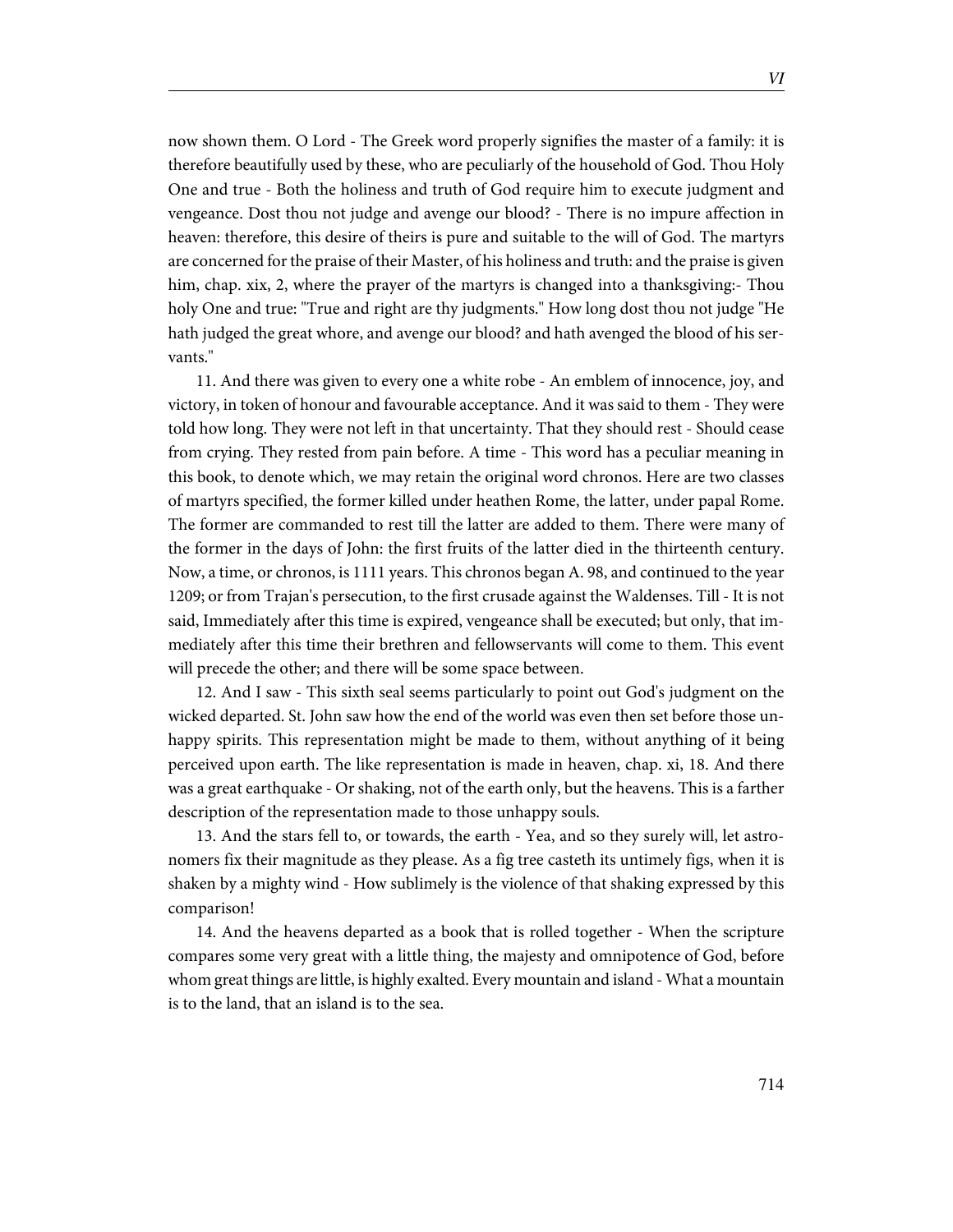now shown them. O Lord - The Greek word properly signifies the master of a family: it is therefore beautifully used by these, who are peculiarly of the household of God. Thou Holy One and true - Both the holiness and truth of God require him to execute judgment and vengeance. Dost thou not judge and avenge our blood? - There is no impure affection in heaven: therefore, this desire of theirs is pure and suitable to the will of God. The martyrs are concerned for the praise of their Master, of his holiness and truth: and the praise is given him, chap. xix, 2, where the prayer of the martyrs is changed into a thanksgiving:- Thou holy One and true: "True and right are thy judgments." How long dost thou not judge "He hath judged the great whore, and avenge our blood? and hath avenged the blood of his servants."

11. And there was given to every one a white robe - An emblem of innocence, joy, and victory, in token of honour and favourable acceptance. And it was said to them - They were told how long. They were not left in that uncertainty. That they should rest - Should cease from crying. They rested from pain before. A time - This word has a peculiar meaning in this book, to denote which, we may retain the original word chronos. Here are two classes of martyrs specified, the former killed under heathen Rome, the latter, under papal Rome. The former are commanded to rest till the latter are added to them. There were many of the former in the days of John: the first fruits of the latter died in the thirteenth century. Now, a time, or chronos, is 1111 years. This chronos began A. 98, and continued to the year 1209; or from Trajan's persecution, to the first crusade against the Waldenses. Till - It is not said, Immediately after this time is expired, vengeance shall be executed; but only, that immediately after this time their brethren and fellowservants will come to them. This event will precede the other; and there will be some space between.

12. And I saw - This sixth seal seems particularly to point out God's judgment on the wicked departed. St. John saw how the end of the world was even then set before those unhappy spirits. This representation might be made to them, without anything of it being perceived upon earth. The like representation is made in heaven, chap. xi, 18. And there was a great earthquake - Or shaking, not of the earth only, but the heavens. This is a farther description of the representation made to those unhappy souls.

13. And the stars fell to, or towards, the earth - Yea, and so they surely will, let astronomers fix their magnitude as they please. As a fig tree casteth its untimely figs, when it is shaken by a mighty wind - How sublimely is the violence of that shaking expressed by this comparison!

14. And the heavens departed as a book that is rolled together - When the scripture compares some very great with a little thing, the majesty and omnipotence of God, before whom great things are little, is highly exalted. Every mountain and island - What a mountain is to the land, that an island is to the sea.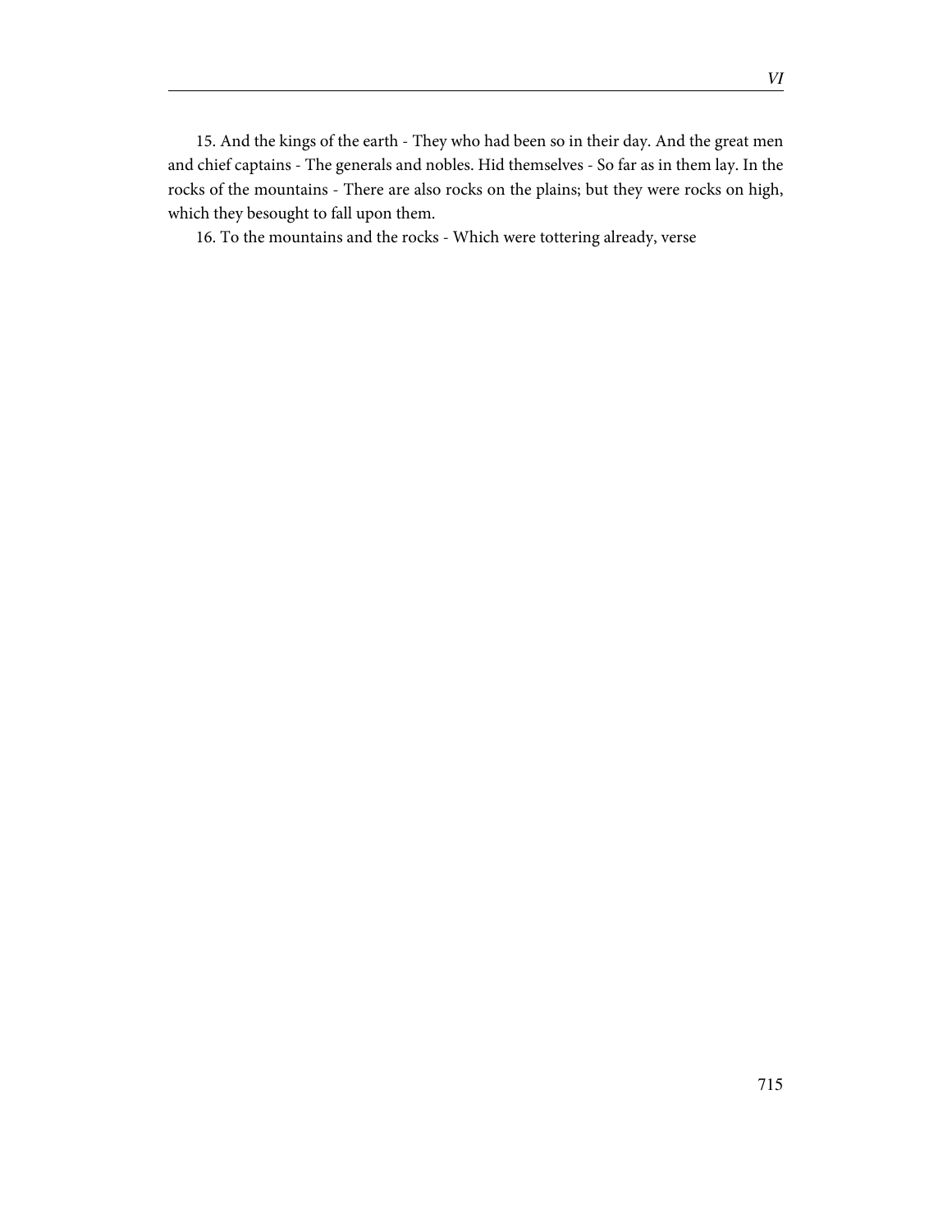15. And the kings of the earth - They who had been so in their day. And the great men and chief captains - The generals and nobles. Hid themselves - So far as in them lay. In the rocks of the mountains - There are also rocks on the plains; but they were rocks on high, which they besought to fall upon them.

16. To the mountains and the rocks - Which were tottering already, verse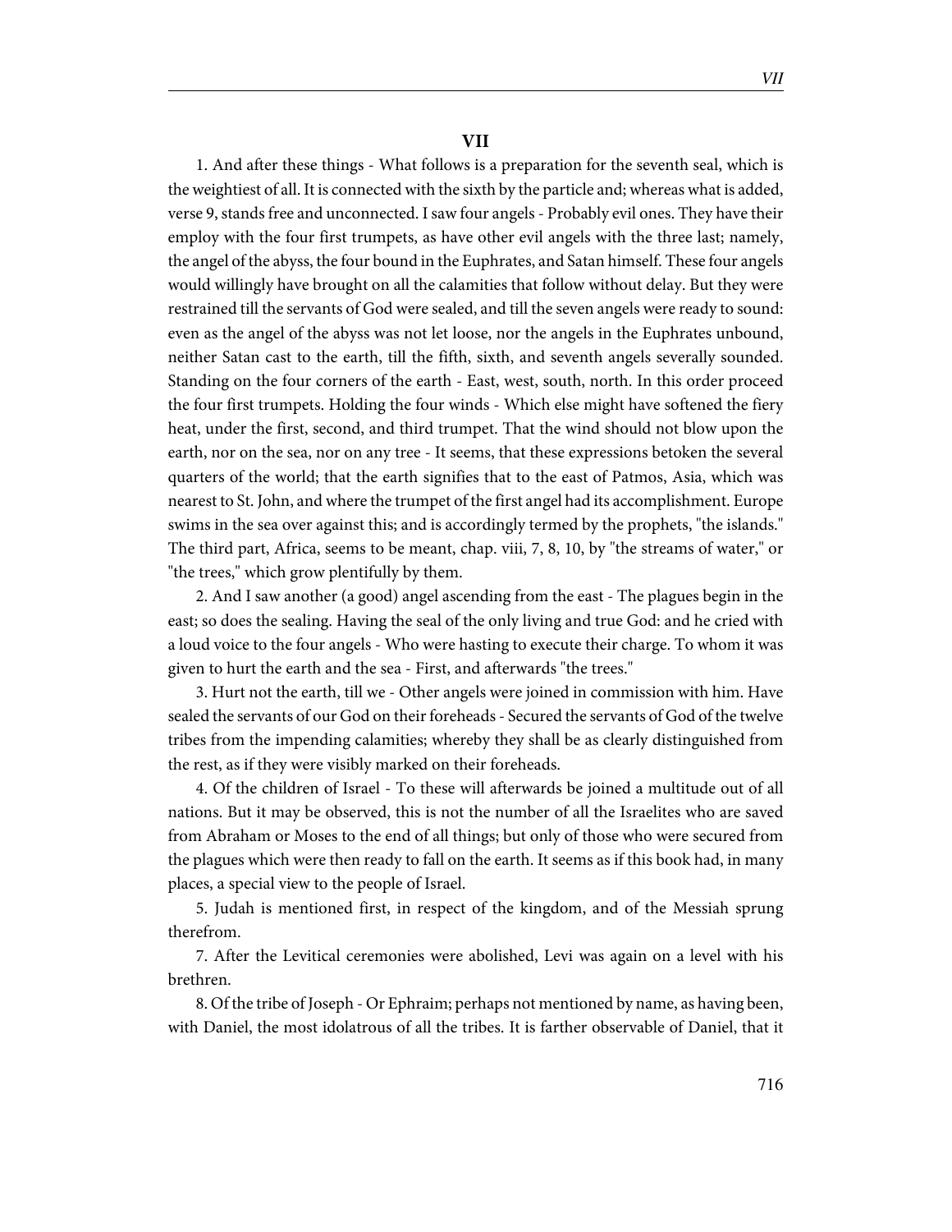## VII

1. And after these things - What follows is a preparation for the seventh seal, which is the weightiest of all. It is connected with the sixth by the particle and; whereas what is added, verse 9, stands free and unconnected. I saw four angels - Probably evil ones. They have their employ with the four first trumpets, as have other evil angels with the three last; namely, the angel of the abyss, the four bound in the Euphrates, and Satan himself. These four angels would willingly have brought on all the calamities that follow without delay. But they were restrained till the servants of God were sealed, and till the seven angels were ready to sound: even as the angel of the abyss was not let loose, nor the angels in the Euphrates unbound, neither Satan cast to the earth, till the fifth, sixth, and seventh angels severally sounded. Standing on the four corners of the earth - East, west, south, north. In this order proceed the four first trumpets. Holding the four winds - Which else might have softened the fiery heat, under the first, second, and third trumpet. That the wind should not blow upon the earth, nor on the sea, nor on any tree - It seems, that these expressions betoken the several quarters of the world; that the earth signifies that to the east of Patmos, Asia, which was nearest to St. John, and where the trumpet of the first angel had its accomplishment. Europe swims in the sea over against this; and is accordingly termed by the prophets, "the islands." The third part, Africa, seems to be meant, chap. viii, 7, 8, 10, by "the streams of water," or "the trees," which grow plentifully by them.

2. And I saw another (a good) angel ascending from the east - The plagues begin in the east; so does the sealing. Having the seal of the only living and true God: and he cried with a loud voice to the four angels - Who were hasting to execute their charge. To whom it was given to hurt the earth and the sea - First, and afterwards "the trees."

3. Hurt not the earth, till we - Other angels were joined in commission with him. Have sealed the servants of our God on their foreheads - Secured the servants of God of the twelve tribes from the impending calamities; whereby they shall be as clearly distinguished from the rest, as if they were visibly marked on their foreheads.

4. Of the children of Israel - To these will afterwards be joined a multitude out of all nations. But it may be observed, this is not the number of all the Israelites who are saved from Abraham or Moses to the end of all things; but only of those who were secured from the plagues which were then ready to fall on the earth. It seems as if this book had, in many places, a special view to the people of Israel.

5. Judah is mentioned first, in respect of the kingdom, and of the Messiah sprung therefrom.

7. After the Levitical ceremonies were abolished, Levi was again on a level with his brethren.

8. Of the tribe of Joseph - Or Ephraim; perhaps not mentioned by name, as having been, with Daniel, the most idolatrous of all the tribes. It is farther observable of Daniel, that it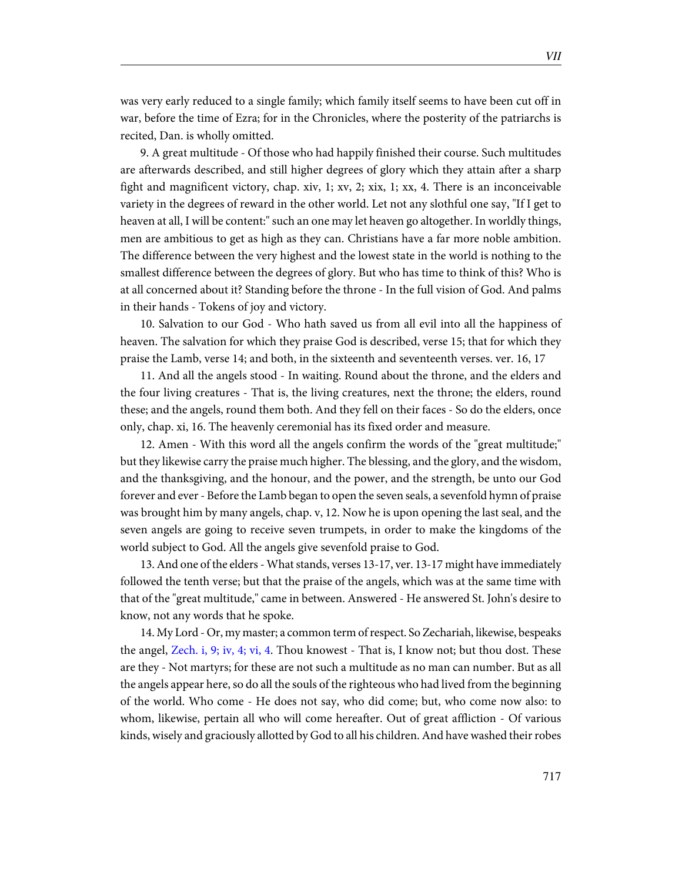was very early reduced to a single family; which family itself seems to have been cut off in war, before the time of Ezra; for in the Chronicles, where the posterity of the patriarchs is recited, Dan. is wholly omitted.

9. A great multitude - Of those who had happily finished their course. Such multitudes are afterwards described, and still higher degrees of glory which they attain after a sharp fight and magnificent victory, chap. xiv, 1; xv, 2; xix, 1; xx, 4. There is an inconceivable variety in the degrees of reward in the other world. Let not any slothful one say, "If I get to heaven at all, I will be content:" such an one may let heaven go altogether. In worldly things, men are ambitious to get as high as they can. Christians have a far more noble ambition. The difference between the very highest and the lowest state in the world is nothing to the smallest difference between the degrees of glory. But who has time to think of this? Who is at all concerned about it? Standing before the throne - In the full vision of God. And palms in their hands - Tokens of joy and victory.

10. Salvation to our God - Who hath saved us from all evil into all the happiness of heaven. The salvation for which they praise God is described, verse 15; that for which they praise the Lamb, verse 14; and both, in the sixteenth and seventeenth verses. ver. 16, 17

11. And all the angels stood - In waiting. Round about the throne, and the elders and the four living creatures - That is, the living creatures, next the throne; the elders, round these; and the angels, round them both. And they fell on their faces - So do the elders, once only, chap. xi, 16. The heavenly ceremonial has its fixed order and measure.

12. Amen - With this word all the angels confirm the words of the "great multitude;" but they likewise carry the praise much higher. The blessing, and the glory, and the wisdom, and the thanksgiving, and the honour, and the power, and the strength, be unto our God forever and ever - Before the Lamb began to open the seven seals, a sevenfold hymn of praise was brought him by many angels, chap. v, 12. Now he is upon opening the last seal, and the seven angels are going to receive seven trumpets, in order to make the kingdoms of the world subject to God. All the angels give sevenfold praise to God.

13. And one of the elders - What stands, verses 13-17, ver. 13-17 might have immediately followed the tenth verse; but that the praise of the angels, which was at the same time with that of the "great multitude," came in between. Answered - He answered St. John's desire to know, not any words that he spoke.

14. My Lord - Or, my master; a common term of respect. So Zechariah, likewise, bespeaks the angel, Zech. i, 9; iv, 4; vi, 4. Thou knowest - That is, I know not; but thou dost. These are they - Not martyrs; for these are not such a multitude as no man can number. But as all the angels appear here, so do all the souls of the righteous who had lived from the beginning of the world. Who come - He does not say, who did come; but, who come now also: to whom, likewise, pertain all who will come hereafter. Out of great affliction - Of various kinds, wisely and graciously allotted by God to all his children. And have washed their robes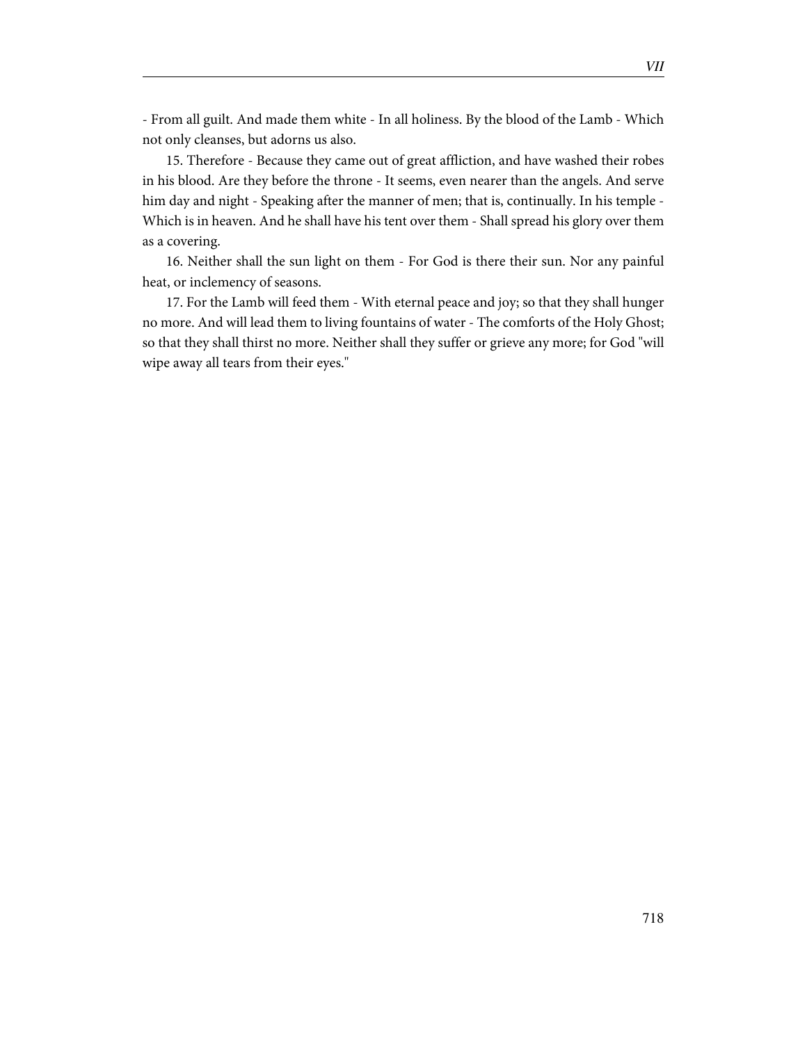- From all guilt. And made them white - In all holiness. By the blood of the Lamb - Which not only cleanses, but adorns us also.

15. Therefore - Because they came out of great affliction, and have washed their robes in his blood. Are they before the throne - It seems, even nearer than the angels. And serve him day and night - Speaking after the manner of men; that is, continually. In his temple - Which is in heaven. And he shall have his tent over them - Shall spread his glory over them as a covering.

16. Neither shall the sun light on them - For God is there their sun. Nor any painful heat, or inclemency of seasons.

17. For the Lamb will feed them - With eternal peace and joy; so that they shall hunger no more. And will lead them to living fountains of water - The comforts of the Holy Ghost; so that they shall thirst no more. Neither shall they suffer or grieve any more; for God "will wipe away all tears from their eyes."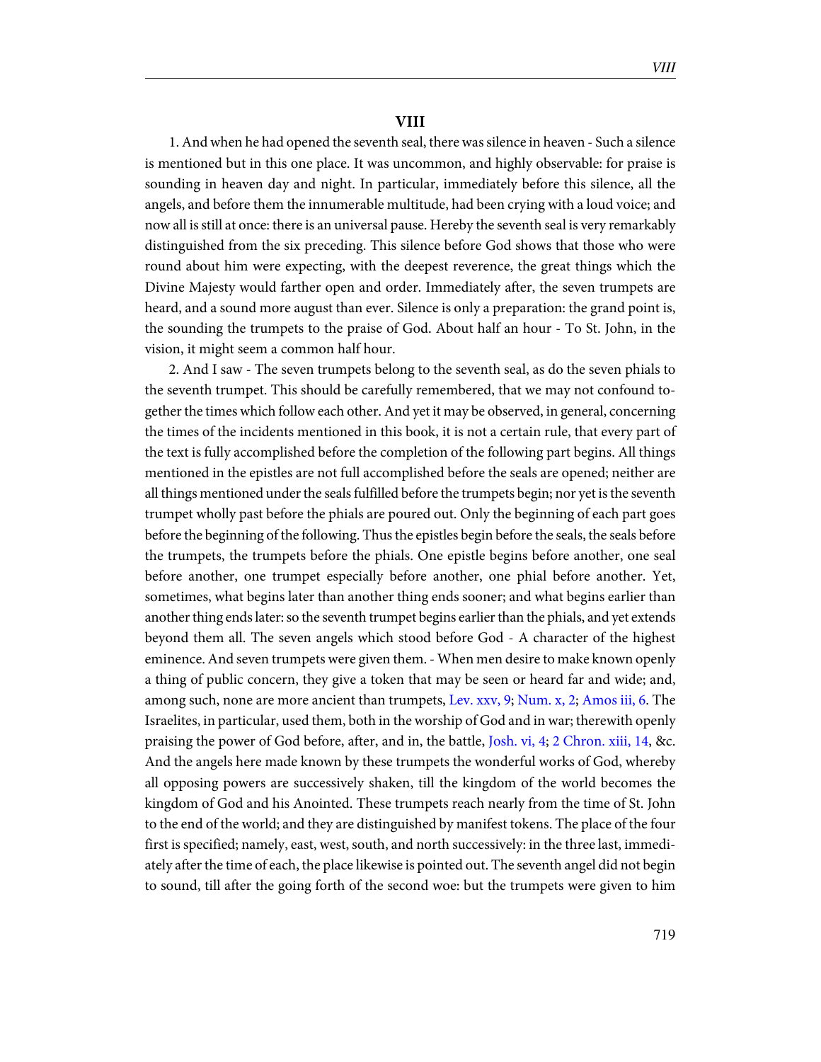## VIII

1. And when he had opened the seventh seal, there was silence in heaven - Such a silence is mentioned but in this one place. It was uncommon, and highly observable: for praise is sounding in heaven day and night. In particular, immediately before this silence, all the angels, and before them the innumerable multitude, had been crying with a loud voice; and now all is still at once: there is an universal pause. Hereby the seventh seal is very remarkably distinguished from the six preceding. This silence before God shows that those who were round about him were expecting, with the deepest reverence, the great things which the Divine Majesty would farther open and order. Immediately after, the seven trumpets are heard, and a sound more august than ever. Silence is only a preparation: the grand point is, the sounding the trumpets to the praise of God. About half an hour - To St. John, in the vision, it might seem a common half hour.

2. And I saw - The seven trumpets belong to the seventh seal, as do the seven phials to the seventh trumpet. This should be carefully remembered, that we may not confound together the times which follow each other. And yet it may be observed, in general, concerning the times of the incidents mentioned in this book, it is not a certain rule, that every part of the text is fully accomplished before the completion of the following part begins. All things mentioned in the epistles are not full accomplished before the seals are opened; neither are all things mentioned under the seals fulfilled before the trumpets begin; nor yet is the seventh trumpet wholly past before the phials are poured out. Only the beginning of each part goes before the beginning of the following. Thus the epistles begin before the seals, the seals before the trumpets, the trumpets before the phials. One epistle begins before another, one seal before another, one trumpet especially before another, one phial before another. Yet, sometimes, what begins later than another thing ends sooner; and what begins earlier than another thing ends later: so the seventh trumpet begins earlier than the phials, and yet extends beyond them all. The seven angels which stood before God - A character of the highest eminence. And seven trumpets were given them. - When men desire to make known openly a thing of public concern, they give a token that may be seen or heard far and wide; and, among such, none are more ancient than trumpets, Lev. xxv, 9; Num. x, 2; Amos iii, 6. The Israelites, in particular, used them, both in the worship of God and in war; therewith openly praising the power of God before, after, and in, the battle, Josh. vi, 4; 2 Chron. xiii, 14, &c. And the angels here made known by these trumpets the wonderful works of God, whereby all opposing powers are successively shaken, till the kingdom of the world becomes the kingdom of God and his Anointed. These trumpets reach nearly from the time of St. John to the end of the world; and they are distinguished by manifest tokens. The place of the four first is specified; namely, east, west, south, and north successively: in the three last, immediately after the time of each, the place likewise is pointed out. The seventh angel did not begin to sound, till after the going forth of the second woe: but the trumpets were given to him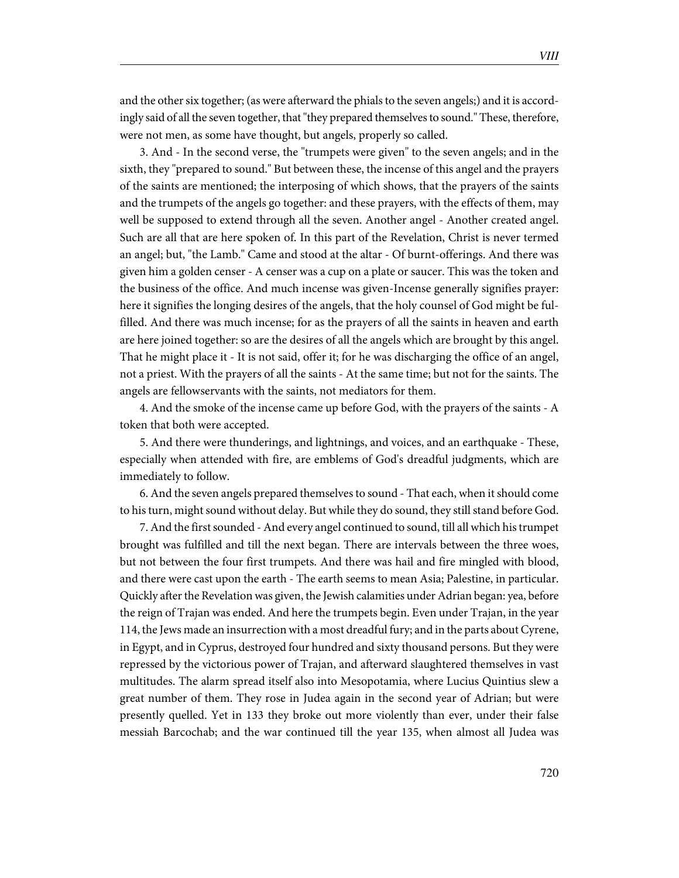and the other six together; (as were afterward the phials to the seven angels;) and it is accordingly said of all the seven together, that "they prepared themselves to sound." These, therefore, were not men, as some have thought, but angels, properly so called.

3. And - In the second verse, the "trumpets were given" to the seven angels; and in the sixth, they "prepared to sound." But between these, the incense of this angel and the prayers of the saints are mentioned; the interposing of which shows, that the prayers of the saints and the trumpets of the angels go together: and these prayers, with the effects of them, may well be supposed to extend through all the seven. Another angel - Another created angel. Such are all that are here spoken of. In this part of the Revelation, Christ is never termed an angel; but, "the Lamb." Came and stood at the altar - Of burnt-offerings. And there was given him a golden censer - A censer was a cup on a plate or saucer. This was the token and the business of the office. And much incense was given-Incense generally signifies prayer: here it signifies the longing desires of the angels, that the holy counsel of God might be fulfilled. And there was much incense; for as the prayers of all the saints in heaven and earth are here joined together: so are the desires of all the angels which are brought by this angel. That he might place it - It is not said, offer it; for he was discharging the office of an angel, not a priest. With the prayers of all the saints - At the same time; but not for the saints. The angels are fellowservants with the saints, not mediators for them.

4. And the smoke of the incense came up before God, with the prayers of the saints - A token that both were accepted.

5. And there were thunderings, and lightnings, and voices, and an earthquake - These, especially when attended with fire, are emblems of God's dreadful judgments, which are immediately to follow.

6. And the seven angels prepared themselves to sound - That each, when it should come to his turn, might sound without delay. But while they do sound, they still stand before God.

7. And the first sounded - And every angel continued to sound, till all which his trumpet brought was fulfilled and till the next began. There are intervals between the three woes, but not between the four first trumpets. And there was hail and fire mingled with blood, and there were cast upon the earth - The earth seems to mean Asia; Palestine, in particular. Quickly after the Revelation was given, the Jewish calamities under Adrian began: yea, before the reign of Trajan was ended. And here the trumpets begin. Even under Trajan, in the year 114, the Jews made an insurrection with a most dreadful fury; and in the parts about Cyrene, in Egypt, and in Cyprus, destroyed four hundred and sixty thousand persons. But they were repressed by the victorious power of Trajan, and afterward slaughtered themselves in vast multitudes. The alarm spread itself also into Mesopotamia, where Lucius Quintius slew a great number of them. They rose in Judea again in the second year of Adrian; but were presently quelled. Yet in 133 they broke out more violently than ever, under their false messiah Barcochab; and the war continued till the year 135, when almost all Judea was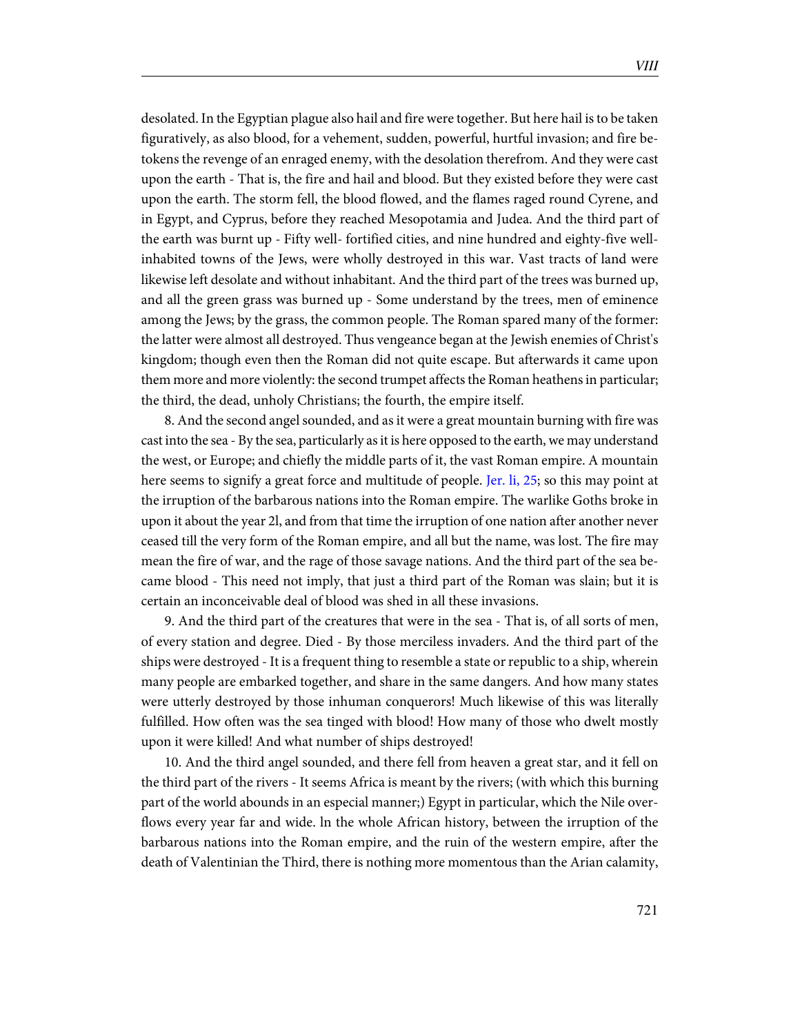desolated. In the Egyptian plague also hail and fire were together. But here hail is to be taken figuratively, as also blood, for a vehement, sudden, powerful, hurtful invasion; and fire betokens the revenge of an enraged enemy, with the desolation therefrom. And they were cast upon the earth - That is, the fire and hail and blood. But they existed before they were cast upon the earth. The storm fell, the blood flowed, and the flames raged round Cyrene, and in Egypt, and Cyprus, before they reached Mesopotamia and Judea. And the third part of the earth was burnt up - Fifty well- fortified cities, and nine hundred and eighty-five well-inhabited towns of the Jews, were wholly destroyed in this war. Vast tracts of land were likewise left desolate and without inhabitant. And the third part of the trees was burned up, and all the green grass was burned up - Some understand by the trees, men of eminence among the Jews; by the grass, the common people. The Roman spared many of the former: the latter were almost all destroyed. Thus vengeance began at the Jewish enemies of Christ's kingdom; though even then the Roman did not quite escape. But afterwards it came upon them more and more violently: the second trumpet affects the Roman heathens in particular; the third, the dead, unholy Christians; the fourth, the empire itself.

8. And the second angel sounded, and as it were a great mountain burning with fire was cast into the sea - By the sea, particularly as it is here opposed to the earth, we may understand the west, or Europe; and chiefly the middle parts of it, the vast Roman empire. A mountain here seems to signify a great force and multitude of people. Jer. li, 25; so this may point at the irruption of the barbarous nations into the Roman empire. The warlike Goths broke in upon it about the year 2l, and from that time the irruption of one nation after another never ceased till the very form of the Roman empire, and all but the name, was lost. The fire may mean the fire of war, and the rage of those savage nations. And the third part of the sea became blood - This need not imply, that just a third part of the Roman was slain; but it is certain an inconceivable deal of blood was shed in all these invasions.

9. And the third part of the creatures that were in the sea - That is, of all sorts of men, of every station and degree. Died - By those merciless invaders. And the third part of the ships were destroyed - It is a frequent thing to resemble a state or republic to a ship, wherein many people are embarked together, and share in the same dangers. And how many states were utterly destroyed by those inhuman conquerors! Much likewise of this was literally fulfilled. How often was the sea tinged with blood! How many of those who dwelt mostly upon it were killed! And what number of ships destroyed!

10. And the third angel sounded, and there fell from heaven a great star, and it fell on the third part of the rivers - It seems Africa is meant by the rivers; (with which this burning part of the world abounds in an especial manner;) Egypt in particular, which the Nile overflows every year far and wide. ln the whole African history, between the irruption of the barbarous nations into the Roman empire, and the ruin of the western empire, after the death of Valentinian the Third, there is nothing more momentous than the Arian calamity,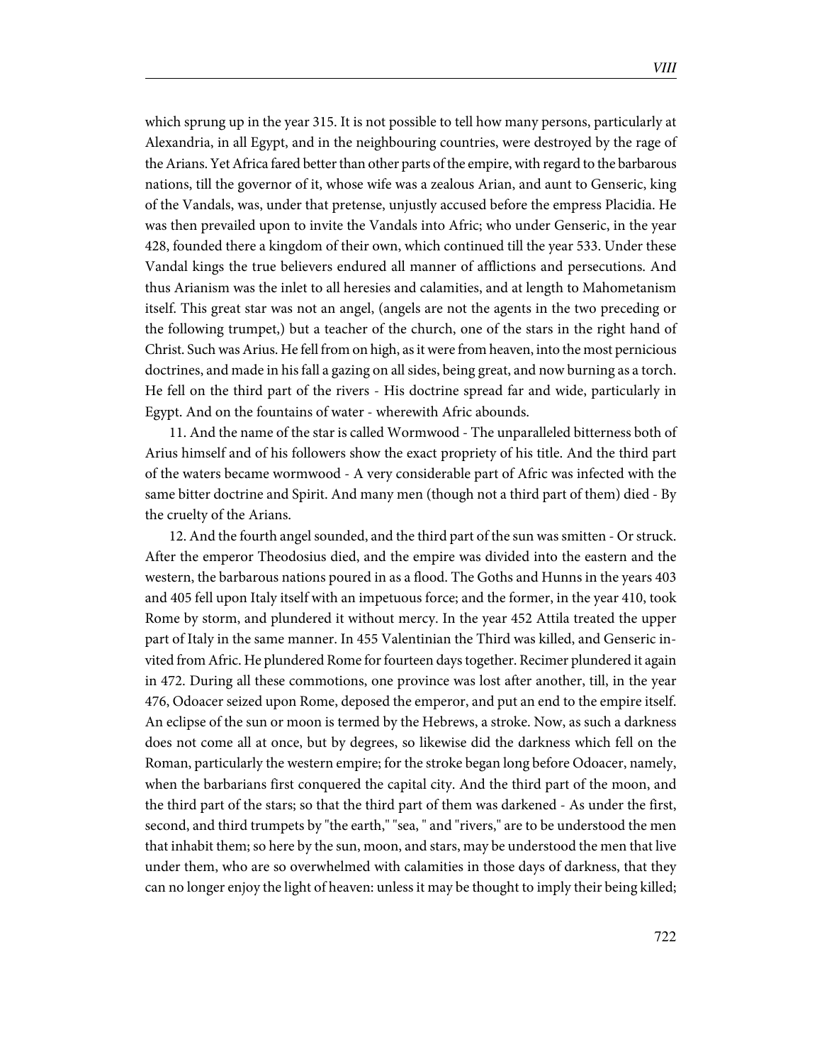which sprung up in the year 315. It is not possible to tell how many persons, particularly at Alexandria, in all Egypt, and in the neighbouring countries, were destroyed by the rage of the Arians. Yet Africa fared better than other parts of the empire, with regard to the barbarous nations, till the governor of it, whose wife was a zealous Arian, and aunt to Genseric, king of the Vandals, was, under that pretense, unjustly accused before the empress Placidia. He was then prevailed upon to invite the Vandals into Afric; who under Genseric, in the year 428, founded there a kingdom of their own, which continued till the year 533. Under these Vandal kings the true believers endured all manner of afflictions and persecutions. And thus Arianism was the inlet to all heresies and calamities, and at length to Mahometanism itself. This great star was not an angel, (angels are not the agents in the two preceding or the following trumpet,) but a teacher of the church, one of the stars in the right hand of Christ. Such was Arius. He fell from on high, as it were from heaven, into the most pernicious doctrines, and made in his fall a gazing on all sides, being great, and now burning as a torch. He fell on the third part of the rivers - His doctrine spread far and wide, particularly in Egypt. And on the fountains of water - wherewith Afric abounds.

11. And the name of the star is called Wormwood - The unparalleled bitterness both of Arius himself and of his followers show the exact propriety of his title. And the third part of the waters became wormwood - A very considerable part of Afric was infected with the same bitter doctrine and Spirit. And many men (though not a third part of them) died - By the cruelty of the Arians.

12. And the fourth angel sounded, and the third part of the sun was smitten - Or struck. After the emperor Theodosius died, and the empire was divided into the eastern and the western, the barbarous nations poured in as a flood. The Goths and Hunns in the years 403 and 405 fell upon Italy itself with an impetuous force; and the former, in the year 410, took Rome by storm, and plundered it without mercy. In the year 452 Attila treated the upper part of Italy in the same manner. In 455 Valentinian the Third was killed, and Genseric invited from Afric. He plundered Rome for fourteen days together. Recimer plundered it again in 472. During all these commotions, one province was lost after another, till, in the year 476, Odoacer seized upon Rome, deposed the emperor, and put an end to the empire itself. An eclipse of the sun or moon is termed by the Hebrews, a stroke. Now, as such a darkness does not come all at once, but by degrees, so likewise did the darkness which fell on the Roman, particularly the western empire; for the stroke began long before Odoacer, namely, when the barbarians first conquered the capital city. And the third part of the moon, and the third part of the stars; so that the third part of them was darkened - As under the first, second, and third trumpets by "the earth," "sea, " and "rivers," are to be understood the men that inhabit them; so here by the sun, moon, and stars, may be understood the men that live under them, who are so overwhelmed with calamities in those days of darkness, that they can no longer enjoy the light of heaven: unless it may be thought to imply their being killed;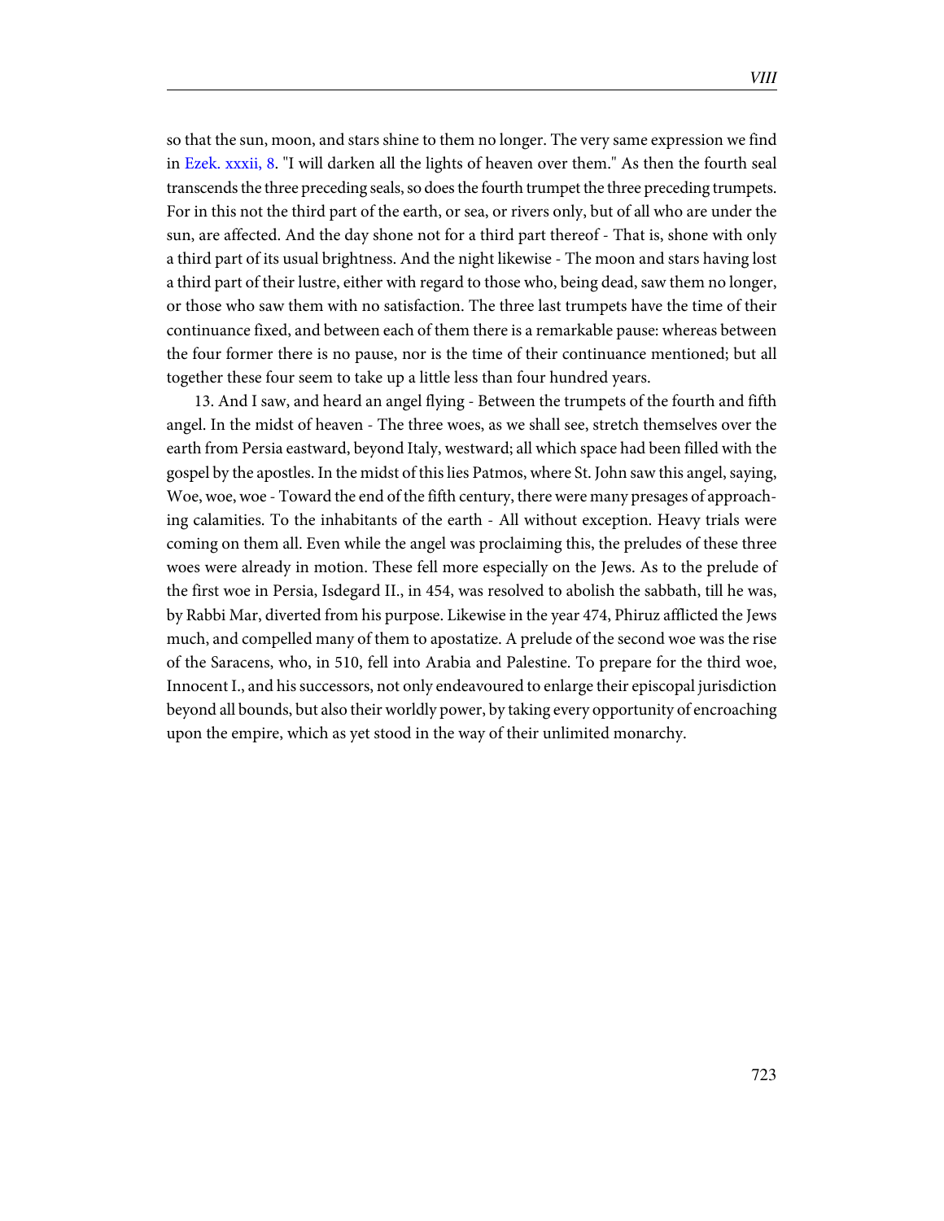so that the sun, moon, and stars shine to them no longer. The very same expression we find in Ezek. xxxii, 8. "I will darken all the lights of heaven over them." As then the fourth seal transcends the three preceding seals, so does the fourth trumpet the three preceding trumpets. For in this not the third part of the earth, or sea, or rivers only, but of all who are under the sun, are affected. And the day shone not for a third part thereof - That is, shone with only a third part of its usual brightness. And the night likewise - The moon and stars having lost a third part of their lustre, either with regard to those who, being dead, saw them no longer, or those who saw them with no satisfaction. The three last trumpets have the time of their continuance fixed, and between each of them there is a remarkable pause: whereas between the four former there is no pause, nor is the time of their continuance mentioned; but all together these four seem to take up a little less than four hundred years.

13. And I saw, and heard an angel flying - Between the trumpets of the fourth and fifth angel. In the midst of heaven - The three woes, as we shall see, stretch themselves over the earth from Persia eastward, beyond Italy, westward; all which space had been filled with the gospel by the apostles. In the midst of this lies Patmos, where St. John saw this angel, saying, Woe, woe, woe - Toward the end of the fifth century, there were many presages of approaching calamities. To the inhabitants of the earth - All without exception. Heavy trials were coming on them all. Even while the angel was proclaiming this, the preludes of these three woes were already in motion. These fell more especially on the Jews. As to the prelude of the first woe in Persia, Isdegard II., in 454, was resolved to abolish the sabbath, till he was, by Rabbi Mar, diverted from his purpose. Likewise in the year 474, Phiruz afflicted the Jews much, and compelled many of them to apostatize. A prelude of the second woe was the rise of the Saracens, who, in 510, fell into Arabia and Palestine. To prepare for the third woe, Innocent I., and his successors, not only endeavoured to enlarge their episcopal jurisdiction beyond all bounds, but also their worldly power, by taking every opportunity of encroaching upon the empire, which as yet stood in the way of their unlimited monarchy.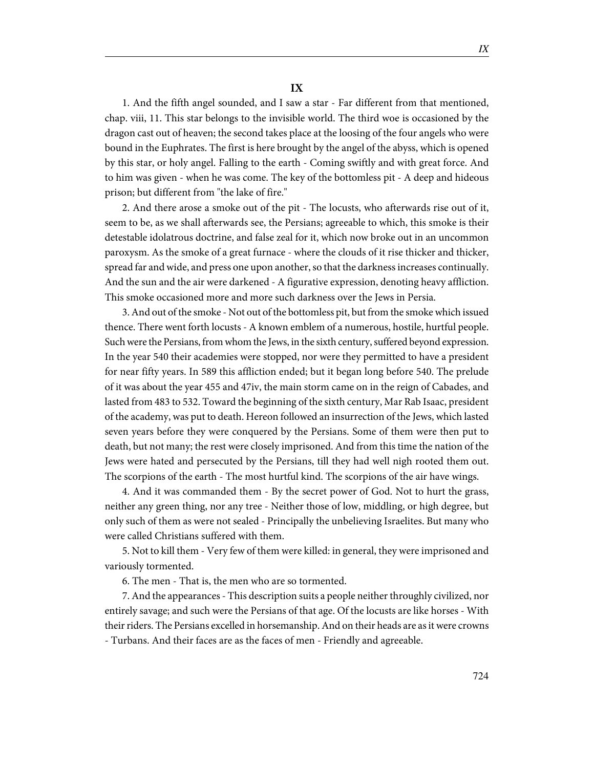## IX

1. And the fifth angel sounded, and I saw a star - Far different from that mentioned, chap. viii, 11. This star belongs to the invisible world. The third woe is occasioned by the dragon cast out of heaven; the second takes place at the loosing of the four angels who were bound in the Euphrates. The first is here brought by the angel of the abyss, which is opened by this star, or holy angel. Falling to the earth - Coming swiftly and with great force. And to him was given - when he was come. The key of the bottomless pit - A deep and hideous prison; but different from "the lake of fire."

2. And there arose a smoke out of the pit - The locusts, who afterwards rise out of it, seem to be, as we shall afterwards see, the Persians; agreeable to which, this smoke is their detestable idolatrous doctrine, and false zeal for it, which now broke out in an uncommon paroxysm. As the smoke of a great furnace - where the clouds of it rise thicker and thicker, spread far and wide, and press one upon another, so that the darkness increases continually. And the sun and the air were darkened - A figurative expression, denoting heavy affliction. This smoke occasioned more and more such darkness over the Jews in Persia.

3. And out of the smoke - Not out of the bottomless pit, but from the smoke which issued thence. There went forth locusts - A known emblem of a numerous, hostile, hurtful people. Such were the Persians, from whom the Jews, in the sixth century, suffered beyond expression. In the year 540 their academies were stopped, nor were they permitted to have a president for near fifty years. In 589 this affliction ended; but it began long before 540. The prelude of it was about the year 455 and 47iv, the main storm came on in the reign of Cabades, and lasted from 483 to 532. Toward the beginning of the sixth century, Mar Rab Isaac, president of the academy, was put to death. Hereon followed an insurrection of the Jews, which lasted seven years before they were conquered by the Persians. Some of them were then put to death, but not many; the rest were closely imprisoned. And from this time the nation of the Jews were hated and persecuted by the Persians, till they had well nigh rooted them out. The scorpions of the earth - The most hurtful kind. The scorpions of the air have wings.

4. And it was commanded them - By the secret power of God. Not to hurt the grass, neither any green thing, nor any tree - Neither those of low, middling, or high degree, but only such of them as were not sealed - Principally the unbelieving Israelites. But many who were called Christians suffered with them.

5. Not to kill them - Very few of them were killed: in general, they were imprisoned and variously tormented.

6. The men - That is, the men who are so tormented.

7. And the appearances - This description suits a people neither throughly civilized, nor entirely savage; and such were the Persians of that age. Of the locusts are like horses - With their riders. The Persians excelled in horsemanship. And on their heads are as it were crowns - Turbans. And their faces are as the faces of men - Friendly and agreeable.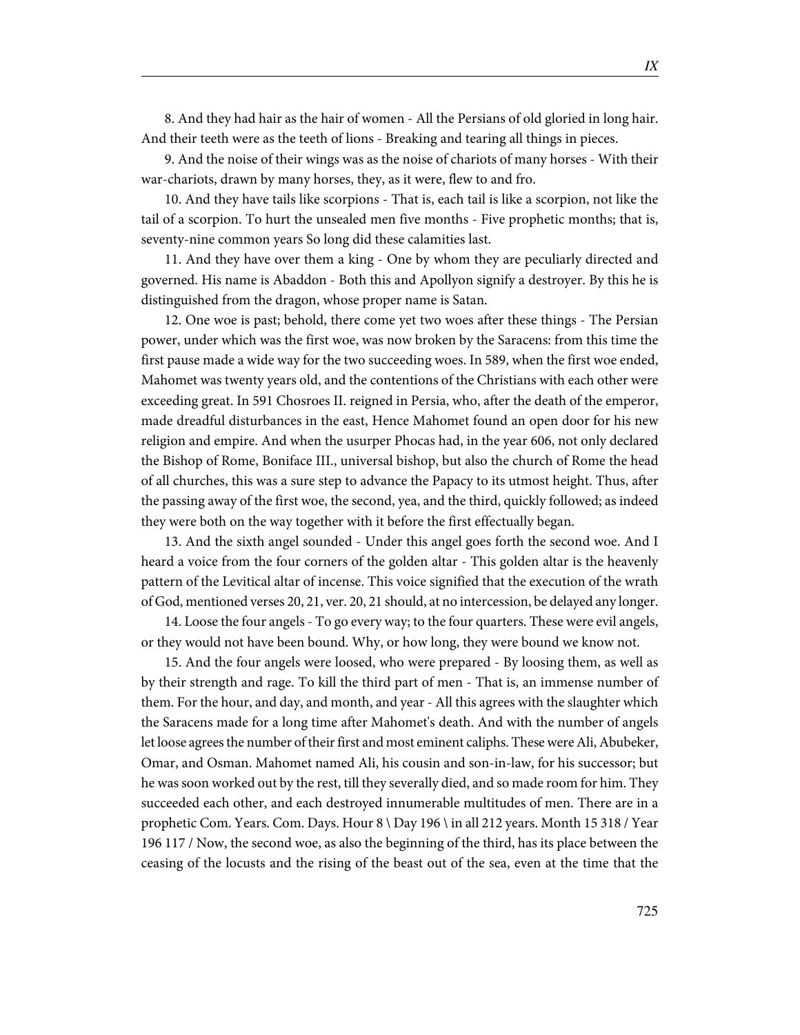8. And they had hair as the hair of women - All the Persians of old gloried in long hair. And their teeth were as the teeth of lions - Breaking and tearing all things in pieces.

9. And the noise of their wings was as the noise of chariots of many horses - With their war-chariots, drawn by many horses, they, as it were, flew to and fro.

10. And they have tails like scorpions - That is, each tail is like a scorpion, not like the tail of a scorpion. To hurt the unsealed men five months - Five prophetic months; that is, seventy-nine common years So long did these calamities last.

11. And they have over them a king - One by whom they are peculiarly directed and governed. His name is Abaddon - Both this and Apollyon signify a destroyer. By this he is distinguished from the dragon, whose proper name is Satan.

12. One woe is past; behold, there come yet two woes after these things - The Persian power, under which was the first woe, was now broken by the Saracens: from this time the first pause made a wide way for the two succeeding woes. In 589, when the first woe ended, Mahomet was twenty years old, and the contentions of the Christians with each other were exceeding great. In 591 Chosroes II. reigned in Persia, who, after the death of the emperor, made dreadful disturbances in the east, Hence Mahomet found an open door for his new religion and empire. And when the usurper Phocas had, in the year 606, not only declared the Bishop of Rome, Boniface III., universal bishop, but also the church of Rome the head of all churches, this was a sure step to advance the Papacy to its utmost height. Thus, after the passing away of the first woe, the second, yea, and the third, quickly followed; as indeed they were both on the way together with it before the first effectually began.

13. And the sixth angel sounded - Under this angel goes forth the second woe. And I heard a voice from the four corners of the golden altar - This golden altar is the heavenly pattern of the Levitical altar of incense. This voice signified that the execution of the wrath of God, mentioned verses 20, 21, ver. 20, 21 should, at no intercession, be delayed any longer.

14. Loose the four angels - To go every way; to the four quarters. These were evil angels, or they would not have been bound. Why, or how long, they were bound we know not.

15. And the four angels were loosed, who were prepared - By loosing them, as well as by their strength and rage. To kill the third part of men - That is, an immense number of them. For the hour, and day, and month, and year - All this agrees with the slaughter which the Saracens made for a long time after Mahomet's death. And with the number of angels let loose agrees the number of their first and most eminent caliphs. These were Ali, Abubeker, Omar, and Osman. Mahomet named Ali, his cousin and son-in-law, for his successor; but he was soon worked out by the rest, till they severally died, and so made room for him. They succeeded each other, and each destroyed innumerable multitudes of men. There are in a prophetic Com. Years. Com. Days. Hour 8 \ Day 196 \ in all 212 years. Month 15 318 / Year 196 117 / Now, the second woe, as also the beginning of the third, has its place between the ceasing of the locusts and the rising of the beast out of the sea, even at the time that the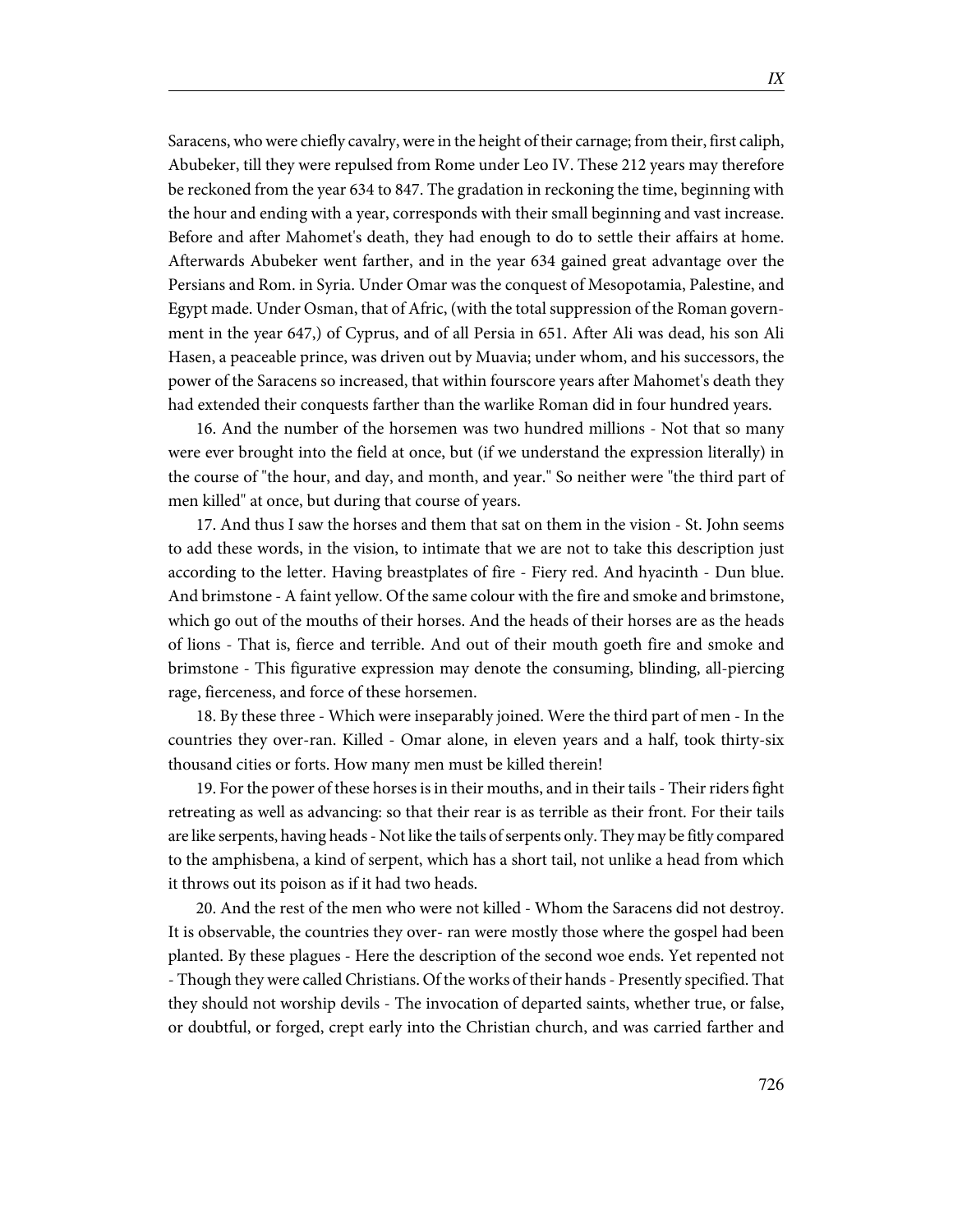Saracens, who were chiefly cavalry, were in the height of their carnage; from their, first caliph, Abubeker, till they were repulsed from Rome under Leo IV. These 212 years may therefore be reckoned from the year 634 to 847. The gradation in reckoning the time, beginning with the hour and ending with a year, corresponds with their small beginning and vast increase. Before and after Mahomet's death, they had enough to do to settle their affairs at home. Afterwards Abubeker went farther, and in the year 634 gained great advantage over the Persians and Rom. in Syria. Under Omar was the conquest of Mesopotamia, Palestine, and Egypt made. Under Osman, that of Afric, (with the total suppression of the Roman government in the year 647,) of Cyprus, and of all Persia in 651. After Ali was dead, his son Ali Hasen, a peaceable prince, was driven out by Muavia; under whom, and his successors, the power of the Saracens so increased, that within fourscore years after Mahomet's death they had extended their conquests farther than the warlike Roman did in four hundred years.

16. And the number of the horsemen was two hundred millions - Not that so many were ever brought into the field at once, but (if we understand the expression literally) in the course of "the hour, and day, and month, and year." So neither were "the third part of men killed" at once, but during that course of years.

17. And thus I saw the horses and them that sat on them in the vision - St. John seems to add these words, in the vision, to intimate that we are not to take this description just according to the letter. Having breastplates of fire - Fiery red. And hyacinth - Dun blue. And brimstone - A faint yellow. Of the same colour with the fire and smoke and brimstone, which go out of the mouths of their horses. And the heads of their horses are as the heads of lions - That is, fierce and terrible. And out of their mouth goeth fire and smoke and brimstone - This figurative expression may denote the consuming, blinding, all-piercing rage, fierceness, and force of these horsemen.

18. By these three - Which were inseparably joined. Were the third part of men - In the countries they over-ran. Killed - Omar alone, in eleven years and a half, took thirty-six thousand cities or forts. How many men must be killed therein!

19. For the power of these horses is in their mouths, and in their tails - Their riders fight retreating as well as advancing: so that their rear is as terrible as their front. For their tails are like serpents, having heads - Not like the tails of serpents only. They may be fitly compared to the amphisbena, a kind of serpent, which has a short tail, not unlike a head from which it throws out its poison as if it had two heads.

20. And the rest of the men who were not killed - Whom the Saracens did not destroy. It is observable, the countries they over- ran were mostly those where the gospel had been planted. By these plagues - Here the description of the second woe ends. Yet repented not - Though they were called Christians. Of the works of their hands - Presently specified. That they should not worship devils - The invocation of departed saints, whether true, or false, or doubtful, or forged, crept early into the Christian church, and was carried farther and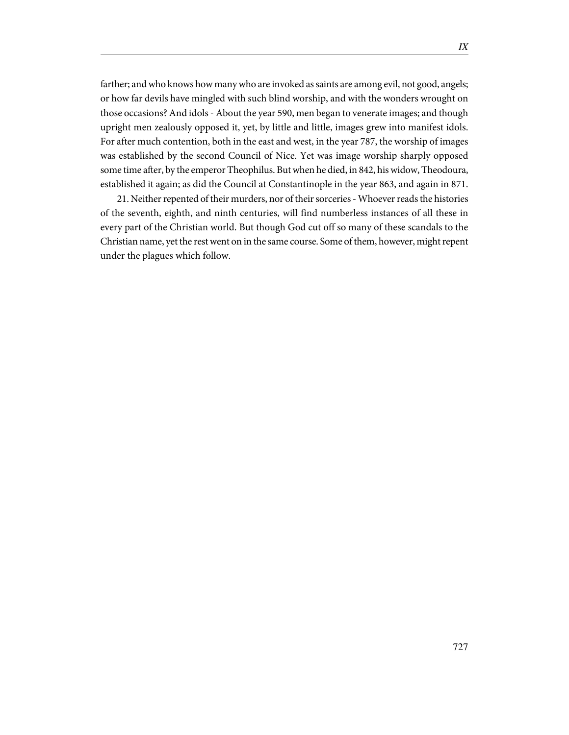farther; and who knows how many who are invoked as saints are among evil, not good, angels; or how far devils have mingled with such blind worship, and with the wonders wrought on those occasions? And idols - About the year 590, men began to venerate images; and though upright men zealously opposed it, yet, by little and little, images grew into manifest idols. For after much contention, both in the east and west, in the year 787, the worship of images was established by the second Council of Nice. Yet was image worship sharply opposed some time after, by the emperor Theophilus. But when he died, in 842, his widow, Theodoura, established it again; as did the Council at Constantinople in the year 863, and again in 871.

21. Neither repented of their murders, nor of their sorceries - Whoever reads the histories of the seventh, eighth, and ninth centuries, will find numberless instances of all these in every part of the Christian world. But though God cut off so many of these scandals to the Christian name, yet the rest went on in the same course. Some of them, however, might repent under the plagues which follow.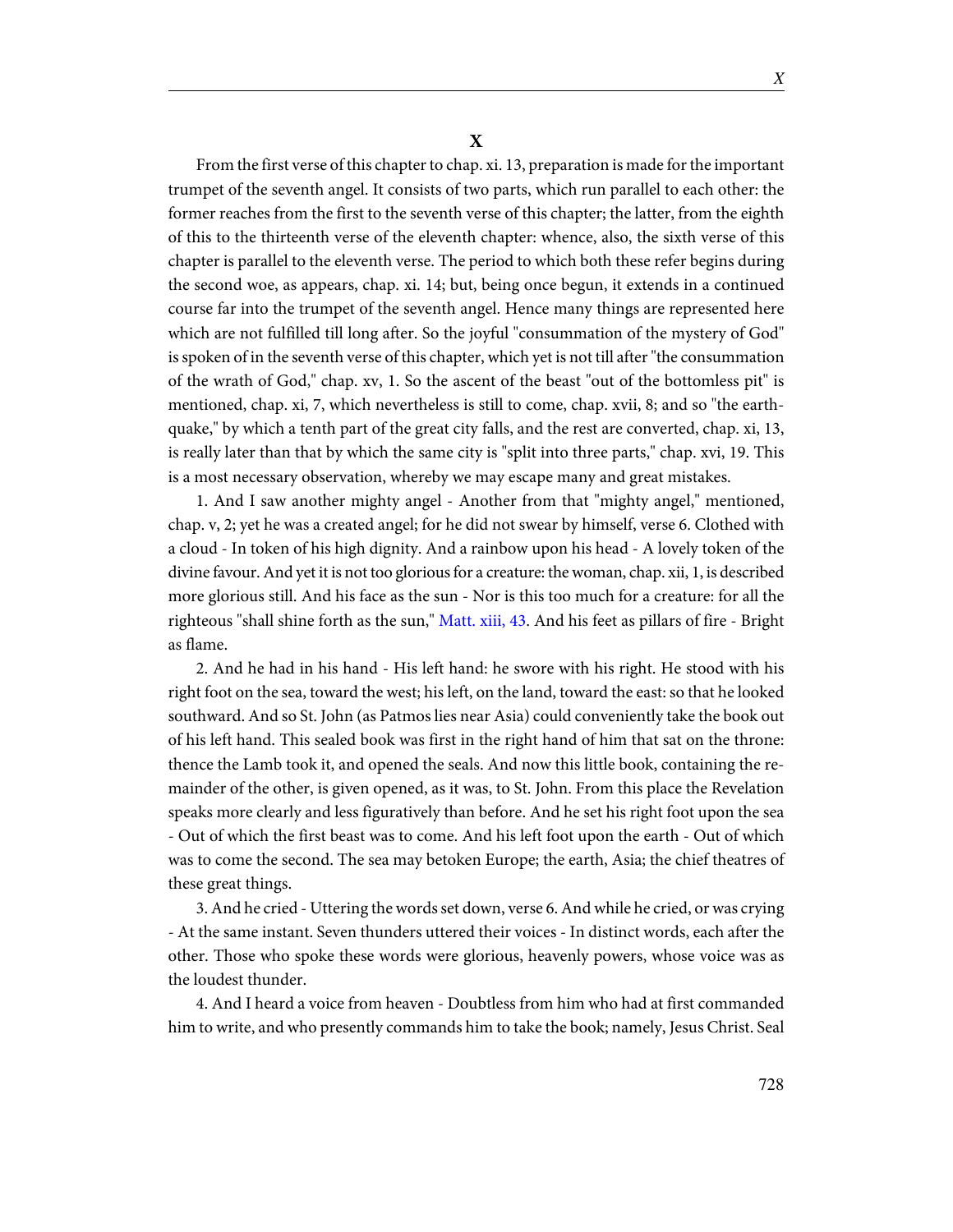# X

From the first verse of this chapter to chap. xi. 13, preparation is made for the important trumpet of the seventh angel. It consists of two parts, which run parallel to each other: the former reaches from the first to the seventh verse of this chapter; the latter, from the eighth of this to the thirteenth verse of the eleventh chapter: whence, also, the sixth verse of this chapter is parallel to the eleventh verse. The period to which both these refer begins during the second woe, as appears, chap. xi. 14; but, being once begun, it extends in a continued course far into the trumpet of the seventh angel. Hence many things are represented here which are not fulfilled till long after. So the joyful "consummation of the mystery of God" is spoken of in the seventh verse of this chapter, which yet is not till after "the consummation of the wrath of God," chap. xv, 1. So the ascent of the beast "out of the bottomless pit" is mentioned, chap. xi, 7, which nevertheless is still to come, chap. xvii, 8; and so "the earthquake," by which a tenth part of the great city falls, and the rest are converted, chap. xi, 13, is really later than that by which the same city is "split into three parts," chap. xvi, 19. This is a most necessary observation, whereby we may escape many and great mistakes.

1. And I saw another mighty angel - Another from that "mighty angel," mentioned, chap. v, 2; yet he was a created angel; for he did not swear by himself, verse 6. Clothed with a cloud - In token of his high dignity. And a rainbow upon his head - A lovely token of the divine favour. And yet it is not too glorious for a creature: the woman, chap. xii, 1, is described more glorious still. And his face as the sun - Nor is this too much for a creature: for all the righteous "shall shine forth as the sun," Matt. xiii, 43. And his feet as pillars of fire - Bright as flame.

2. And he had in his hand - His left hand: he swore with his right. He stood with his right foot on the sea, toward the west; his left, on the land, toward the east: so that he looked southward. And so St. John (as Patmos lies near Asia) could conveniently take the book out of his left hand. This sealed book was first in the right hand of him that sat on the throne: thence the Lamb took it, and opened the seals. And now this little book, containing the remainder of the other, is given opened, as it was, to St. John. From this place the Revelation speaks more clearly and less figuratively than before. And he set his right foot upon the sea - Out of which the first beast was to come. And his left foot upon the earth - Out of which was to come the second. The sea may betoken Europe; the earth, Asia; the chief theatres of these great things.

3. And he cried - Uttering the words set down, verse 6. And while he cried, or was crying - At the same instant. Seven thunders uttered their voices - In distinct words, each after the other. Those who spoke these words were glorious, heavenly powers, whose voice was as the loudest thunder.

4. And I heard a voice from heaven - Doubtless from him who had at first commanded him to write, and who presently commands him to take the book; namely, Jesus Christ. Seal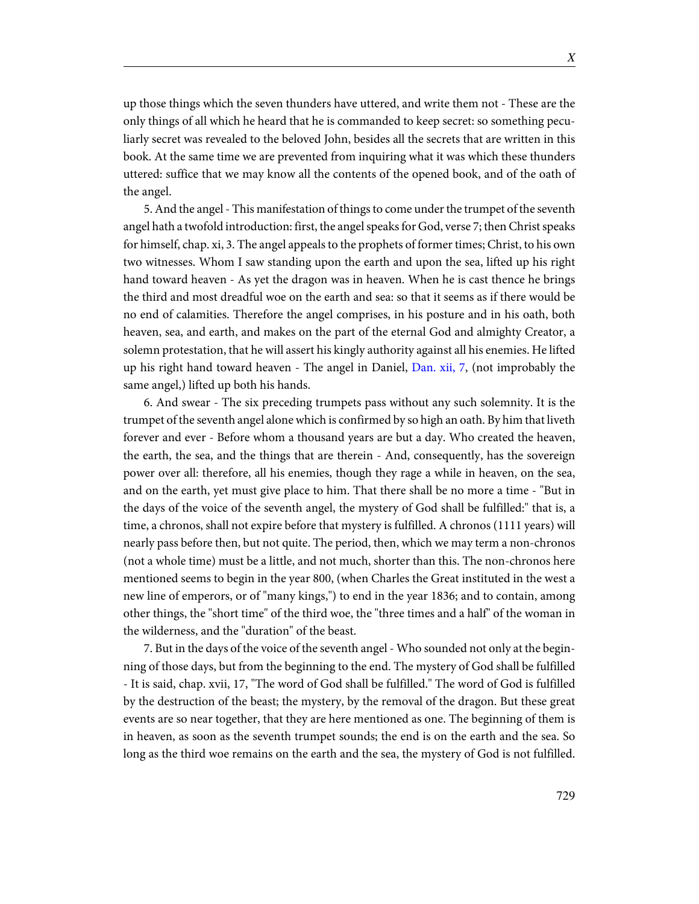up those things which the seven thunders have uttered, and write them not - These are the only things of all which he heard that he is commanded to keep secret: so something peculiarly secret was revealed to the beloved John, besides all the secrets that are written in this book. At the same time we are prevented from inquiring what it was which these thunders uttered: suffice that we may know all the contents of the opened book, and of the oath of the angel.

5. And the angel - This manifestation of things to come under the trumpet of the seventh angel hath a twofold introduction: first, the angel speaks for God, verse 7; then Christ speaks for himself, chap. xi, 3. The angel appeals to the prophets of former times; Christ, to his own two witnesses. Whom I saw standing upon the earth and upon the sea, lifted up his right hand toward heaven - As yet the dragon was in heaven. When he is cast thence he brings the third and most dreadful woe on the earth and sea: so that it seems as if there would be no end of calamities. Therefore the angel comprises, in his posture and in his oath, both heaven, sea, and earth, and makes on the part of the eternal God and almighty Creator, a solemn protestation, that he will assert his kingly authority against all his enemies. He lifted up his right hand toward heaven - The angel in Daniel, Dan. xii, 7, (not improbably the same angel,) lifted up both his hands.

6. And swear - The six preceding trumpets pass without any such solemnity. It is the trumpet of the seventh angel alone which is confirmed by so high an oath. By him that liveth forever and ever - Before whom a thousand years are but a day. Who created the heaven, the earth, the sea, and the things that are therein - And, consequently, has the sovereign power over all: therefore, all his enemies, though they rage a while in heaven, on the sea, and on the earth, yet must give place to him. That there shall be no more a time - "But in the days of the voice of the seventh angel, the mystery of God shall be fulfilled:" that is, a time, a chronos, shall not expire before that mystery is fulfilled. A chronos (1111 years) will nearly pass before then, but not quite. The period, then, which we may term a non-chronos (not a whole time) must be a little, and not much, shorter than this. The non-chronos here mentioned seems to begin in the year 800, (when Charles the Great instituted in the west a new line of emperors, or of "many kings,") to end in the year 1836; and to contain, among other things, the "short time" of the third woe, the "three times and a half" of the woman in the wilderness, and the "duration" of the beast.

7. But in the days of the voice of the seventh angel - Who sounded not only at the beginning of those days, but from the beginning to the end. The mystery of God shall be fulfilled - It is said, chap. xvii, 17, "The word of God shall be fulfilled." The word of God is fulfilled by the destruction of the beast; the mystery, by the removal of the dragon. But these great events are so near together, that they are here mentioned as one. The beginning of them is in heaven, as soon as the seventh trumpet sounds; the end is on the earth and the sea. So long as the third woe remains on the earth and the sea, the mystery of God is not fulfilled.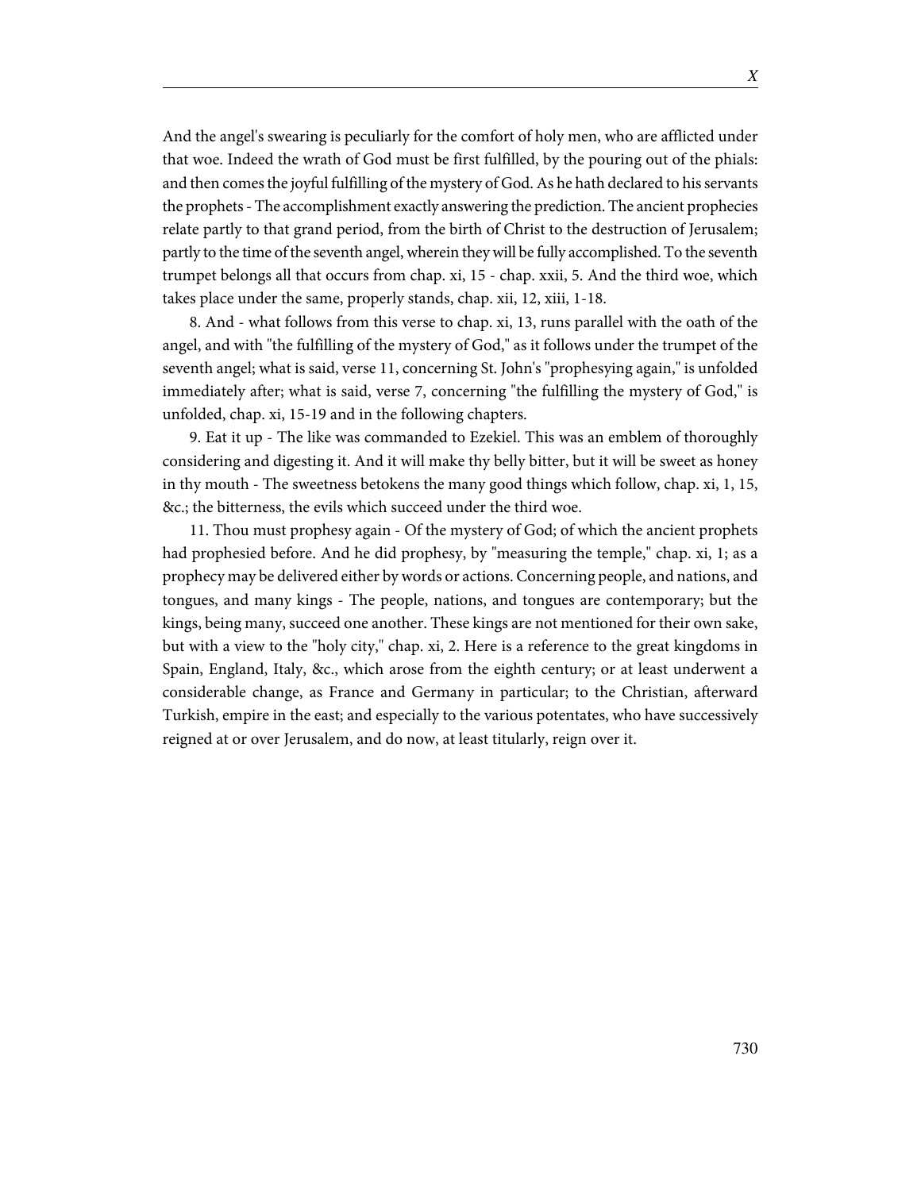And the angel's swearing is peculiarly for the comfort of holy men, who are afflicted under that woe. Indeed the wrath of God must be first fulfilled, by the pouring out of the phials: and then comes the joyful fulfilling of the mystery of God. As he hath declared to his servants the prophets - The accomplishment exactly answering the prediction. The ancient prophecies relate partly to that grand period, from the birth of Christ to the destruction of Jerusalem; partly to the time of the seventh angel, wherein they will be fully accomplished. To the seventh trumpet belongs all that occurs from chap. xi, 15 - chap. xxii, 5. And the third woe, which takes place under the same, properly stands, chap. xii, 12, xiii, 1-18.

8. And - what follows from this verse to chap. xi, 13, runs parallel with the oath of the angel, and with "the fulfilling of the mystery of God," as it follows under the trumpet of the seventh angel; what is said, verse 11, concerning St. John's "prophesying again," is unfolded immediately after; what is said, verse 7, concerning "the fulfilling the mystery of God," is unfolded, chap. xi, 15-19 and in the following chapters.

9. Eat it up - The like was commanded to Ezekiel. This was an emblem of thoroughly considering and digesting it. And it will make thy belly bitter, but it will be sweet as honey in thy mouth - The sweetness betokens the many good things which follow, chap. xi, 1, 15, &c.; the bitterness, the evils which succeed under the third woe.

11. Thou must prophesy again - Of the mystery of God; of which the ancient prophets had prophesied before. And he did prophesy, by "measuring the temple," chap. xi, 1; as a prophecy may be delivered either by words or actions. Concerning people, and nations, and tongues, and many kings - The people, nations, and tongues are contemporary; but the kings, being many, succeed one another. These kings are not mentioned for their own sake, but with a view to the "holy city," chap. xi, 2. Here is a reference to the great kingdoms in Spain, England, Italy, &c., which arose from the eighth century; or at least underwent a considerable change, as France and Germany in particular; to the Christian, afterward Turkish, empire in the east; and especially to the various potentates, who have successively reigned at or over Jerusalem, and do now, at least titularly, reign over it.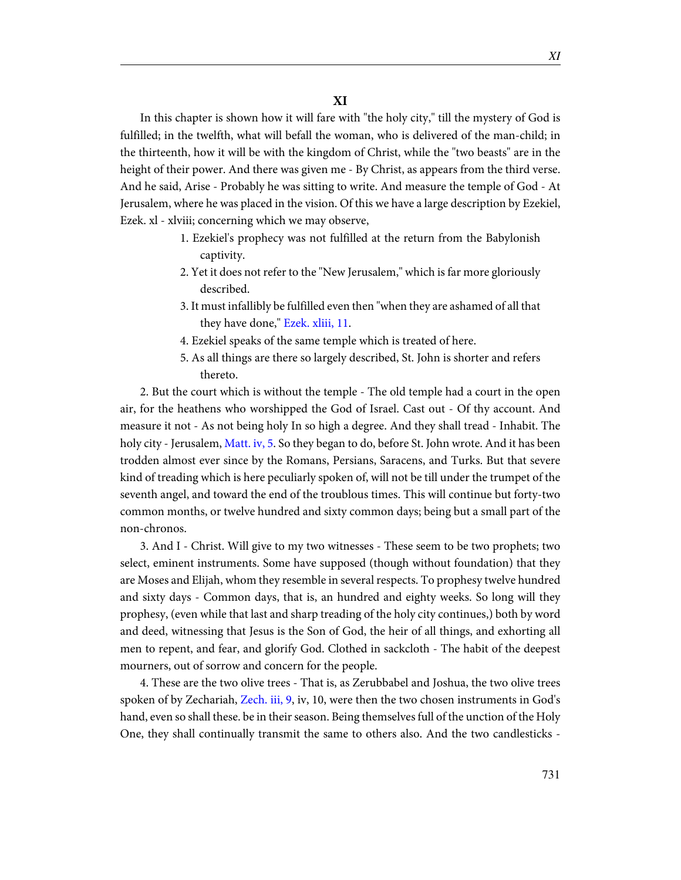## XI

In this chapter is shown how it will fare with "the holy city," till the mystery of God is fulfilled; in the twelfth, what will befall the woman, who is delivered of the man-child; in the thirteenth, how it will be with the kingdom of Christ, while the "two beasts" are in the height of their power. And there was given me - By Christ, as appears from the third verse. And he said, Arise - Probably he was sitting to write. And measure the temple of God - At Jerusalem, where he was placed in the vision. Of this we have a large description by Ezekiel, Ezek. xl - xlviii; concerning which we may observe,

1. Ezekiel's prophecy was not fulfilled at the return from the Babylonish captivity.
2. Yet it does not refer to the "New Jerusalem," which is far more gloriously described.
3. It must infallibly be fulfilled even then "when they are ashamed of all that they have done," Ezek. xliii, 11.
4. Ezekiel speaks of the same temple which is treated of here.
5. As all things are there so largely described, St. John is shorter and refers thereto.

2. But the court which is without the temple - The old temple had a court in the open air, for the heathens who worshipped the God of Israel. Cast out - Of thy account. And measure it not - As not being holy In so high a degree. And they shall tread - Inhabit. The holy city - Jerusalem, Matt. iv, 5. So they began to do, before St. John wrote. And it has been trodden almost ever since by the Romans, Persians, Saracens, and Turks. But that severe kind of treading which is here peculiarly spoken of, will not be till under the trumpet of the seventh angel, and toward the end of the troublous times. This will continue but forty-two common months, or twelve hundred and sixty common days; being but a small part of the non-chronos.

3. And I - Christ. Will give to my two witnesses - These seem to be two prophets; two select, eminent instruments. Some have supposed (though without foundation) that they are Moses and Elijah, whom they resemble in several respects. To prophesy twelve hundred and sixty days - Common days, that is, an hundred and eighty weeks. So long will they prophesy, (even while that last and sharp treading of the holy city continues,) both by word and deed, witnessing that Jesus is the Son of God, the heir of all things, and exhorting all men to repent, and fear, and glorify God. Clothed in sackcloth - The habit of the deepest mourners, out of sorrow and concern for the people.

4. These are the two olive trees - That is, as Zerubbabel and Joshua, the two olive trees spoken of by Zechariah, Zech. iii, 9, iv, 10, were then the two chosen instruments in God's hand, even so shall these. be in their season. Being themselves full of the unction of the Holy One, they shall continually transmit the same to others also. And the two candlesticks -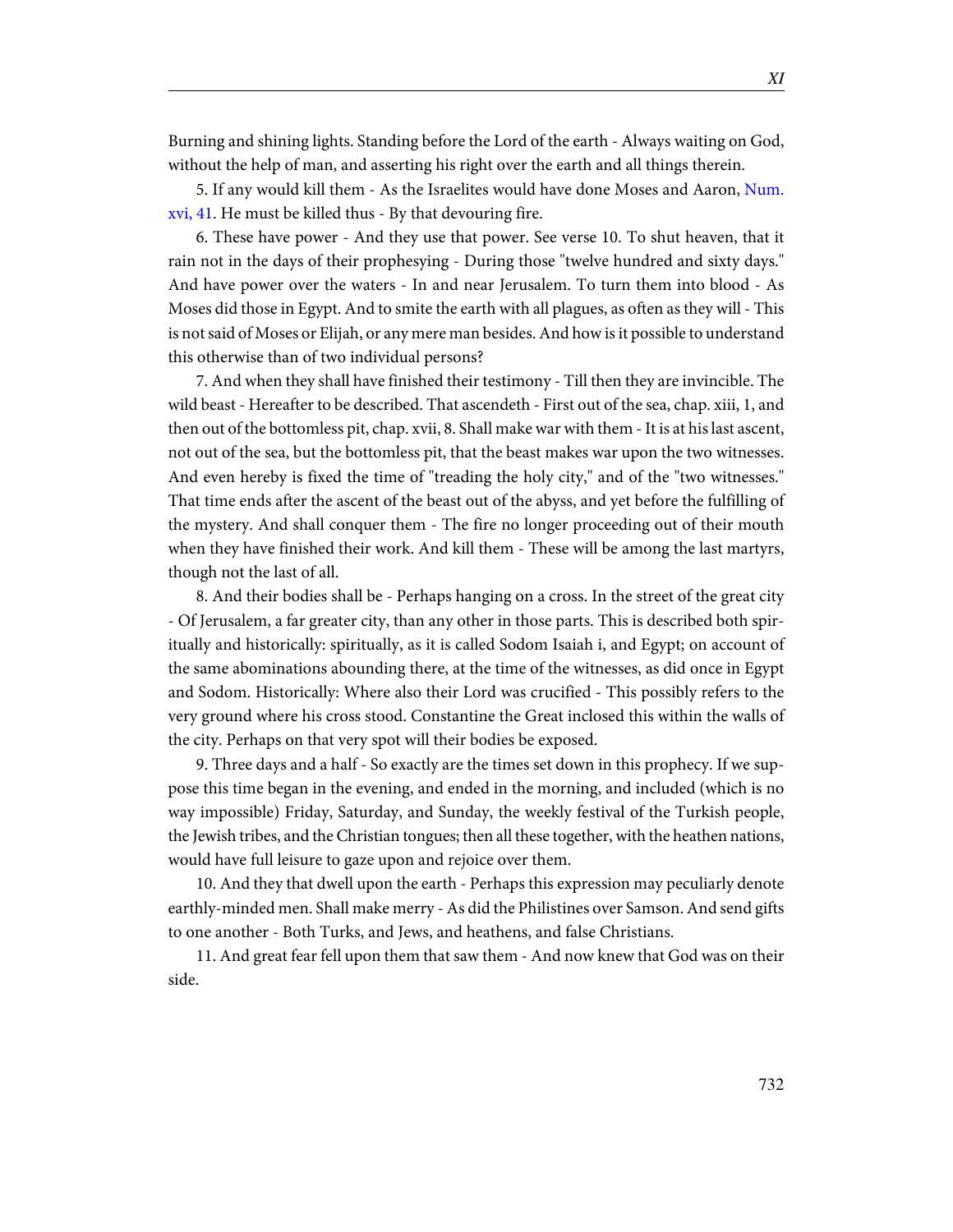Burning and shining lights. Standing before the Lord of the earth - Always waiting on God, without the help of man, and asserting his right over the earth and all things therein.

5. If any would kill them - As the Israelites would have done Moses and Aaron, Num. xvi, 41. He must be killed thus - By that devouring fire.

6. These have power - And they use that power. See verse 10. To shut heaven, that it rain not in the days of their prophesying - During those "twelve hundred and sixty days." And have power over the waters - In and near Jerusalem. To turn them into blood - As Moses did those in Egypt. And to smite the earth with all plagues, as often as they will - This is not said of Moses or Elijah, or any mere man besides. And how is it possible to understand this otherwise than of two individual persons?

7. And when they shall have finished their testimony - Till then they are invincible. The wild beast - Hereafter to be described. That ascendeth - First out of the sea, chap. xiii, 1, and then out of the bottomless pit, chap. xvii, 8. Shall make war with them - It is at his last ascent, not out of the sea, but the bottomless pit, that the beast makes war upon the two witnesses. And even hereby is fixed the time of "treading the holy city," and of the "two witnesses." That time ends after the ascent of the beast out of the abyss, and yet before the fulfilling of the mystery. And shall conquer them - The fire no longer proceeding out of their mouth when they have finished their work. And kill them - These will be among the last martyrs, though not the last of all.

8. And their bodies shall be - Perhaps hanging on a cross. In the street of the great city - Of Jerusalem, a far greater city, than any other in those parts. This is described both spiritually and historically: spiritually, as it is called Sodom Isaiah i, and Egypt; on account of the same abominations abounding there, at the time of the witnesses, as did once in Egypt and Sodom. Historically: Where also their Lord was crucified - This possibly refers to the very ground where his cross stood. Constantine the Great inclosed this within the walls of the city. Perhaps on that very spot will their bodies be exposed.

9. Three days and a half - So exactly are the times set down in this prophecy. If we suppose this time began in the evening, and ended in the morning, and included (which is no way impossible) Friday, Saturday, and Sunday, the weekly festival of the Turkish people, the Jewish tribes, and the Christian tongues; then all these together, with the heathen nations, would have full leisure to gaze upon and rejoice over them.

10. And they that dwell upon the earth - Perhaps this expression may peculiarly denote earthly-minded men. Shall make merry - As did the Philistines over Samson. And send gifts to one another - Both Turks, and Jews, and heathens, and false Christians.

11. And great fear fell upon them that saw them - And now knew that God was on their side.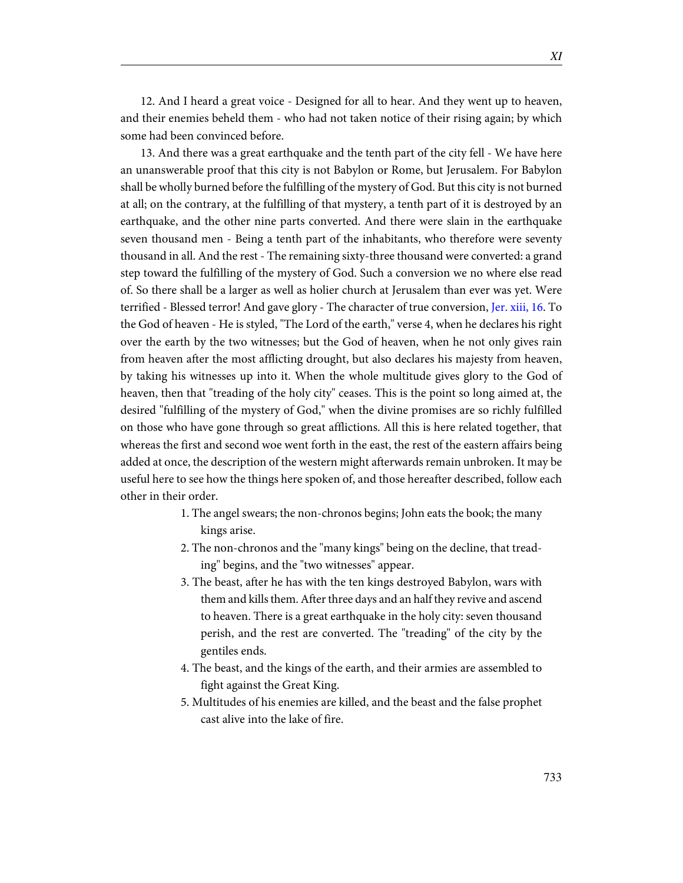12. And I heard a great voice - Designed for all to hear. And they went up to heaven, and their enemies beheld them - who had not taken notice of their rising again; by which some had been convinced before.

13. And there was a great earthquake and the tenth part of the city fell - We have here an unanswerable proof that this city is not Babylon or Rome, but Jerusalem. For Babylon shall be wholly burned before the fulfilling of the mystery of God. But this city is not burned at all; on the contrary, at the fulfilling of that mystery, a tenth part of it is destroyed by an earthquake, and the other nine parts converted. And there were slain in the earthquake seven thousand men - Being a tenth part of the inhabitants, who therefore were seventy thousand in all. And the rest - The remaining sixty-three thousand were converted: a grand step toward the fulfilling of the mystery of God. Such a conversion we no where else read of. So there shall be a larger as well as holier church at Jerusalem than ever was yet. Were terrified - Blessed terror! And gave glory - The character of true conversion, Jer. xiii, 16. To the God of heaven - He is styled, "The Lord of the earth," verse 4, when he declares his right over the earth by the two witnesses; but the God of heaven, when he not only gives rain from heaven after the most afflicting drought, but also declares his majesty from heaven, by taking his witnesses up into it. When the whole multitude gives glory to the God of heaven, then that "treading of the holy city" ceases. This is the point so long aimed at, the desired "fulfilling of the mystery of God," when the divine promises are so richly fulfilled on those who have gone through so great afflictions. All this is here related together, that whereas the first and second woe went forth in the east, the rest of the eastern affairs being added at once, the description of the western might afterwards remain unbroken. It may be useful here to see how the things here spoken of, and those hereafter described, follow each other in their order.

1. The angel swears; the non-chronos begins; John eats the book; the many kings arise.
2. The non-chronos and the "many kings" being on the decline, that treading" begins, and the "two witnesses" appear.
3. The beast, after he has with the ten kings destroyed Babylon, wars with them and kills them. After three days and an half they revive and ascend to heaven. There is a great earthquake in the holy city: seven thousand perish, and the rest are converted. The "treading" of the city by the gentiles ends.
4. The beast, and the kings of the earth, and their armies are assembled to fight against the Great King.
5. Multitudes of his enemies are killed, and the beast and the false prophet cast alive into the lake of fire.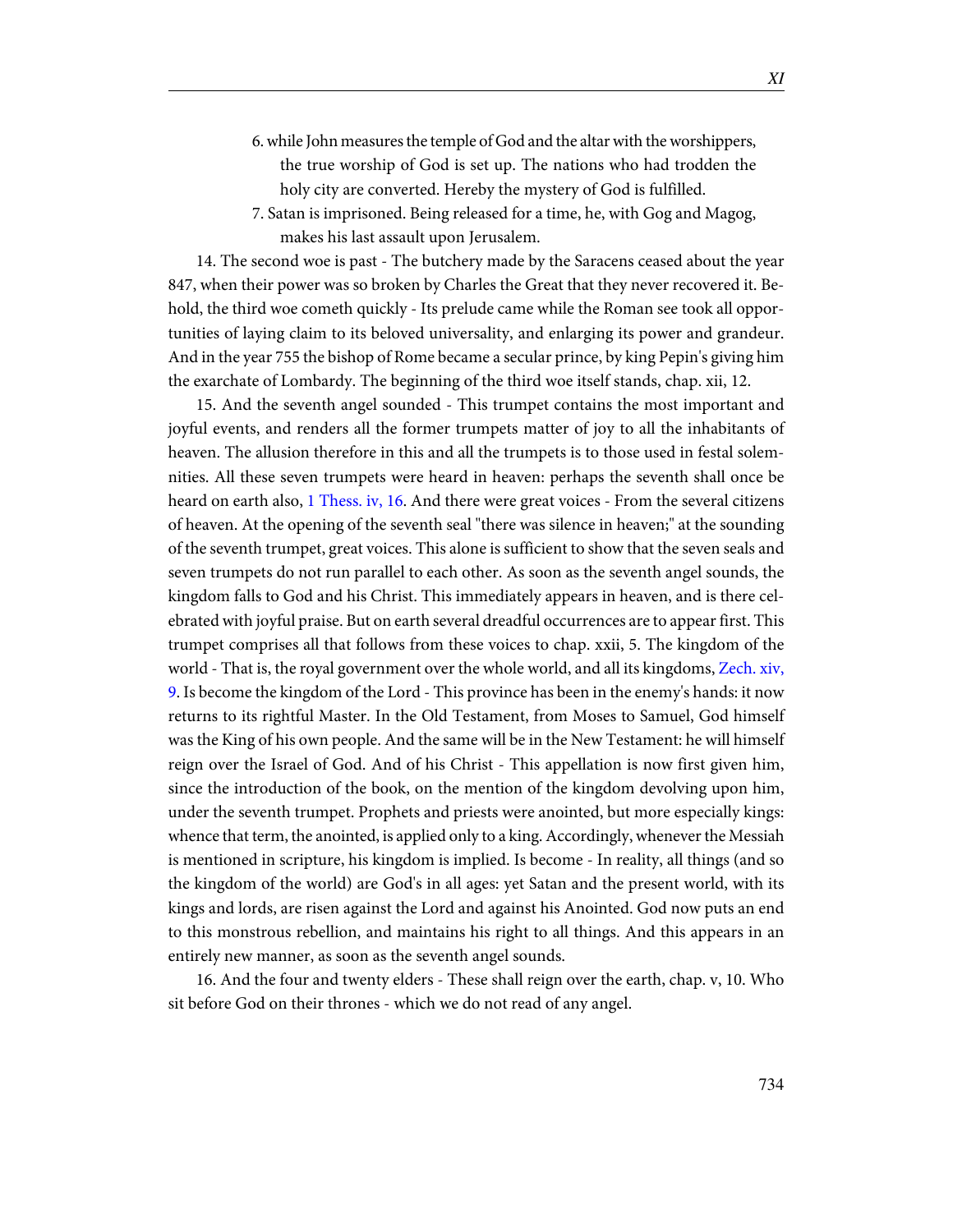6. while John measures the temple of God and the altar with the worshippers, the true worship of God is set up. The nations who had trodden the holy city are converted. Hereby the mystery of God is fulfilled.
7. Satan is imprisoned. Being released for a time, he, with Gog and Magog, makes his last assault upon Jerusalem.

14. The second woe is past - The butchery made by the Saracens ceased about the year 847, when their power was so broken by Charles the Great that they never recovered it. Behold, the third woe cometh quickly - Its prelude came while the Roman see took all opportunities of laying claim to its beloved universality, and enlarging its power and grandeur. And in the year 755 the bishop of Rome became a secular prince, by king Pepin's giving him the exarchate of Lombardy. The beginning of the third woe itself stands, chap. xii, 12.

15. And the seventh angel sounded - This trumpet contains the most important and joyful events, and renders all the former trumpets matter of joy to all the inhabitants of heaven. The allusion therefore in this and all the trumpets is to those used in festal solemnities. All these seven trumpets were heard in heaven: perhaps the seventh shall once be heard on earth also, 1 Thess. iv, 16. And there were great voices - From the several citizens of heaven. At the opening of the seventh seal "there was silence in heaven;" at the sounding of the seventh trumpet, great voices. This alone is sufficient to show that the seven seals and seven trumpets do not run parallel to each other. As soon as the seventh angel sounds, the kingdom falls to God and his Christ. This immediately appears in heaven, and is there celebrated with joyful praise. But on earth several dreadful occurrences are to appear first. This trumpet comprises all that follows from these voices to chap. xxii, 5. The kingdom of the world - That is, the royal government over the whole world, and all its kingdoms, Zech. xiv, 9. Is become the kingdom of the Lord - This province has been in the enemy's hands: it now returns to its rightful Master. In the Old Testament, from Moses to Samuel, God himself was the King of his own people. And the same will be in the New Testament: he will himself reign over the Israel of God. And of his Christ - This appellation is now first given him, since the introduction of the book, on the mention of the kingdom devolving upon him, under the seventh trumpet. Prophets and priests were anointed, but more especially kings: whence that term, the anointed, is applied only to a king. Accordingly, whenever the Messiah is mentioned in scripture, his kingdom is implied. Is become - In reality, all things (and so the kingdom of the world) are God's in all ages: yet Satan and the present world, with its kings and lords, are risen against the Lord and against his Anointed. God now puts an end to this monstrous rebellion, and maintains his right to all things. And this appears in an entirely new manner, as soon as the seventh angel sounds.

16. And the four and twenty elders - These shall reign over the earth, chap. v, 10. Who sit before God on their thrones - which we do not read of any angel.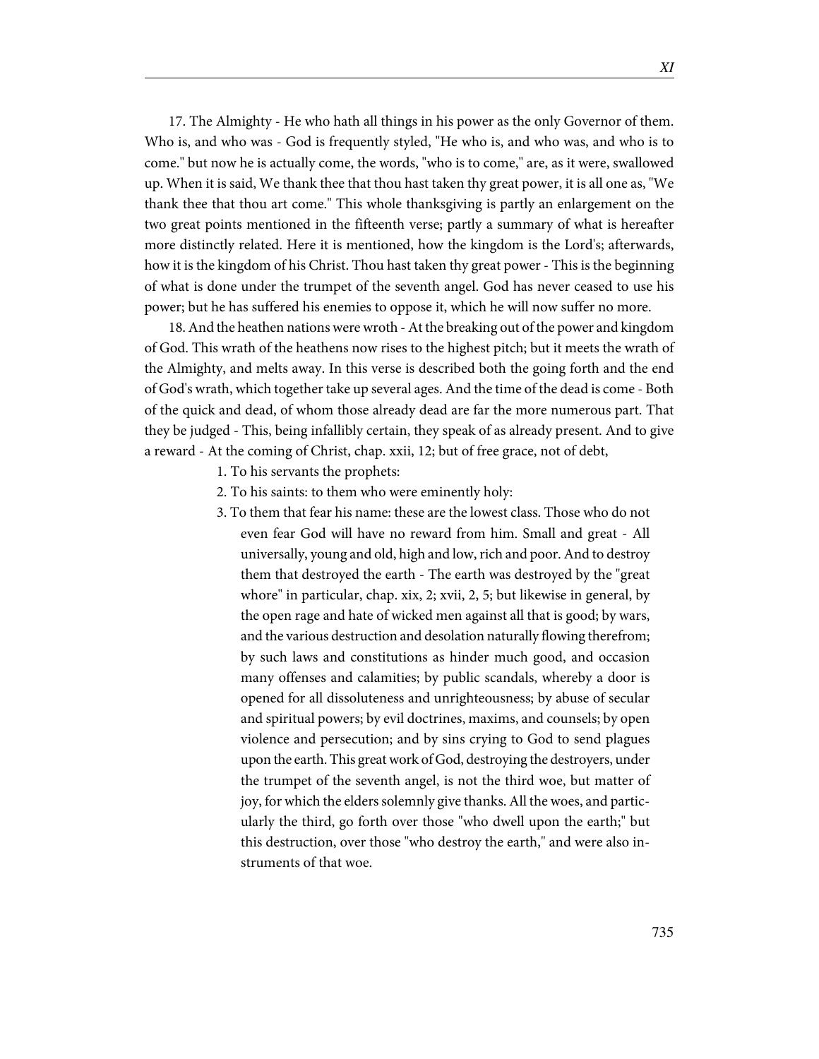17. The Almighty - He who hath all things in his power as the only Governor of them. Who is, and who was - God is frequently styled, "He who is, and who was, and who is to come." but now he is actually come, the words, "who is to come," are, as it were, swallowed up. When it is said, We thank thee that thou hast taken thy great power, it is all one as, "We thank thee that thou art come." This whole thanksgiving is partly an enlargement on the two great points mentioned in the fifteenth verse; partly a summary of what is hereafter more distinctly related. Here it is mentioned, how the kingdom is the Lord's; afterwards, how it is the kingdom of his Christ. Thou hast taken thy great power - This is the beginning of what is done under the trumpet of the seventh angel. God has never ceased to use his power; but he has suffered his enemies to oppose it, which he will now suffer no more.

18. And the heathen nations were wroth - At the breaking out of the power and kingdom of God. This wrath of the heathens now rises to the highest pitch; but it meets the wrath of the Almighty, and melts away. In this verse is described both the going forth and the end of God's wrath, which together take up several ages. And the time of the dead is come - Both of the quick and dead, of whom those already dead are far the more numerous part. That they be judged - This, being infallibly certain, they speak of as already present. And to give a reward - At the coming of Christ, chap. xxii, 12; but of free grace, not of debt,

1. To his servants the prophets:
2. To his saints: to them who were eminently holy:
3. To them that fear his name: these are the lowest class. Those who do not even fear God will have no reward from him. Small and great - All universally, young and old, high and low, rich and poor. And to destroy them that destroyed the earth - The earth was destroyed by the "great whore" in particular, chap. xix, 2; xvii, 2, 5; but likewise in general, by the open rage and hate of wicked men against all that is good; by wars, and the various destruction and desolation naturally flowing therefrom; by such laws and constitutions as hinder much good, and occasion many offenses and calamities; by public scandals, whereby a door is opened for all dissoluteness and unrighteousness; by abuse of secular and spiritual powers; by evil doctrines, maxims, and counsels; by open violence and persecution; and by sins crying to God to send plagues upon the earth. This great work of God, destroying the destroyers, under the trumpet of the seventh angel, is not the third woe, but matter of joy, for which the elders solemnly give thanks. All the woes, and particularly the third, go forth over those "who dwell upon the earth;" but this destruction, over those "who destroy the earth," and were also instruments of that woe.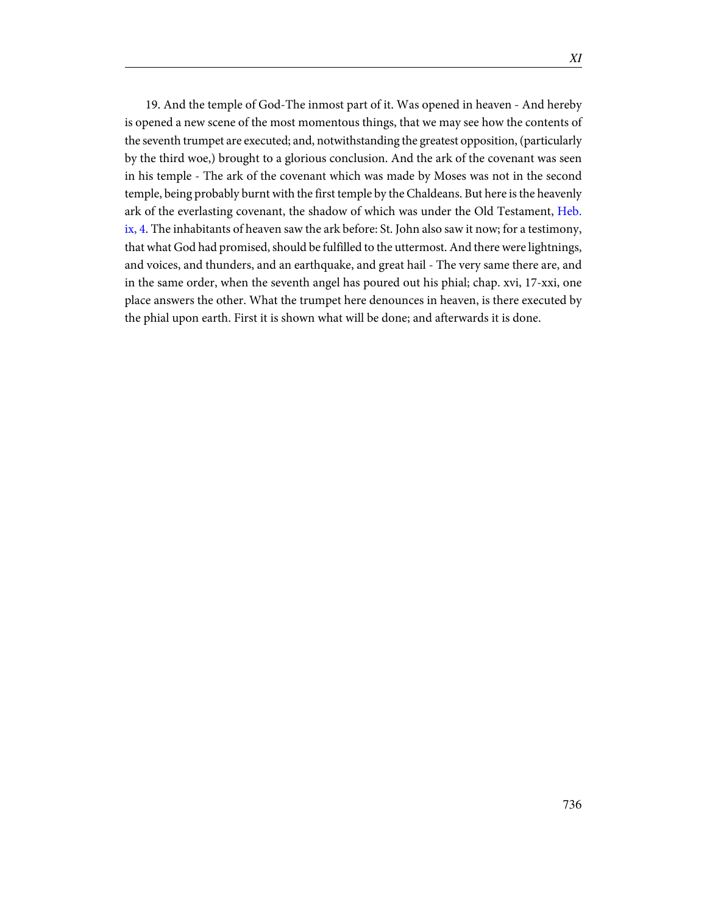19. And the temple of God-The inmost part of it. Was opened in heaven - And hereby is opened a new scene of the most momentous things, that we may see how the contents of the seventh trumpet are executed; and, notwithstanding the greatest opposition, (particularly by the third woe,) brought to a glorious conclusion. And the ark of the covenant was seen in his temple - The ark of the covenant which was made by Moses was not in the second temple, being probably burnt with the first temple by the Chaldeans. But here is the heavenly ark of the everlasting covenant, the shadow of which was under the Old Testament, Heb. ix, 4. The inhabitants of heaven saw the ark before: St. John also saw it now; for a testimony, that what God had promised, should be fulfilled to the uttermost. And there were lightnings, and voices, and thunders, and an earthquake, and great hail - The very same there are, and in the same order, when the seventh angel has poured out his phial; chap. xvi, 17-xxi, one place answers the other. What the trumpet here denounces in heaven, is there executed by the phial upon earth. First it is shown what will be done; and afterwards it is done.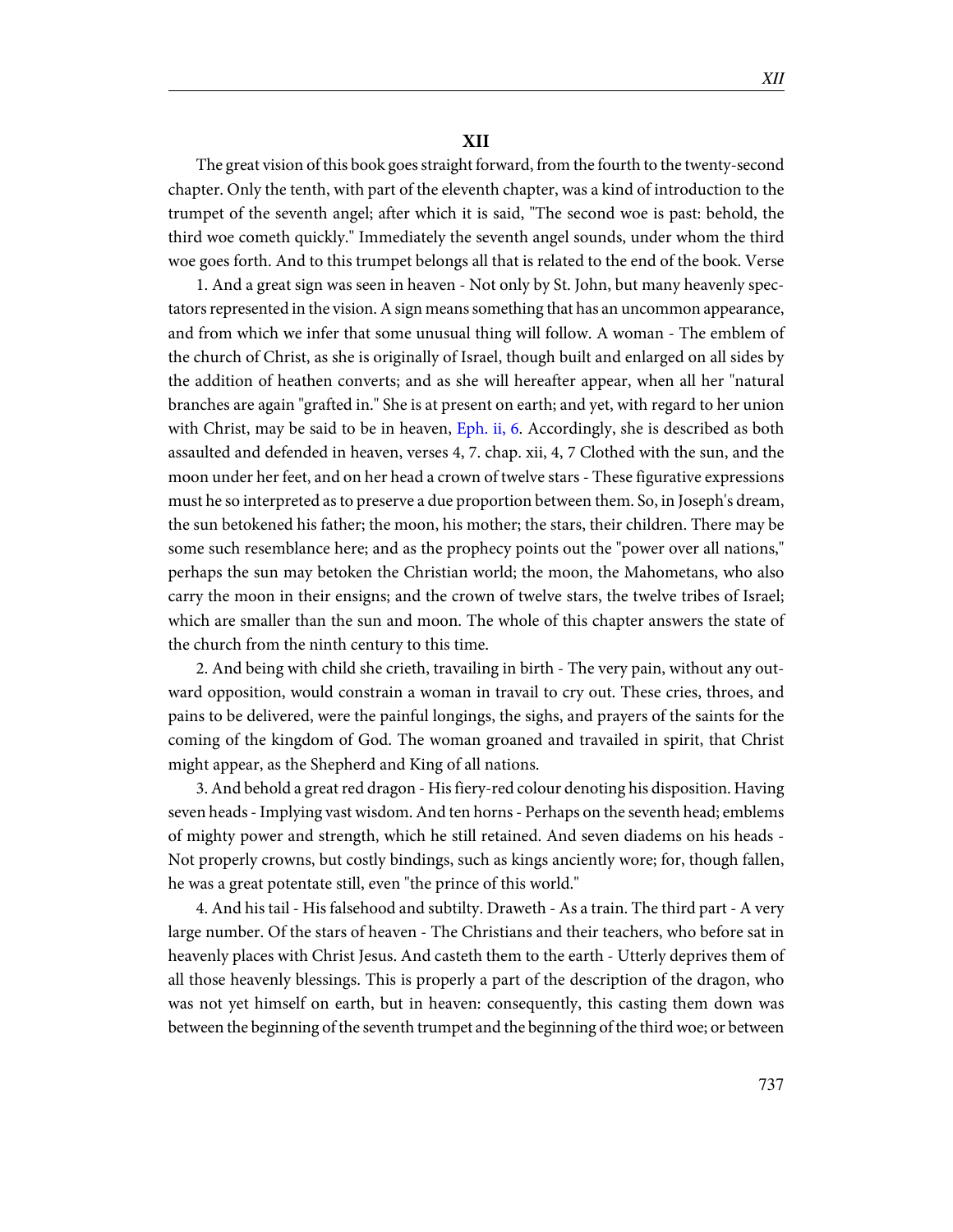## XII

The great vision of this book goes straight forward, from the fourth to the twenty-second chapter. Only the tenth, with part of the eleventh chapter, was a kind of introduction to the trumpet of the seventh angel; after which it is said, "The second woe is past: behold, the third woe cometh quickly." Immediately the seventh angel sounds, under whom the third woe goes forth. And to this trumpet belongs all that is related to the end of the book. Verse

1. And a great sign was seen in heaven - Not only by St. John, but many heavenly spectators represented in the vision. A sign means something that has an uncommon appearance, and from which we infer that some unusual thing will follow. A woman - The emblem of the church of Christ, as she is originally of Israel, though built and enlarged on all sides by the addition of heathen converts; and as she will hereafter appear, when all her "natural branches are again "grafted in." She is at present on earth; and yet, with regard to her union with Christ, may be said to be in heaven, Eph. ii, 6. Accordingly, she is described as both assaulted and defended in heaven, verses 4, 7. chap. xii, 4, 7 Clothed with the sun, and the moon under her feet, and on her head a crown of twelve stars - These figurative expressions must he so interpreted as to preserve a due proportion between them. So, in Joseph's dream, the sun betokened his father; the moon, his mother; the stars, their children. There may be some such resemblance here; and as the prophecy points out the "power over all nations," perhaps the sun may betoken the Christian world; the moon, the Mahometans, who also carry the moon in their ensigns; and the crown of twelve stars, the twelve tribes of Israel; which are smaller than the sun and moon. The whole of this chapter answers the state of the church from the ninth century to this time.

2. And being with child she crieth, travailing in birth - The very pain, without any outward opposition, would constrain a woman in travail to cry out. These cries, throes, and pains to be delivered, were the painful longings, the sighs, and prayers of the saints for the coming of the kingdom of God. The woman groaned and travailed in spirit, that Christ might appear, as the Shepherd and King of all nations.

3. And behold a great red dragon - His fiery-red colour denoting his disposition. Having seven heads - Implying vast wisdom. And ten horns - Perhaps on the seventh head; emblems of mighty power and strength, which he still retained. And seven diadems on his heads - Not properly crowns, but costly bindings, such as kings anciently wore; for, though fallen, he was a great potentate still, even "the prince of this world."

4. And his tail - His falsehood and subtilty. Draweth - As a train. The third part - A very large number. Of the stars of heaven - The Christians and their teachers, who before sat in heavenly places with Christ Jesus. And casteth them to the earth - Utterly deprives them of all those heavenly blessings. This is properly a part of the description of the dragon, who was not yet himself on earth, but in heaven: consequently, this casting them down was between the beginning of the seventh trumpet and the beginning of the third woe; or between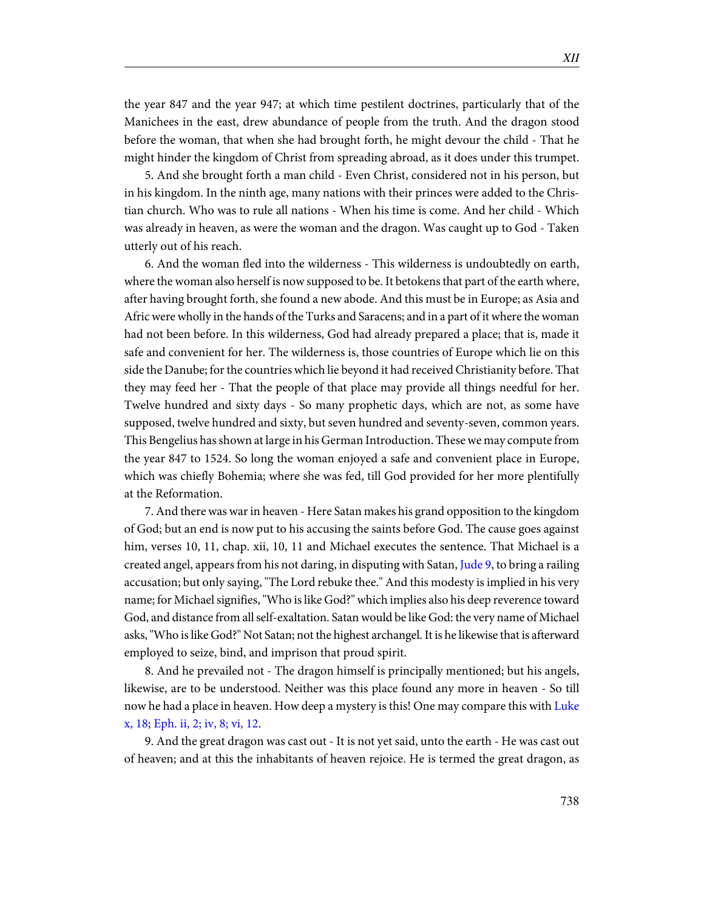the year 847 and the year 947; at which time pestilent doctrines, particularly that of the Manichees in the east, drew abundance of people from the truth. And the dragon stood before the woman, that when she had brought forth, he might devour the child - That he might hinder the kingdom of Christ from spreading abroad, as it does under this trumpet.

5. And she brought forth a man child - Even Christ, considered not in his person, but in his kingdom. In the ninth age, many nations with their princes were added to the Christian church. Who was to rule all nations - When his time is come. And her child - Which was already in heaven, as were the woman and the dragon. Was caught up to God - Taken utterly out of his reach.

6. And the woman fled into the wilderness - This wilderness is undoubtedly on earth, where the woman also herself is now supposed to be. It betokens that part of the earth where, after having brought forth, she found a new abode. And this must be in Europe; as Asia and Afric were wholly in the hands of the Turks and Saracens; and in a part of it where the woman had not been before. In this wilderness, God had already prepared a place; that is, made it safe and convenient for her. The wilderness is, those countries of Europe which lie on this side the Danube; for the countries which lie beyond it had received Christianity before. That they may feed her - That the people of that place may provide all things needful for her. Twelve hundred and sixty days - So many prophetic days, which are not, as some have supposed, twelve hundred and sixty, but seven hundred and seventy-seven, common years. This Bengelius has shown at large in his German Introduction. These we may compute from the year 847 to 1524. So long the woman enjoyed a safe and convenient place in Europe, which was chiefly Bohemia; where she was fed, till God provided for her more plentifully at the Reformation.

7. And there was war in heaven - Here Satan makes his grand opposition to the kingdom of God; but an end is now put to his accusing the saints before God. The cause goes against him, verses 10, 11, chap. xii, 10, 11 and Michael executes the sentence. That Michael is a created angel, appears from his not daring, in disputing with Satan, Jude 9, to bring a railing accusation; but only saying, "The Lord rebuke thee." And this modesty is implied in his very name; for Michael signifies, "Who is like God?" which implies also his deep reverence toward God, and distance from all self-exaltation. Satan would be like God: the very name of Michael asks, "Who is like God?" Not Satan; not the highest archangel. It is he likewise that is afterward employed to seize, bind, and imprison that proud spirit.

8. And he prevailed not - The dragon himself is principally mentioned; but his angels, likewise, are to be understood. Neither was this place found any more in heaven - So till now he had a place in heaven. How deep a mystery is this! One may compare this with Luke x, 18; Eph. ii, 2; iv, 8; vi, 12.

9. And the great dragon was cast out - It is not yet said, unto the earth - He was cast out of heaven; and at this the inhabitants of heaven rejoice. He is termed the great dragon, as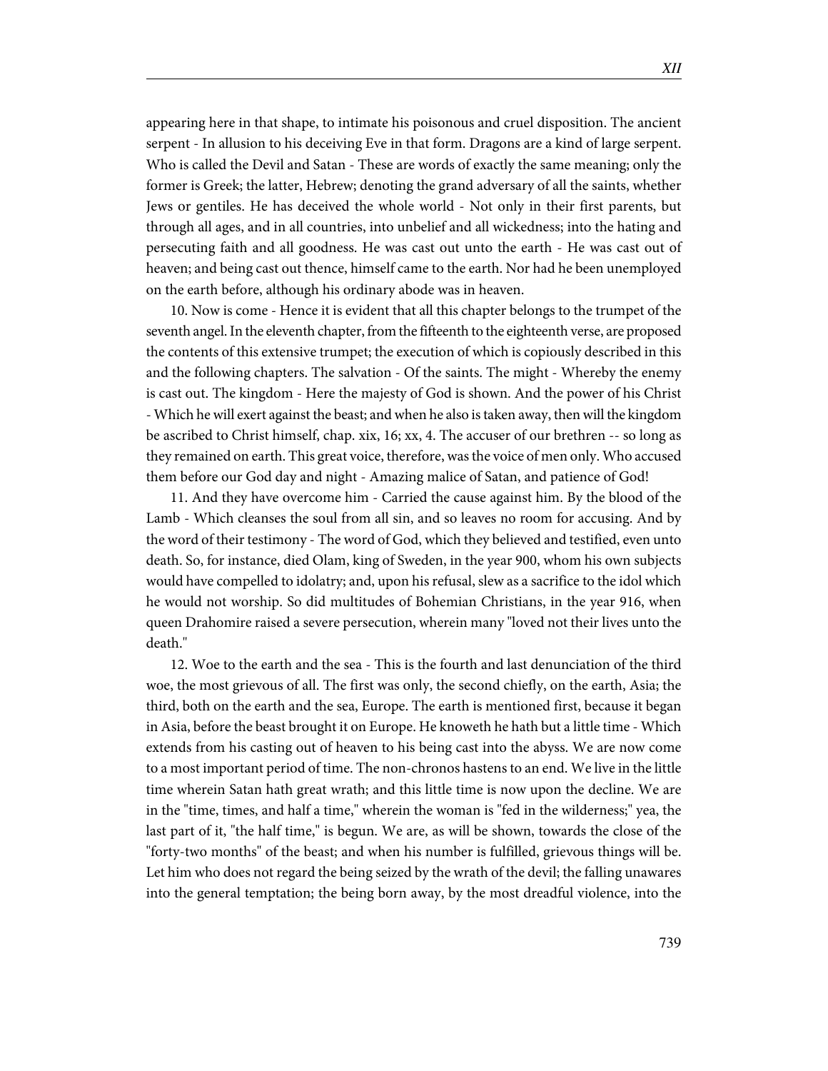appearing here in that shape, to intimate his poisonous and cruel disposition. The ancient serpent - In allusion to his deceiving Eve in that form. Dragons are a kind of large serpent. Who is called the Devil and Satan - These are words of exactly the same meaning; only the former is Greek; the latter, Hebrew; denoting the grand adversary of all the saints, whether Jews or gentiles. He has deceived the whole world - Not only in their first parents, but through all ages, and in all countries, into unbelief and all wickedness; into the hating and persecuting faith and all goodness. He was cast out unto the earth - He was cast out of heaven; and being cast out thence, himself came to the earth. Nor had he been unemployed on the earth before, although his ordinary abode was in heaven.

10. Now is come - Hence it is evident that all this chapter belongs to the trumpet of the seventh angel. In the eleventh chapter, from the fifteenth to the eighteenth verse, are proposed the contents of this extensive trumpet; the execution of which is copiously described in this and the following chapters. The salvation - Of the saints. The might - Whereby the enemy is cast out. The kingdom - Here the majesty of God is shown. And the power of his Christ - Which he will exert against the beast; and when he also is taken away, then will the kingdom be ascribed to Christ himself, chap. xix, 16; xx, 4. The accuser of our brethren -- so long as they remained on earth. This great voice, therefore, was the voice of men only. Who accused them before our God day and night - Amazing malice of Satan, and patience of God!

11. And they have overcome him - Carried the cause against him. By the blood of the Lamb - Which cleanses the soul from all sin, and so leaves no room for accusing. And by the word of their testimony - The word of God, which they believed and testified, even unto death. So, for instance, died Olam, king of Sweden, in the year 900, whom his own subjects would have compelled to idolatry; and, upon his refusal, slew as a sacrifice to the idol which he would not worship. So did multitudes of Bohemian Christians, in the year 916, when queen Drahomire raised a severe persecution, wherein many "loved not their lives unto the death."

12. Woe to the earth and the sea - This is the fourth and last denunciation of the third woe, the most grievous of all. The first was only, the second chiefly, on the earth, Asia; the third, both on the earth and the sea, Europe. The earth is mentioned first, because it began in Asia, before the beast brought it on Europe. He knoweth he hath but a little time - Which extends from his casting out of heaven to his being cast into the abyss. We are now come to a most important period of time. The non-chronos hastens to an end. We live in the little time wherein Satan hath great wrath; and this little time is now upon the decline. We are in the "time, times, and half a time," wherein the woman is "fed in the wilderness;" yea, the last part of it, "the half time," is begun. We are, as will be shown, towards the close of the "forty-two months" of the beast; and when his number is fulfilled, grievous things will be. Let him who does not regard the being seized by the wrath of the devil; the falling unawares into the general temptation; the being born away, by the most dreadful violence, into the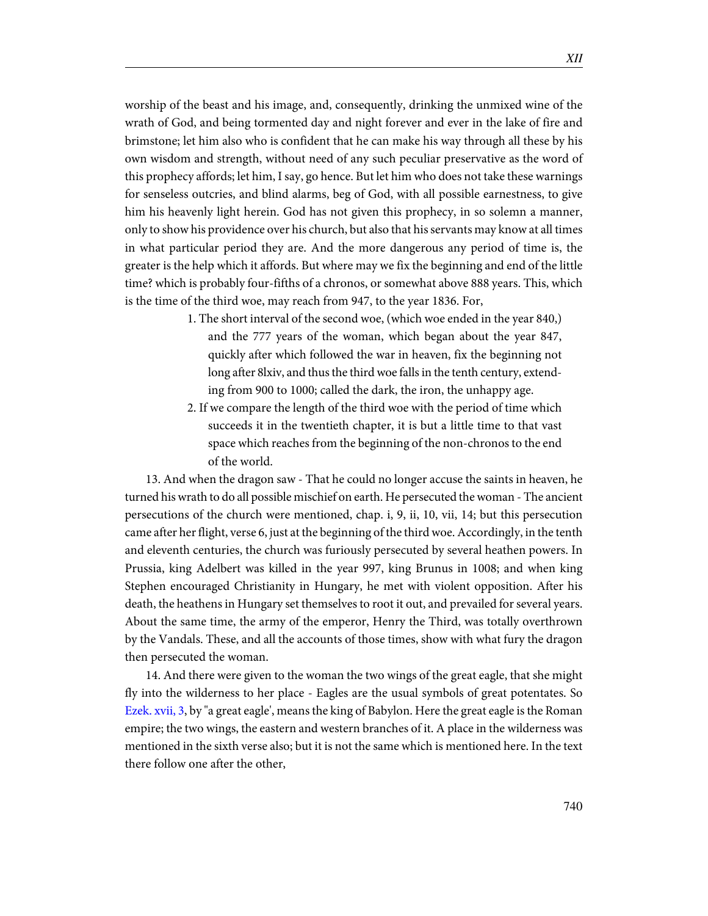worship of the beast and his image, and, consequently, drinking the unmixed wine of the wrath of God, and being tormented day and night forever and ever in the lake of fire and brimstone; let him also who is confident that he can make his way through all these by his own wisdom and strength, without need of any such peculiar preservative as the word of this prophecy affords; let him, I say, go hence. But let him who does not take these warnings for senseless outcries, and blind alarms, beg of God, with all possible earnestness, to give him his heavenly light herein. God has not given this prophecy, in so solemn a manner, only to show his providence over his church, but also that his servants may know at all times in what particular period they are. And the more dangerous any period of time is, the greater is the help which it affords. But where may we fix the beginning and end of the little time? which is probably four-fifths of a chronos, or somewhat above 888 years. This, which is the time of the third woe, may reach from 947, to the year 1836. For,

1. The short interval of the second woe, (which woe ended in the year 840,) and the 777 years of the woman, which began about the year 847, quickly after which followed the war in heaven, fix the beginning not long after 8lxiv, and thus the third woe falls in the tenth century, extending from 900 to 1000; called the dark, the iron, the unhappy age.
2. If we compare the length of the third woe with the period of time which succeeds it in the twentieth chapter, it is but a little time to that vast space which reaches from the beginning of the non-chronos to the end of the world.

13. And when the dragon saw - That he could no longer accuse the saints in heaven, he turned his wrath to do all possible mischief on earth. He persecuted the woman - The ancient persecutions of the church were mentioned, chap. i, 9, ii, 10, vii, 14; but this persecution came after her flight, verse 6, just at the beginning of the third woe. Accordingly, in the tenth and eleventh centuries, the church was furiously persecuted by several heathen powers. In Prussia, king Adelbert was killed in the year 997, king Brunus in 1008; and when king Stephen encouraged Christianity in Hungary, he met with violent opposition. After his death, the heathens in Hungary set themselves to root it out, and prevailed for several years. About the same time, the army of the emperor, Henry the Third, was totally overthrown by the Vandals. These, and all the accounts of those times, show with what fury the dragon then persecuted the woman.

14. And there were given to the woman the two wings of the great eagle, that she might fly into the wilderness to her place - Eagles are the usual symbols of great potentates. So Ezek. xvii, 3, by "a great eagle', means the king of Babylon. Here the great eagle is the Roman empire; the two wings, the eastern and western branches of it. A place in the wilderness was mentioned in the sixth verse also; but it is not the same which is mentioned here. In the text there follow one after the other,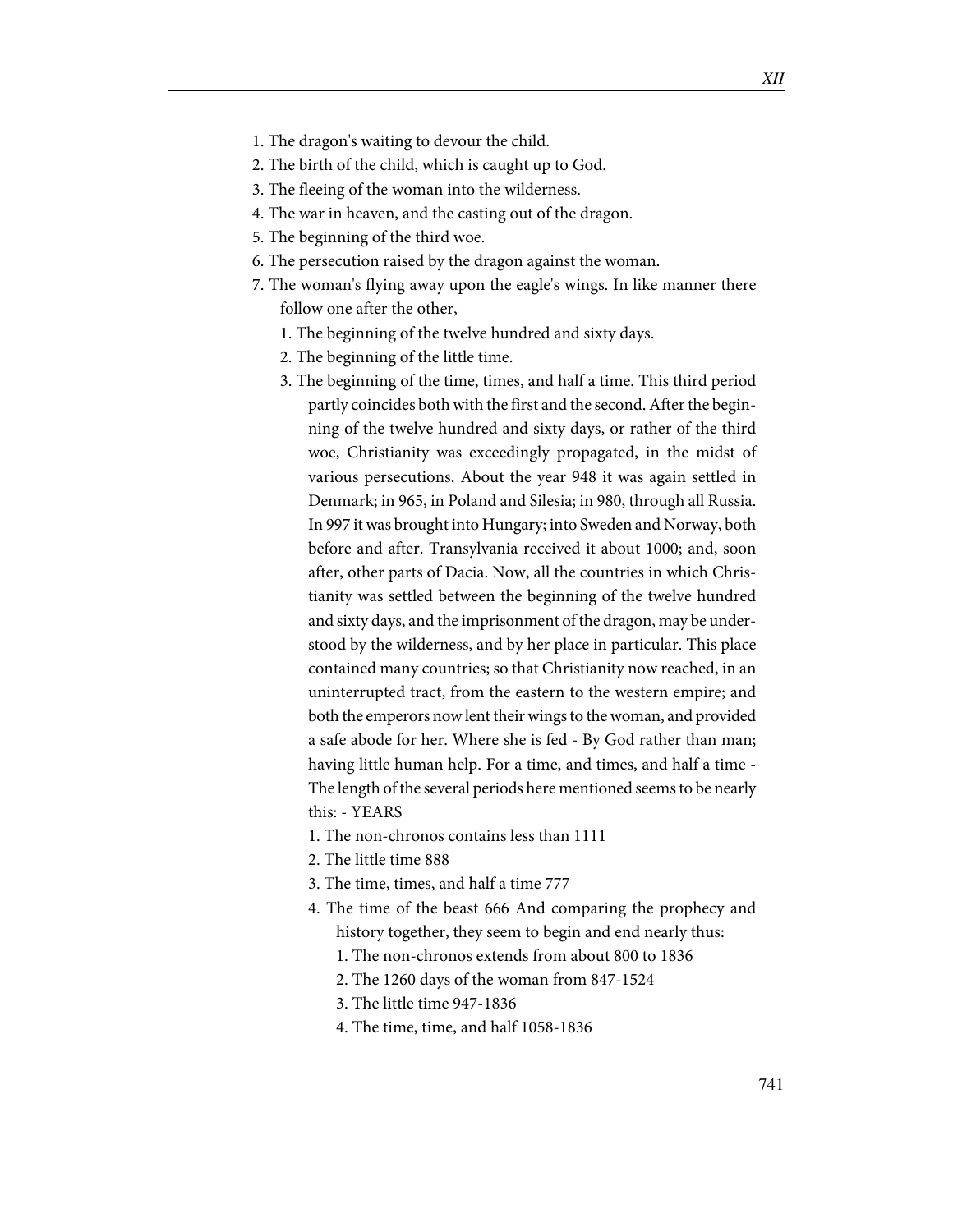1. The dragon's waiting to devour the child.
2. The birth of the child, which is caught up to God.
3. The fleeing of the woman into the wilderness.
4. The war in heaven, and the casting out of the dragon.
5. The beginning of the third woe.
6. The persecution raised by the dragon against the woman.
7. The woman's flying away upon the eagle's wings. In like manner there follow one after the other,
    1. The beginning of the twelve hundred and sixty days.
    2. The beginning of the little time.
    3. The beginning of the time, times, and half a time. This third period partly coincides both with the first and the second. After the beginning of the twelve hundred and sixty days, or rather of the third woe, Christianity was exceedingly propagated, in the midst of various persecutions. About the year 948 it was again settled in Denmark; in 965, in Poland and Silesia; in 980, through all Russia. In 997 it was brought into Hungary; into Sweden and Norway, both before and after. Transylvania received it about 1000; and, soon after, other parts of Dacia. Now, all the countries in which Christianity was settled between the beginning of the twelve hundred and sixty days, and the imprisonment of the dragon, may be understood by the wilderness, and by her place in particular. This place contained many countries; so that Christianity now reached, in an uninterrupted tract, from the eastern to the western empire; and both the emperors now lent their wings to the woman, and provided a safe abode for her. Where she is fed - By God rather than man; having little human help. For a time, and times, and half a time - The length of the several periods here mentioned seems to be nearly this: - YEARS
    1. The non-chronos contains less than 1111
    2. The little time 888
    3. The time, times, and half a time 777
    4. The time of the beast 666 And comparing the prophecy and history together, they seem to begin and end nearly thus:
        1. The non-chronos extends from about 800 to 1836
        2. The 1260 days of the woman from 847-1524
        3. The little time 947-1836
        4. The time, time, and half 1058-1836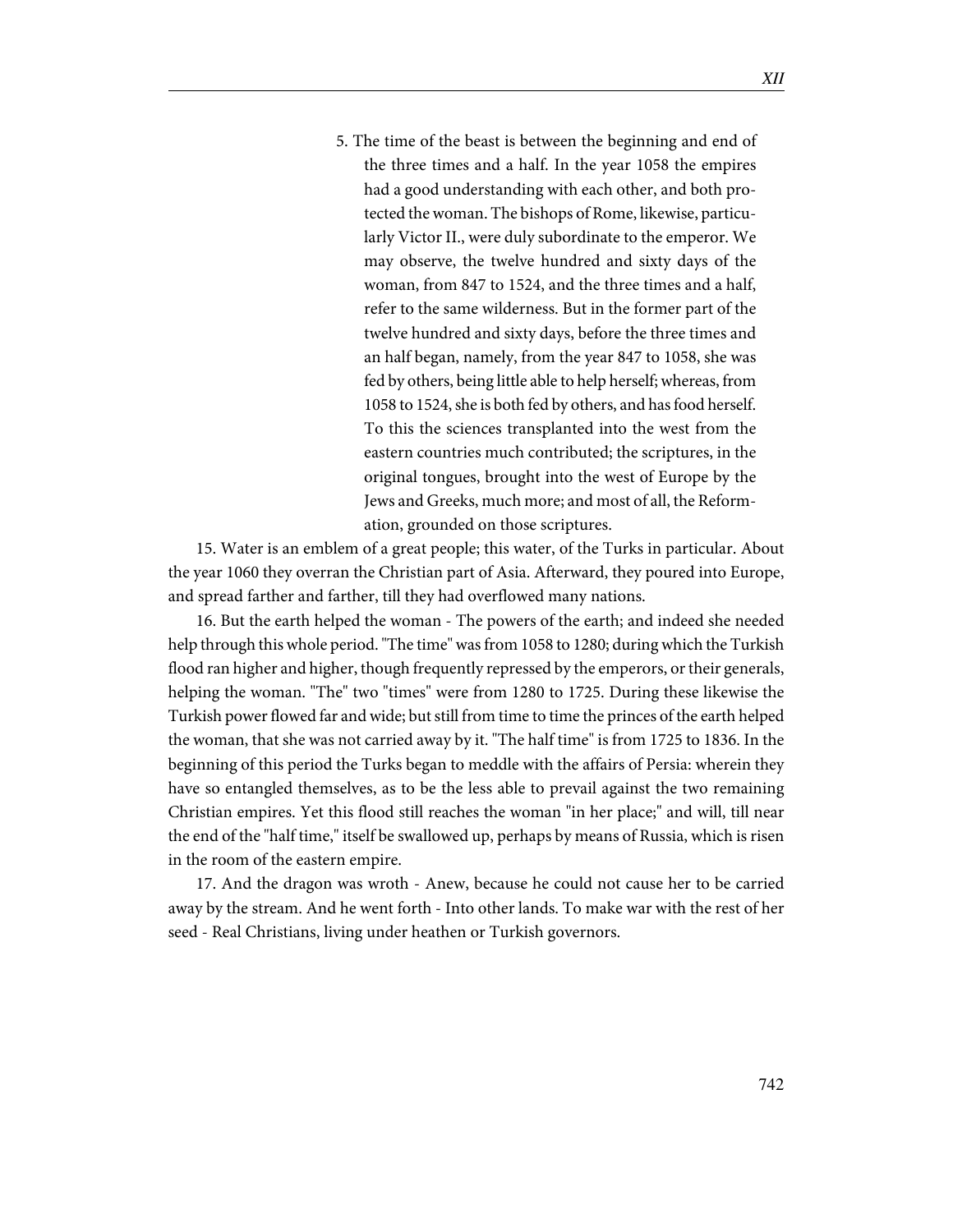5. The time of the beast is between the beginning and end of the three times and a half. In the year 1058 the empires had a good understanding with each other, and both protected the woman. The bishops of Rome, likewise, particularly Victor II., were duly subordinate to the emperor. We may observe, the twelve hundred and sixty days of the woman, from 847 to 1524, and the three times and a half, refer to the same wilderness. But in the former part of the twelve hundred and sixty days, before the three times and an half began, namely, from the year 847 to 1058, she was fed by others, being little able to help herself; whereas, from 1058 to 1524, she is both fed by others, and has food herself. To this the sciences transplanted into the west from the eastern countries much contributed; the scriptures, in the original tongues, brought into the west of Europe by the Jews and Greeks, much more; and most of all, the Reformation, grounded on those scriptures.

15. Water is an emblem of a great people; this water, of the Turks in particular. About the year 1060 they overran the Christian part of Asia. Afterward, they poured into Europe, and spread farther and farther, till they had overflowed many nations.

16. But the earth helped the woman - The powers of the earth; and indeed she needed help through this whole period. "The time" was from 1058 to 1280; during which the Turkish flood ran higher and higher, though frequently repressed by the emperors, or their generals, helping the woman. "The" two "times" were from 1280 to 1725. During these likewise the Turkish power flowed far and wide; but still from time to time the princes of the earth helped the woman, that she was not carried away by it. "The half time" is from 1725 to 1836. In the beginning of this period the Turks began to meddle with the affairs of Persia: wherein they have so entangled themselves, as to be the less able to prevail against the two remaining Christian empires. Yet this flood still reaches the woman "in her place;" and will, till near the end of the "half time," itself be swallowed up, perhaps by means of Russia, which is risen in the room of the eastern empire.

17. And the dragon was wroth - Anew, because he could not cause her to be carried away by the stream. And he went forth - Into other lands. To make war with the rest of her seed - Real Christians, living under heathen or Turkish governors.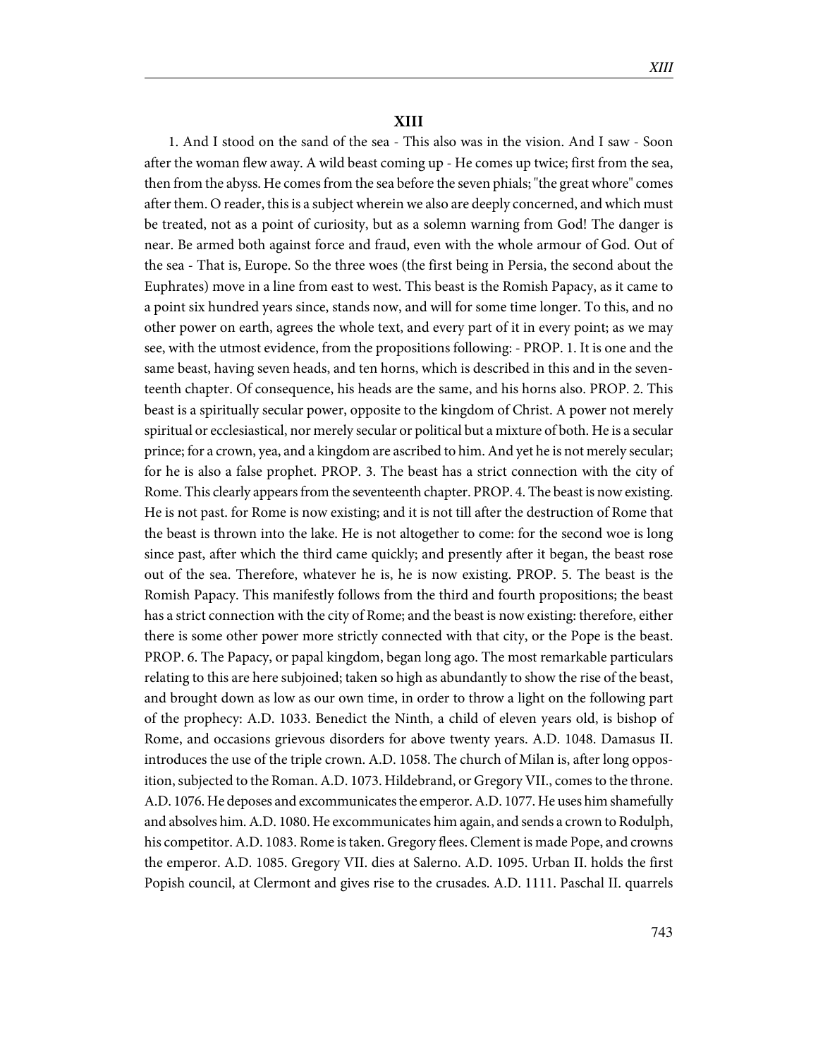## XIII

1. And I stood on the sand of the sea - This also was in the vision. And I saw - Soon after the woman flew away. A wild beast coming up - He comes up twice; first from the sea, then from the abyss. He comes from the sea before the seven phials; "the great whore" comes after them. O reader, this is a subject wherein we also are deeply concerned, and which must be treated, not as a point of curiosity, but as a solemn warning from God! The danger is near. Be armed both against force and fraud, even with the whole armour of God. Out of the sea - That is, Europe. So the three woes (the first being in Persia, the second about the Euphrates) move in a line from east to west. This beast is the Romish Papacy, as it came to a point six hundred years since, stands now, and will for some time longer. To this, and no other power on earth, agrees the whole text, and every part of it in every point; as we may see, with the utmost evidence, from the propositions following: - PROP. 1. It is one and the same beast, having seven heads, and ten horns, which is described in this and in the seventeenth chapter. Of consequence, his heads are the same, and his horns also. PROP. 2. This beast is a spiritually secular power, opposite to the kingdom of Christ. A power not merely spiritual or ecclesiastical, nor merely secular or political but a mixture of both. He is a secular prince; for a crown, yea, and a kingdom are ascribed to him. And yet he is not merely secular; for he is also a false prophet. PROP. 3. The beast has a strict connection with the city of Rome. This clearly appears from the seventeenth chapter. PROP. 4. The beast is now existing. He is not past. for Rome is now existing; and it is not till after the destruction of Rome that the beast is thrown into the lake. He is not altogether to come: for the second woe is long since past, after which the third came quickly; and presently after it began, the beast rose out of the sea. Therefore, whatever he is, he is now existing. PROP. 5. The beast is the Romish Papacy. This manifestly follows from the third and fourth propositions; the beast has a strict connection with the city of Rome; and the beast is now existing: therefore, either there is some other power more strictly connected with that city, or the Pope is the beast. PROP. 6. The Papacy, or papal kingdom, began long ago. The most remarkable particulars relating to this are here subjoined; taken so high as abundantly to show the rise of the beast, and brought down as low as our own time, in order to throw a light on the following part of the prophecy: A.D. 1033. Benedict the Ninth, a child of eleven years old, is bishop of Rome, and occasions grievous disorders for above twenty years. A.D. 1048. Damasus II. introduces the use of the triple crown. A.D. 1058. The church of Milan is, after long opposition, subjected to the Roman. A.D. 1073. Hildebrand, or Gregory VII., comes to the throne. A.D. 1076. He deposes and excommunicates the emperor. A.D. 1077. He uses him shamefully and absolves him. A.D. 1080. He excommunicates him again, and sends a crown to Rodulph, his competitor. A.D. 1083. Rome is taken. Gregory flees. Clement is made Pope, and crowns the emperor. A.D. 1085. Gregory VII. dies at Salerno. A.D. 1095. Urban II. holds the first Popish council, at Clermont and gives rise to the crusades. A.D. 1111. Paschal II. quarrels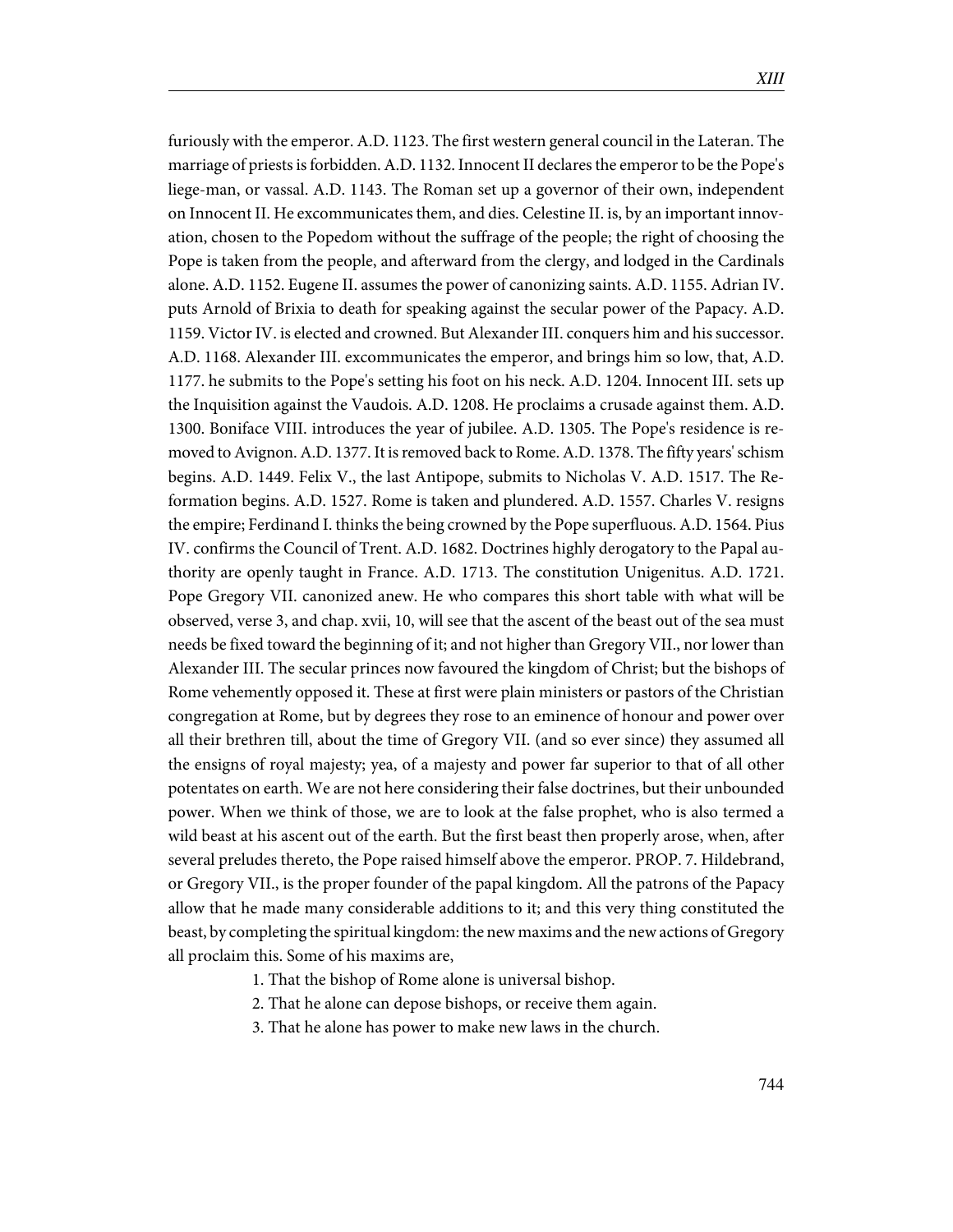furiously with the emperor. A.D. 1123. The first western general council in the Lateran. The marriage of priests is forbidden. A.D. 1132. Innocent II declares the emperor to be the Pope's liege-man, or vassal. A.D. 1143. The Roman set up a governor of their own, independent on Innocent II. He excommunicates them, and dies. Celestine II. is, by an important innovation, chosen to the Popedom without the suffrage of the people; the right of choosing the Pope is taken from the people, and afterward from the clergy, and lodged in the Cardinals alone. A.D. 1152. Eugene II. assumes the power of canonizing saints. A.D. 1155. Adrian IV. puts Arnold of Brixia to death for speaking against the secular power of the Papacy. A.D. 1159. Victor IV. is elected and crowned. But Alexander III. conquers him and his successor. A.D. 1168. Alexander III. excommunicates the emperor, and brings him so low, that, A.D. 1177. he submits to the Pope's setting his foot on his neck. A.D. 1204. Innocent III. sets up the Inquisition against the Vaudois. A.D. 1208. He proclaims a crusade against them. A.D. 1300. Boniface VIII. introduces the year of jubilee. A.D. 1305. The Pope's residence is removed to Avignon. A.D. 1377. It is removed back to Rome. A.D. 1378. The fifty years' schism begins. A.D. 1449. Felix V., the last Antipope, submits to Nicholas V. A.D. 1517. The Reformation begins. A.D. 1527. Rome is taken and plundered. A.D. 1557. Charles V. resigns the empire; Ferdinand I. thinks the being crowned by the Pope superfluous. A.D. 1564. Pius IV. confirms the Council of Trent. A.D. 1682. Doctrines highly derogatory to the Papal authority are openly taught in France. A.D. 1713. The constitution Unigenitus. A.D. 1721. Pope Gregory VII. canonized anew. He who compares this short table with what will be observed, verse 3, and chap. xvii, 10, will see that the ascent of the beast out of the sea must needs be fixed toward the beginning of it; and not higher than Gregory VII., nor lower than Alexander III. The secular princes now favoured the kingdom of Christ; but the bishops of Rome vehemently opposed it. These at first were plain ministers or pastors of the Christian congregation at Rome, but by degrees they rose to an eminence of honour and power over all their brethren till, about the time of Gregory VII. (and so ever since) they assumed all the ensigns of royal majesty; yea, of a majesty and power far superior to that of all other potentates on earth. We are not here considering their false doctrines, but their unbounded power. When we think of those, we are to look at the false prophet, who is also termed a wild beast at his ascent out of the earth. But the first beast then properly arose, when, after several preludes thereto, the Pope raised himself above the emperor. PROP. 7. Hildebrand, or Gregory VII., is the proper founder of the papal kingdom. All the patrons of the Papacy allow that he made many considerable additions to it; and this very thing constituted the beast, by completing the spiritual kingdom: the new maxims and the new actions of Gregory all proclaim this. Some of his maxims are,

1. That the bishop of Rome alone is universal bishop.
2. That he alone can depose bishops, or receive them again.
3. That he alone has power to make new laws in the church.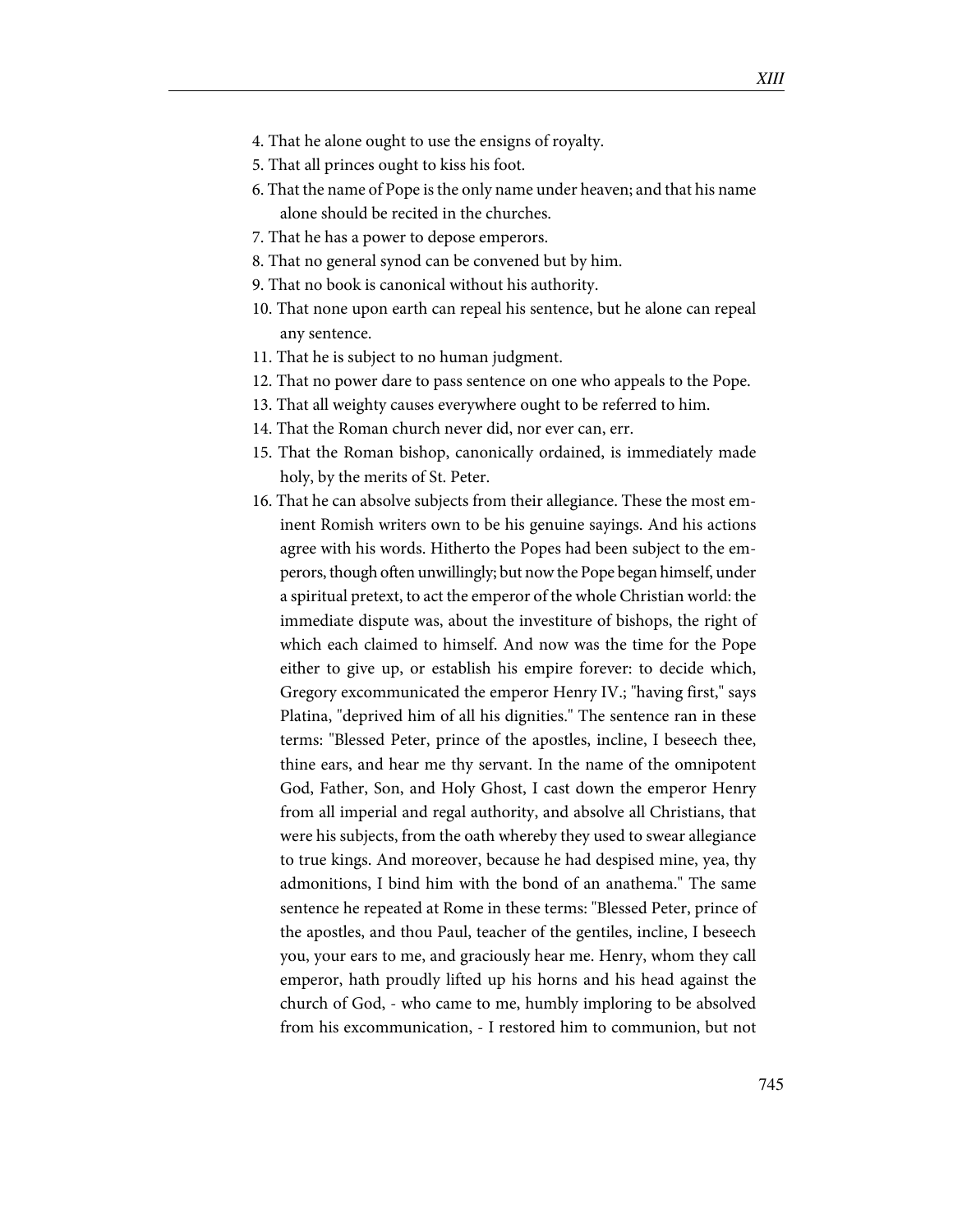4. That he alone ought to use the ensigns of royalty.
5. That all princes ought to kiss his foot.
6. That the name of Pope is the only name under heaven; and that his name alone should be recited in the churches.
7. That he has a power to depose emperors.
8. That no general synod can be convened but by him.
9. That no book is canonical without his authority.
10. That none upon earth can repeal his sentence, but he alone can repeal any sentence.
11. That he is subject to no human judgment.
12. That no power dare to pass sentence on one who appeals to the Pope.
13. That all weighty causes everywhere ought to be referred to him.
14. That the Roman church never did, nor ever can, err.
15. That the Roman bishop, canonically ordained, is immediately made holy, by the merits of St. Peter.
16. That he can absolve subjects from their allegiance. These the most eminent Romish writers own to be his genuine sayings. And his actions agree with his words. Hitherto the Popes had been subject to the emperors, though often unwillingly; but now the Pope began himself, under a spiritual pretext, to act the emperor of the whole Christian world: the immediate dispute was, about the investiture of bishops, the right of which each claimed to himself. And now was the time for the Pope either to give up, or establish his empire forever: to decide which, Gregory excommunicated the emperor Henry IV.; "having first," says Platina, "deprived him of all his dignities." The sentence ran in these terms: "Blessed Peter, prince of the apostles, incline, I beseech thee, thine ears, and hear me thy servant. In the name of the omnipotent God, Father, Son, and Holy Ghost, I cast down the emperor Henry from all imperial and regal authority, and absolve all Christians, that were his subjects, from the oath whereby they used to swear allegiance to true kings. And moreover, because he had despised mine, yea, thy admonitions, I bind him with the bond of an anathema." The same sentence he repeated at Rome in these terms: "Blessed Peter, prince of the apostles, and thou Paul, teacher of the gentiles, incline, I beseech you, your ears to me, and graciously hear me. Henry, whom they call emperor, hath proudly lifted up his horns and his head against the church of God, - who came to me, humbly imploring to be absolved from his excommunication, - I restored him to communion, but not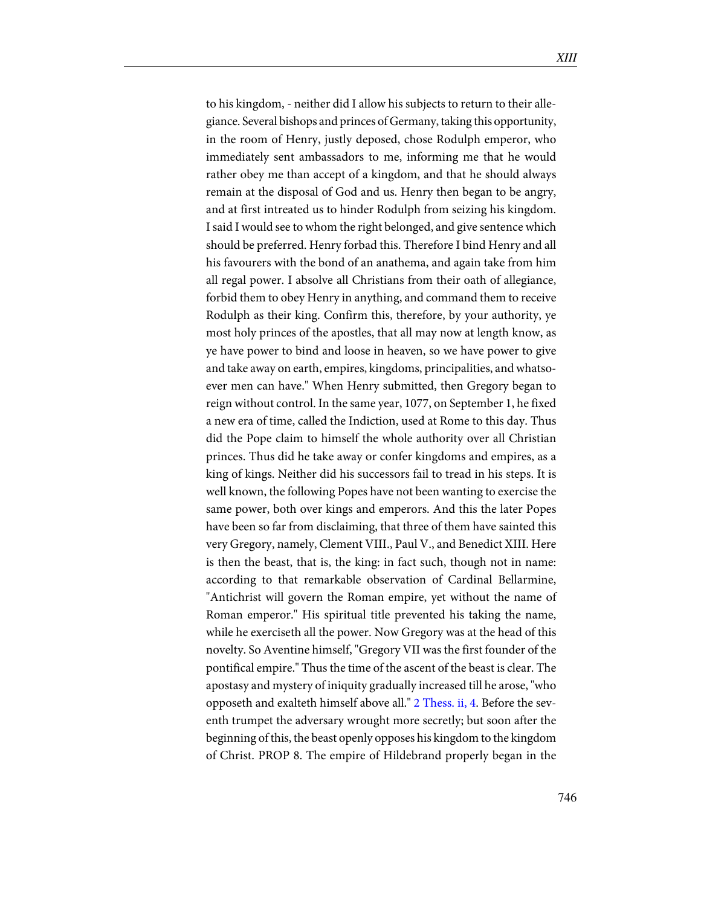to his kingdom, - neither did I allow his subjects to return to their allegiance. Several bishops and princes of Germany, taking this opportunity, in the room of Henry, justly deposed, chose Rodulph emperor, who immediately sent ambassadors to me, informing me that he would rather obey me than accept of a kingdom, and that he should always remain at the disposal of God and us. Henry then began to be angry, and at first intreated us to hinder Rodulph from seizing his kingdom. I said I would see to whom the right belonged, and give sentence which should be preferred. Henry forbad this. Therefore I bind Henry and all his favourers with the bond of an anathema, and again take from him all regal power. I absolve all Christians from their oath of allegiance, forbid them to obey Henry in anything, and command them to receive Rodulph as their king. Confirm this, therefore, by your authority, ye most holy princes of the apostles, that all may now at length know, as ye have power to bind and loose in heaven, so we have power to give and take away on earth, empires, kingdoms, principalities, and whatsoever men can have." When Henry submitted, then Gregory began to reign without control. In the same year, 1077, on September 1, he fixed a new era of time, called the Indiction, used at Rome to this day. Thus did the Pope claim to himself the whole authority over all Christian princes. Thus did he take away or confer kingdoms and empires, as a king of kings. Neither did his successors fail to tread in his steps. It is well known, the following Popes have not been wanting to exercise the same power, both over kings and emperors. And this the later Popes have been so far from disclaiming, that three of them have sainted this very Gregory, namely, Clement VIII., Paul V., and Benedict XIII. Here is then the beast, that is, the king: in fact such, though not in name: according to that remarkable observation of Cardinal Bellarmine, "Antichrist will govern the Roman empire, yet without the name of Roman emperor." His spiritual title prevented his taking the name, while he exerciseth all the power. Now Gregory was at the head of this novelty. So Aventine himself, "Gregory VII was the first founder of the pontifical empire." Thus the time of the ascent of the beast is clear. The apostasy and mystery of iniquity gradually increased till he arose, "who opposeth and exalteth himself above all." 2 Thess. ii, 4. Before the seventh trumpet the adversary wrought more secretly; but soon after the beginning of this, the beast openly opposes his kingdom to the kingdom of Christ. PROP 8. The empire of Hildebrand properly began in the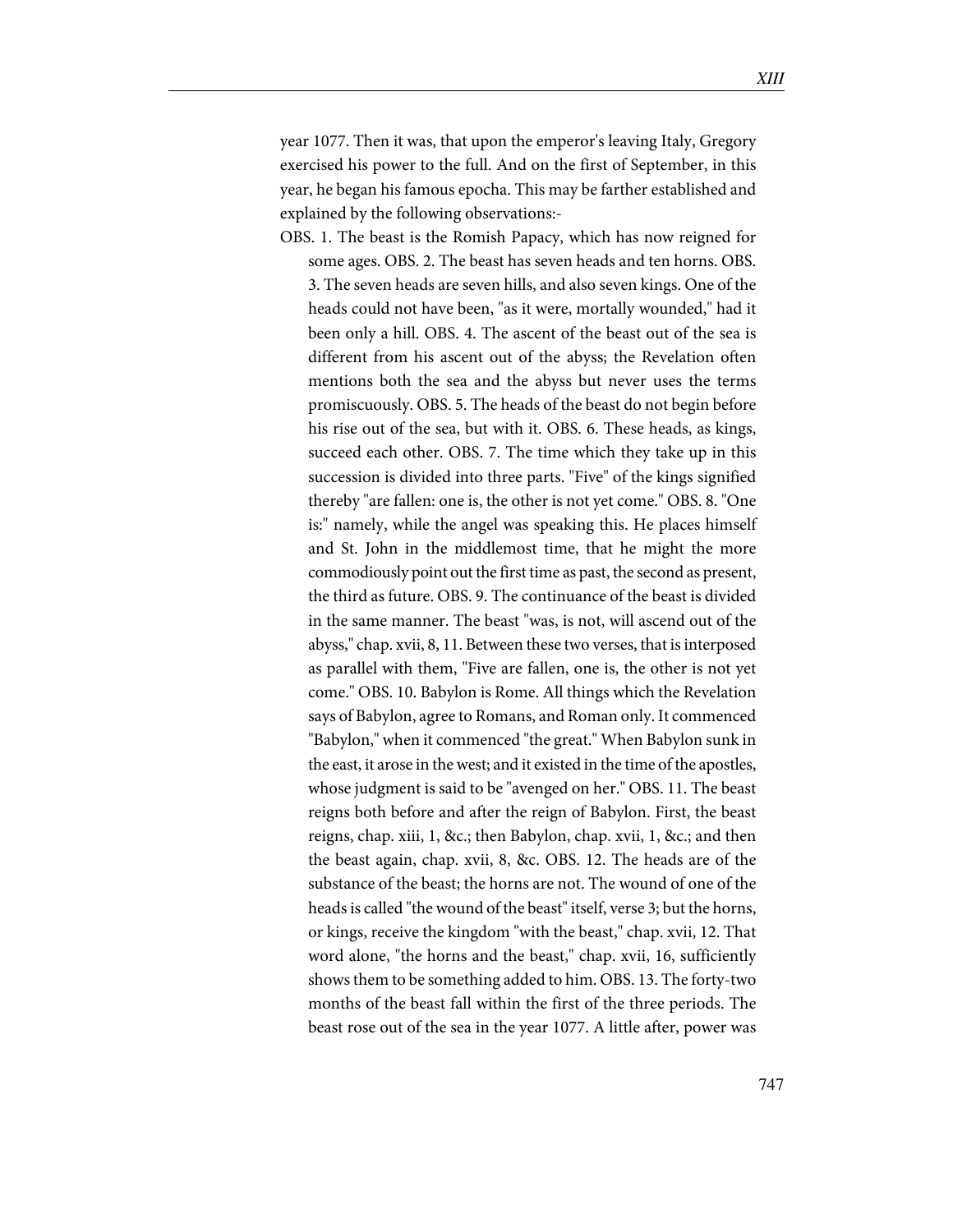year 1077. Then it was, that upon the emperor's leaving Italy, Gregory exercised his power to the full. And on the first of September, in this year, he began his famous epocha. This may be farther established and explained by the following observations:-

OBS. 1. The beast is the Romish Papacy, which has now reigned for some ages. OBS. 2. The beast has seven heads and ten horns. OBS. 3. The seven heads are seven hills, and also seven kings. One of the heads could not have been, "as it were, mortally wounded," had it been only a hill. OBS. 4. The ascent of the beast out of the sea is different from his ascent out of the abyss; the Revelation often mentions both the sea and the abyss but never uses the terms promiscuously. OBS. 5. The heads of the beast do not begin before his rise out of the sea, but with it. OBS. 6. These heads, as kings, succeed each other. OBS. 7. The time which they take up in this succession is divided into three parts. "Five" of the kings signified thereby "are fallen: one is, the other is not yet come." OBS. 8. "One is:" namely, while the angel was speaking this. He places himself and St. John in the middlemost time, that he might the more commodiously point out the first time as past, the second as present, the third as future. OBS. 9. The continuance of the beast is divided in the same manner. The beast "was, is not, will ascend out of the abyss," chap. xvii, 8, 11. Between these two verses, that is interposed as parallel with them, "Five are fallen, one is, the other is not yet come." OBS. 10. Babylon is Rome. All things which the Revelation says of Babylon, agree to Romans, and Roman only. It commenced "Babylon," when it commenced "the great." When Babylon sunk in the east, it arose in the west; and it existed in the time of the apostles, whose judgment is said to be "avenged on her." OBS. 11. The beast reigns both before and after the reign of Babylon. First, the beast reigns, chap. xiii, 1, &c.; then Babylon, chap. xvii, 1, &c.; and then the beast again, chap. xvii, 8, &c. OBS. 12. The heads are of the substance of the beast; the horns are not. The wound of one of the heads is called "the wound of the beast" itself, verse 3; but the horns, or kings, receive the kingdom "with the beast," chap. xvii, 12. That word alone, "the horns and the beast," chap. xvii, 16, sufficiently shows them to be something added to him. OBS. 13. The forty-two months of the beast fall within the first of the three periods. The beast rose out of the sea in the year 1077. A little after, power was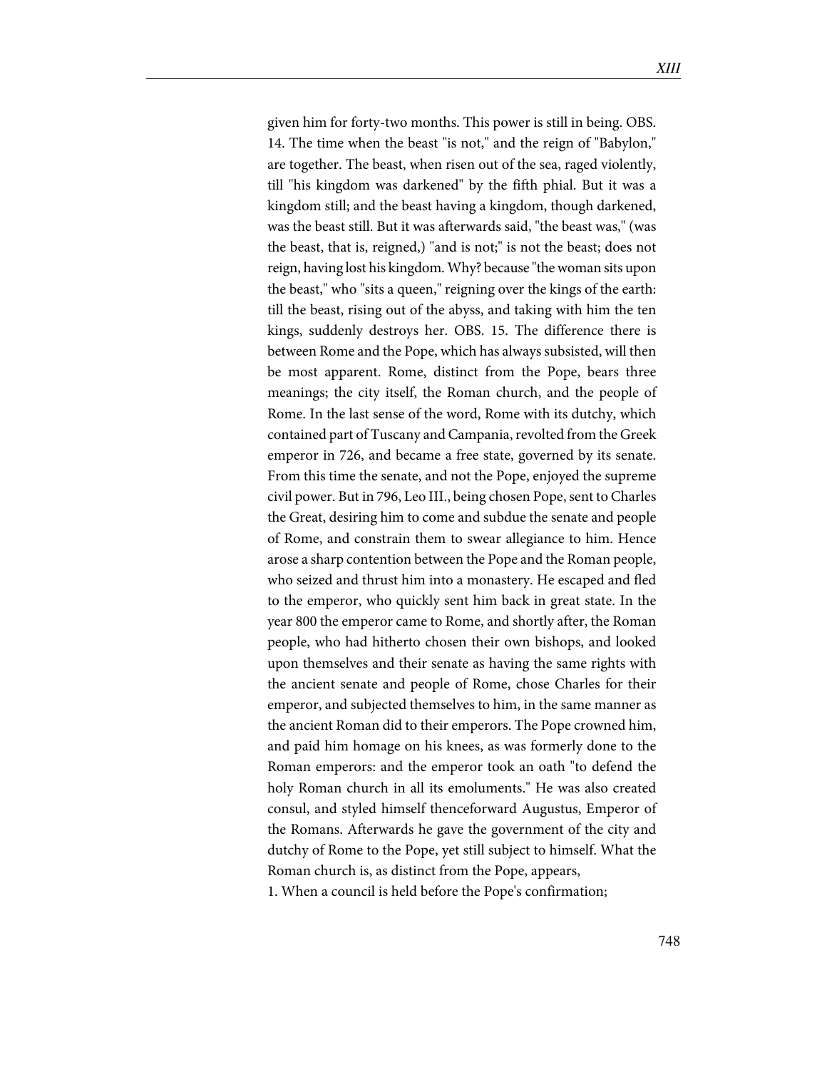given him for forty-two months. This power is still in being. OBS. 14. The time when the beast "is not," and the reign of "Babylon," are together. The beast, when risen out of the sea, raged violently, till "his kingdom was darkened" by the fifth phial. But it was a kingdom still; and the beast having a kingdom, though darkened, was the beast still. But it was afterwards said, "the beast was," (was the beast, that is, reigned,) "and is not;" is not the beast; does not reign, having lost his kingdom. Why? because "the woman sits upon the beast," who "sits a queen," reigning over the kings of the earth: till the beast, rising out of the abyss, and taking with him the ten kings, suddenly destroys her. OBS. 15. The difference there is between Rome and the Pope, which has always subsisted, will then be most apparent. Rome, distinct from the Pope, bears three meanings; the city itself, the Roman church, and the people of Rome. In the last sense of the word, Rome with its dutchy, which contained part of Tuscany and Campania, revolted from the Greek emperor in 726, and became a free state, governed by its senate. From this time the senate, and not the Pope, enjoyed the supreme civil power. But in 796, Leo III., being chosen Pope, sent to Charles the Great, desiring him to come and subdue the senate and people of Rome, and constrain them to swear allegiance to him. Hence arose a sharp contention between the Pope and the Roman people, who seized and thrust him into a monastery. He escaped and fled to the emperor, who quickly sent him back in great state. In the year 800 the emperor came to Rome, and shortly after, the Roman people, who had hitherto chosen their own bishops, and looked upon themselves and their senate as having the same rights with the ancient senate and people of Rome, chose Charles for their emperor, and subjected themselves to him, in the same manner as the ancient Roman did to their emperors. The Pope crowned him, and paid him homage on his knees, as was formerly done to the Roman emperors: and the emperor took an oath "to defend the holy Roman church in all its emoluments." He was also created consul, and styled himself thenceforward Augustus, Emperor of the Romans. Afterwards he gave the government of the city and dutchy of Rome to the Pope, yet still subject to himself. What the Roman church is, as distinct from the Pope, appears,

1. When a council is held before the Pope's confirmation;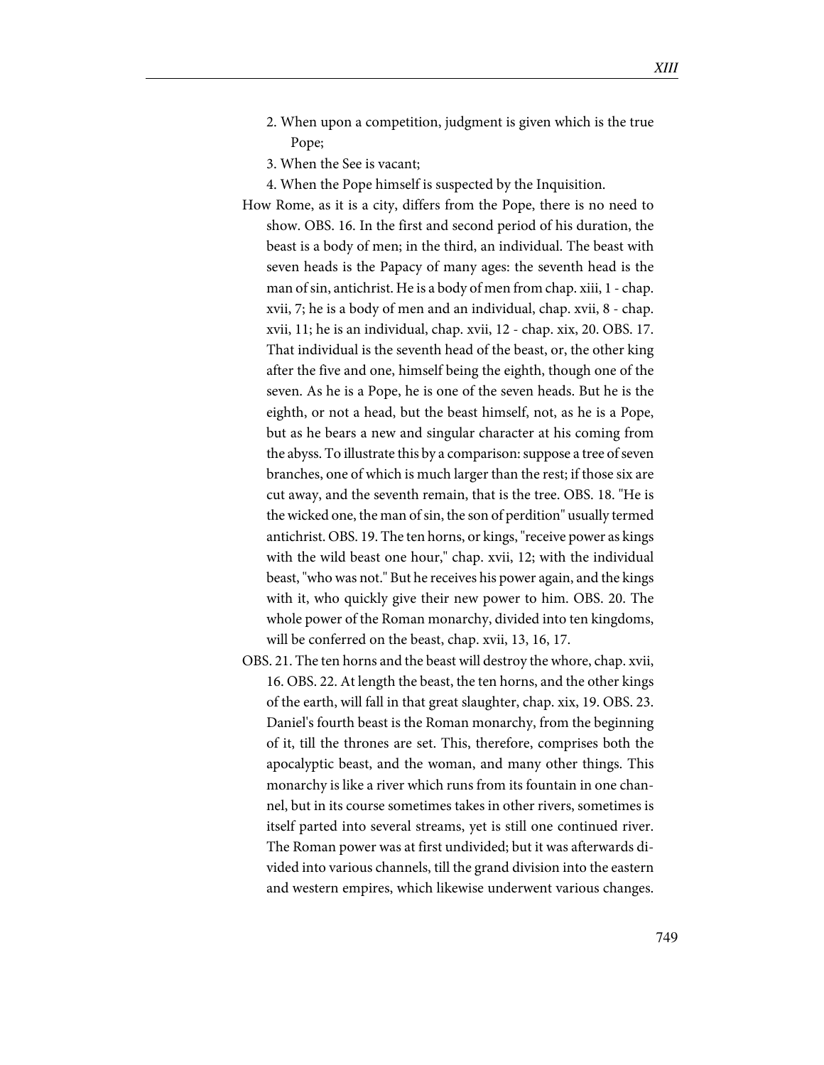2. When upon a competition, judgment is given which is the true Pope;
3. When the See is vacant;
4. When the Pope himself is suspected by the Inquisition.

How Rome, as it is a city, differs from the Pope, there is no need to show. OBS. 16. In the first and second period of his duration, the beast is a body of men; in the third, an individual. The beast with seven heads is the Papacy of many ages: the seventh head is the man of sin, antichrist. He is a body of men from chap. xiii, 1 - chap. xvii, 7; he is a body of men and an individual, chap. xvii, 8 - chap. xvii, 11; he is an individual, chap. xvii, 12 - chap. xix, 20. OBS. 17. That individual is the seventh head of the beast, or, the other king after the five and one, himself being the eighth, though one of the seven. As he is a Pope, he is one of the seven heads. But he is the eighth, or not a head, but the beast himself, not, as he is a Pope, but as he bears a new and singular character at his coming from the abyss. To illustrate this by a comparison: suppose a tree of seven branches, one of which is much larger than the rest; if those six are cut away, and the seventh remain, that is the tree. OBS. 18. "He is the wicked one, the man of sin, the son of perdition" usually termed antichrist. OBS. 19. The ten horns, or kings, "receive power as kings with the wild beast one hour," chap. xvii, 12; with the individual beast, "who was not." But he receives his power again, and the kings with it, who quickly give their new power to him. OBS. 20. The whole power of the Roman monarchy, divided into ten kingdoms, will be conferred on the beast, chap. xvii, 13, 16, 17.

OBS. 21. The ten horns and the beast will destroy the whore, chap. xvii, 16. OBS. 22. At length the beast, the ten horns, and the other kings of the earth, will fall in that great slaughter, chap. xix, 19. OBS. 23. Daniel's fourth beast is the Roman monarchy, from the beginning of it, till the thrones are set. This, therefore, comprises both the apocalyptic beast, and the woman, and many other things. This monarchy is like a river which runs from its fountain in one channel, but in its course sometimes takes in other rivers, sometimes is itself parted into several streams, yet is still one continued river. The Roman power was at first undivided; but it was afterwards divided into various channels, till the grand division into the eastern and western empires, which likewise underwent various changes.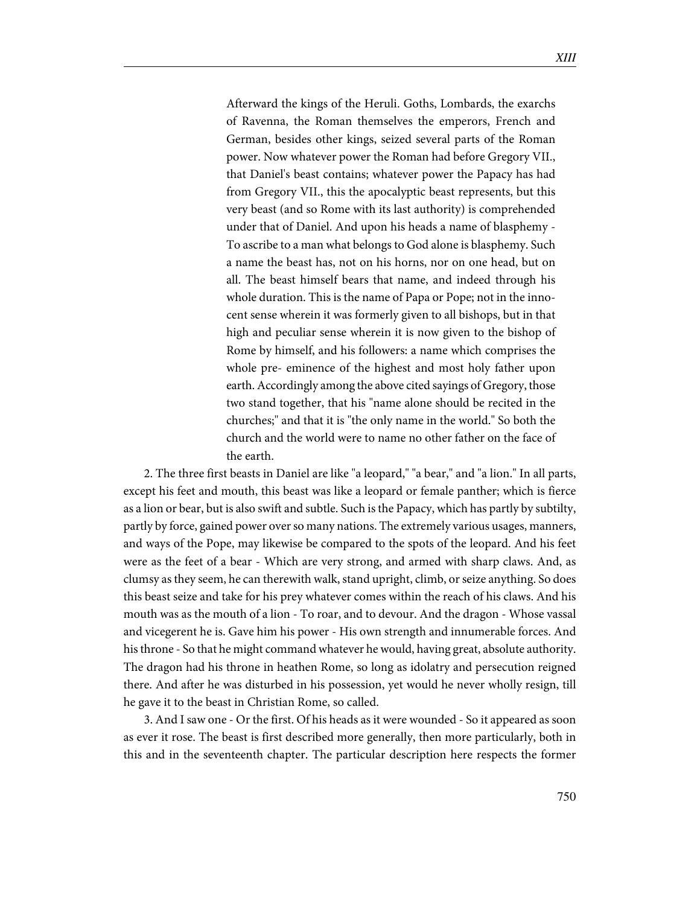Afterward the kings of the Heruli. Goths, Lombards, the exarchs of Ravenna, the Roman themselves the emperors, French and German, besides other kings, seized several parts of the Roman power. Now whatever power the Roman had before Gregory VII., that Daniel's beast contains; whatever power the Papacy has had from Gregory VII., this the apocalyptic beast represents, but this very beast (and so Rome with its last authority) is comprehended under that of Daniel. And upon his heads a name of blasphemy - To ascribe to a man what belongs to God alone is blasphemy. Such a name the beast has, not on his horns, nor on one head, but on all. The beast himself bears that name, and indeed through his whole duration. This is the name of Papa or Pope; not in the innocent sense wherein it was formerly given to all bishops, but in that high and peculiar sense wherein it is now given to the bishop of Rome by himself, and his followers: a name which comprises the whole pre- eminence of the highest and most holy father upon earth. Accordingly among the above cited sayings of Gregory, those two stand together, that his "name alone should be recited in the churches;" and that it is "the only name in the world." So both the church and the world were to name no other father on the face of the earth.

2. The three first beasts in Daniel are like "a leopard," "a bear," and "a lion." In all parts, except his feet and mouth, this beast was like a leopard or female panther; which is fierce as a lion or bear, but is also swift and subtle. Such is the Papacy, which has partly by subtilty, partly by force, gained power over so many nations. The extremely various usages, manners, and ways of the Pope, may likewise be compared to the spots of the leopard. And his feet were as the feet of a bear - Which are very strong, and armed with sharp claws. And, as clumsy as they seem, he can therewith walk, stand upright, climb, or seize anything. So does this beast seize and take for his prey whatever comes within the reach of his claws. And his mouth was as the mouth of a lion - To roar, and to devour. And the dragon - Whose vassal and vicegerent he is. Gave him his power - His own strength and innumerable forces. And his throne - So that he might command whatever he would, having great, absolute authority. The dragon had his throne in heathen Rome, so long as idolatry and persecution reigned there. And after he was disturbed in his possession, yet would he never wholly resign, till he gave it to the beast in Christian Rome, so called.

3. And I saw one - Or the first. Of his heads as it were wounded - So it appeared as soon as ever it rose. The beast is first described more generally, then more particularly, both in this and in the seventeenth chapter. The particular description here respects the former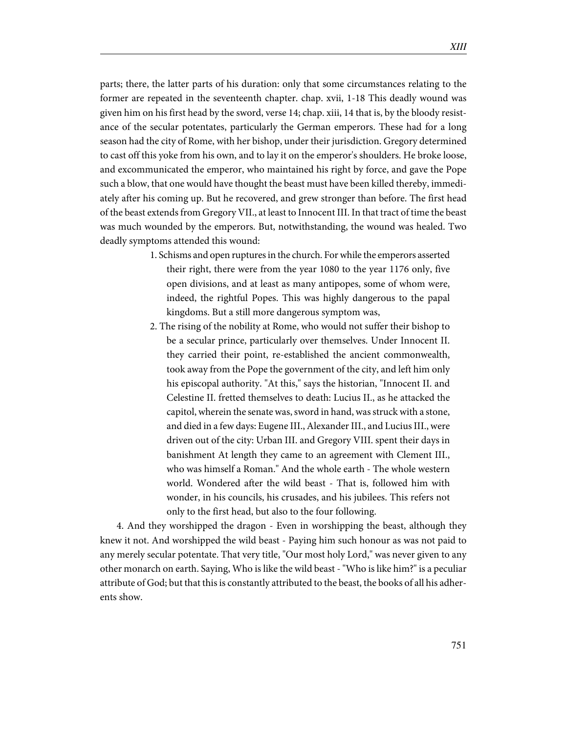parts; there, the latter parts of his duration: only that some circumstances relating to the former are repeated in the seventeenth chapter. chap. xvii, 1-18 This deadly wound was given him on his first head by the sword, verse 14; chap. xiii, 14 that is, by the bloody resistance of the secular potentates, particularly the German emperors. These had for a long season had the city of Rome, with her bishop, under their jurisdiction. Gregory determined to cast off this yoke from his own, and to lay it on the emperor's shoulders. He broke loose, and excommunicated the emperor, who maintained his right by force, and gave the Pope such a blow, that one would have thought the beast must have been killed thereby, immediately after his coming up. But he recovered, and grew stronger than before. The first head of the beast extends from Gregory VII., at least to Innocent III. In that tract of time the beast was much wounded by the emperors. But, notwithstanding, the wound was healed. Two deadly symptoms attended this wound:

1. Schisms and open ruptures in the church. For while the emperors asserted their right, there were from the year 1080 to the year 1176 only, five open divisions, and at least as many antipopes, some of whom were, indeed, the rightful Popes. This was highly dangerous to the papal kingdoms. But a still more dangerous symptom was,
2. The rising of the nobility at Rome, who would not suffer their bishop to be a secular prince, particularly over themselves. Under Innocent II. they carried their point, re-established the ancient commonwealth, took away from the Pope the government of the city, and left him only his episcopal authority. "At this," says the historian, "Innocent II. and Celestine II. fretted themselves to death: Lucius II., as he attacked the capitol, wherein the senate was, sword in hand, was struck with a stone, and died in a few days: Eugene III., Alexander III., and Lucius III., were driven out of the city: Urban III. and Gregory VIII. spent their days in banishment At length they came to an agreement with Clement III., who was himself a Roman." And the whole earth - The whole western world. Wondered after the wild beast - That is, followed him with wonder, in his councils, his crusades, and his jubilees. This refers not only to the first head, but also to the four following.

4. And they worshipped the dragon - Even in worshipping the beast, although they knew it not. And worshipped the wild beast - Paying him such honour as was not paid to any merely secular potentate. That very title, "Our most holy Lord," was never given to any other monarch on earth. Saying, Who is like the wild beast - "Who is like him?" is a peculiar attribute of God; but that this is constantly attributed to the beast, the books of all his adherents show.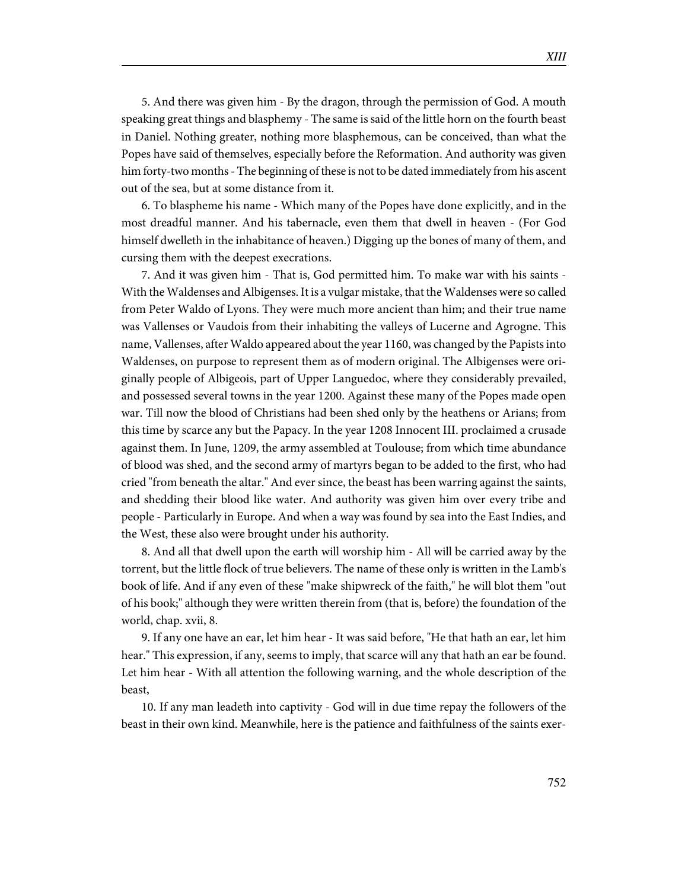5. And there was given him - By the dragon, through the permission of God. A mouth speaking great things and blasphemy - The same is said of the little horn on the fourth beast in Daniel. Nothing greater, nothing more blasphemous, can be conceived, than what the Popes have said of themselves, especially before the Reformation. And authority was given him forty-two months - The beginning of these is not to be dated immediately from his ascent out of the sea, but at some distance from it.

6. To blaspheme his name - Which many of the Popes have done explicitly, and in the most dreadful manner. And his tabernacle, even them that dwell in heaven - (For God himself dwelleth in the inhabitance of heaven.) Digging up the bones of many of them, and cursing them with the deepest execrations.

7. And it was given him - That is, God permitted him. To make war with his saints - With the Waldenses and Albigenses. It is a vulgar mistake, that the Waldenses were so called from Peter Waldo of Lyons. They were much more ancient than him; and their true name was Vallenses or Vaudois from their inhabiting the valleys of Lucerne and Agrogne. This name, Vallenses, after Waldo appeared about the year 1160, was changed by the Papists into Waldenses, on purpose to represent them as of modern original. The Albigenses were originally people of Albigeois, part of Upper Languedoc, where they considerably prevailed, and possessed several towns in the year 1200. Against these many of the Popes made open war. Till now the blood of Christians had been shed only by the heathens or Arians; from this time by scarce any but the Papacy. In the year 1208 Innocent III. proclaimed a crusade against them. In June, 1209, the army assembled at Toulouse; from which time abundance of blood was shed, and the second army of martyrs began to be added to the first, who had cried "from beneath the altar." And ever since, the beast has been warring against the saints, and shedding their blood like water. And authority was given him over every tribe and people - Particularly in Europe. And when a way was found by sea into the East Indies, and the West, these also were brought under his authority.

8. And all that dwell upon the earth will worship him - All will be carried away by the torrent, but the little flock of true believers. The name of these only is written in the Lamb's book of life. And if any even of these "make shipwreck of the faith," he will blot them "out of his book;" although they were written therein from (that is, before) the foundation of the world, chap. xvii, 8.

9. If any one have an ear, let him hear - It was said before, "He that hath an ear, let him hear." This expression, if any, seems to imply, that scarce will any that hath an ear be found. Let him hear - With all attention the following warning, and the whole description of the beast,

10. If any man leadeth into captivity - God will in due time repay the followers of the beast in their own kind. Meanwhile, here is the patience and faithfulness of the saints exer-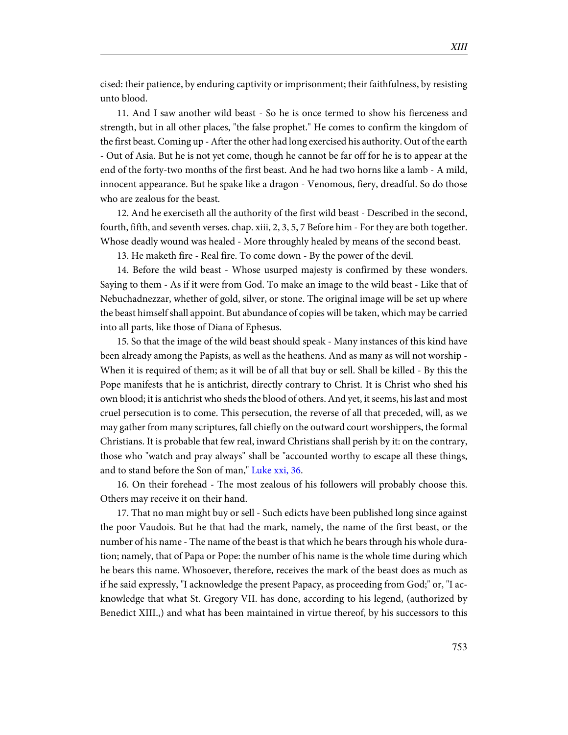cised: their patience, by enduring captivity or imprisonment; their faithfulness, by resisting unto blood.

11. And I saw another wild beast - So he is once termed to show his fierceness and strength, but in all other places, "the false prophet." He comes to confirm the kingdom of the first beast. Coming up - After the other had long exercised his authority. Out of the earth - Out of Asia. But he is not yet come, though he cannot be far off for he is to appear at the end of the forty-two months of the first beast. And he had two horns like a lamb - A mild, innocent appearance. But he spake like a dragon - Venomous, fiery, dreadful. So do those who are zealous for the beast.

12. And he exerciseth all the authority of the first wild beast - Described in the second, fourth, fifth, and seventh verses. chap. xiii, 2, 3, 5, 7 Before him - For they are both together. Whose deadly wound was healed - More throughly healed by means of the second beast.

13. He maketh fire - Real fire. To come down - By the power of the devil.

14. Before the wild beast - Whose usurped majesty is confirmed by these wonders. Saying to them - As if it were from God. To make an image to the wild beast - Like that of Nebuchadnezzar, whether of gold, silver, or stone. The original image will be set up where the beast himself shall appoint. But abundance of copies will be taken, which may be carried into all parts, like those of Diana of Ephesus.

15. So that the image of the wild beast should speak - Many instances of this kind have been already among the Papists, as well as the heathens. And as many as will not worship - When it is required of them; as it will be of all that buy or sell. Shall be killed - By this the Pope manifests that he is antichrist, directly contrary to Christ. It is Christ who shed his own blood; it is antichrist who sheds the blood of others. And yet, it seems, his last and most cruel persecution is to come. This persecution, the reverse of all that preceded, will, as we may gather from many scriptures, fall chiefly on the outward court worshippers, the formal Christians. It is probable that few real, inward Christians shall perish by it: on the contrary, those who "watch and pray always" shall be "accounted worthy to escape all these things, and to stand before the Son of man," Luke xxi, 36.

16. On their forehead - The most zealous of his followers will probably choose this. Others may receive it on their hand.

17. That no man might buy or sell - Such edicts have been published long since against the poor Vaudois. But he that had the mark, namely, the name of the first beast, or the number of his name - The name of the beast is that which he bears through his whole duration; namely, that of Papa or Pope: the number of his name is the whole time during which he bears this name. Whosoever, therefore, receives the mark of the beast does as much as if he said expressly, "I acknowledge the present Papacy, as proceeding from God;" or, "I acknowledge that what St. Gregory VII. has done, according to his legend, (authorized by Benedict XIII.,) and what has been maintained in virtue thereof, by his successors to this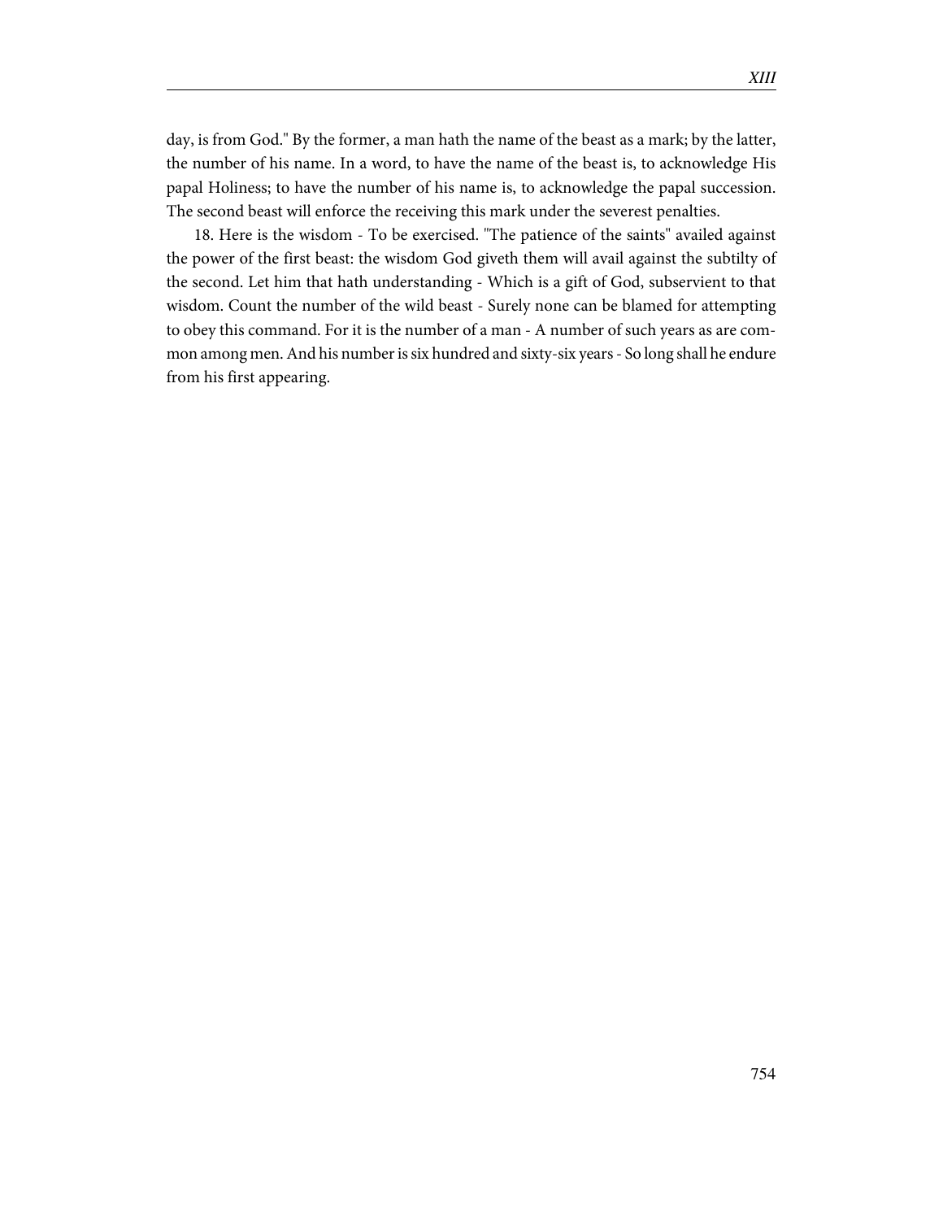day, is from God." By the former, a man hath the name of the beast as a mark; by the latter, the number of his name. In a word, to have the name of the beast is, to acknowledge His papal Holiness; to have the number of his name is, to acknowledge the papal succession. The second beast will enforce the receiving this mark under the severest penalties.

18. Here is the wisdom - To be exercised. "The patience of the saints" availed against the power of the first beast: the wisdom God giveth them will avail against the subtilty of the second. Let him that hath understanding - Which is a gift of God, subservient to that wisdom. Count the number of the wild beast - Surely none can be blamed for attempting to obey this command. For it is the number of a man - A number of such years as are common among men. And his number is six hundred and sixty-six years - So long shall he endure from his first appearing.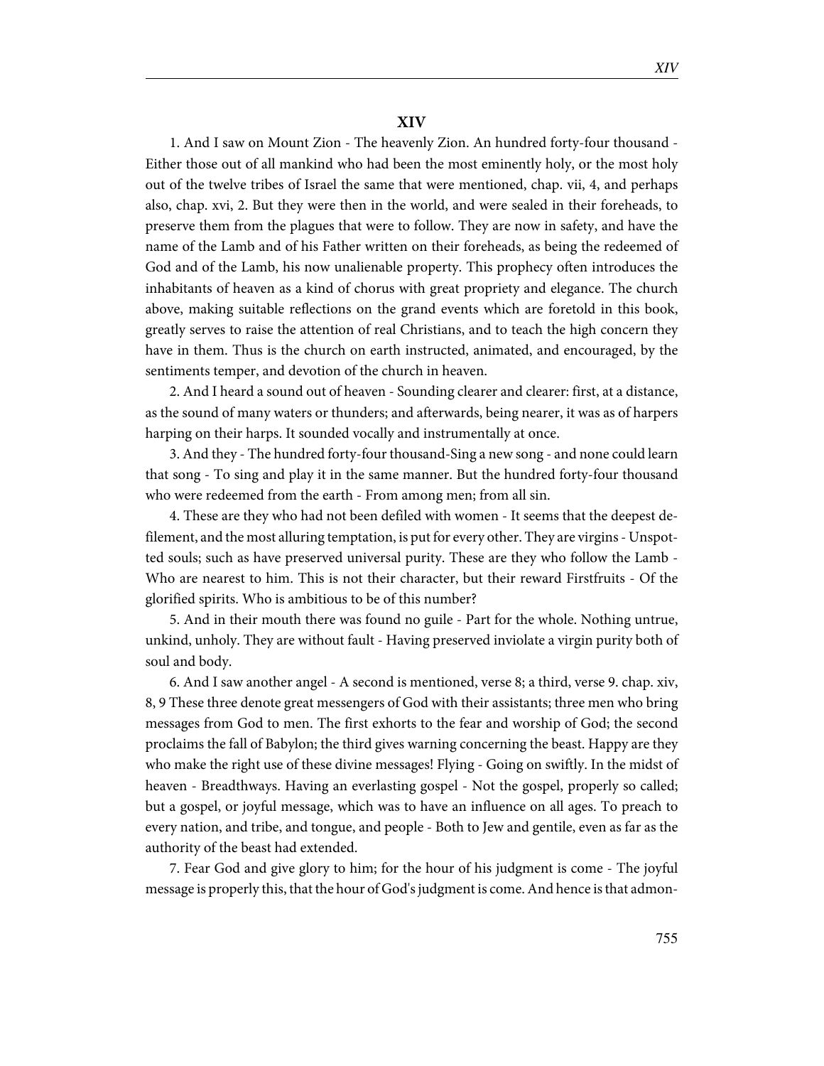## XIV

1. And I saw on Mount Zion - The heavenly Zion. An hundred forty-four thousand - Either those out of all mankind who had been the most eminently holy, or the most holy out of the twelve tribes of Israel the same that were mentioned, chap. vii, 4, and perhaps also, chap. xvi, 2. But they were then in the world, and were sealed in their foreheads, to preserve them from the plagues that were to follow. They are now in safety, and have the name of the Lamb and of his Father written on their foreheads, as being the redeemed of God and of the Lamb, his now unalienable property. This prophecy often introduces the inhabitants of heaven as a kind of chorus with great propriety and elegance. The church above, making suitable reflections on the grand events which are foretold in this book, greatly serves to raise the attention of real Christians, and to teach the high concern they have in them. Thus is the church on earth instructed, animated, and encouraged, by the sentiments temper, and devotion of the church in heaven.

2. And I heard a sound out of heaven - Sounding clearer and clearer: first, at a distance, as the sound of many waters or thunders; and afterwards, being nearer, it was as of harpers harping on their harps. It sounded vocally and instrumentally at once.

3. And they - The hundred forty-four thousand-Sing a new song - and none could learn that song - To sing and play it in the same manner. But the hundred forty-four thousand who were redeemed from the earth - From among men; from all sin.

4. These are they who had not been defiled with women - It seems that the deepest defilement, and the most alluring temptation, is put for every other. They are virgins - Unspotted souls; such as have preserved universal purity. These are they who follow the Lamb - Who are nearest to him. This is not their character, but their reward Firstfruits - Of the glorified spirits. Who is ambitious to be of this number?

5. And in their mouth there was found no guile - Part for the whole. Nothing untrue, unkind, unholy. They are without fault - Having preserved inviolate a virgin purity both of soul and body.

6. And I saw another angel - A second is mentioned, verse 8; a third, verse 9. chap. xiv, 8, 9 These three denote great messengers of God with their assistants; three men who bring messages from God to men. The first exhorts to the fear and worship of God; the second proclaims the fall of Babylon; the third gives warning concerning the beast. Happy are they who make the right use of these divine messages! Flying - Going on swiftly. In the midst of heaven - Breadthways. Having an everlasting gospel - Not the gospel, properly so called; but a gospel, or joyful message, which was to have an influence on all ages. To preach to every nation, and tribe, and tongue, and people - Both to Jew and gentile, even as far as the authority of the beast had extended.

7. Fear God and give glory to him; for the hour of his judgment is come - The joyful message is properly this, that the hour of God's judgment is come. And hence is that admon-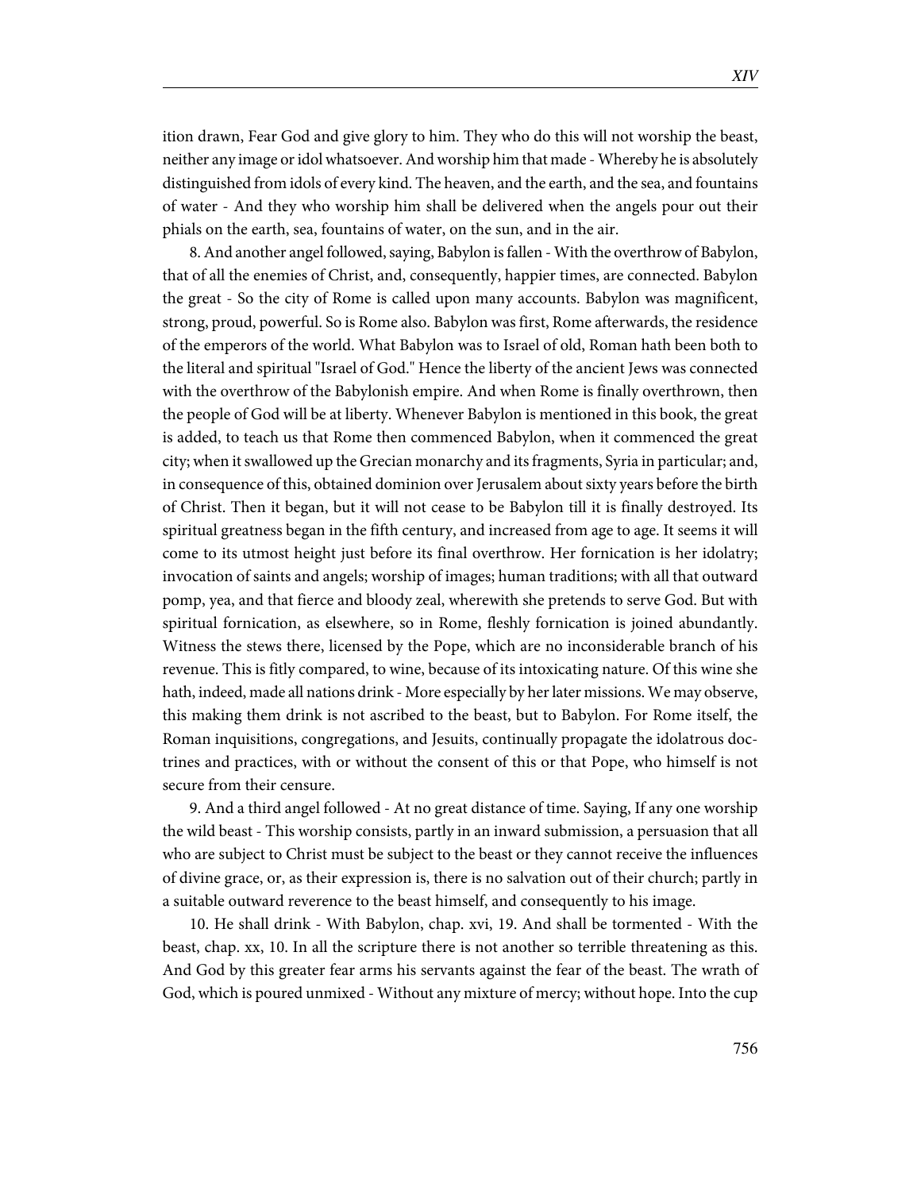ition drawn, Fear God and give glory to him. They who do this will not worship the beast, neither any image or idol whatsoever. And worship him that made - Whereby he is absolutely distinguished from idols of every kind. The heaven, and the earth, and the sea, and fountains of water - And they who worship him shall be delivered when the angels pour out their phials on the earth, sea, fountains of water, on the sun, and in the air.

8. And another angel followed, saying, Babylon is fallen - With the overthrow of Babylon, that of all the enemies of Christ, and, consequently, happier times, are connected. Babylon the great - So the city of Rome is called upon many accounts. Babylon was magnificent, strong, proud, powerful. So is Rome also. Babylon was first, Rome afterwards, the residence of the emperors of the world. What Babylon was to Israel of old, Roman hath been both to the literal and spiritual "Israel of God." Hence the liberty of the ancient Jews was connected with the overthrow of the Babylonish empire. And when Rome is finally overthrown, then the people of God will be at liberty. Whenever Babylon is mentioned in this book, the great is added, to teach us that Rome then commenced Babylon, when it commenced the great city; when it swallowed up the Grecian monarchy and its fragments, Syria in particular; and, in consequence of this, obtained dominion over Jerusalem about sixty years before the birth of Christ. Then it began, but it will not cease to be Babylon till it is finally destroyed. Its spiritual greatness began in the fifth century, and increased from age to age. It seems it will come to its utmost height just before its final overthrow. Her fornication is her idolatry; invocation of saints and angels; worship of images; human traditions; with all that outward pomp, yea, and that fierce and bloody zeal, wherewith she pretends to serve God. But with spiritual fornication, as elsewhere, so in Rome, fleshly fornication is joined abundantly. Witness the stews there, licensed by the Pope, which are no inconsiderable branch of his revenue. This is fitly compared, to wine, because of its intoxicating nature. Of this wine she hath, indeed, made all nations drink - More especially by her later missions. We may observe, this making them drink is not ascribed to the beast, but to Babylon. For Rome itself, the Roman inquisitions, congregations, and Jesuits, continually propagate the idolatrous doctrines and practices, with or without the consent of this or that Pope, who himself is not secure from their censure.

9. And a third angel followed - At no great distance of time. Saying, If any one worship the wild beast - This worship consists, partly in an inward submission, a persuasion that all who are subject to Christ must be subject to the beast or they cannot receive the influences of divine grace, or, as their expression is, there is no salvation out of their church; partly in a suitable outward reverence to the beast himself, and consequently to his image.

10. He shall drink - With Babylon, chap. xvi, 19. And shall be tormented - With the beast, chap. xx, 10. In all the scripture there is not another so terrible threatening as this. And God by this greater fear arms his servants against the fear of the beast. The wrath of God, which is poured unmixed - Without any mixture of mercy; without hope. Into the cup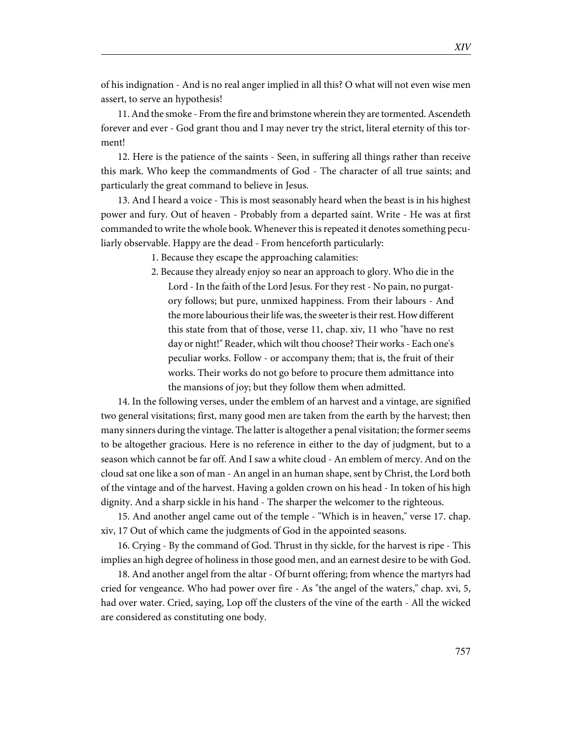of his indignation - And is no real anger implied in all this? O what will not even wise men assert, to serve an hypothesis!

11. And the smoke - From the fire and brimstone wherein they are tormented. Ascendeth forever and ever - God grant thou and I may never try the strict, literal eternity of this torment!

12. Here is the patience of the saints - Seen, in suffering all things rather than receive this mark. Who keep the commandments of God - The character of all true saints; and particularly the great command to believe in Jesus.

13. And I heard a voice - This is most seasonably heard when the beast is in his highest power and fury. Out of heaven - Probably from a departed saint. Write - He was at first commanded to write the whole book. Whenever this is repeated it denotes something peculiarly observable. Happy are the dead - From henceforth particularly:

1. Because they escape the approaching calamities:
2. Because they already enjoy so near an approach to glory. Who die in the Lord - In the faith of the Lord Jesus. For they rest - No pain, no purgatory follows; but pure, unmixed happiness. From their labours - And the more labourious their life was, the sweeter is their rest. How different this state from that of those, verse 11, chap. xiv, 11 who "have no rest day or night!" Reader, which wilt thou choose? Their works - Each one's peculiar works. Follow - or accompany them; that is, the fruit of their works. Their works do not go before to procure them admittance into the mansions of joy; but they follow them when admitted.

14. In the following verses, under the emblem of an harvest and a vintage, are signified two general visitations; first, many good men are taken from the earth by the harvest; then many sinners during the vintage. The latter is altogether a penal visitation; the former seems to be altogether gracious. Here is no reference in either to the day of judgment, but to a season which cannot be far off. And I saw a white cloud - An emblem of mercy. And on the cloud sat one like a son of man - An angel in an human shape, sent by Christ, the Lord both of the vintage and of the harvest. Having a golden crown on his head - In token of his high dignity. And a sharp sickle in his hand - The sharper the welcomer to the righteous.

15. And another angel came out of the temple - "Which is in heaven," verse 17. chap. xiv, 17 Out of which came the judgments of God in the appointed seasons.

16. Crying - By the command of God. Thrust in thy sickle, for the harvest is ripe - This implies an high degree of holiness in those good men, and an earnest desire to be with God.

18. And another angel from the altar - Of burnt offering; from whence the martyrs had cried for vengeance. Who had power over fire - As "the angel of the waters," chap. xvi, 5, had over water. Cried, saying, Lop off the clusters of the vine of the earth - All the wicked are considered as constituting one body.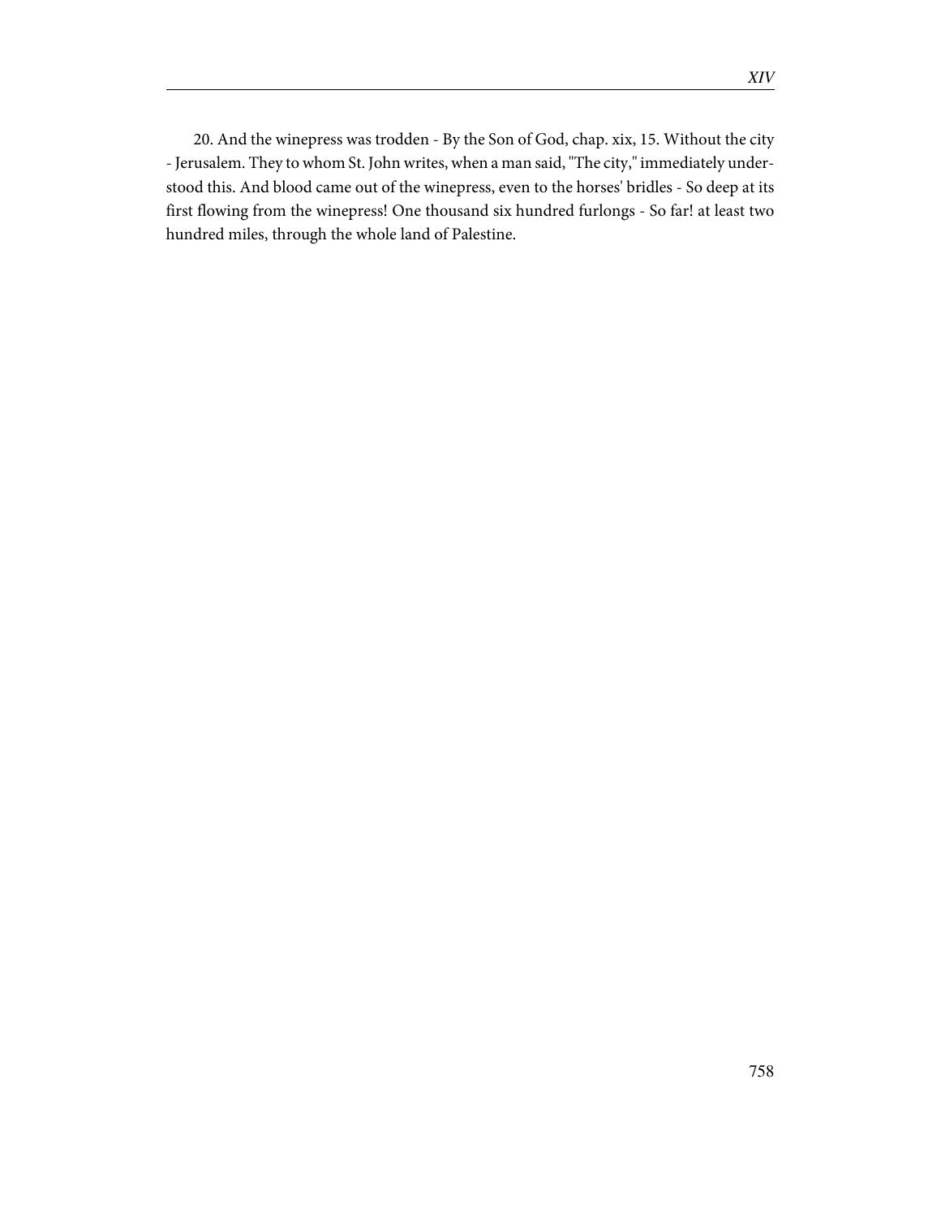20. And the winepress was trodden - By the Son of God, chap. xix, 15. Without the city - Jerusalem. They to whom St. John writes, when a man said, "The city," immediately understood this. And blood came out of the winepress, even to the horses' bridles - So deep at its first flowing from the winepress! One thousand six hundred furlongs - So far! at least two hundred miles, through the whole land of Palestine.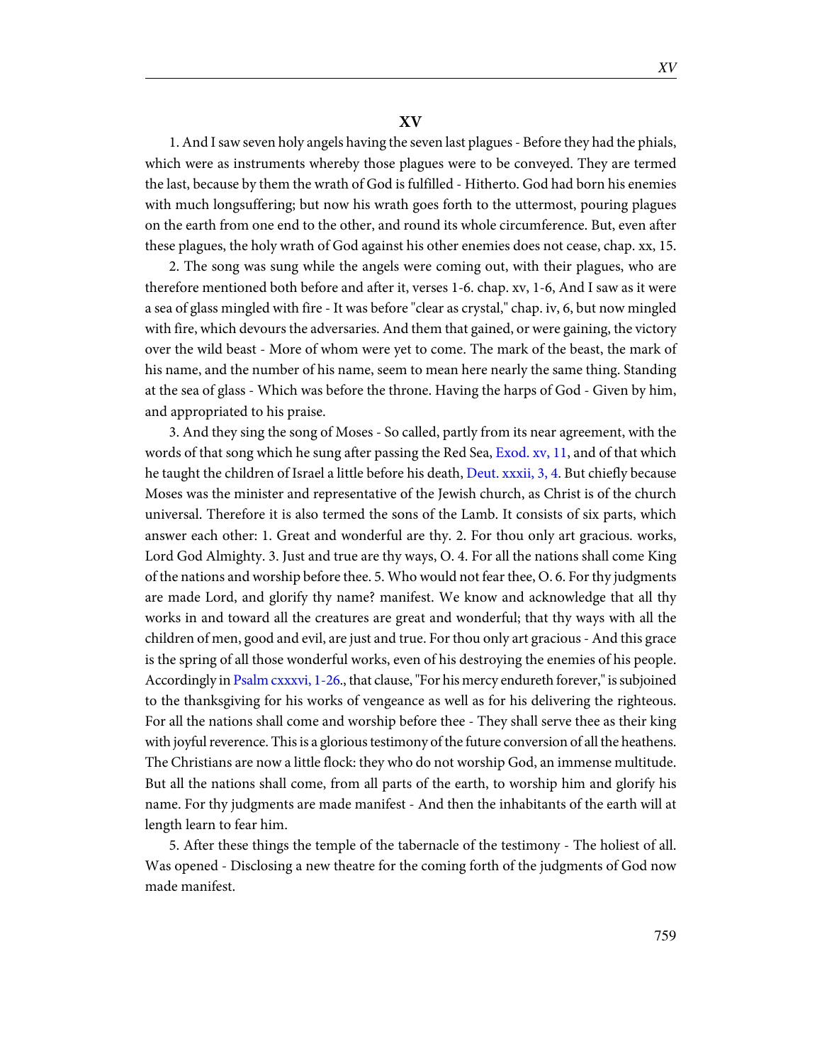# XV

1. And I saw seven holy angels having the seven last plagues - Before they had the phials, which were as instruments whereby those plagues were to be conveyed. They are termed the last, because by them the wrath of God is fulfilled - Hitherto. God had born his enemies with much longsuffering; but now his wrath goes forth to the uttermost, pouring plagues on the earth from one end to the other, and round its whole circumference. But, even after these plagues, the holy wrath of God against his other enemies does not cease, chap. xx, 15.

2. The song was sung while the angels were coming out, with their plagues, who are therefore mentioned both before and after it, verses 1-6. chap. xv, 1-6, And I saw as it were a sea of glass mingled with fire - It was before "clear as crystal," chap. iv, 6, but now mingled with fire, which devours the adversaries. And them that gained, or were gaining, the victory over the wild beast - More of whom were yet to come. The mark of the beast, the mark of his name, and the number of his name, seem to mean here nearly the same thing. Standing at the sea of glass - Which was before the throne. Having the harps of God - Given by him, and appropriated to his praise.

3. And they sing the song of Moses - So called, partly from its near agreement, with the words of that song which he sung after passing the Red Sea, Exod. xv, 11, and of that which he taught the children of Israel a little before his death, Deut. xxxii, 3, 4. But chiefly because Moses was the minister and representative of the Jewish church, as Christ is of the church universal. Therefore it is also termed the sons of the Lamb. It consists of six parts, which answer each other: 1. Great and wonderful are thy. 2. For thou only art gracious. works, Lord God Almighty. 3. Just and true are thy ways, O. 4. For all the nations shall come King of the nations and worship before thee. 5. Who would not fear thee, O. 6. For thy judgments are made Lord, and glorify thy name? manifest. We know and acknowledge that all thy works in and toward all the creatures are great and wonderful; that thy ways with all the children of men, good and evil, are just and true. For thou only art gracious - And this grace is the spring of all those wonderful works, even of his destroying the enemies of his people. Accordingly in Psalm cxxxvi, 1-26., that clause, "For his mercy endureth forever," is subjoined to the thanksgiving for his works of vengeance as well as for his delivering the righteous. For all the nations shall come and worship before thee - They shall serve thee as their king with joyful reverence. This is a glorious testimony of the future conversion of all the heathens. The Christians are now a little flock: they who do not worship God, an immense multitude. But all the nations shall come, from all parts of the earth, to worship him and glorify his name. For thy judgments are made manifest - And then the inhabitants of the earth will at length learn to fear him.

5. After these things the temple of the tabernacle of the testimony - The holiest of all. Was opened - Disclosing a new theatre for the coming forth of the judgments of God now made manifest.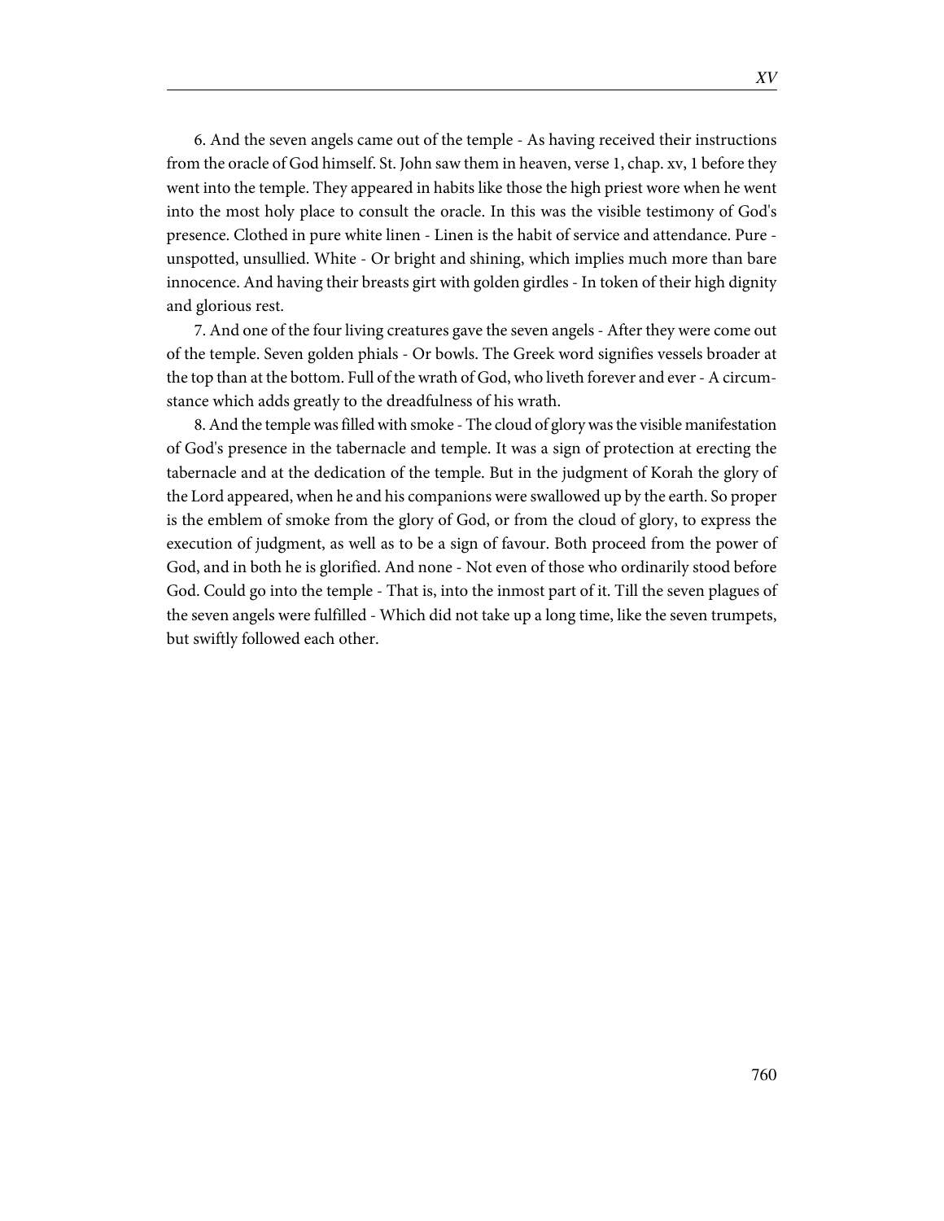6. And the seven angels came out of the temple - As having received their instructions from the oracle of God himself. St. John saw them in heaven, verse 1, chap. xv, 1 before they went into the temple. They appeared in habits like those the high priest wore when he went into the most holy place to consult the oracle. In this was the visible testimony of God's presence. Clothed in pure white linen - Linen is the habit of service and attendance. Pure - unspotted, unsullied. White - Or bright and shining, which implies much more than bare innocence. And having their breasts girt with golden girdles - In token of their high dignity and glorious rest.

7. And one of the four living creatures gave the seven angels - After they were come out of the temple. Seven golden phials - Or bowls. The Greek word signifies vessels broader at the top than at the bottom. Full of the wrath of God, who liveth forever and ever - A circumstance which adds greatly to the dreadfulness of his wrath.

8. And the temple was filled with smoke - The cloud of glory was the visible manifestation of God's presence in the tabernacle and temple. It was a sign of protection at erecting the tabernacle and at the dedication of the temple. But in the judgment of Korah the glory of the Lord appeared, when he and his companions were swallowed up by the earth. So proper is the emblem of smoke from the glory of God, or from the cloud of glory, to express the execution of judgment, as well as to be a sign of favour. Both proceed from the power of God, and in both he is glorified. And none - Not even of those who ordinarily stood before God. Could go into the temple - That is, into the inmost part of it. Till the seven plagues of the seven angels were fulfilled - Which did not take up a long time, like the seven trumpets, but swiftly followed each other.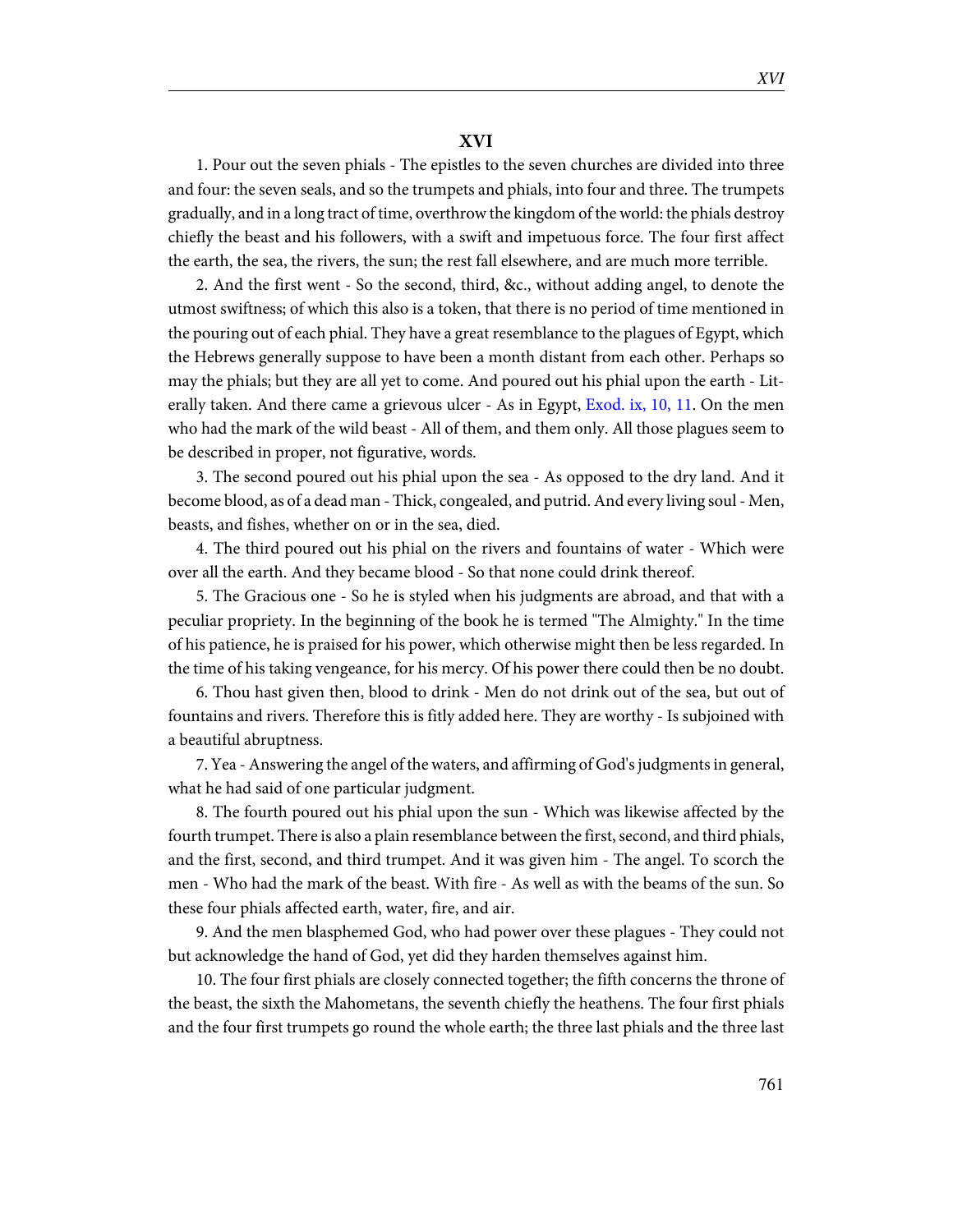## XVI

1. Pour out the seven phials - The epistles to the seven churches are divided into three and four: the seven seals, and so the trumpets and phials, into four and three. The trumpets gradually, and in a long tract of time, overthrow the kingdom of the world: the phials destroy chiefly the beast and his followers, with a swift and impetuous force. The four first affect the earth, the sea, the rivers, the sun; the rest fall elsewhere, and are much more terrible.

2. And the first went - So the second, third, &c., without adding angel, to denote the utmost swiftness; of which this also is a token, that there is no period of time mentioned in the pouring out of each phial. They have a great resemblance to the plagues of Egypt, which the Hebrews generally suppose to have been a month distant from each other. Perhaps so may the phials; but they are all yet to come. And poured out his phial upon the earth - Literally taken. And there came a grievous ulcer - As in Egypt, Exod. ix, 10, 11. On the men who had the mark of the wild beast - All of them, and them only. All those plagues seem to be described in proper, not figurative, words.

3. The second poured out his phial upon the sea - As opposed to the dry land. And it become blood, as of a dead man - Thick, congealed, and putrid. And every living soul - Men, beasts, and fishes, whether on or in the sea, died.

4. The third poured out his phial on the rivers and fountains of water - Which were over all the earth. And they became blood - So that none could drink thereof.

5. The Gracious one - So he is styled when his judgments are abroad, and that with a peculiar propriety. In the beginning of the book he is termed "The Almighty." In the time of his patience, he is praised for his power, which otherwise might then be less regarded. In the time of his taking vengeance, for his mercy. Of his power there could then be no doubt.

6. Thou hast given then, blood to drink - Men do not drink out of the sea, but out of fountains and rivers. Therefore this is fitly added here. They are worthy - Is subjoined with a beautiful abruptness.

7. Yea - Answering the angel of the waters, and affirming of God's judgments in general, what he had said of one particular judgment.

8. The fourth poured out his phial upon the sun - Which was likewise affected by the fourth trumpet. There is also a plain resemblance between the first, second, and third phials, and the first, second, and third trumpet. And it was given him - The angel. To scorch the men - Who had the mark of the beast. With fire - As well as with the beams of the sun. So these four phials affected earth, water, fire, and air.

9. And the men blasphemed God, who had power over these plagues - They could not but acknowledge the hand of God, yet did they harden themselves against him.

10. The four first phials are closely connected together; the fifth concerns the throne of the beast, the sixth the Mahometans, the seventh chiefly the heathens. The four first phials and the four first trumpets go round the whole earth; the three last phials and the three last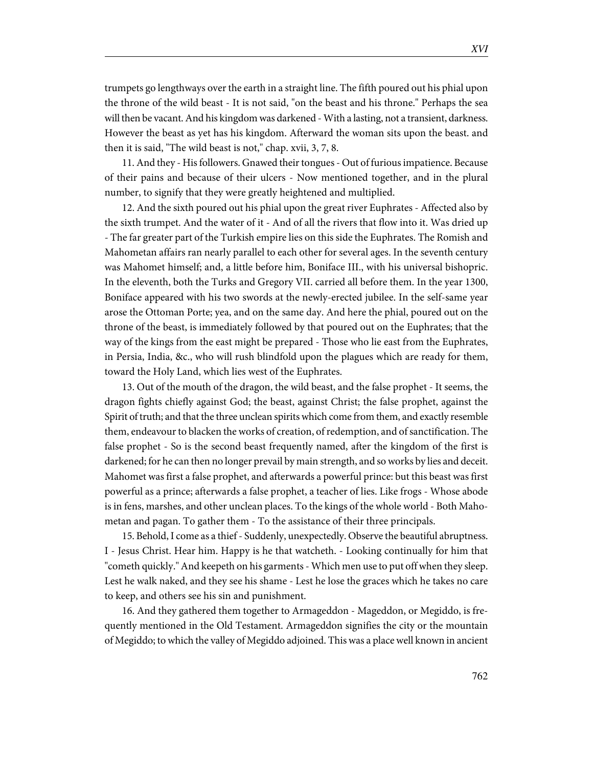trumpets go lengthways over the earth in a straight line. The fifth poured out his phial upon the throne of the wild beast - It is not said, "on the beast and his throne." Perhaps the sea will then be vacant. And his kingdom was darkened - With a lasting, not a transient, darkness. However the beast as yet has his kingdom. Afterward the woman sits upon the beast. and then it is said, "The wild beast is not," chap. xvii, 3, 7, 8.

11. And they - His followers. Gnawed their tongues - Out of furious impatience. Because of their pains and because of their ulcers - Now mentioned together, and in the plural number, to signify that they were greatly heightened and multiplied.

12. And the sixth poured out his phial upon the great river Euphrates - Affected also by the sixth trumpet. And the water of it - And of all the rivers that flow into it. Was dried up - The far greater part of the Turkish empire lies on this side the Euphrates. The Romish and Mahometan affairs ran nearly parallel to each other for several ages. In the seventh century was Mahomet himself; and, a little before him, Boniface III., with his universal bishopric. In the eleventh, both the Turks and Gregory VII. carried all before them. In the year 1300, Boniface appeared with his two swords at the newly-erected jubilee. In the self-same year arose the Ottoman Porte; yea, and on the same day. And here the phial, poured out on the throne of the beast, is immediately followed by that poured out on the Euphrates; that the way of the kings from the east might be prepared - Those who lie east from the Euphrates, in Persia, India, &c., who will rush blindfold upon the plagues which are ready for them, toward the Holy Land, which lies west of the Euphrates.

13. Out of the mouth of the dragon, the wild beast, and the false prophet - It seems, the dragon fights chiefly against God; the beast, against Christ; the false prophet, against the Spirit of truth; and that the three unclean spirits which come from them, and exactly resemble them, endeavour to blacken the works of creation, of redemption, and of sanctification. The false prophet - So is the second beast frequently named, after the kingdom of the first is darkened; for he can then no longer prevail by main strength, and so works by lies and deceit. Mahomet was first a false prophet, and afterwards a powerful prince: but this beast was first powerful as a prince; afterwards a false prophet, a teacher of lies. Like frogs - Whose abode is in fens, marshes, and other unclean places. To the kings of the whole world - Both Mahometan and pagan. To gather them - To the assistance of their three principals.

15. Behold, I come as a thief - Suddenly, unexpectedly. Observe the beautiful abruptness. I - Jesus Christ. Hear him. Happy is he that watcheth. - Looking continually for him that "cometh quickly." And keepeth on his garments - Which men use to put off when they sleep. Lest he walk naked, and they see his shame - Lest he lose the graces which he takes no care to keep, and others see his sin and punishment.

16. And they gathered them together to Armageddon - Mageddon, or Megiddo, is frequently mentioned in the Old Testament. Armageddon signifies the city or the mountain of Megiddo; to which the valley of Megiddo adjoined. This was a place well known in ancient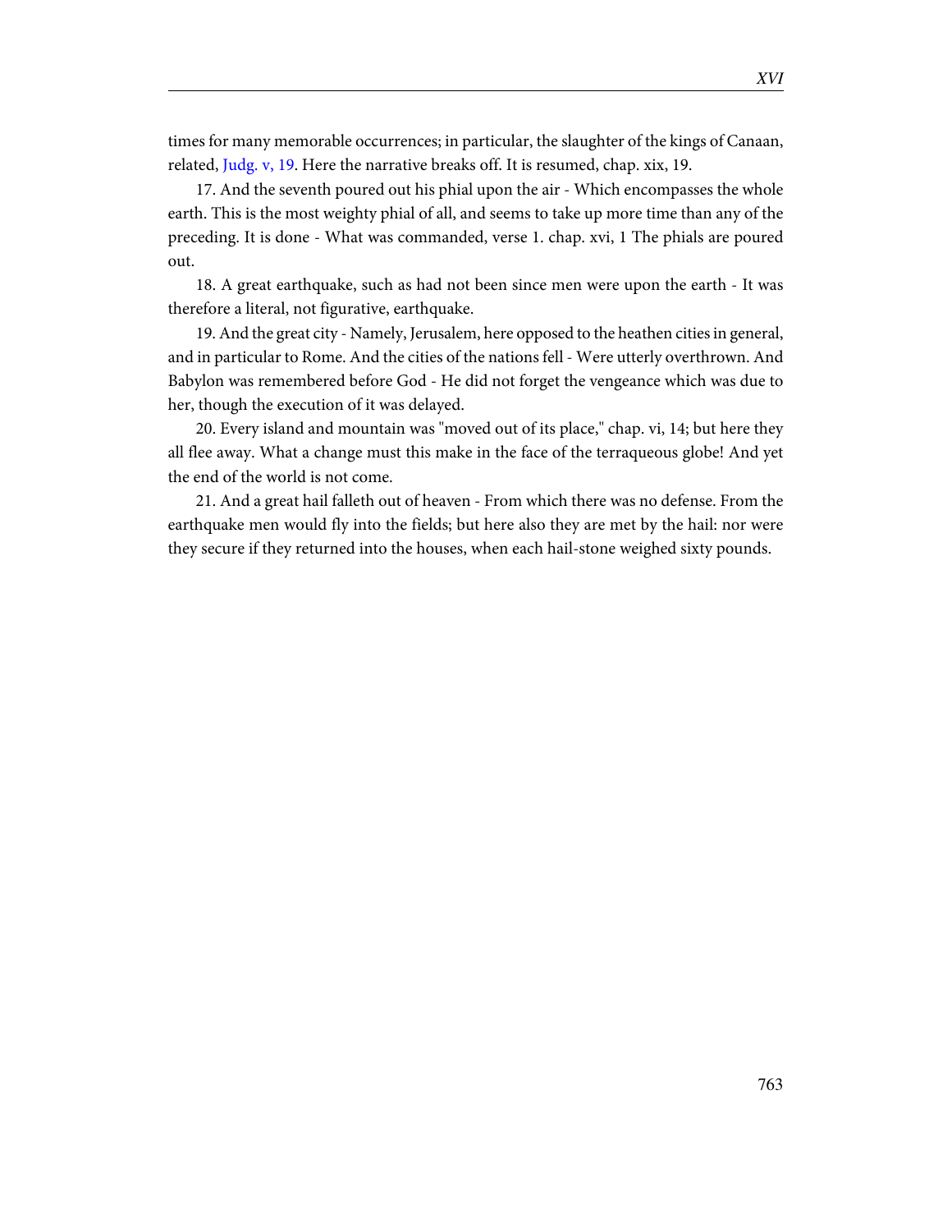times for many memorable occurrences; in particular, the slaughter of the kings of Canaan, related, Judg. v, 19. Here the narrative breaks off. It is resumed, chap. xix, 19.

17. And the seventh poured out his phial upon the air - Which encompasses the whole earth. This is the most weighty phial of all, and seems to take up more time than any of the preceding. It is done - What was commanded, verse 1. chap. xvi, 1 The phials are poured out.

18. A great earthquake, such as had not been since men were upon the earth - It was therefore a literal, not figurative, earthquake.

19. And the great city - Namely, Jerusalem, here opposed to the heathen cities in general, and in particular to Rome. And the cities of the nations fell - Were utterly overthrown. And Babylon was remembered before God - He did not forget the vengeance which was due to her, though the execution of it was delayed.

20. Every island and mountain was "moved out of its place," chap. vi, 14; but here they all flee away. What a change must this make in the face of the terraqueous globe! And yet the end of the world is not come.

21. And a great hail falleth out of heaven - From which there was no defense. From the earthquake men would fly into the fields; but here also they are met by the hail: nor were they secure if they returned into the houses, when each hail-stone weighed sixty pounds.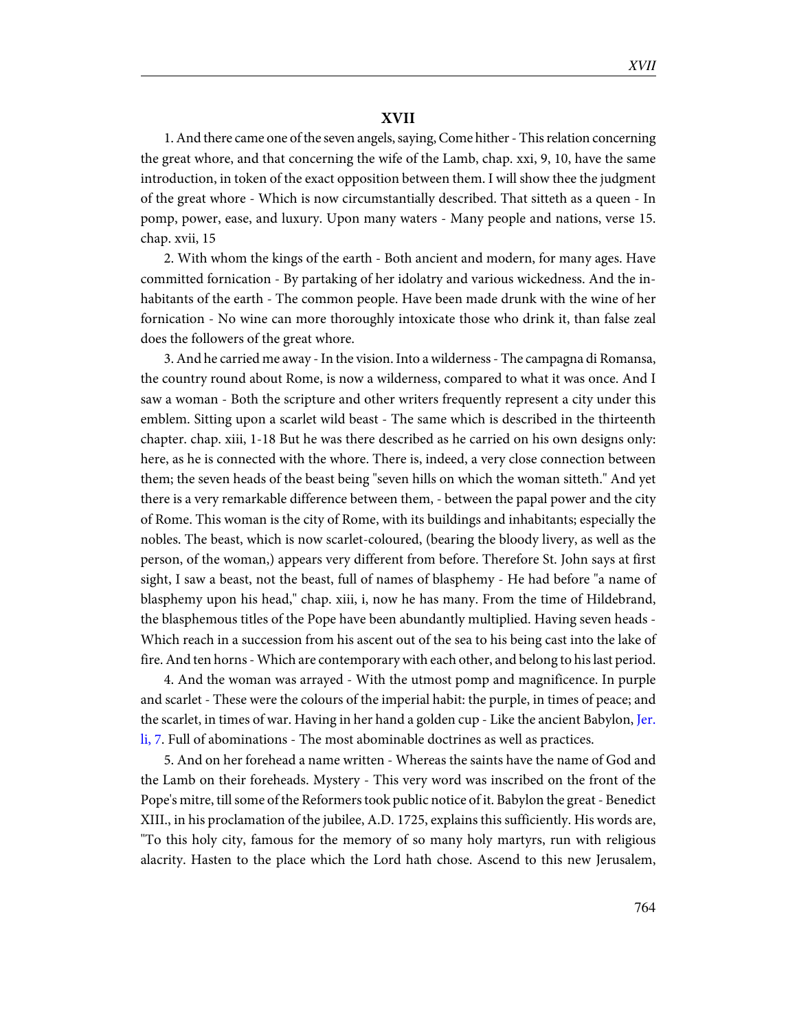## XVII

1. And there came one of the seven angels, saying, Come hither - This relation concerning the great whore, and that concerning the wife of the Lamb, chap. xxi, 9, 10, have the same introduction, in token of the exact opposition between them. I will show thee the judgment of the great whore - Which is now circumstantially described. That sitteth as a queen - In pomp, power, ease, and luxury. Upon many waters - Many people and nations, verse 15. chap. xvii, 15

2. With whom the kings of the earth - Both ancient and modern, for many ages. Have committed fornication - By partaking of her idolatry and various wickedness. And the inhabitants of the earth - The common people. Have been made drunk with the wine of her fornication - No wine can more thoroughly intoxicate those who drink it, than false zeal does the followers of the great whore.

3. And he carried me away - In the vision. Into a wilderness - The campagna di Romansa, the country round about Rome, is now a wilderness, compared to what it was once. And I saw a woman - Both the scripture and other writers frequently represent a city under this emblem. Sitting upon a scarlet wild beast - The same which is described in the thirteenth chapter. chap. xiii, 1-18 But he was there described as he carried on his own designs only: here, as he is connected with the whore. There is, indeed, a very close connection between them; the seven heads of the beast being "seven hills on which the woman sitteth." And yet there is a very remarkable difference between them, - between the papal power and the city of Rome. This woman is the city of Rome, with its buildings and inhabitants; especially the nobles. The beast, which is now scarlet-coloured, (bearing the bloody livery, as well as the person, of the woman,) appears very different from before. Therefore St. John says at first sight, I saw a beast, not the beast, full of names of blasphemy - He had before "a name of blasphemy upon his head," chap. xiii, i, now he has many. From the time of Hildebrand, the blasphemous titles of the Pope have been abundantly multiplied. Having seven heads - Which reach in a succession from his ascent out of the sea to his being cast into the lake of fire. And ten horns - Which are contemporary with each other, and belong to his last period.

4. And the woman was arrayed - With the utmost pomp and magnificence. In purple and scarlet - These were the colours of the imperial habit: the purple, in times of peace; and the scarlet, in times of war. Having in her hand a golden cup - Like the ancient Babylon, Jer. li, 7. Full of abominations - The most abominable doctrines as well as practices.

5. And on her forehead a name written - Whereas the saints have the name of God and the Lamb on their foreheads. Mystery - This very word was inscribed on the front of the Pope's mitre, till some of the Reformers took public notice of it. Babylon the great - Benedict XIII., in his proclamation of the jubilee, A.D. 1725, explains this sufficiently. His words are, "To this holy city, famous for the memory of so many holy martyrs, run with religious alacrity. Hasten to the place which the Lord hath chose. Ascend to this new Jerusalem,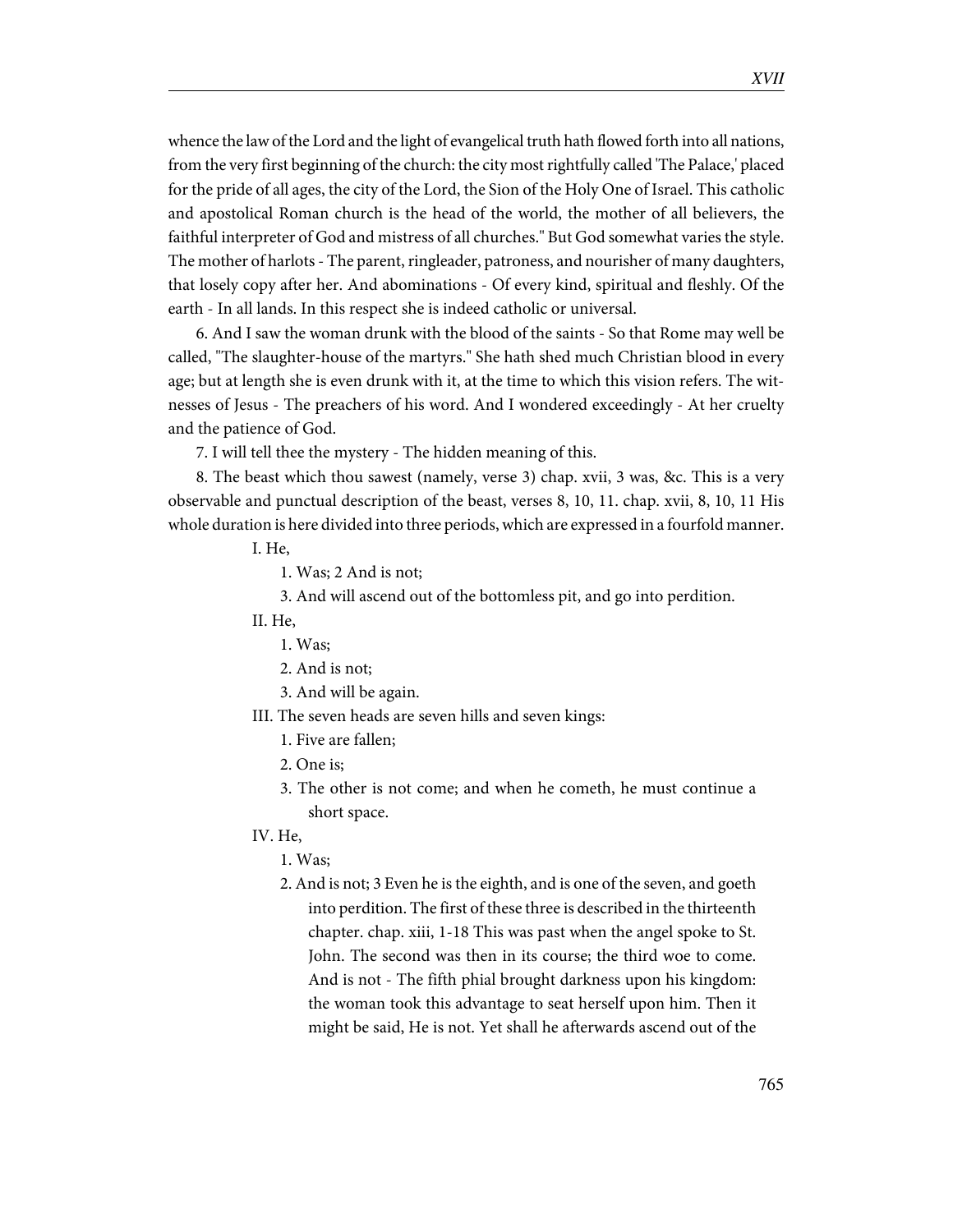whence the law of the Lord and the light of evangelical truth hath flowed forth into all nations, from the very first beginning of the church: the city most rightfully called 'The Palace,' placed for the pride of all ages, the city of the Lord, the Sion of the Holy One of Israel. This catholic and apostolical Roman church is the head of the world, the mother of all believers, the faithful interpreter of God and mistress of all churches." But God somewhat varies the style. The mother of harlots - The parent, ringleader, patroness, and nourisher of many daughters, that losely copy after her. And abominations - Of every kind, spiritual and fleshly. Of the earth - In all lands. In this respect she is indeed catholic or universal.

6. And I saw the woman drunk with the blood of the saints - So that Rome may well be called, "The slaughter-house of the martyrs." She hath shed much Christian blood in every age; but at length she is even drunk with it, at the time to which this vision refers. The witnesses of Jesus - The preachers of his word. And I wondered exceedingly - At her cruelty and the patience of God.

7. I will tell thee the mystery - The hidden meaning of this.

8. The beast which thou sawest (namely, verse 3) chap. xvii, 3 was, &c. This is a very observable and punctual description of the beast, verses 8, 10, 11. chap. xvii, 8, 10, 11 His whole duration is here divided into three periods, which are expressed in a fourfold manner.

I. He,

1. Was; 2 And is not;

3. And will ascend out of the bottomless pit, and go into perdition.

II. He,

1. Was;

2. And is not;

3. And will be again.

III. The seven heads are seven hills and seven kings:

1. Five are fallen;

2. One is;

3. The other is not come; and when he cometh, he must continue a short space.

IV. He,

1. Was;

2. And is not; 3 Even he is the eighth, and is one of the seven, and goeth into perdition. The first of these three is described in the thirteenth chapter. chap. xiii, 1-18 This was past when the angel spoke to St. John. The second was then in its course; the third woe to come. And is not - The fifth phial brought darkness upon his kingdom: the woman took this advantage to seat herself upon him. Then it might be said, He is not. Yet shall he afterwards ascend out of the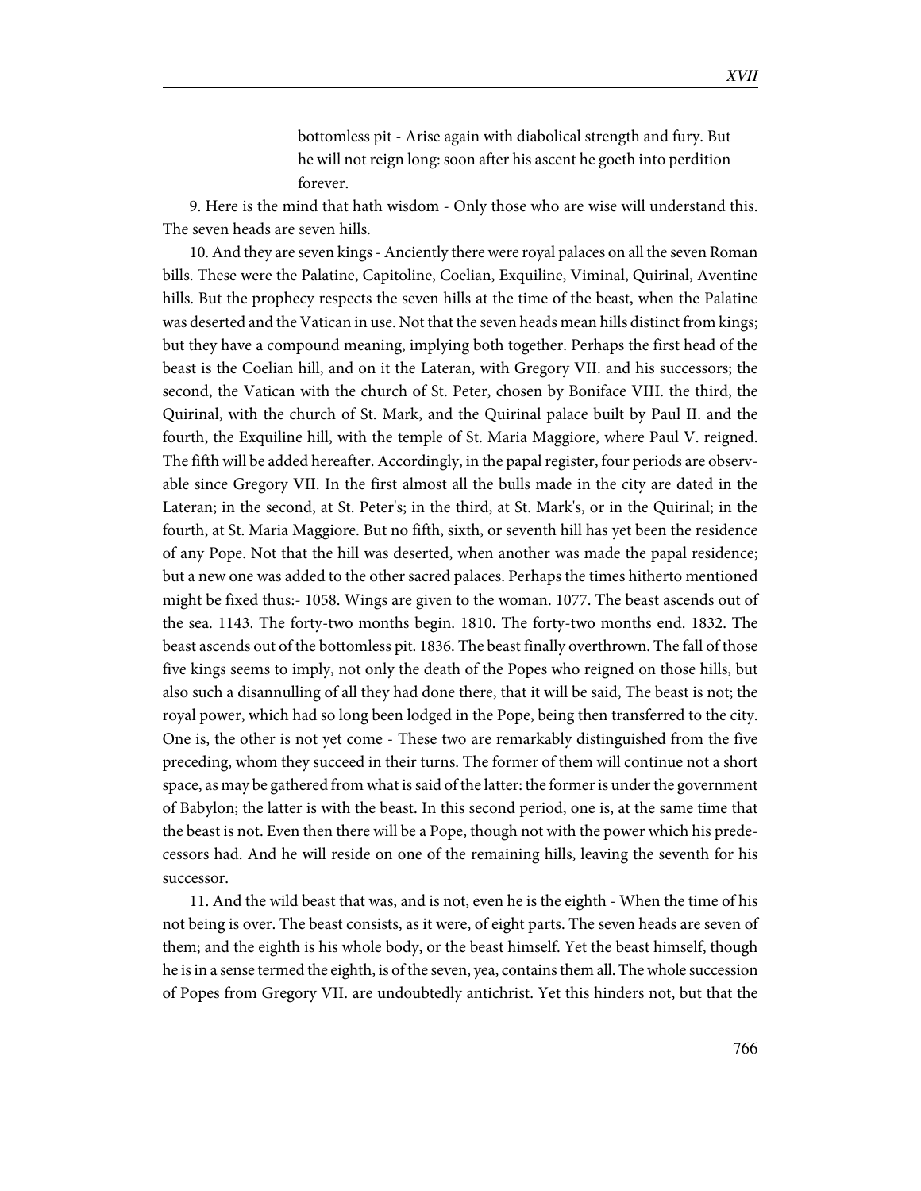bottomless pit - Arise again with diabolical strength and fury. But he will not reign long: soon after his ascent he goeth into perdition forever.

9. Here is the mind that hath wisdom - Only those who are wise will understand this. The seven heads are seven hills.

10. And they are seven kings - Anciently there were royal palaces on all the seven Roman bills. These were the Palatine, Capitoline, Coelian, Exquiline, Viminal, Quirinal, Aventine hills. But the prophecy respects the seven hills at the time of the beast, when the Palatine was deserted and the Vatican in use. Not that the seven heads mean hills distinct from kings; but they have a compound meaning, implying both together. Perhaps the first head of the beast is the Coelian hill, and on it the Lateran, with Gregory VII. and his successors; the second, the Vatican with the church of St. Peter, chosen by Boniface VIII. the third, the Quirinal, with the church of St. Mark, and the Quirinal palace built by Paul II. and the fourth, the Exquiline hill, with the temple of St. Maria Maggiore, where Paul V. reigned. The fifth will be added hereafter. Accordingly, in the papal register, four periods are observable since Gregory VII. In the first almost all the bulls made in the city are dated in the Lateran; in the second, at St. Peter's; in the third, at St. Mark's, or in the Quirinal; in the fourth, at St. Maria Maggiore. But no fifth, sixth, or seventh hill has yet been the residence of any Pope. Not that the hill was deserted, when another was made the papal residence; but a new one was added to the other sacred palaces. Perhaps the times hitherto mentioned might be fixed thus:- 1058. Wings are given to the woman. 1077. The beast ascends out of the sea. 1143. The forty-two months begin. 1810. The forty-two months end. 1832. The beast ascends out of the bottomless pit. 1836. The beast finally overthrown. The fall of those five kings seems to imply, not only the death of the Popes who reigned on those hills, but also such a disannulling of all they had done there, that it will be said, The beast is not; the royal power, which had so long been lodged in the Pope, being then transferred to the city. One is, the other is not yet come - These two are remarkably distinguished from the five preceding, whom they succeed in their turns. The former of them will continue not a short space, as may be gathered from what is said of the latter: the former is under the government of Babylon; the latter is with the beast. In this second period, one is, at the same time that the beast is not. Even then there will be a Pope, though not with the power which his predecessors had. And he will reside on one of the remaining hills, leaving the seventh for his successor.

11. And the wild beast that was, and is not, even he is the eighth - When the time of his not being is over. The beast consists, as it were, of eight parts. The seven heads are seven of them; and the eighth is his whole body, or the beast himself. Yet the beast himself, though he is in a sense termed the eighth, is of the seven, yea, contains them all. The whole succession of Popes from Gregory VII. are undoubtedly antichrist. Yet this hinders not, but that the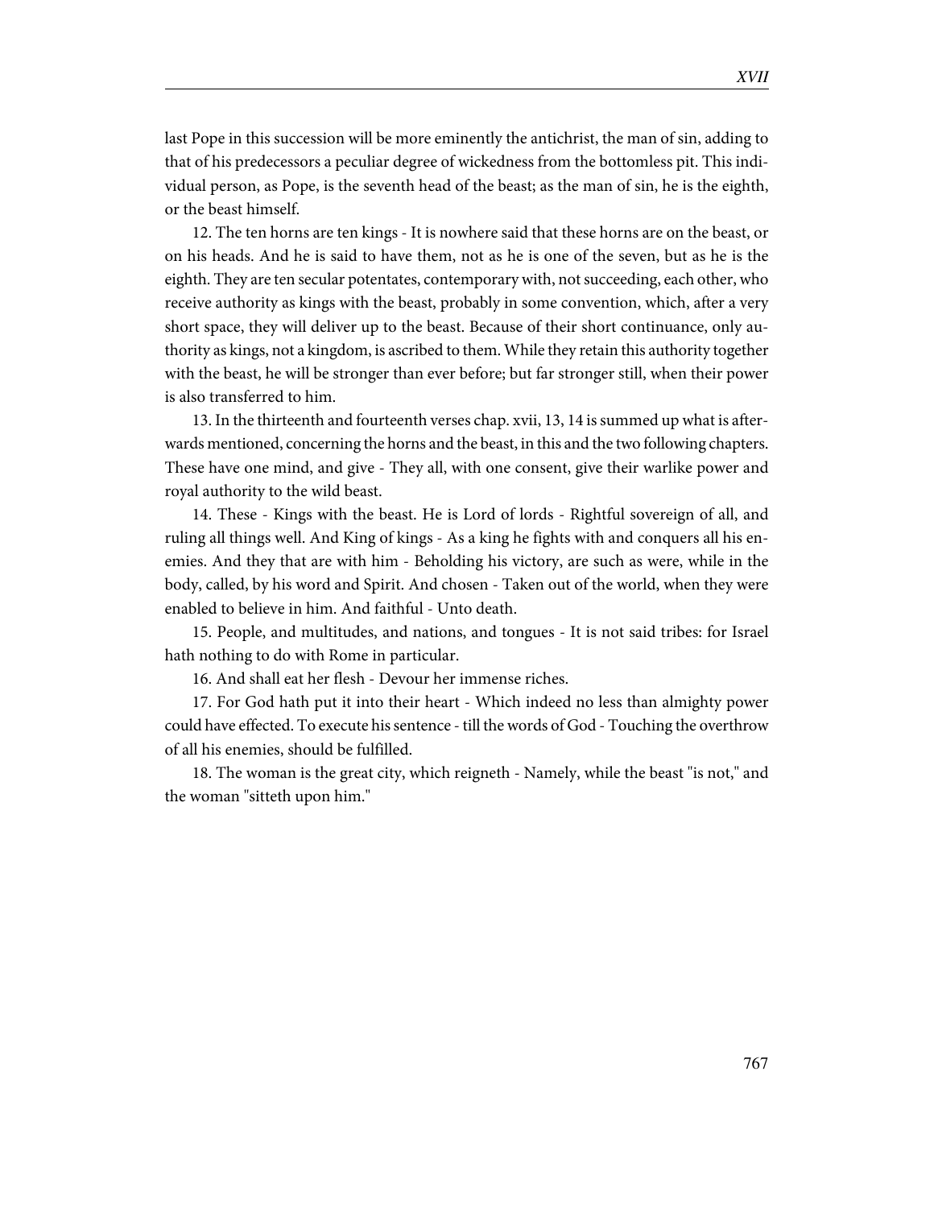last Pope in this succession will be more eminently the antichrist, the man of sin, adding to that of his predecessors a peculiar degree of wickedness from the bottomless pit. This individual person, as Pope, is the seventh head of the beast; as the man of sin, he is the eighth, or the beast himself.

12. The ten horns are ten kings - It is nowhere said that these horns are on the beast, or on his heads. And he is said to have them, not as he is one of the seven, but as he is the eighth. They are ten secular potentates, contemporary with, not succeeding, each other, who receive authority as kings with the beast, probably in some convention, which, after a very short space, they will deliver up to the beast. Because of their short continuance, only authority as kings, not a kingdom, is ascribed to them. While they retain this authority together with the beast, he will be stronger than ever before; but far stronger still, when their power is also transferred to him.

13. In the thirteenth and fourteenth verses chap. xvii, 13, 14 is summed up what is afterwards mentioned, concerning the horns and the beast, in this and the two following chapters. These have one mind, and give - They all, with one consent, give their warlike power and royal authority to the wild beast.

14. These - Kings with the beast. He is Lord of lords - Rightful sovereign of all, and ruling all things well. And King of kings - As a king he fights with and conquers all his enemies. And they that are with him - Beholding his victory, are such as were, while in the body, called, by his word and Spirit. And chosen - Taken out of the world, when they were enabled to believe in him. And faithful - Unto death.

15. People, and multitudes, and nations, and tongues - It is not said tribes: for Israel hath nothing to do with Rome in particular.

16. And shall eat her flesh - Devour her immense riches.

17. For God hath put it into their heart - Which indeed no less than almighty power could have effected. To execute his sentence - till the words of God - Touching the overthrow of all his enemies, should be fulfilled.

18. The woman is the great city, which reigneth - Namely, while the beast "is not," and the woman "sitteth upon him."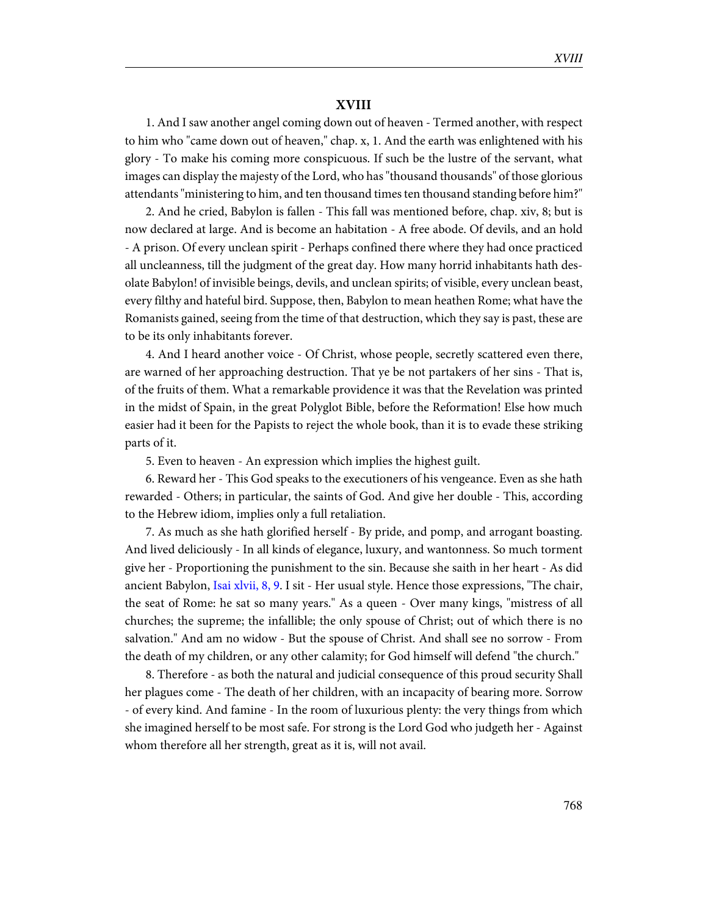# XVIII

1. And I saw another angel coming down out of heaven - Termed another, with respect to him who "came down out of heaven," chap. x, 1. And the earth was enlightened with his glory - To make his coming more conspicuous. If such be the lustre of the servant, what images can display the majesty of the Lord, who has "thousand thousands" of those glorious attendants "ministering to him, and ten thousand times ten thousand standing before him?"

2. And he cried, Babylon is fallen - This fall was mentioned before, chap. xiv, 8; but is now declared at large. And is become an habitation - A free abode. Of devils, and an hold - A prison. Of every unclean spirit - Perhaps confined there where they had once practiced all uncleanness, till the judgment of the great day. How many horrid inhabitants hath desolate Babylon! of invisible beings, devils, and unclean spirits; of visible, every unclean beast, every filthy and hateful bird. Suppose, then, Babylon to mean heathen Rome; what have the Romanists gained, seeing from the time of that destruction, which they say is past, these are to be its only inhabitants forever.

4. And I heard another voice - Of Christ, whose people, secretly scattered even there, are warned of her approaching destruction. That ye be not partakers of her sins - That is, of the fruits of them. What a remarkable providence it was that the Revelation was printed in the midst of Spain, in the great Polyglot Bible, before the Reformation! Else how much easier had it been for the Papists to reject the whole book, than it is to evade these striking parts of it.

5. Even to heaven - An expression which implies the highest guilt.

6. Reward her - This God speaks to the executioners of his vengeance. Even as she hath rewarded - Others; in particular, the saints of God. And give her double - This, according to the Hebrew idiom, implies only a full retaliation.

7. As much as she hath glorified herself - By pride, and pomp, and arrogant boasting. And lived deliciously - In all kinds of elegance, luxury, and wantonness. So much torment give her - Proportioning the punishment to the sin. Because she saith in her heart - As did ancient Babylon, Isai xlvii, 8, 9. I sit - Her usual style. Hence those expressions, "The chair, the seat of Rome: he sat so many years." As a queen - Over many kings, "mistress of all churches; the supreme; the infallible; the only spouse of Christ; out of which there is no salvation." And am no widow - But the spouse of Christ. And shall see no sorrow - From the death of my children, or any other calamity; for God himself will defend "the church."

8. Therefore - as both the natural and judicial consequence of this proud security Shall her plagues come - The death of her children, with an incapacity of bearing more. Sorrow - of every kind. And famine - In the room of luxurious plenty: the very things from which she imagined herself to be most safe. For strong is the Lord God who judgeth her - Against whom therefore all her strength, great as it is, will not avail.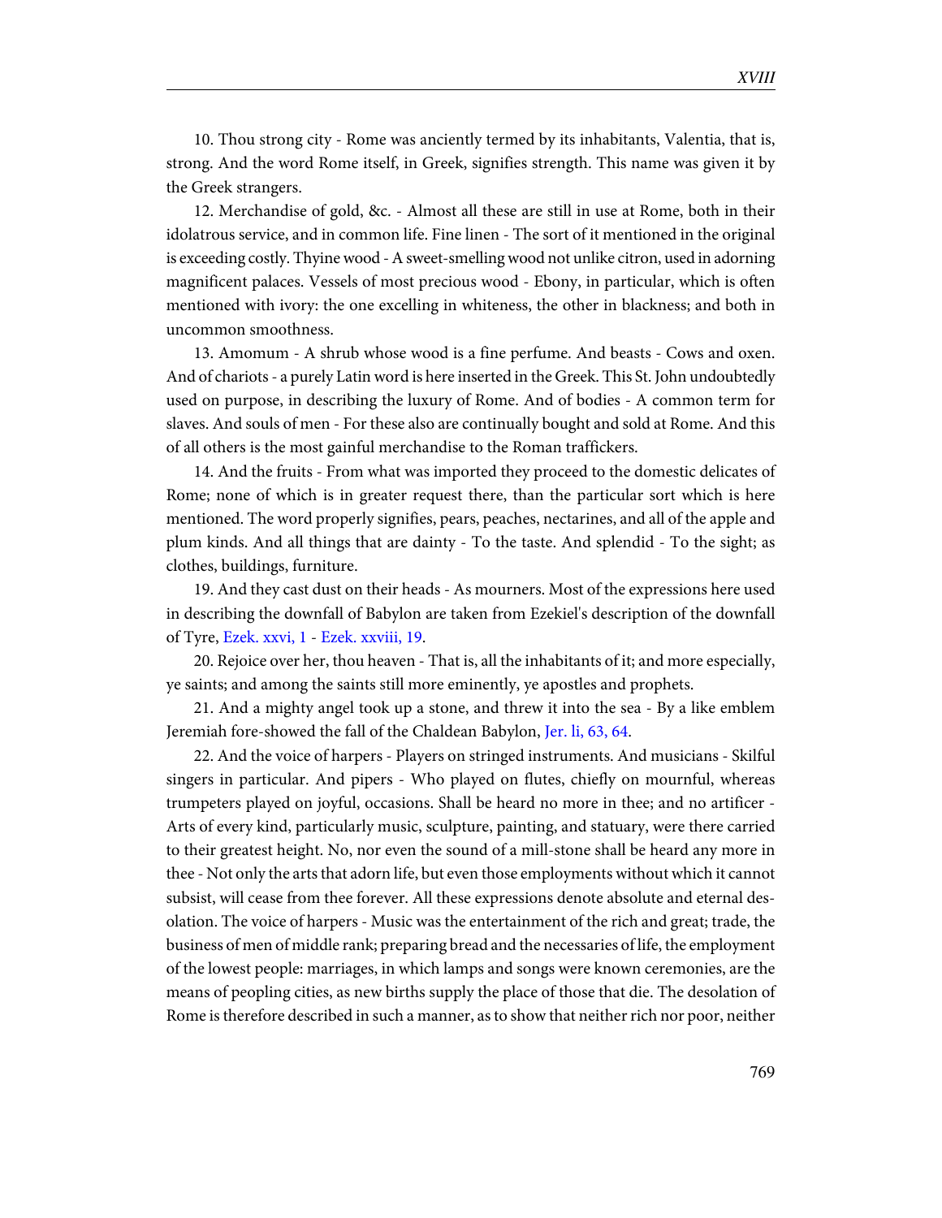10. Thou strong city - Rome was anciently termed by its inhabitants, Valentia, that is, strong. And the word Rome itself, in Greek, signifies strength. This name was given it by the Greek strangers.

12. Merchandise of gold, &c. - Almost all these are still in use at Rome, both in their idolatrous service, and in common life. Fine linen - The sort of it mentioned in the original is exceeding costly. Thyine wood - A sweet-smelling wood not unlike citron, used in adorning magnificent palaces. Vessels of most precious wood - Ebony, in particular, which is often mentioned with ivory: the one excelling in whiteness, the other in blackness; and both in uncommon smoothness.

13. Amomum - A shrub whose wood is a fine perfume. And beasts - Cows and oxen. And of chariots - a purely Latin word is here inserted in the Greek. This St. John undoubtedly used on purpose, in describing the luxury of Rome. And of bodies - A common term for slaves. And souls of men - For these also are continually bought and sold at Rome. And this of all others is the most gainful merchandise to the Roman traffickers.

14. And the fruits - From what was imported they proceed to the domestic delicates of Rome; none of which is in greater request there, than the particular sort which is here mentioned. The word properly signifies, pears, peaches, nectarines, and all of the apple and plum kinds. And all things that are dainty - To the taste. And splendid - To the sight; as clothes, buildings, furniture.

19. And they cast dust on their heads - As mourners. Most of the expressions here used in describing the downfall of Babylon are taken from Ezekiel's description of the downfall of Tyre, Ezek. xxvi, 1 - Ezek. xxviii, 19.

20. Rejoice over her, thou heaven - That is, all the inhabitants of it; and more especially, ye saints; and among the saints still more eminently, ye apostles and prophets.

21. And a mighty angel took up a stone, and threw it into the sea - By a like emblem Jeremiah fore-showed the fall of the Chaldean Babylon, Jer. li, 63, 64.

22. And the voice of harpers - Players on stringed instruments. And musicians - Skilful singers in particular. And pipers - Who played on flutes, chiefly on mournful, whereas trumpeters played on joyful, occasions. Shall be heard no more in thee; and no artificer - Arts of every kind, particularly music, sculpture, painting, and statuary, were there carried to their greatest height. No, nor even the sound of a mill-stone shall be heard any more in thee - Not only the arts that adorn life, but even those employments without which it cannot subsist, will cease from thee forever. All these expressions denote absolute and eternal desolation. The voice of harpers - Music was the entertainment of the rich and great; trade, the business of men of middle rank; preparing bread and the necessaries of life, the employment of the lowest people: marriages, in which lamps and songs were known ceremonies, are the means of peopling cities, as new births supply the place of those that die. The desolation of Rome is therefore described in such a manner, as to show that neither rich nor poor, neither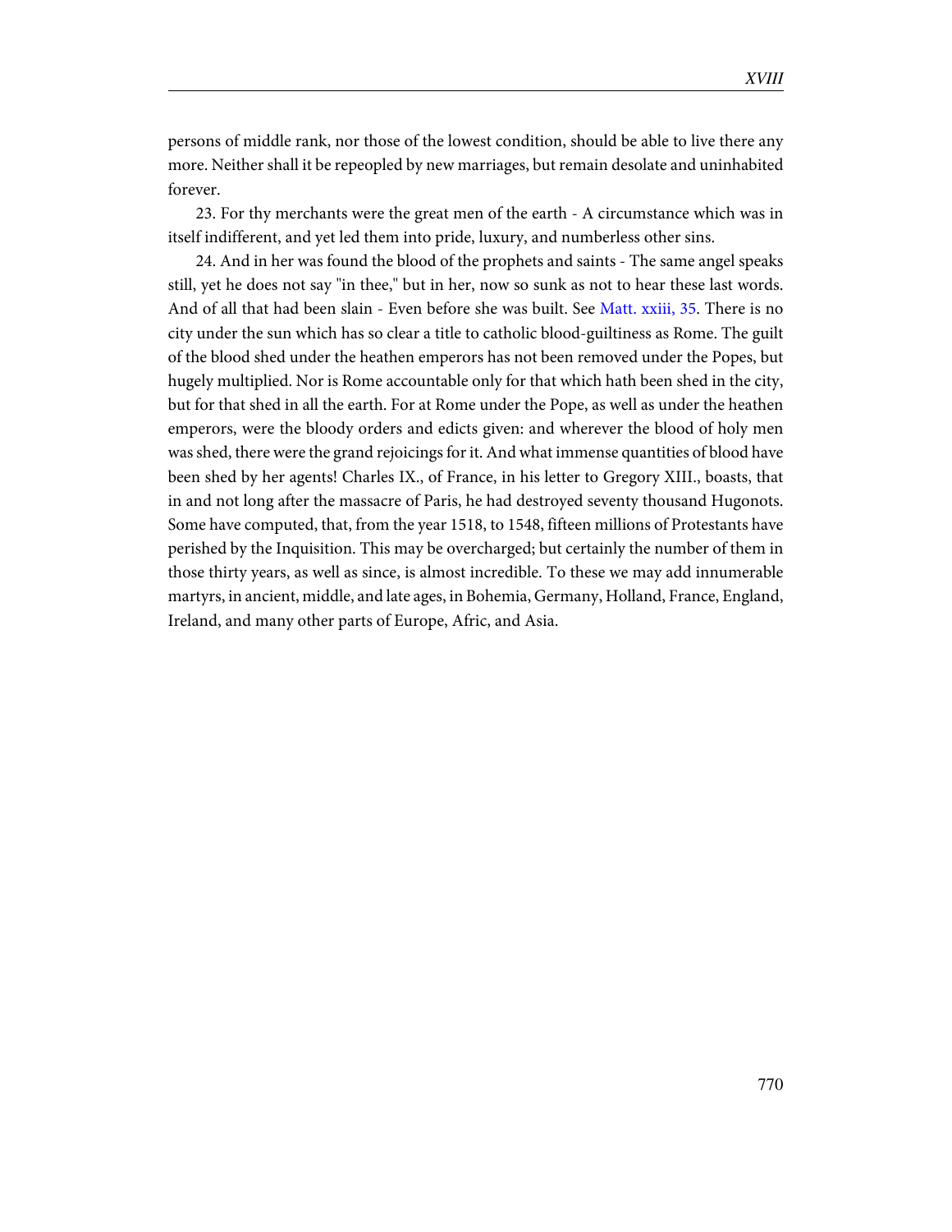persons of middle rank, nor those of the lowest condition, should be able to live there any more. Neither shall it be repeopled by new marriages, but remain desolate and uninhabited forever.

23. For thy merchants were the great men of the earth - A circumstance which was in itself indifferent, and yet led them into pride, luxury, and numberless other sins.

24. And in her was found the blood of the prophets and saints - The same angel speaks still, yet he does not say "in thee," but in her, now so sunk as not to hear these last words. And of all that had been slain - Even before she was built. See Matt. xxiii, 35. There is no city under the sun which has so clear a title to catholic blood-guiltiness as Rome. The guilt of the blood shed under the heathen emperors has not been removed under the Popes, but hugely multiplied. Nor is Rome accountable only for that which hath been shed in the city, but for that shed in all the earth. For at Rome under the Pope, as well as under the heathen emperors, were the bloody orders and edicts given: and wherever the blood of holy men was shed, there were the grand rejoicings for it. And what immense quantities of blood have been shed by her agents! Charles IX., of France, in his letter to Gregory XIII., boasts, that in and not long after the massacre of Paris, he had destroyed seventy thousand Hugonots. Some have computed, that, from the year 1518, to 1548, fifteen millions of Protestants have perished by the Inquisition. This may be overcharged; but certainly the number of them in those thirty years, as well as since, is almost incredible. To these we may add innumerable martyrs, in ancient, middle, and late ages, in Bohemia, Germany, Holland, France, England, Ireland, and many other parts of Europe, Afric, and Asia.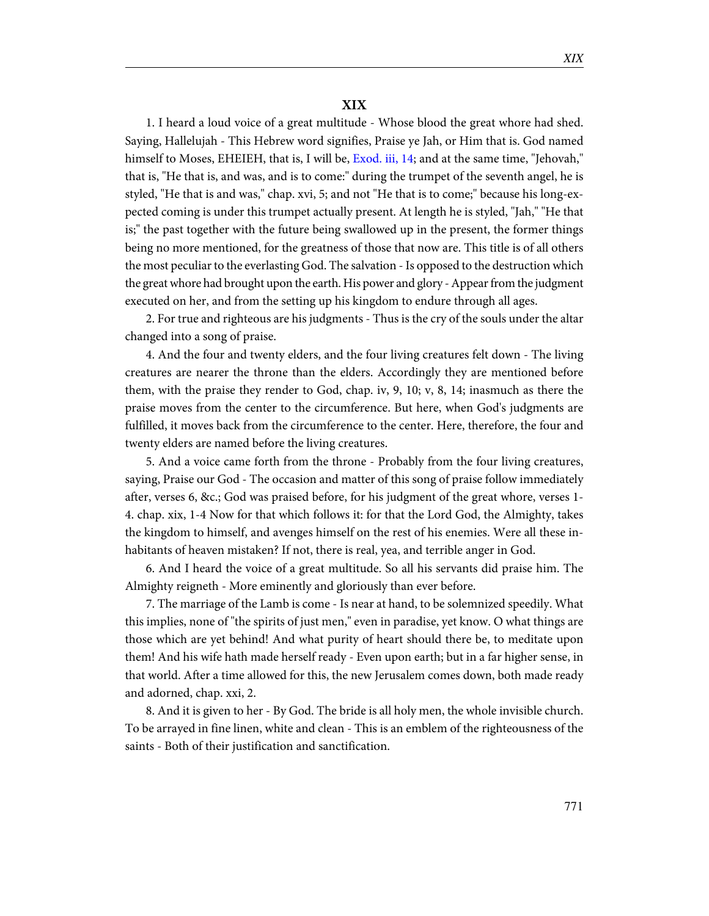## XIX

1. I heard a loud voice of a great multitude - Whose blood the great whore had shed. Saying, Hallelujah - This Hebrew word signifies, Praise ye Jah, or Him that is. God named himself to Moses, EHEIEH, that is, I will be, Exod. iii, 14; and at the same time, "Jehovah," that is, "He that is, and was, and is to come:" during the trumpet of the seventh angel, he is styled, "He that is and was," chap. xvi, 5; and not "He that is to come;" because his long-expected coming is under this trumpet actually present. At length he is styled, "Jah," "He that is;" the past together with the future being swallowed up in the present, the former things being no more mentioned, for the greatness of those that now are. This title is of all others the most peculiar to the everlasting God. The salvation - Is opposed to the destruction which the great whore had brought upon the earth. His power and glory - Appear from the judgment executed on her, and from the setting up his kingdom to endure through all ages.

2. For true and righteous are his judgments - Thus is the cry of the souls under the altar changed into a song of praise.

4. And the four and twenty elders, and the four living creatures felt down - The living creatures are nearer the throne than the elders. Accordingly they are mentioned before them, with the praise they render to God, chap. iv, 9, 10; v, 8, 14; inasmuch as there the praise moves from the center to the circumference. But here, when God's judgments are fulfilled, it moves back from the circumference to the center. Here, therefore, the four and twenty elders are named before the living creatures.

5. And a voice came forth from the throne - Probably from the four living creatures, saying, Praise our God - The occasion and matter of this song of praise follow immediately after, verses 6, &c.; God was praised before, for his judgment of the great whore, verses 1-4. chap. xix, 1-4 Now for that which follows it: for that the Lord God, the Almighty, takes the kingdom to himself, and avenges himself on the rest of his enemies. Were all these inhabitants of heaven mistaken? If not, there is real, yea, and terrible anger in God.

6. And I heard the voice of a great multitude. So all his servants did praise him. The Almighty reigneth - More eminently and gloriously than ever before.

7. The marriage of the Lamb is come - Is near at hand, to be solemnized speedily. What this implies, none of "the spirits of just men," even in paradise, yet know. O what things are those which are yet behind! And what purity of heart should there be, to meditate upon them! And his wife hath made herself ready - Even upon earth; but in a far higher sense, in that world. After a time allowed for this, the new Jerusalem comes down, both made ready and adorned, chap. xxi, 2.

8. And it is given to her - By God. The bride is all holy men, the whole invisible church. To be arrayed in fine linen, white and clean - This is an emblem of the righteousness of the saints - Both of their justification and sanctification.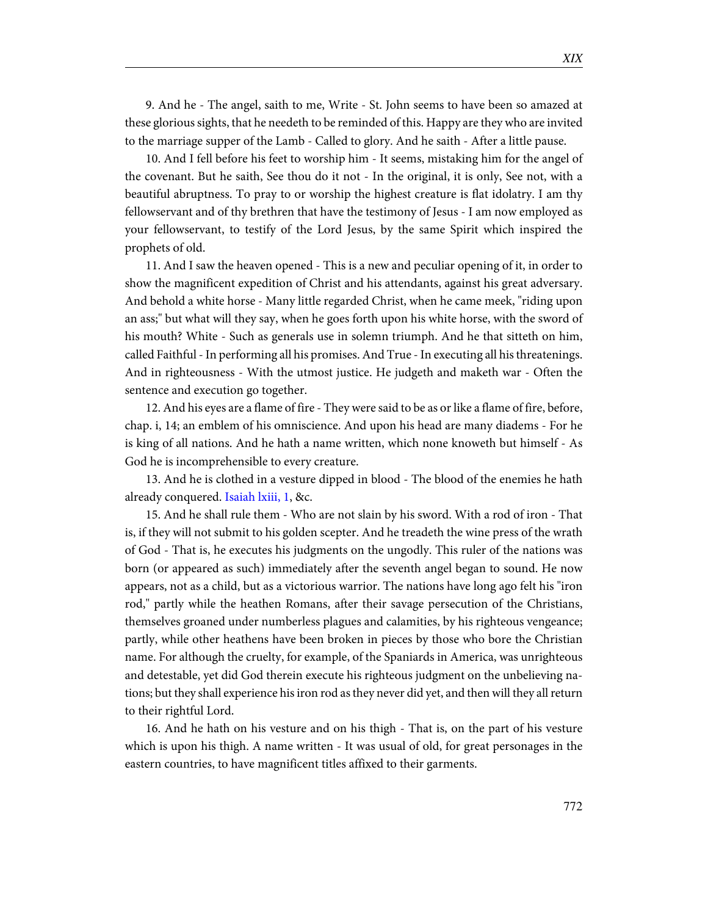9. And he - The angel, saith to me, Write - St. John seems to have been so amazed at these glorious sights, that he needeth to be reminded of this. Happy are they who are invited to the marriage supper of the Lamb - Called to glory. And he saith - After a little pause.

10. And I fell before his feet to worship him - It seems, mistaking him for the angel of the covenant. But he saith, See thou do it not - In the original, it is only, See not, with a beautiful abruptness. To pray to or worship the highest creature is flat idolatry. I am thy fellowservant and of thy brethren that have the testimony of Jesus - I am now employed as your fellowservant, to testify of the Lord Jesus, by the same Spirit which inspired the prophets of old.

11. And I saw the heaven opened - This is a new and peculiar opening of it, in order to show the magnificent expedition of Christ and his attendants, against his great adversary. And behold a white horse - Many little regarded Christ, when he came meek, "riding upon an ass;" but what will they say, when he goes forth upon his white horse, with the sword of his mouth? White - Such as generals use in solemn triumph. And he that sitteth on him, called Faithful - In performing all his promises. And True - In executing all his threatenings. And in righteousness - With the utmost justice. He judgeth and maketh war - Often the sentence and execution go together.

12. And his eyes are a flame of fire - They were said to be as or like a flame of fire, before, chap. i, 14; an emblem of his omniscience. And upon his head are many diadems - For he is king of all nations. And he hath a name written, which none knoweth but himself - As God he is incomprehensible to every creature.

13. And he is clothed in a vesture dipped in blood - The blood of the enemies he hath already conquered. Isaiah lxiii, 1, &c.

15. And he shall rule them - Who are not slain by his sword. With a rod of iron - That is, if they will not submit to his golden scepter. And he treadeth the wine press of the wrath of God - That is, he executes his judgments on the ungodly. This ruler of the nations was born (or appeared as such) immediately after the seventh angel began to sound. He now appears, not as a child, but as a victorious warrior. The nations have long ago felt his "iron rod," partly while the heathen Romans, after their savage persecution of the Christians, themselves groaned under numberless plagues and calamities, by his righteous vengeance; partly, while other heathens have been broken in pieces by those who bore the Christian name. For although the cruelty, for example, of the Spaniards in America, was unrighteous and detestable, yet did God therein execute his righteous judgment on the unbelieving nations; but they shall experience his iron rod as they never did yet, and then will they all return to their rightful Lord.

16. And he hath on his vesture and on his thigh - That is, on the part of his vesture which is upon his thigh. A name written - It was usual of old, for great personages in the eastern countries, to have magnificent titles affixed to their garments.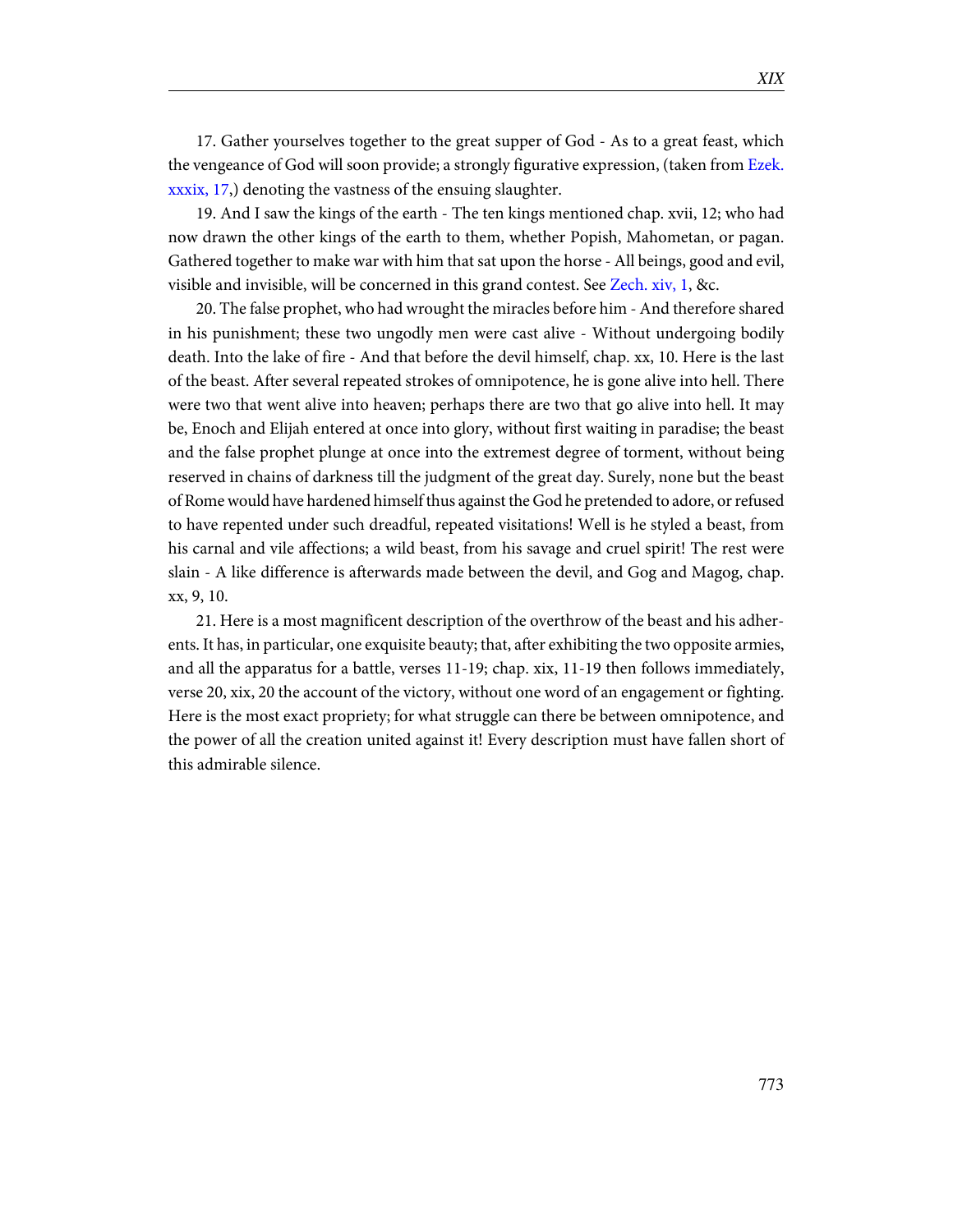17. Gather yourselves together to the great supper of God - As to a great feast, which the vengeance of God will soon provide; a strongly figurative expression, (taken from Ezek. xxxix, 17,) denoting the vastness of the ensuing slaughter.

19. And I saw the kings of the earth - The ten kings mentioned chap. xvii, 12; who had now drawn the other kings of the earth to them, whether Popish, Mahometan, or pagan. Gathered together to make war with him that sat upon the horse - All beings, good and evil, visible and invisible, will be concerned in this grand contest. See Zech. xiv, 1, &c.

20. The false prophet, who had wrought the miracles before him - And therefore shared in his punishment; these two ungodly men were cast alive - Without undergoing bodily death. Into the lake of fire - And that before the devil himself, chap. xx, 10. Here is the last of the beast. After several repeated strokes of omnipotence, he is gone alive into hell. There were two that went alive into heaven; perhaps there are two that go alive into hell. It may be, Enoch and Elijah entered at once into glory, without first waiting in paradise; the beast and the false prophet plunge at once into the extremest degree of torment, without being reserved in chains of darkness till the judgment of the great day. Surely, none but the beast of Rome would have hardened himself thus against the God he pretended to adore, or refused to have repented under such dreadful, repeated visitations! Well is he styled a beast, from his carnal and vile affections; a wild beast, from his savage and cruel spirit! The rest were slain - A like difference is afterwards made between the devil, and Gog and Magog, chap. xx, 9, 10.

21. Here is a most magnificent description of the overthrow of the beast and his adherents. It has, in particular, one exquisite beauty; that, after exhibiting the two opposite armies, and all the apparatus for a battle, verses 11-19; chap. xix, 11-19 then follows immediately, verse 20, xix, 20 the account of the victory, without one word of an engagement or fighting. Here is the most exact propriety; for what struggle can there be between omnipotence, and the power of all the creation united against it! Every description must have fallen short of this admirable silence.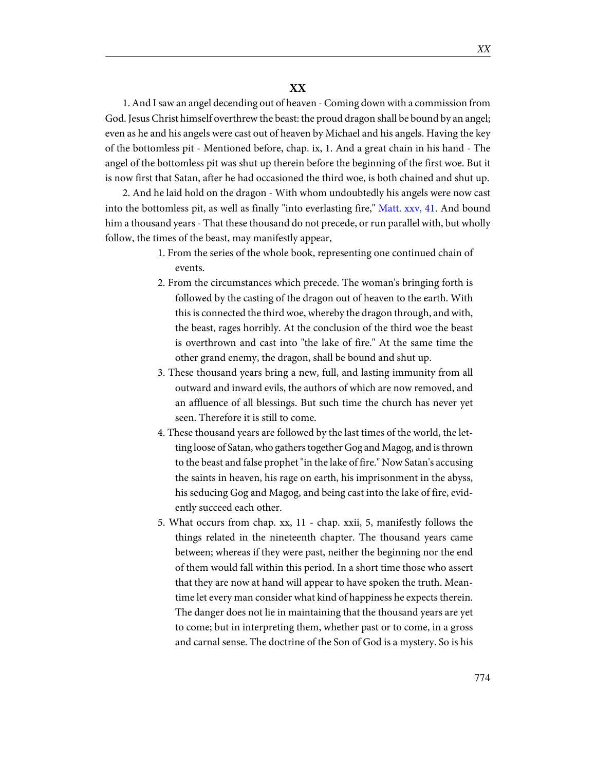## XX

1. And I saw an angel decending out of heaven - Coming down with a commission from God. Jesus Christ himself overthrew the beast: the proud dragon shall be bound by an angel; even as he and his angels were cast out of heaven by Michael and his angels. Having the key of the bottomless pit - Mentioned before, chap. ix, 1. And a great chain in his hand - The angel of the bottomless pit was shut up therein before the beginning of the first woe. But it is now first that Satan, after he had occasioned the third woe, is both chained and shut up.

2. And he laid hold on the dragon - With whom undoubtedly his angels were now cast into the bottomless pit, as well as finally "into everlasting fire," Matt. xxv, 41. And bound him a thousand years - That these thousand do not precede, or run parallel with, but wholly follow, the times of the beast, may manifestly appear,

1. From the series of the whole book, representing one continued chain of events.
2. From the circumstances which precede. The woman's bringing forth is followed by the casting of the dragon out of heaven to the earth. With this is connected the third woe, whereby the dragon through, and with, the beast, rages horribly. At the conclusion of the third woe the beast is overthrown and cast into "the lake of fire." At the same time the other grand enemy, the dragon, shall be bound and shut up.
3. These thousand years bring a new, full, and lasting immunity from all outward and inward evils, the authors of which are now removed, and an affluence of all blessings. But such time the church has never yet seen. Therefore it is still to come.
4. These thousand years are followed by the last times of the world, the letting loose of Satan, who gathers together Gog and Magog, and is thrown to the beast and false prophet "in the lake of fire." Now Satan's accusing the saints in heaven, his rage on earth, his imprisonment in the abyss, his seducing Gog and Magog, and being cast into the lake of fire, evidently succeed each other.
5. What occurs from chap. xx, 11 - chap. xxii, 5, manifestly follows the things related in the nineteenth chapter. The thousand years came between; whereas if they were past, neither the beginning nor the end of them would fall within this period. In a short time those who assert that they are now at hand will appear to have spoken the truth. Meantime let every man consider what kind of happiness he expects therein. The danger does not lie in maintaining that the thousand years are yet to come; but in interpreting them, whether past or to come, in a gross and carnal sense. The doctrine of the Son of God is a mystery. So is his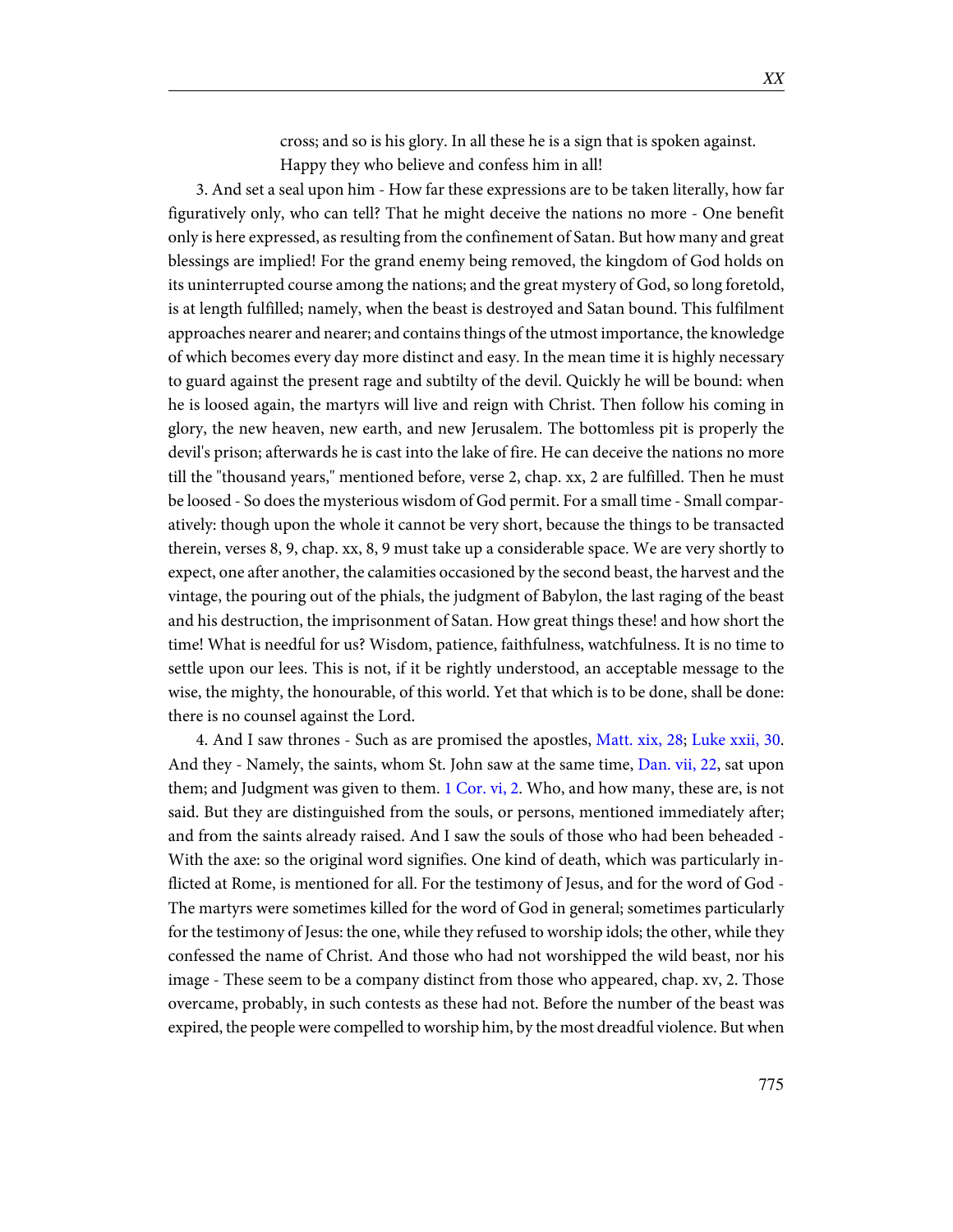> cross; and so is his glory. In all these he is a sign that is spoken against. Happy they who believe and confess him in all!

3. And set a seal upon him - How far these expressions are to be taken literally, how far figuratively only, who can tell? That he might deceive the nations no more - One benefit only is here expressed, as resulting from the confinement of Satan. But how many and great blessings are implied! For the grand enemy being removed, the kingdom of God holds on its uninterrupted course among the nations; and the great mystery of God, so long foretold, is at length fulfilled; namely, when the beast is destroyed and Satan bound. This fulfilment approaches nearer and nearer; and contains things of the utmost importance, the knowledge of which becomes every day more distinct and easy. In the mean time it is highly necessary to guard against the present rage and subtilty of the devil. Quickly he will be bound: when he is loosed again, the martyrs will live and reign with Christ. Then follow his coming in glory, the new heaven, new earth, and new Jerusalem. The bottomless pit is properly the devil's prison; afterwards he is cast into the lake of fire. He can deceive the nations no more till the "thousand years," mentioned before, verse 2, chap. xx, 2 are fulfilled. Then he must be loosed - So does the mysterious wisdom of God permit. For a small time - Small comparatively: though upon the whole it cannot be very short, because the things to be transacted therein, verses 8, 9, chap. xx, 8, 9 must take up a considerable space. We are very shortly to expect, one after another, the calamities occasioned by the second beast, the harvest and the vintage, the pouring out of the phials, the judgment of Babylon, the last raging of the beast and his destruction, the imprisonment of Satan. How great things these! and how short the time! What is needful for us? Wisdom, patience, faithfulness, watchfulness. It is no time to settle upon our lees. This is not, if it be rightly understood, an acceptable message to the wise, the mighty, the honourable, of this world. Yet that which is to be done, shall be done: there is no counsel against the Lord.

4. And I saw thrones - Such as are promised the apostles, Matt. xix, 28; Luke xxii, 30. And they - Namely, the saints, whom St. John saw at the same time, Dan. vii, 22, sat upon them; and Judgment was given to them. 1 Cor. vi, 2. Who, and how many, these are, is not said. But they are distinguished from the souls, or persons, mentioned immediately after; and from the saints already raised. And I saw the souls of those who had been beheaded - With the axe: so the original word signifies. One kind of death, which was particularly inflicted at Rome, is mentioned for all. For the testimony of Jesus, and for the word of God - The martyrs were sometimes killed for the word of God in general; sometimes particularly for the testimony of Jesus: the one, while they refused to worship idols; the other, while they confessed the name of Christ. And those who had not worshipped the wild beast, nor his image - These seem to be a company distinct from those who appeared, chap. xv, 2. Those overcame, probably, in such contests as these had not. Before the number of the beast was expired, the people were compelled to worship him, by the most dreadful violence. But when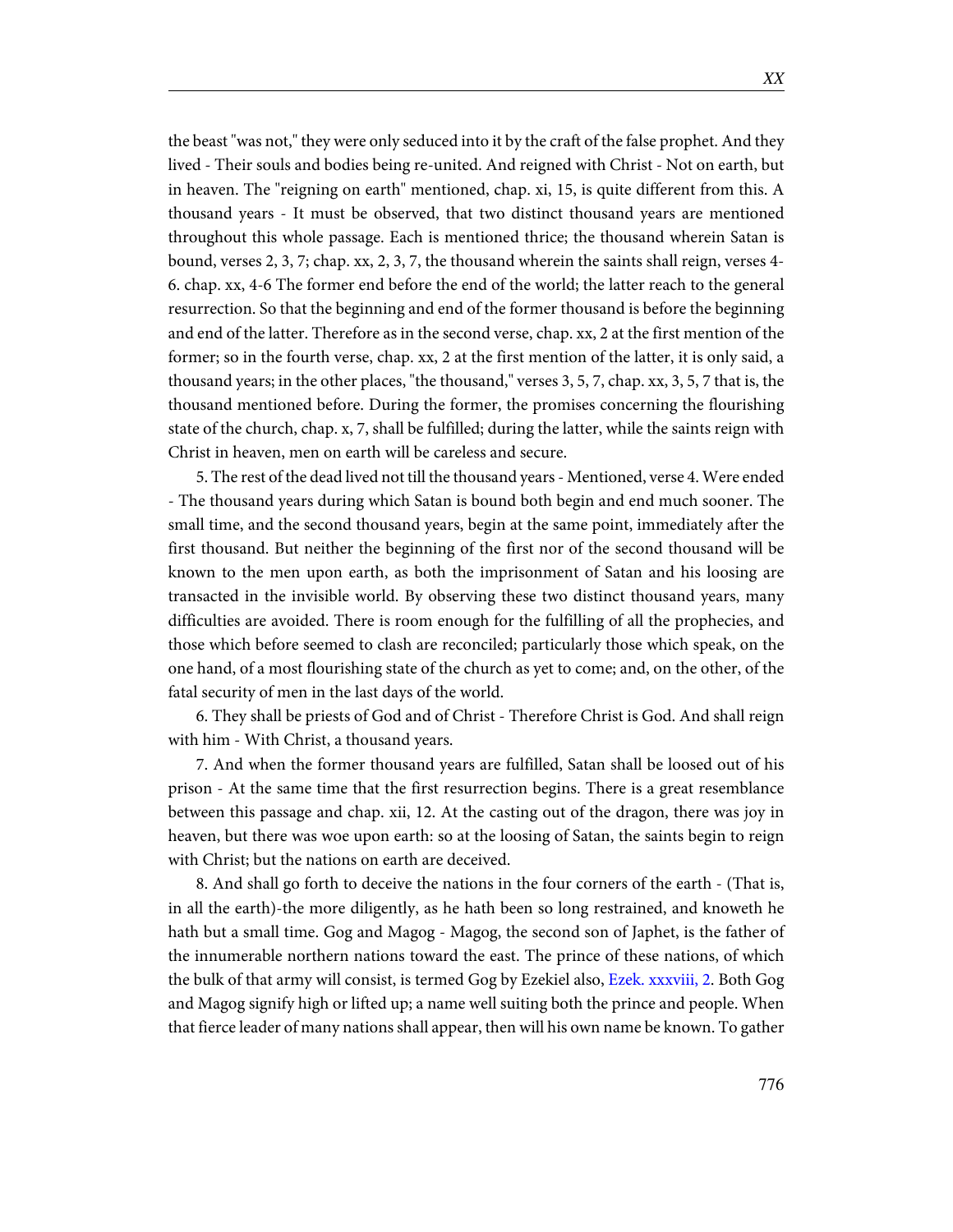the beast "was not," they were only seduced into it by the craft of the false prophet. And they lived - Their souls and bodies being re-united. And reigned with Christ - Not on earth, but in heaven. The "reigning on earth" mentioned, chap. xi, 15, is quite different from this. A thousand years - It must be observed, that two distinct thousand years are mentioned throughout this whole passage. Each is mentioned thrice; the thousand wherein Satan is bound, verses 2, 3, 7; chap. xx, 2, 3, 7, the thousand wherein the saints shall reign, verses 4-6. chap. xx, 4-6 The former end before the end of the world; the latter reach to the general resurrection. So that the beginning and end of the former thousand is before the beginning and end of the latter. Therefore as in the second verse, chap. xx, 2 at the first mention of the former; so in the fourth verse, chap. xx, 2 at the first mention of the latter, it is only said, a thousand years; in the other places, "the thousand," verses 3, 5, 7, chap. xx, 3, 5, 7 that is, the thousand mentioned before. During the former, the promises concerning the flourishing state of the church, chap. x, 7, shall be fulfilled; during the latter, while the saints reign with Christ in heaven, men on earth will be careless and secure.

5. The rest of the dead lived not till the thousand years - Mentioned, verse 4. Were ended - The thousand years during which Satan is bound both begin and end much sooner. The small time, and the second thousand years, begin at the same point, immediately after the first thousand. But neither the beginning of the first nor of the second thousand will be known to the men upon earth, as both the imprisonment of Satan and his loosing are transacted in the invisible world. By observing these two distinct thousand years, many difficulties are avoided. There is room enough for the fulfilling of all the prophecies, and those which before seemed to clash are reconciled; particularly those which speak, on the one hand, of a most flourishing state of the church as yet to come; and, on the other, of the fatal security of men in the last days of the world.

6. They shall be priests of God and of Christ - Therefore Christ is God. And shall reign with him - With Christ, a thousand years.

7. And when the former thousand years are fulfilled, Satan shall be loosed out of his prison - At the same time that the first resurrection begins. There is a great resemblance between this passage and chap. xii, 12. At the casting out of the dragon, there was joy in heaven, but there was woe upon earth: so at the loosing of Satan, the saints begin to reign with Christ; but the nations on earth are deceived.

8. And shall go forth to deceive the nations in the four corners of the earth - (That is, in all the earth)-the more diligently, as he hath been so long restrained, and knoweth he hath but a small time. Gog and Magog - Magog, the second son of Japhet, is the father of the innumerable northern nations toward the east. The prince of these nations, of which the bulk of that army will consist, is termed Gog by Ezekiel also, Ezek. xxxviii, 2. Both Gog and Magog signify high or lifted up; a name well suiting both the prince and people. When that fierce leader of many nations shall appear, then will his own name be known. To gather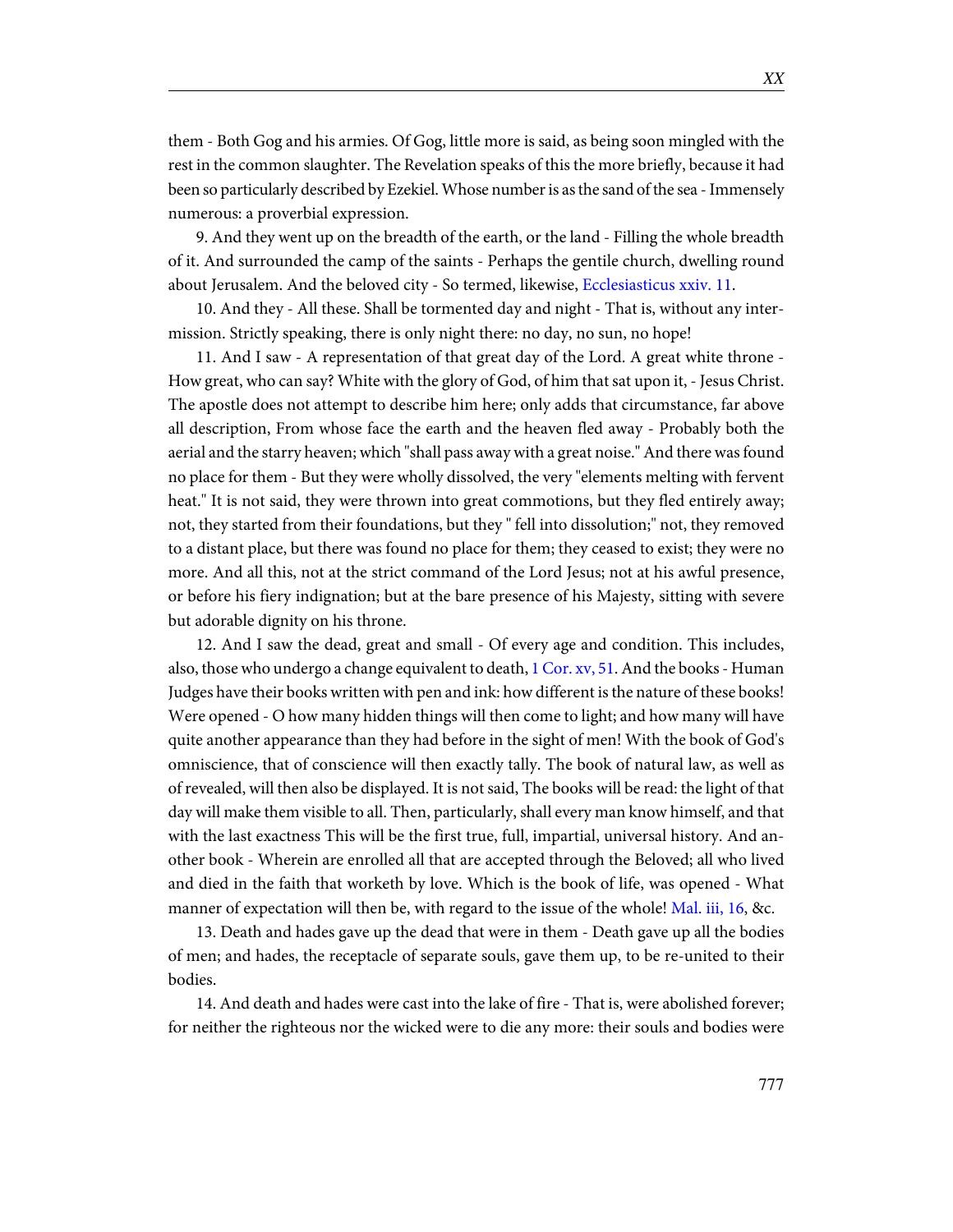them - Both Gog and his armies. Of Gog, little more is said, as being soon mingled with the rest in the common slaughter. The Revelation speaks of this the more briefly, because it had been so particularly described by Ezekiel. Whose number is as the sand of the sea - Immensely numerous: a proverbial expression.

9. And they went up on the breadth of the earth, or the land - Filling the whole breadth of it. And surrounded the camp of the saints - Perhaps the gentile church, dwelling round about Jerusalem. And the beloved city - So termed, likewise, Ecclesiasticus xxiv. 11.

10. And they - All these. Shall be tormented day and night - That is, without any intermission. Strictly speaking, there is only night there: no day, no sun, no hope!

11. And I saw - A representation of that great day of the Lord. A great white throne - How great, who can say? White with the glory of God, of him that sat upon it, - Jesus Christ. The apostle does not attempt to describe him here; only adds that circumstance, far above all description, From whose face the earth and the heaven fled away - Probably both the aerial and the starry heaven; which "shall pass away with a great noise." And there was found no place for them - But they were wholly dissolved, the very "elements melting with fervent heat." It is not said, they were thrown into great commotions, but they fled entirely away; not, they started from their foundations, but they " fell into dissolution;" not, they removed to a distant place, but there was found no place for them; they ceased to exist; they were no more. And all this, not at the strict command of the Lord Jesus; not at his awful presence, or before his fiery indignation; but at the bare presence of his Majesty, sitting with severe but adorable dignity on his throne.

12. And I saw the dead, great and small - Of every age and condition. This includes, also, those who undergo a change equivalent to death, 1 Cor. xv, 51. And the books - Human Judges have their books written with pen and ink: how different is the nature of these books! Were opened - O how many hidden things will then come to light; and how many will have quite another appearance than they had before in the sight of men! With the book of God's omniscience, that of conscience will then exactly tally. The book of natural law, as well as of revealed, will then also be displayed. It is not said, The books will be read: the light of that day will make them visible to all. Then, particularly, shall every man know himself, and that with the last exactness This will be the first true, full, impartial, universal history. And another book - Wherein are enrolled all that are accepted through the Beloved; all who lived and died in the faith that worketh by love. Which is the book of life, was opened - What manner of expectation will then be, with regard to the issue of the whole! Mal. iii, 16, &c.

13. Death and hades gave up the dead that were in them - Death gave up all the bodies of men; and hades, the receptacle of separate souls, gave them up, to be re-united to their bodies.

14. And death and hades were cast into the lake of fire - That is, were abolished forever; for neither the righteous nor the wicked were to die any more: their souls and bodies were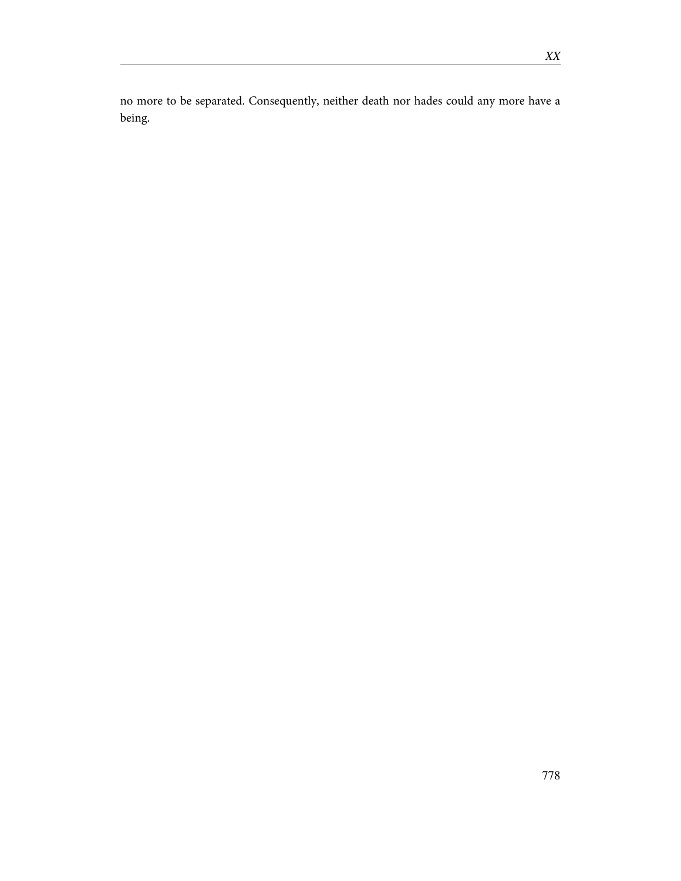no more to be separated. Consequently, neither death nor hades could any more have a being.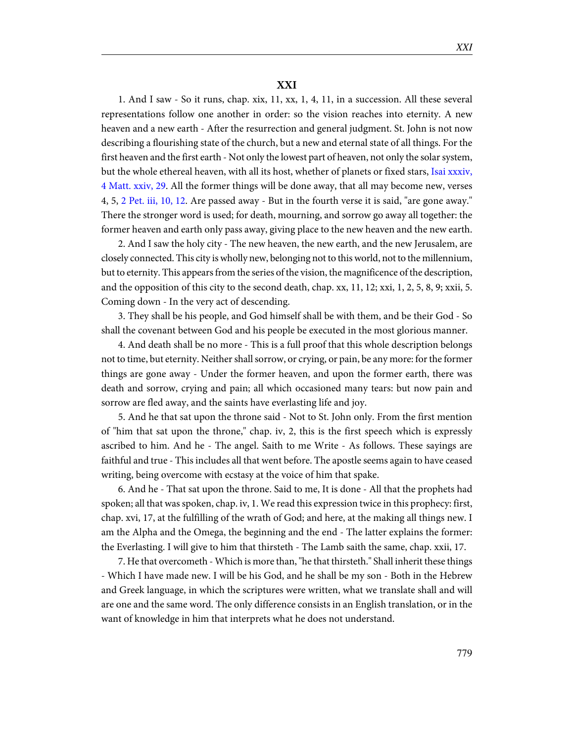## XXI

1. And I saw - So it runs, chap. xix, 11, xx, 1, 4, 11, in a succession. All these several representations follow one another in order: so the vision reaches into eternity. A new heaven and a new earth - After the resurrection and general judgment. St. John is not now describing a flourishing state of the church, but a new and eternal state of all things. For the first heaven and the first earth - Not only the lowest part of heaven, not only the solar system, but the whole ethereal heaven, with all its host, whether of planets or fixed stars, Isai xxxiv, 4 Matt. xxiv, 29. All the former things will be done away, that all may become new, verses 4, 5, 2 Pet. iii, 10, 12. Are passed away - But in the fourth verse it is said, "are gone away." There the stronger word is used; for death, mourning, and sorrow go away all together: the former heaven and earth only pass away, giving place to the new heaven and the new earth.

2. And I saw the holy city - The new heaven, the new earth, and the new Jerusalem, are closely connected. This city is wholly new, belonging not to this world, not to the millennium, but to eternity. This appears from the series of the vision, the magnificence of the description, and the opposition of this city to the second death, chap. xx, 11, 12; xxi, 1, 2, 5, 8, 9; xxii, 5. Coming down - In the very act of descending.

3. They shall be his people, and God himself shall be with them, and be their God - So shall the covenant between God and his people be executed in the most glorious manner.

4. And death shall be no more - This is a full proof that this whole description belongs not to time, but eternity. Neither shall sorrow, or crying, or pain, be any more: for the former things are gone away - Under the former heaven, and upon the former earth, there was death and sorrow, crying and pain; all which occasioned many tears: but now pain and sorrow are fled away, and the saints have everlasting life and joy.

5. And he that sat upon the throne said - Not to St. John only. From the first mention of "him that sat upon the throne," chap. iv, 2, this is the first speech which is expressly ascribed to him. And he - The angel. Saith to me Write - As follows. These sayings are faithful and true - This includes all that went before. The apostle seems again to have ceased writing, being overcome with ecstasy at the voice of him that spake.

6. And he - That sat upon the throne. Said to me, It is done - All that the prophets had spoken; all that was spoken, chap. iv, 1. We read this expression twice in this prophecy: first, chap. xvi, 17, at the fulfilling of the wrath of God; and here, at the making all things new. I am the Alpha and the Omega, the beginning and the end - The latter explains the former: the Everlasting. I will give to him that thirsteth - The Lamb saith the same, chap. xxii, 17.

7. He that overcometh - Which is more than, "he that thirsteth." Shall inherit these things - Which I have made new. I will be his God, and he shall be my son - Both in the Hebrew and Greek language, in which the scriptures were written, what we translate shall and will are one and the same word. The only difference consists in an English translation, or in the want of knowledge in him that interprets what he does not understand.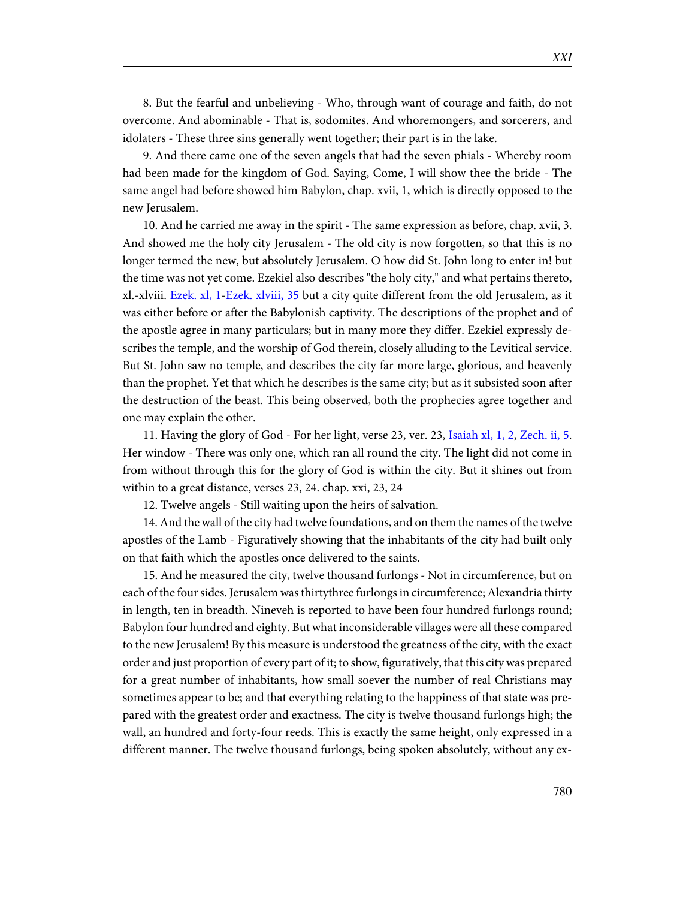8. But the fearful and unbelieving - Who, through want of courage and faith, do not overcome. And abominable - That is, sodomites. And whoremongers, and sorcerers, and idolaters - These three sins generally went together; their part is in the lake.

9. And there came one of the seven angels that had the seven phials - Whereby room had been made for the kingdom of God. Saying, Come, I will show thee the bride - The same angel had before showed him Babylon, chap. xvii, 1, which is directly opposed to the new Jerusalem.

10. And he carried me away in the spirit - The same expression as before, chap. xvii, 3. And showed me the holy city Jerusalem - The old city is now forgotten, so that this is no longer termed the new, but absolutely Jerusalem. O how did St. John long to enter in! but the time was not yet come. Ezekiel also describes "the holy city," and what pertains thereto, xl.-xlviii. Ezek. xl, 1-Ezek. xlviii, 35 but a city quite different from the old Jerusalem, as it was either before or after the Babylonish captivity. The descriptions of the prophet and of the apostle agree in many particulars; but in many more they differ. Ezekiel expressly describes the temple, and the worship of God therein, closely alluding to the Levitical service. But St. John saw no temple, and describes the city far more large, glorious, and heavenly than the prophet. Yet that which he describes is the same city; but as it subsisted soon after the destruction of the beast. This being observed, both the prophecies agree together and one may explain the other.

11. Having the glory of God - For her light, verse 23, ver. 23, Isaiah xl, 1, 2, Zech. ii, 5. Her window - There was only one, which ran all round the city. The light did not come in from without through this for the glory of God is within the city. But it shines out from within to a great distance, verses 23, 24. chap. xxi, 23, 24

12. Twelve angels - Still waiting upon the heirs of salvation.

14. And the wall of the city had twelve foundations, and on them the names of the twelve apostles of the Lamb - Figuratively showing that the inhabitants of the city had built only on that faith which the apostles once delivered to the saints.

15. And he measured the city, twelve thousand furlongs - Not in circumference, but on each of the four sides. Jerusalem was thirtythree furlongs in circumference; Alexandria thirty in length, ten in breadth. Nineveh is reported to have been four hundred furlongs round; Babylon four hundred and eighty. But what inconsiderable villages were all these compared to the new Jerusalem! By this measure is understood the greatness of the city, with the exact order and just proportion of every part of it; to show, figuratively, that this city was prepared for a great number of inhabitants, how small soever the number of real Christians may sometimes appear to be; and that everything relating to the happiness of that state was prepared with the greatest order and exactness. The city is twelve thousand furlongs high; the wall, an hundred and forty-four reeds. This is exactly the same height, only expressed in a different manner. The twelve thousand furlongs, being spoken absolutely, without any ex-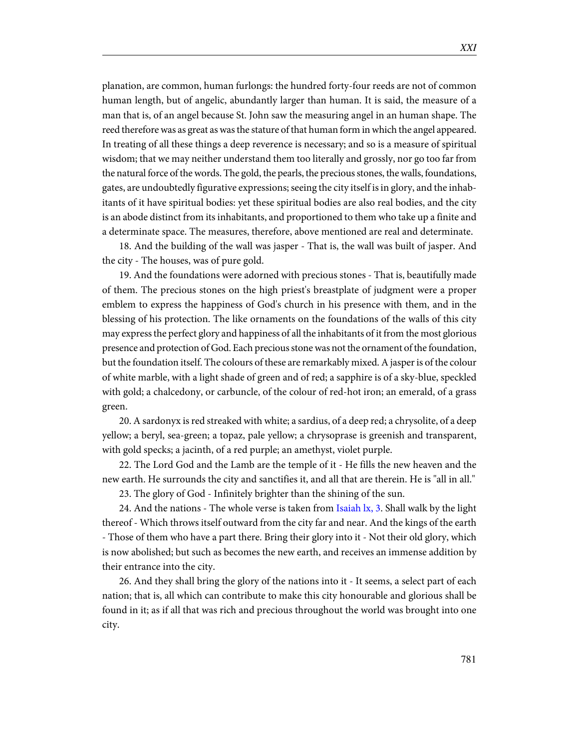planation, are common, human furlongs: the hundred forty-four reeds are not of common human length, but of angelic, abundantly larger than human. It is said, the measure of a man that is, of an angel because St. John saw the measuring angel in an human shape. The reed therefore was as great as was the stature of that human form in which the angel appeared. In treating of all these things a deep reverence is necessary; and so is a measure of spiritual wisdom; that we may neither understand them too literally and grossly, nor go too far from the natural force of the words. The gold, the pearls, the precious stones, the walls, foundations, gates, are undoubtedly figurative expressions; seeing the city itself is in glory, and the inhabitants of it have spiritual bodies: yet these spiritual bodies are also real bodies, and the city is an abode distinct from its inhabitants, and proportioned to them who take up a finite and a determinate space. The measures, therefore, above mentioned are real and determinate.

18. And the building of the wall was jasper - That is, the wall was built of jasper. And the city - The houses, was of pure gold.

19. And the foundations were adorned with precious stones - That is, beautifully made of them. The precious stones on the high priest's breastplate of judgment were a proper emblem to express the happiness of God's church in his presence with them, and in the blessing of his protection. The like ornaments on the foundations of the walls of this city may express the perfect glory and happiness of all the inhabitants of it from the most glorious presence and protection of God. Each precious stone was not the ornament of the foundation, but the foundation itself. The colours of these are remarkably mixed. A jasper is of the colour of white marble, with a light shade of green and of red; a sapphire is of a sky-blue, speckled with gold; a chalcedony, or carbuncle, of the colour of red-hot iron; an emerald, of a grass green.

20. A sardonyx is red streaked with white; a sardius, of a deep red; a chrysolite, of a deep yellow; a beryl, sea-green; a topaz, pale yellow; a chrysoprase is greenish and transparent, with gold specks; a jacinth, of a red purple; an amethyst, violet purple.

22. The Lord God and the Lamb are the temple of it - He fills the new heaven and the new earth. He surrounds the city and sanctifies it, and all that are therein. He is "all in all."

23. The glory of God - Infinitely brighter than the shining of the sun.

24. And the nations - The whole verse is taken from Isaiah lx, 3. Shall walk by the light thereof - Which throws itself outward from the city far and near. And the kings of the earth - Those of them who have a part there. Bring their glory into it - Not their old glory, which is now abolished; but such as becomes the new earth, and receives an immense addition by their entrance into the city.

26. And they shall bring the glory of the nations into it - It seems, a select part of each nation; that is, all which can contribute to make this city honourable and glorious shall be found in it; as if all that was rich and precious throughout the world was brought into one city.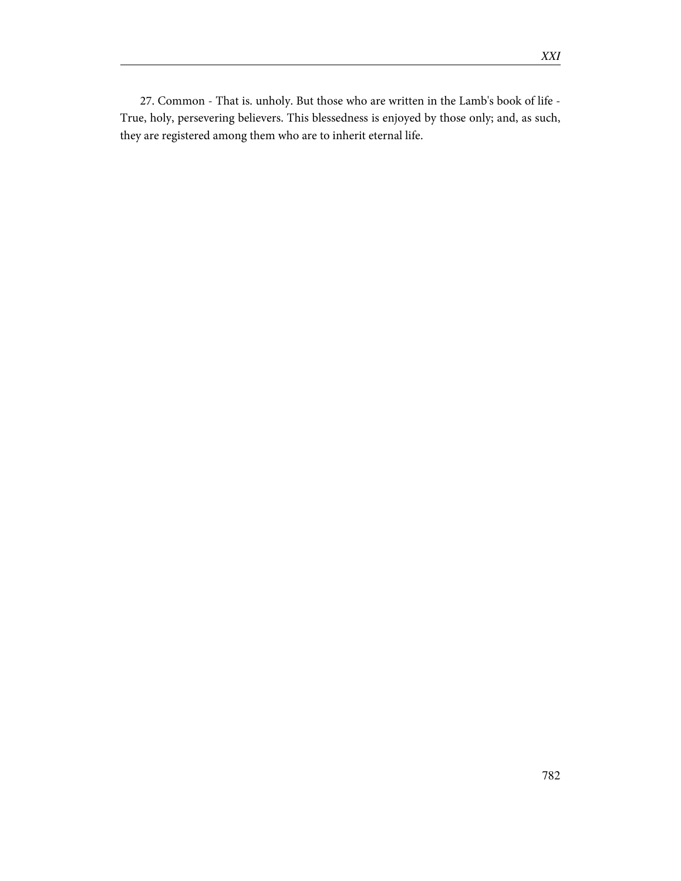27. Common - That is. unholy. But those who are written in the Lamb's book of life - True, holy, persevering believers. This blessedness is enjoyed by those only; and, as such, they are registered among them who are to inherit eternal life.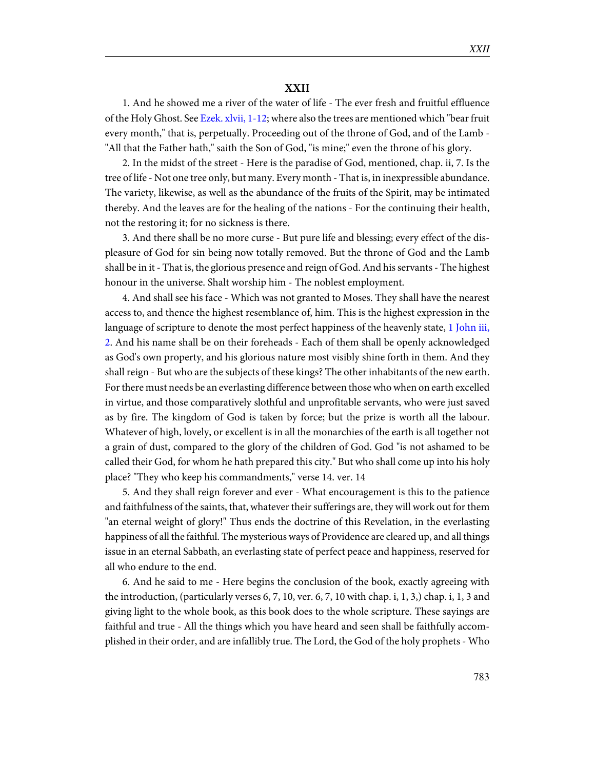## XXII

1. And he showed me a river of the water of life - The ever fresh and fruitful effluence of the Holy Ghost. See Ezek. xlvii, 1-12; where also the trees are mentioned which "bear fruit every month," that is, perpetually. Proceeding out of the throne of God, and of the Lamb - "All that the Father hath," saith the Son of God, "is mine;" even the throne of his glory.

2. In the midst of the street - Here is the paradise of God, mentioned, chap. ii, 7. Is the tree of life - Not one tree only, but many. Every month - That is, in inexpressible abundance. The variety, likewise, as well as the abundance of the fruits of the Spirit, may be intimated thereby. And the leaves are for the healing of the nations - For the continuing their health, not the restoring it; for no sickness is there.

3. And there shall be no more curse - But pure life and blessing; every effect of the displeasure of God for sin being now totally removed. But the throne of God and the Lamb shall be in it - That is, the glorious presence and reign of God. And his servants - The highest honour in the universe. Shalt worship him - The noblest employment.

4. And shall see his face - Which was not granted to Moses. They shall have the nearest access to, and thence the highest resemblance of, him. This is the highest expression in the language of scripture to denote the most perfect happiness of the heavenly state, 1 John iii, 2. And his name shall be on their foreheads - Each of them shall be openly acknowledged as God's own property, and his glorious nature most visibly shine forth in them. And they shall reign - But who are the subjects of these kings? The other inhabitants of the new earth. For there must needs be an everlasting difference between those who when on earth excelled in virtue, and those comparatively slothful and unprofitable servants, who were just saved as by fire. The kingdom of God is taken by force; but the prize is worth all the labour. Whatever of high, lovely, or excellent is in all the monarchies of the earth is all together not a grain of dust, compared to the glory of the children of God. God "is not ashamed to be called their God, for whom he hath prepared this city." But who shall come up into his holy place? "They who keep his commandments," verse 14. ver. 14

5. And they shall reign forever and ever - What encouragement is this to the patience and faithfulness of the saints, that, whatever their sufferings are, they will work out for them "an eternal weight of glory!" Thus ends the doctrine of this Revelation, in the everlasting happiness of all the faithful. The mysterious ways of Providence are cleared up, and all things issue in an eternal Sabbath, an everlasting state of perfect peace and happiness, reserved for all who endure to the end.

6. And he said to me - Here begins the conclusion of the book, exactly agreeing with the introduction, (particularly verses 6, 7, 10, ver. 6, 7, 10 with chap. i, 1, 3,) chap. i, 1, 3 and giving light to the whole book, as this book does to the whole scripture. These sayings are faithful and true - All the things which you have heard and seen shall be faithfully accomplished in their order, and are infallibly true. The Lord, the God of the holy prophets - Who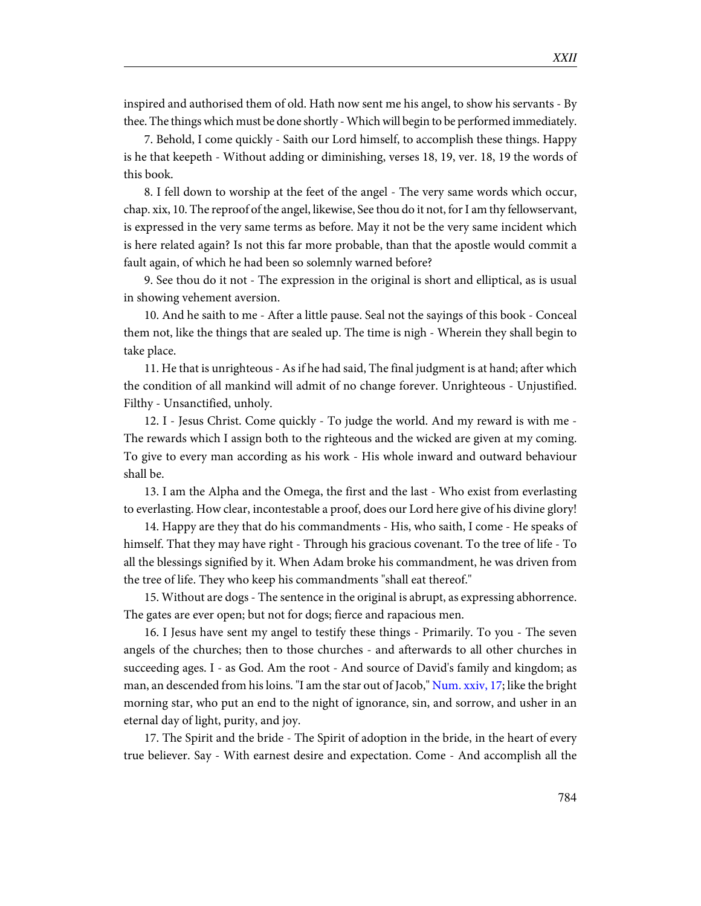inspired and authorised them of old. Hath now sent me his angel, to show his servants - By thee. The things which must be done shortly - Which will begin to be performed immediately.

7. Behold, I come quickly - Saith our Lord himself, to accomplish these things. Happy is he that keepeth - Without adding or diminishing, verses 18, 19, ver. 18, 19 the words of this book.

8. I fell down to worship at the feet of the angel - The very same words which occur, chap. xix, 10. The reproof of the angel, likewise, See thou do it not, for I am thy fellowservant, is expressed in the very same terms as before. May it not be the very same incident which is here related again? Is not this far more probable, than that the apostle would commit a fault again, of which he had been so solemnly warned before?

9. See thou do it not - The expression in the original is short and elliptical, as is usual in showing vehement aversion.

10. And he saith to me - After a little pause. Seal not the sayings of this book - Conceal them not, like the things that are sealed up. The time is nigh - Wherein they shall begin to take place.

11. He that is unrighteous - As if he had said, The final judgment is at hand; after which the condition of all mankind will admit of no change forever. Unrighteous - Unjustified. Filthy - Unsanctified, unholy.

12. I - Jesus Christ. Come quickly - To judge the world. And my reward is with me - The rewards which I assign both to the righteous and the wicked are given at my coming. To give to every man according as his work - His whole inward and outward behaviour shall be.

13. I am the Alpha and the Omega, the first and the last - Who exist from everlasting to everlasting. How clear, incontestable a proof, does our Lord here give of his divine glory!

14. Happy are they that do his commandments - His, who saith, I come - He speaks of himself. That they may have right - Through his gracious covenant. To the tree of life - To all the blessings signified by it. When Adam broke his commandment, he was driven from the tree of life. They who keep his commandments "shall eat thereof."

15. Without are dogs - The sentence in the original is abrupt, as expressing abhorrence. The gates are ever open; but not for dogs; fierce and rapacious men.

16. I Jesus have sent my angel to testify these things - Primarily. To you - The seven angels of the churches; then to those churches - and afterwards to all other churches in succeeding ages. I - as God. Am the root - And source of David's family and kingdom; as man, an descended from his loins. "I am the star out of Jacob," Num. xxiv, 17; like the bright morning star, who put an end to the night of ignorance, sin, and sorrow, and usher in an eternal day of light, purity, and joy.

17. The Spirit and the bride - The Spirit of adoption in the bride, in the heart of every true believer. Say - With earnest desire and expectation. Come - And accomplish all the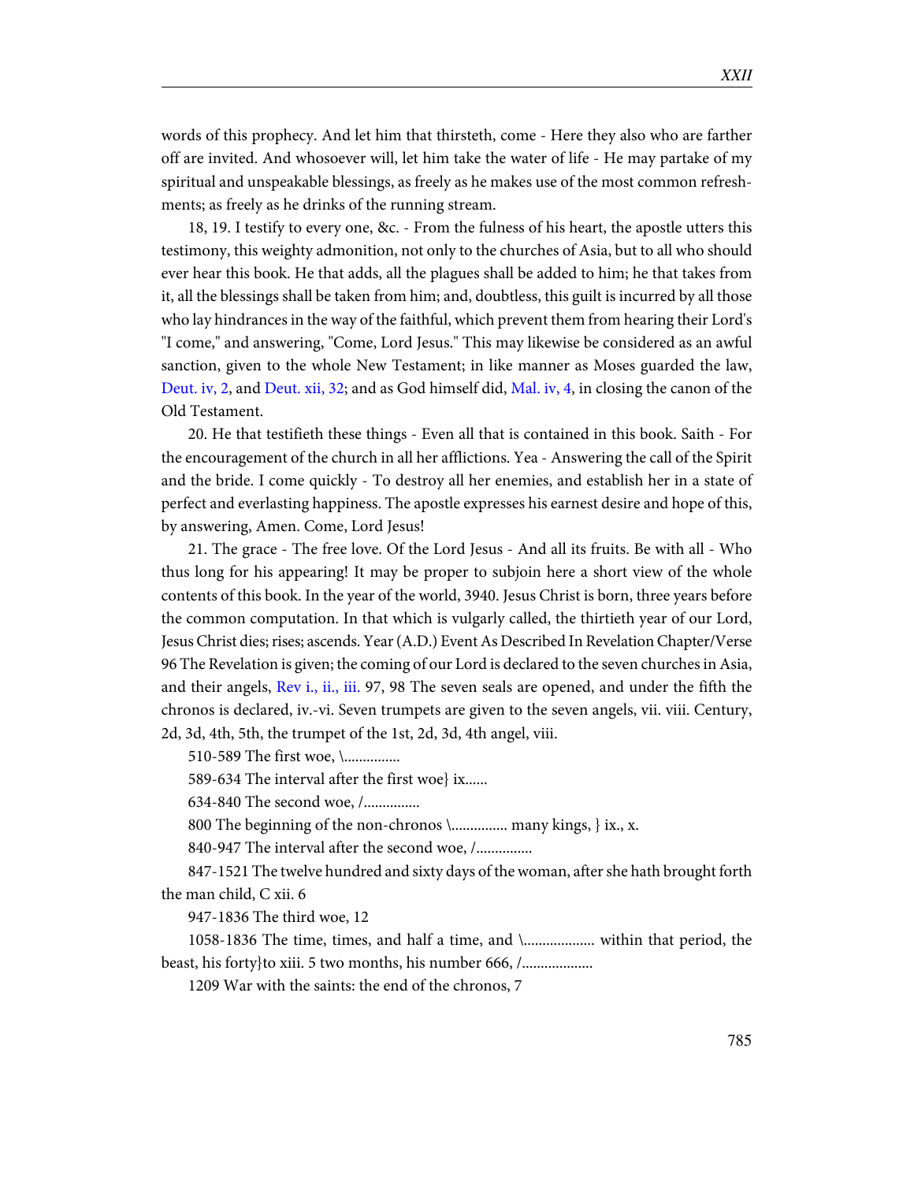words of this prophecy. And let him that thirsteth, come - Here they also who are farther off are invited. And whosoever will, let him take the water of life - He may partake of my spiritual and unspeakable blessings, as freely as he makes use of the most common refreshments; as freely as he drinks of the running stream.

18, 19. I testify to every one, &c. - From the fulness of his heart, the apostle utters this testimony, this weighty admonition, not only to the churches of Asia, but to all who should ever hear this book. He that adds, all the plagues shall be added to him; he that takes from it, all the blessings shall be taken from him; and, doubtless, this guilt is incurred by all those who lay hindrances in the way of the faithful, which prevent them from hearing their Lord's "I come," and answering, "Come, Lord Jesus." This may likewise be considered as an awful sanction, given to the whole New Testament; in like manner as Moses guarded the law, Deut. iv, 2, and Deut. xii, 32; and as God himself did, Mal. iv, 4, in closing the canon of the Old Testament.

20. He that testifieth these things - Even all that is contained in this book. Saith - For the encouragement of the church in all her afflictions. Yea - Answering the call of the Spirit and the bride. I come quickly - To destroy all her enemies, and establish her in a state of perfect and everlasting happiness. The apostle expresses his earnest desire and hope of this, by answering, Amen. Come, Lord Jesus!

21. The grace - The free love. Of the Lord Jesus - And all its fruits. Be with all - Who thus long for his appearing! It may be proper to subjoin here a short view of the whole contents of this book. In the year of the world, 3940. Jesus Christ is born, three years before the common computation. In that which is vulgarly called, the thirtieth year of our Lord, Jesus Christ dies; rises; ascends. Year (A.D.) Event As Described In Revelation Chapter/Verse 96 The Revelation is given; the coming of our Lord is declared to the seven churches in Asia, and their angels, Rev i., ii., iii. 97, 98 The seven seals are opened, and under the fifth the chronos is declared, iv.-vi. Seven trumpets are given to the seven angels, vii. viii. Century, 2d, 3d, 4th, 5th, the trumpet of the 1st, 2d, 3d, 4th angel, viii.

510-589 The first woe, \...............

589-634 The interval after the first woe} ix......

634-840 The second woe, /...............

800 The beginning of the non-chronos \............... many kings, } ix., x.

840-947 The interval after the second woe, /...............

847-1521 The twelve hundred and sixty days of the woman, after she hath brought forth the man child, C xii. 6

947-1836 The third woe, 12

1058-1836 The time, times, and half a time, and \................... within that period, the beast, his forty}to xiii. 5 two months, his number 666, /...................

1209 War with the saints: the end of the chronos, 7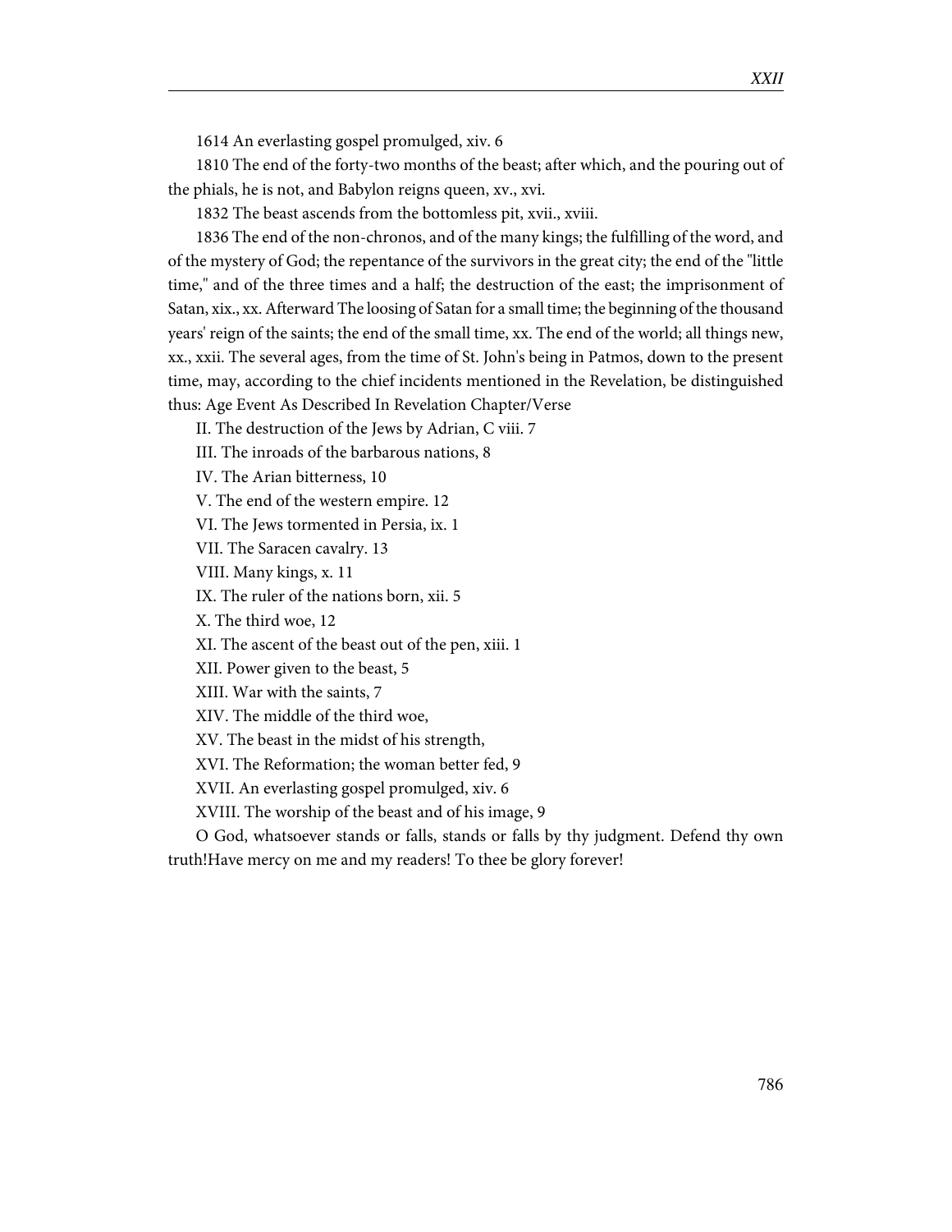1614 An everlasting gospel promulged, xiv. 6

1810 The end of the forty-two months of the beast; after which, and the pouring out of the phials, he is not, and Babylon reigns queen, xv., xvi.

1832 The beast ascends from the bottomless pit, xvii., xviii.

1836 The end of the non-chronos, and of the many kings; the fulfilling of the word, and of the mystery of God; the repentance of the survivors in the great city; the end of the "little time," and of the three times and a half; the destruction of the east; the imprisonment of Satan, xix., xx. Afterward The loosing of Satan for a small time; the beginning of the thousand years' reign of the saints; the end of the small time, xx. The end of the world; all things new, xx., xxii. The several ages, from the time of St. John's being in Patmos, down to the present time, may, according to the chief incidents mentioned in the Revelation, be distinguished thus: Age Event As Described In Revelation Chapter/Verse

II. The destruction of the Jews by Adrian, C viii. 7

III. The inroads of the barbarous nations, 8

IV. The Arian bitterness, 10

V. The end of the western empire. 12

VI. The Jews tormented in Persia, ix. 1

VII. The Saracen cavalry. 13

VIII. Many kings, x. 11

IX. The ruler of the nations born, xii. 5

X. The third woe, 12

XI. The ascent of the beast out of the pen, xiii. 1

XII. Power given to the beast, 5

XIII. War with the saints, 7

XIV. The middle of the third woe,

XV. The beast in the midst of his strength,

XVI. The Reformation; the woman better fed, 9

XVII. An everlasting gospel promulged, xiv. 6

XVIII. The worship of the beast and of his image, 9

O God, whatsoever stands or falls, stands or falls by thy judgment. Defend thy own truth!Have mercy on me and my readers! To thee be glory forever!